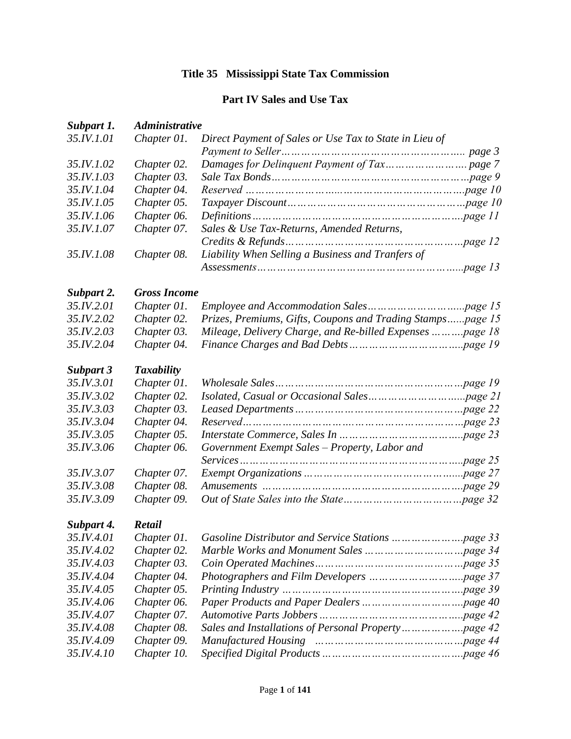# Title 35 Mississippi State Tax Commission

## Part IV Sales and Use Tax

| | | |
|---|---|---|
| ***Subpart 1.*** | ***Administrative*** | |
| *35.IV.1.01* | *Chapter 01.* | *Direct Payment of Sales or Use Tax to State in Lieu of Payment to Seller………………………………………….. page 3* |
| *35.IV.1.02* | *Chapter 02.* | *Damages for Delinquent Payment of Tax…………………. page 7* |
| *35.IV.1.03* | *Chapter 03.* | *Sale Tax Bonds………………………………………………page 9* |
| *35.IV.1.04* | *Chapter 04.* | *Reserved ……………………..……………………………….page 10* |
| *35.IV.1.05* | *Chapter 05.* | *Taxpayer Discount…………………………………………page 10* |
| *35.IV.1.06* | *Chapter 06.* | *Definitions…………………………………………………….page 11* |
| *35.IV.1.07* | *Chapter 07.* | *Sales & Use Tax-Returns, Amended Returns, Credits & Refunds…………………………………………page 12* |
| *35.IV.1.08* | *Chapter 08.* | *Liability When Selling a Business and Tranfers of Assessments…………………………………………………..page 13* |
| ***Subpart 2.*** | ***Gross Income*** | |
| *35.IV.2.01* | *Chapter 01.* | *Employee and Accommodation Sales…………………..…page 15* |
| *35.IV.2.02* | *Chapter 02.* | *Prizes, Premiums, Gifts, Coupons and Trading Stamps......page 15* |
| *35.IV.2.03* | *Chapter 03.* | *Mileage, Delivery Charge, and Re-billed Expenses ……….page 18* |
| *35.IV.2.04* | *Chapter 04.* | *Finance Charges and Bad Debts…………………………...page 19* |
| ***Subpart 3*** | ***Taxability*** | |
| *35.IV.3.01* | *Chapter 01.* | *Wholesale Sales………………………………………………page 19* |
| *35.IV.3.02* | *Chapter 02.* | *Isolated, Casual or Occasional Sales……………………..page 21* |
| *35.IV.3.03* | *Chapter 03.* | *Leased Departments…………………………………………page 22* |
| *35.IV.3.04* | *Chapter 04.* | *Reserved………………………………………………………page 23* |
| *35.IV.3.05* | *Chapter 05.* | *Interstate Commerce, Sales In …………………………….page 23* |
| *35.IV.3.06* | *Chapter 06.* | *Government Exempt Sales – Property, Labor and Services………………………………………………………..page 25* |
| *35.IV.3.07* | *Chapter 07.* | *Exempt Organizations ……………………………………..page 27* |
| *35.IV.3.08* | *Chapter 08.* | *Amusements ………………………………………………….page 29* |
| *35.IV.3.09* | *Chapter 09.* | *Out of State Sales into the State……………………………page 32* |
| ***Subpart 4.*** | ***Retail*** | |
| *35.IV.4.01* | *Chapter 01.* | *Gasoline Distributor and Service Stations ………………….page 33* |
| *35.IV.4.02* | *Chapter 02.* | *Marble Works and Monument Sales ………………………page 34* |
| *35.IV.4.03* | *Chapter 03.* | *Coin Operated Machines…………………………………..page 35* |
| *35.IV.4.04* | *Chapter 04.* | *Photographers and Film Developers ……………………..page 37* |
| *35.IV.4.05* | *Chapter 05.* | *Printing Industry …………………………………………….page 39* |
| *35.IV.4.06* | *Chapter 06.* | *Paper Products and Paper Dealers ……………………….page 40* |
| *35.IV.4.07* | *Chapter 07.* | *Automotive Parts Jobbers…………………………………..page 42* |
| *35.IV.4.08* | *Chapter 08.* | *Sales and Installations of Personal Property……………….page 42* |
| *35.IV.4.09* | *Chapter 09.* | *Manufactured Housing ……………………………………..page 44* |
| *35.IV.4.10* | *Chapter 10.* | *Specified Digital Products ………………………………….page 46* |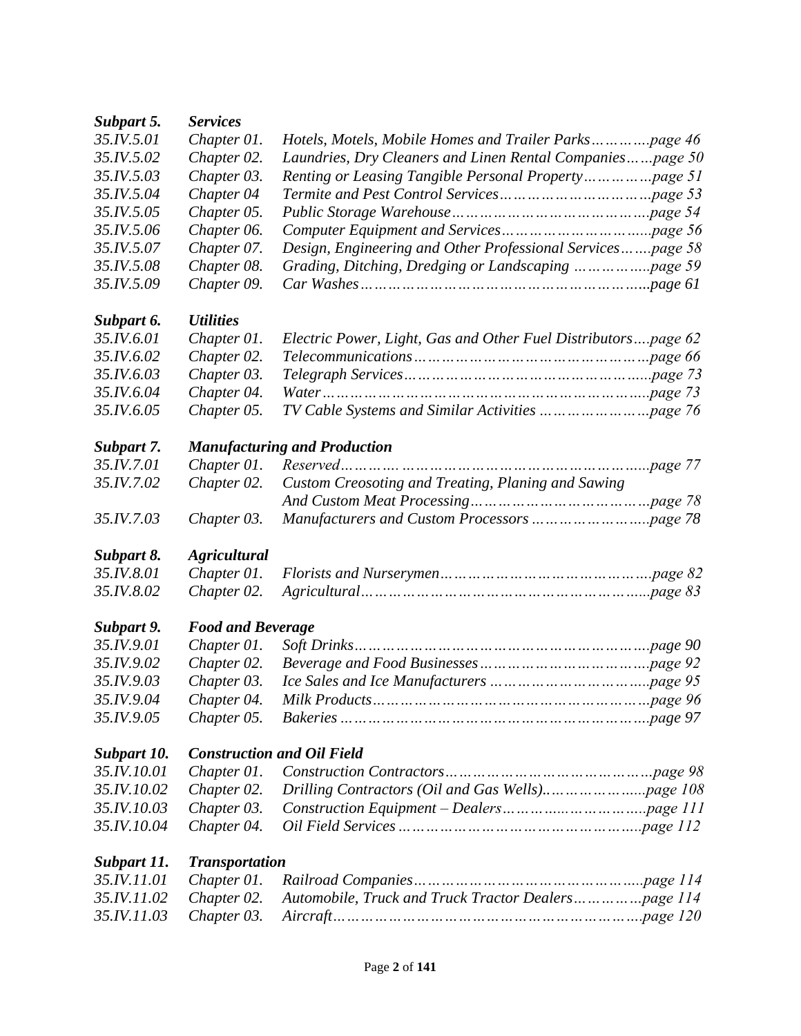***Subpart 5. Services***

| | | |
|---|---|---|
| *35.IV.5.01* | *Chapter 01.* | *Hotels, Motels, Mobile Homes and Trailer Parks…………page 46* |
| *35.IV.5.02* | *Chapter 02.* | *Laundries, Dry Cleaners and Linen Rental Companies……page 50* |
| *35.IV.5.03* | *Chapter 03.* | *Renting or Leasing Tangible Personal Property……………page 51* |
| *35.IV.5.04* | *Chapter 04* | *Termite and Pest Control Services…………………………page 53* |
| *35.IV.5.05* | *Chapter 05.* | *Public Storage Warehouse…………………………………page 54* |
| *35.IV.5.06* | *Chapter 06.* | *Computer Equipment and Services……………………….....page 56* |
| *35.IV.5.07* | *Chapter 07.* | *Design, Engineering and Other Professional Services…….page 58* |
| *35.IV.5.08* | *Chapter 08.* | *Grading, Ditching, Dredging or Landscaping …………….page 59* |
| *35.IV.5.09* | *Chapter 09.* | *Car Washes………………………………………………...page 61* |

***Subpart 6. Utilities***

| | | |
|---|---|---|
| *35.IV.6.01* | *Chapter 01.* | *Electric Power, Light, Gas and Other Fuel Distributors....page 62* |
| *35.IV.6.02* | *Chapter 02.* | *Telecommunications………………………………………...page 66* |
| *35.IV.6.03* | *Chapter 03.* | *Telegraph Services……………………………………….....page 73* |
| *35.IV.6.04* | *Chapter 04.* | *Water………………………………………………………..page 73* |
| *35.IV.6.05* | *Chapter 05.* | *TV Cable Systems and Similar Activities …………………page 76* |

***Subpart 7. Manufacturing and Production***

| | | |
|---|---|---|
| *35.IV.7.01* | *Chapter 01.* | *Reserved………. ………………………………………….....page 77* |
| *35.IV.7.02* | *Chapter 02.* | *Custom Creosoting and Treating, Planing and Sawing And Custom Meat Processing……………………………...page 78* |
| *35.IV.7.03* | *Chapter 03.* | *Manufacturers and Custom Processors …………………….page 78* |

***Subpart 8. Agricultural***

| | | |
|---|---|---|
| *35.IV.8.01* | *Chapter 01.* | *Florists and Nurserymen…………………………………….page 82* |
| *35.IV.8.02* | *Chapter 02.* | *Agricultural………………………………………………......page 83* |

***Subpart 9. Food and Beverage***

| | | |
|---|---|---|
| *35.IV.9.01* | *Chapter 01.* | *Soft Drinks…………………………………………………….page 90* |
| *35.IV.9.02* | *Chapter 02.* | *Beverage and Food Businesses……………………………….page 92* |
| *35.IV.9.03* | *Chapter 03.* | *Ice Sales and Ice Manufacturers …………………………….page 95* |
| *35.IV.9.04* | *Chapter 04.* | *Milk Products…………………………………………………page 96* |
| *35.IV.9.05* | *Chapter 05.* | *Bakeries ……………………………………………………….page 97* |

***Subpart 10. Construction and Oil Field***

| | | |
|---|---|---|
| *35.IV.10.01* | *Chapter 01.* | *Construction Contractors……………………………………page 98* |
| *35.IV.10.02* | *Chapter 02.* | *Drilling Contractors (Oil and Gas Wells)..………………....page 108* |
| *35.IV.10.03* | *Chapter 03.* | *Construction Equipment – Dealers……….……………….page 111* |
| *35.IV.10.04* | *Chapter 04.* | *Oil Field Services ………………………………………….page 112* |

***Subpart 11. Transportation***

| | | |
|---|---|---|
| *35.IV.11.01* | *Chapter 01.* | *Railroad Companies………………………………………..page 114* |
| *35.IV.11.02* | *Chapter 02.* | *Automobile, Truck and Truck Tractor Dealers……………page 114* |
| *35.IV.11.03* | *Chapter 03.* | *Aircraft……………………………………………………….page 120* |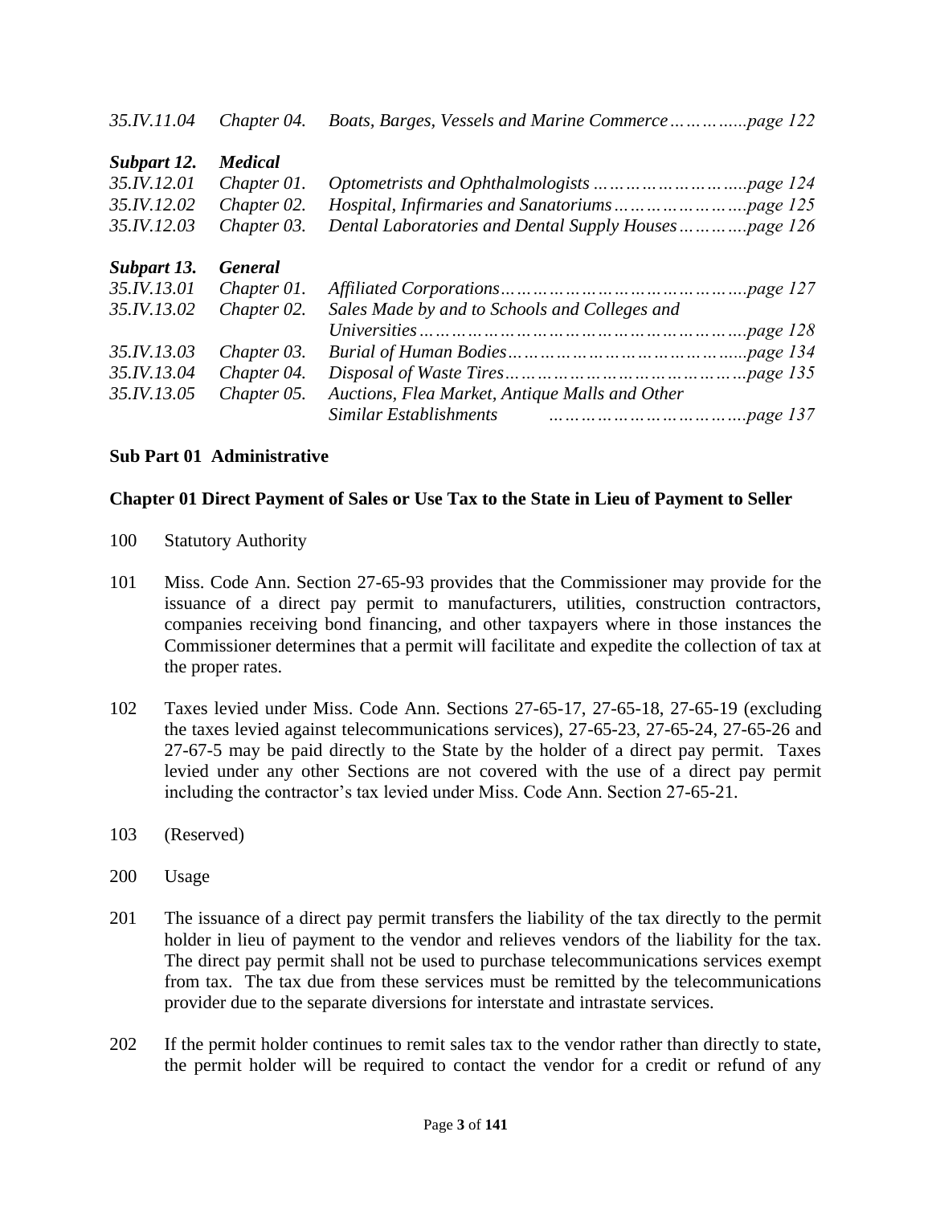*35.IV.11.04 Chapter 04. Boats, Barges, Vessels and Marine Commerce……………page 122*

***Subpart 12. Medical***

*35.IV.12.01 Chapter 01. Optometrists and Ophthalmologists ………………………page 124*
*35.IV.12.02 Chapter 02. Hospital, Infirmaries and Sanatoriums……………………page 125*
*35.IV.12.03 Chapter 03. Dental Laboratories and Dental Supply Houses………….page 126*

***Subpart 13. General***

*35.IV.13.01 Chapter 01. Affiliated Corporations…………………………………….page 127*
*35.IV.13.02 Chapter 02. Sales Made by and to Schools and Colleges and Universities…………………………………………………page 128*
*35.IV.13.03 Chapter 03. Burial of Human Bodies…………………………………...page 134*
*35.IV.13.04 Chapter 04. Disposal of Waste Tires…………………………………….page 135*
*35.IV.13.05 Chapter 05. Auctions, Flea Market, Antique Malls and Other Similar Establishments ……………………………….page 137*

**Sub Part 01 Administrative**

**Chapter 01 Direct Payment of Sales or Use Tax to the State in Lieu of Payment to Seller**

100 Statutory Authority

101 Miss. Code Ann. Section 27-65-93 provides that the Commissioner may provide for the issuance of a direct pay permit to manufacturers, utilities, construction contractors, companies receiving bond financing, and other taxpayers where in those instances the Commissioner determines that a permit will facilitate and expedite the collection of tax at the proper rates.

102 Taxes levied under Miss. Code Ann. Sections 27-65-17, 27-65-18, 27-65-19 (excluding the taxes levied against telecommunications services), 27-65-23, 27-65-24, 27-65-26 and 27-67-5 may be paid directly to the State by the holder of a direct pay permit. Taxes levied under any other Sections are not covered with the use of a direct pay permit including the contractor's tax levied under Miss. Code Ann. Section 27-65-21.

103 (Reserved)

200 Usage

201 The issuance of a direct pay permit transfers the liability of the tax directly to the permit holder in lieu of payment to the vendor and relieves vendors of the liability for the tax. The direct pay permit shall not be used to purchase telecommunications services exempt from tax. The tax due from these services must be remitted by the telecommunications provider due to the separate diversions for interstate and intrastate services.

202 If the permit holder continues to remit sales tax to the vendor rather than directly to state, the permit holder will be required to contact the vendor for a credit or refund of any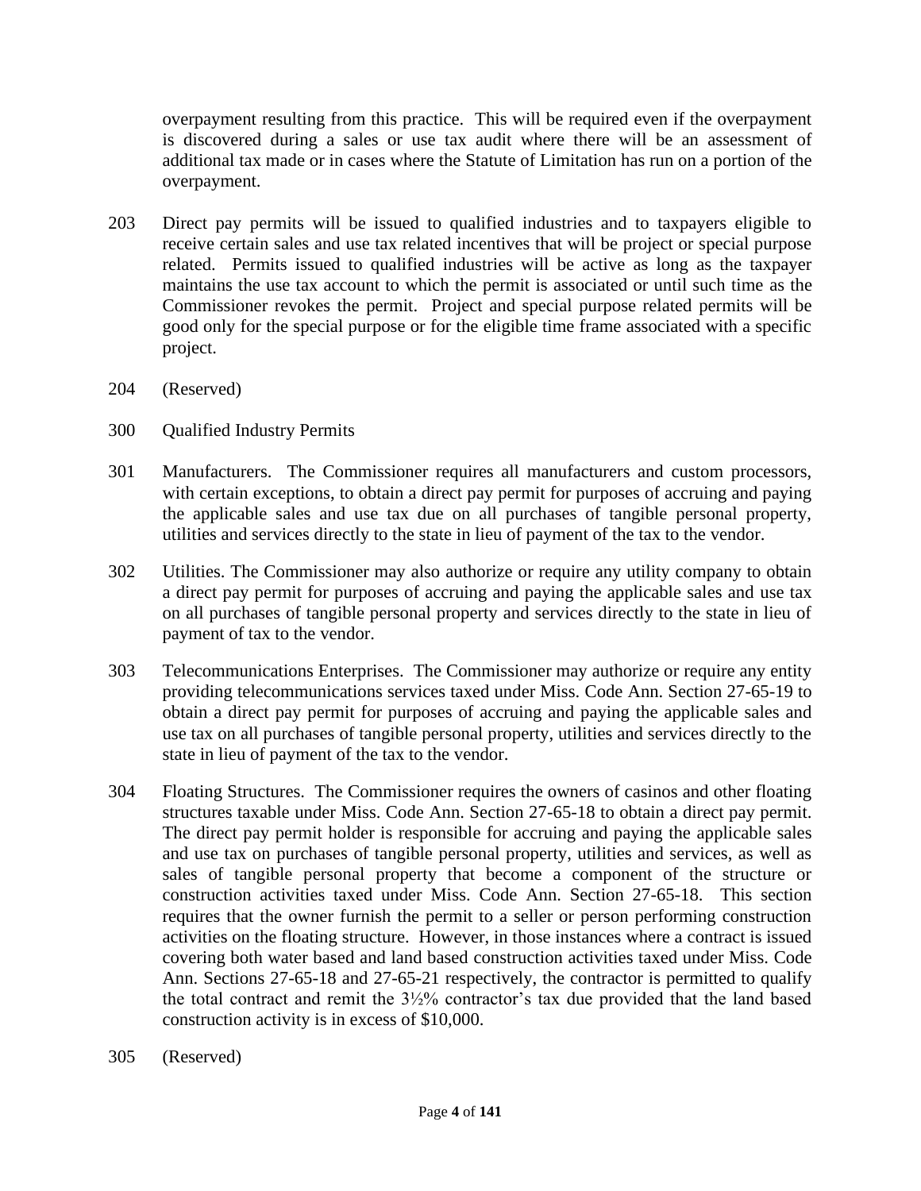overpayment resulting from this practice. This will be required even if the overpayment is discovered during a sales or use tax audit where there will be an assessment of additional tax made or in cases where the Statute of Limitation has run on a portion of the overpayment.

203 Direct pay permits will be issued to qualified industries and to taxpayers eligible to receive certain sales and use tax related incentives that will be project or special purpose related. Permits issued to qualified industries will be active as long as the taxpayer maintains the use tax account to which the permit is associated or until such time as the Commissioner revokes the permit. Project and special purpose related permits will be good only for the special purpose or for the eligible time frame associated with a specific project.

204 (Reserved)

300 Qualified Industry Permits

301 Manufacturers. The Commissioner requires all manufacturers and custom processors, with certain exceptions, to obtain a direct pay permit for purposes of accruing and paying the applicable sales and use tax due on all purchases of tangible personal property, utilities and services directly to the state in lieu of payment of the tax to the vendor.

302 Utilities. The Commissioner may also authorize or require any utility company to obtain a direct pay permit for purposes of accruing and paying the applicable sales and use tax on all purchases of tangible personal property and services directly to the state in lieu of payment of tax to the vendor.

303 Telecommunications Enterprises. The Commissioner may authorize or require any entity providing telecommunications services taxed under Miss. Code Ann. Section 27-65-19 to obtain a direct pay permit for purposes of accruing and paying the applicable sales and use tax on all purchases of tangible personal property, utilities and services directly to the state in lieu of payment of the tax to the vendor.

304 Floating Structures. The Commissioner requires the owners of casinos and other floating structures taxable under Miss. Code Ann. Section 27-65-18 to obtain a direct pay permit. The direct pay permit holder is responsible for accruing and paying the applicable sales and use tax on purchases of tangible personal property, utilities and services, as well as sales of tangible personal property that become a component of the structure or construction activities taxed under Miss. Code Ann. Section 27-65-18. This section requires that the owner furnish the permit to a seller or person performing construction activities on the floating structure. However, in those instances where a contract is issued covering both water based and land based construction activities taxed under Miss. Code Ann. Sections 27-65-18 and 27-65-21 respectively, the contractor is permitted to qualify the total contract and remit the 3½% contractor's tax due provided that the land based construction activity is in excess of $10,000.

305 (Reserved)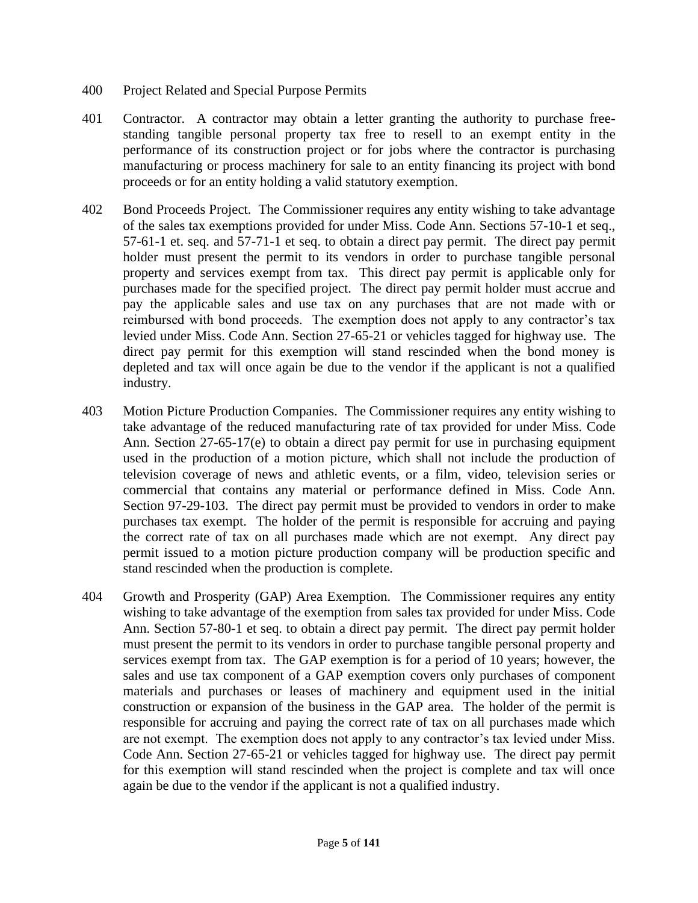400 Project Related and Special Purpose Permits

401 Contractor. A contractor may obtain a letter granting the authority to purchase free-standing tangible personal property tax free to resell to an exempt entity in the performance of its construction project or for jobs where the contractor is purchasing manufacturing or process machinery for sale to an entity financing its project with bond proceeds or for an entity holding a valid statutory exemption.

402 Bond Proceeds Project. The Commissioner requires any entity wishing to take advantage of the sales tax exemptions provided for under Miss. Code Ann. Sections 57-10-1 et seq., 57-61-1 et. seq. and 57-71-1 et seq. to obtain a direct pay permit. The direct pay permit holder must present the permit to its vendors in order to purchase tangible personal property and services exempt from tax. This direct pay permit is applicable only for purchases made for the specified project. The direct pay permit holder must accrue and pay the applicable sales and use tax on any purchases that are not made with or reimbursed with bond proceeds. The exemption does not apply to any contractor's tax levied under Miss. Code Ann. Section 27-65-21 or vehicles tagged for highway use. The direct pay permit for this exemption will stand rescinded when the bond money is depleted and tax will once again be due to the vendor if the applicant is not a qualified industry.

403 Motion Picture Production Companies. The Commissioner requires any entity wishing to take advantage of the reduced manufacturing rate of tax provided for under Miss. Code Ann. Section 27-65-17(e) to obtain a direct pay permit for use in purchasing equipment used in the production of a motion picture, which shall not include the production of television coverage of news and athletic events, or a film, video, television series or commercial that contains any material or performance defined in Miss. Code Ann. Section 97-29-103. The direct pay permit must be provided to vendors in order to make purchases tax exempt. The holder of the permit is responsible for accruing and paying the correct rate of tax on all purchases made which are not exempt. Any direct pay permit issued to a motion picture production company will be production specific and stand rescinded when the production is complete.

404 Growth and Prosperity (GAP) Area Exemption. The Commissioner requires any entity wishing to take advantage of the exemption from sales tax provided for under Miss. Code Ann. Section 57-80-1 et seq. to obtain a direct pay permit. The direct pay permit holder must present the permit to its vendors in order to purchase tangible personal property and services exempt from tax. The GAP exemption is for a period of 10 years; however, the sales and use tax component of a GAP exemption covers only purchases of component materials and purchases or leases of machinery and equipment used in the initial construction or expansion of the business in the GAP area. The holder of the permit is responsible for accruing and paying the correct rate of tax on all purchases made which are not exempt. The exemption does not apply to any contractor's tax levied under Miss. Code Ann. Section 27-65-21 or vehicles tagged for highway use. The direct pay permit for this exemption will stand rescinded when the project is complete and tax will once again be due to the vendor if the applicant is not a qualified industry.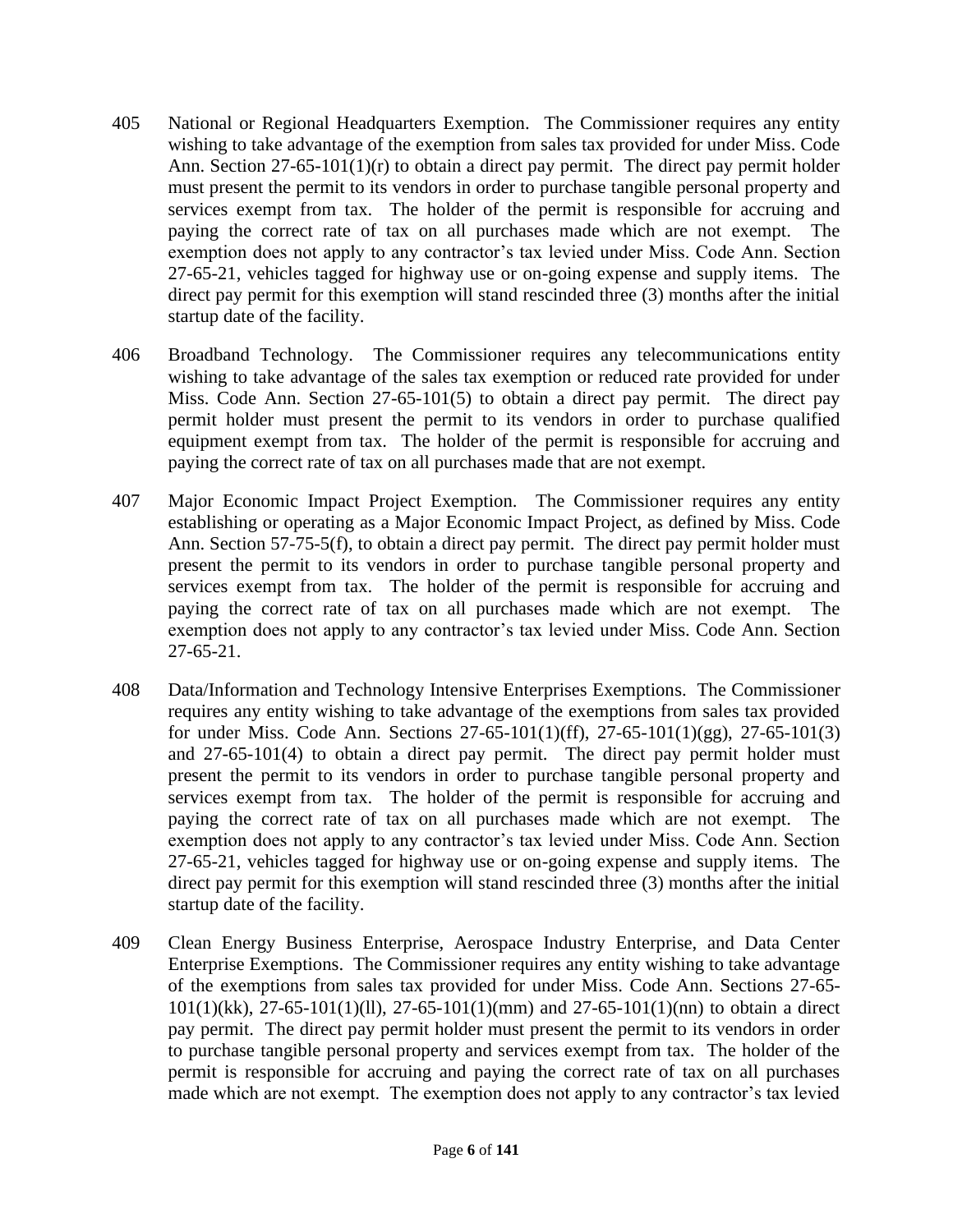405 National or Regional Headquarters Exemption. The Commissioner requires any entity wishing to take advantage of the exemption from sales tax provided for under Miss. Code Ann. Section 27-65-101(1)(r) to obtain a direct pay permit. The direct pay permit holder must present the permit to its vendors in order to purchase tangible personal property and services exempt from tax. The holder of the permit is responsible for accruing and paying the correct rate of tax on all purchases made which are not exempt. The exemption does not apply to any contractor's tax levied under Miss. Code Ann. Section 27-65-21, vehicles tagged for highway use or on-going expense and supply items. The direct pay permit for this exemption will stand rescinded three (3) months after the initial startup date of the facility.

406 Broadband Technology. The Commissioner requires any telecommunications entity wishing to take advantage of the sales tax exemption or reduced rate provided for under Miss. Code Ann. Section 27-65-101(5) to obtain a direct pay permit. The direct pay permit holder must present the permit to its vendors in order to purchase qualified equipment exempt from tax. The holder of the permit is responsible for accruing and paying the correct rate of tax on all purchases made that are not exempt.

407 Major Economic Impact Project Exemption. The Commissioner requires any entity establishing or operating as a Major Economic Impact Project, as defined by Miss. Code Ann. Section 57-75-5(f), to obtain a direct pay permit. The direct pay permit holder must present the permit to its vendors in order to purchase tangible personal property and services exempt from tax. The holder of the permit is responsible for accruing and paying the correct rate of tax on all purchases made which are not exempt. The exemption does not apply to any contractor's tax levied under Miss. Code Ann. Section 27-65-21.

408 Data/Information and Technology Intensive Enterprises Exemptions. The Commissioner requires any entity wishing to take advantage of the exemptions from sales tax provided for under Miss. Code Ann. Sections 27-65-101(1)(ff), 27-65-101(1)(gg), 27-65-101(3) and 27-65-101(4) to obtain a direct pay permit. The direct pay permit holder must present the permit to its vendors in order to purchase tangible personal property and services exempt from tax. The holder of the permit is responsible for accruing and paying the correct rate of tax on all purchases made which are not exempt. The exemption does not apply to any contractor's tax levied under Miss. Code Ann. Section 27-65-21, vehicles tagged for highway use or on-going expense and supply items. The direct pay permit for this exemption will stand rescinded three (3) months after the initial startup date of the facility.

409 Clean Energy Business Enterprise, Aerospace Industry Enterprise, and Data Center Enterprise Exemptions. The Commissioner requires any entity wishing to take advantage of the exemptions from sales tax provided for under Miss. Code Ann. Sections 27-65-101(1)(kk), 27-65-101(1)(ll), 27-65-101(1)(mm) and 27-65-101(1)(nn) to obtain a direct pay permit. The direct pay permit holder must present the permit to its vendors in order to purchase tangible personal property and services exempt from tax. The holder of the permit is responsible for accruing and paying the correct rate of tax on all purchases made which are not exempt. The exemption does not apply to any contractor's tax levied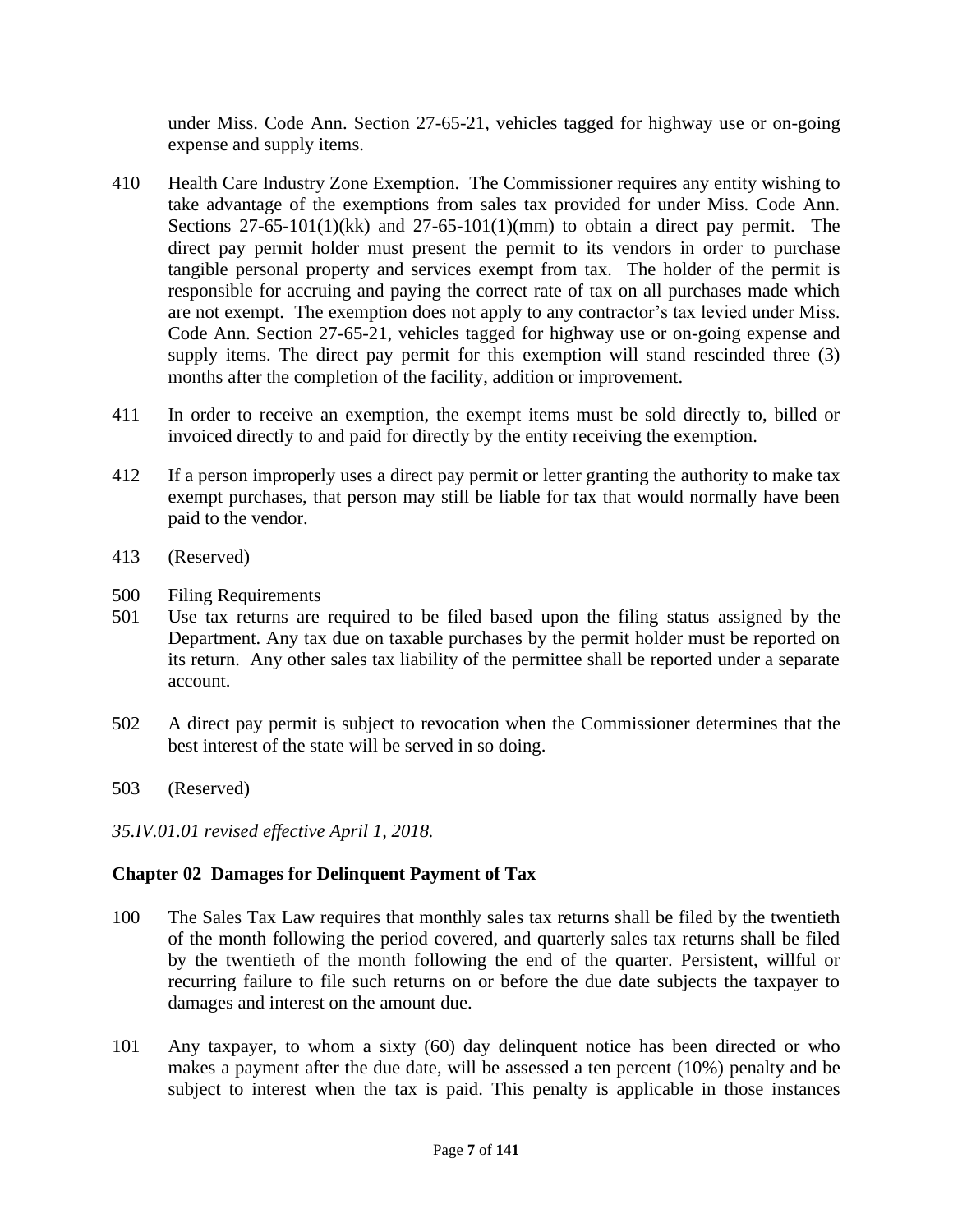under Miss. Code Ann. Section 27-65-21, vehicles tagged for highway use or on-going expense and supply items.

410 Health Care Industry Zone Exemption. The Commissioner requires any entity wishing to take advantage of the exemptions from sales tax provided for under Miss. Code Ann. Sections 27-65-101(1)(kk) and 27-65-101(1)(mm) to obtain a direct pay permit. The direct pay permit holder must present the permit to its vendors in order to purchase tangible personal property and services exempt from tax. The holder of the permit is responsible for accruing and paying the correct rate of tax on all purchases made which are not exempt. The exemption does not apply to any contractor's tax levied under Miss. Code Ann. Section 27-65-21, vehicles tagged for highway use or on-going expense and supply items. The direct pay permit for this exemption will stand rescinded three (3) months after the completion of the facility, addition or improvement.

411 In order to receive an exemption, the exempt items must be sold directly to, billed or invoiced directly to and paid for directly by the entity receiving the exemption.

412 If a person improperly uses a direct pay permit or letter granting the authority to make tax exempt purchases, that person may still be liable for tax that would normally have been paid to the vendor.

413 (Reserved)

500 Filing Requirements

501 Use tax returns are required to be filed based upon the filing status assigned by the Department. Any tax due on taxable purchases by the permit holder must be reported on its return. Any other sales tax liability of the permittee shall be reported under a separate account.

502 A direct pay permit is subject to revocation when the Commissioner determines that the best interest of the state will be served in so doing.

503 (Reserved)

*35.IV.01.01 revised effective April 1, 2018.*

## Chapter 02 Damages for Delinquent Payment of Tax

100 The Sales Tax Law requires that monthly sales tax returns shall be filed by the twentieth of the month following the period covered, and quarterly sales tax returns shall be filed by the twentieth of the month following the end of the quarter. Persistent, willful or recurring failure to file such returns on or before the due date subjects the taxpayer to damages and interest on the amount due.

101 Any taxpayer, to whom a sixty (60) day delinquent notice has been directed or who makes a payment after the due date, will be assessed a ten percent (10%) penalty and be subject to interest when the tax is paid. This penalty is applicable in those instances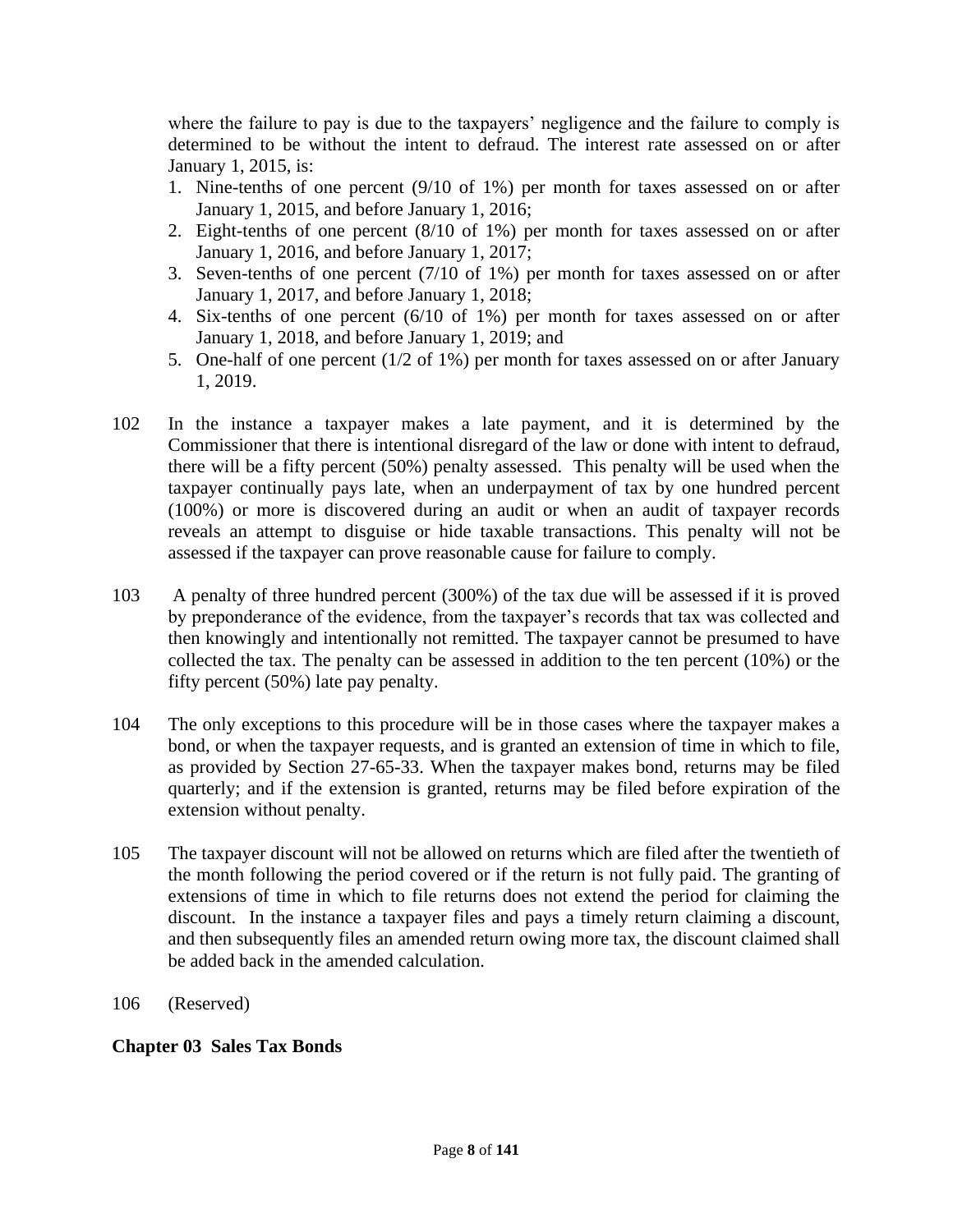where the failure to pay is due to the taxpayers' negligence and the failure to comply is determined to be without the intent to defraud. The interest rate assessed on or after January 1, 2015, is:

1. Nine-tenths of one percent (9/10 of 1%) per month for taxes assessed on or after January 1, 2015, and before January 1, 2016;
2. Eight-tenths of one percent (8/10 of 1%) per month for taxes assessed on or after January 1, 2016, and before January 1, 2017;
3. Seven-tenths of one percent (7/10 of 1%) per month for taxes assessed on or after January 1, 2017, and before January 1, 2018;
4. Six-tenths of one percent (6/10 of 1%) per month for taxes assessed on or after January 1, 2018, and before January 1, 2019; and
5. One-half of one percent (1/2 of 1%) per month for taxes assessed on or after January 1, 2019.

102 In the instance a taxpayer makes a late payment, and it is determined by the Commissioner that there is intentional disregard of the law or done with intent to defraud, there will be a fifty percent (50%) penalty assessed. This penalty will be used when the taxpayer continually pays late, when an underpayment of tax by one hundred percent (100%) or more is discovered during an audit or when an audit of taxpayer records reveals an attempt to disguise or hide taxable transactions. This penalty will not be assessed if the taxpayer can prove reasonable cause for failure to comply.

103 A penalty of three hundred percent (300%) of the tax due will be assessed if it is proved by preponderance of the evidence, from the taxpayer's records that tax was collected and then knowingly and intentionally not remitted. The taxpayer cannot be presumed to have collected the tax. The penalty can be assessed in addition to the ten percent (10%) or the fifty percent (50%) late pay penalty.

104 The only exceptions to this procedure will be in those cases where the taxpayer makes a bond, or when the taxpayer requests, and is granted an extension of time in which to file, as provided by Section 27-65-33. When the taxpayer makes bond, returns may be filed quarterly; and if the extension is granted, returns may be filed before expiration of the extension without penalty.

105 The taxpayer discount will not be allowed on returns which are filed after the twentieth of the month following the period covered or if the return is not fully paid. The granting of extensions of time in which to file returns does not extend the period for claiming the discount. In the instance a taxpayer files and pays a timely return claiming a discount, and then subsequently files an amended return owing more tax, the discount claimed shall be added back in the amended calculation.

106 (Reserved)

## Chapter 03 Sales Tax Bonds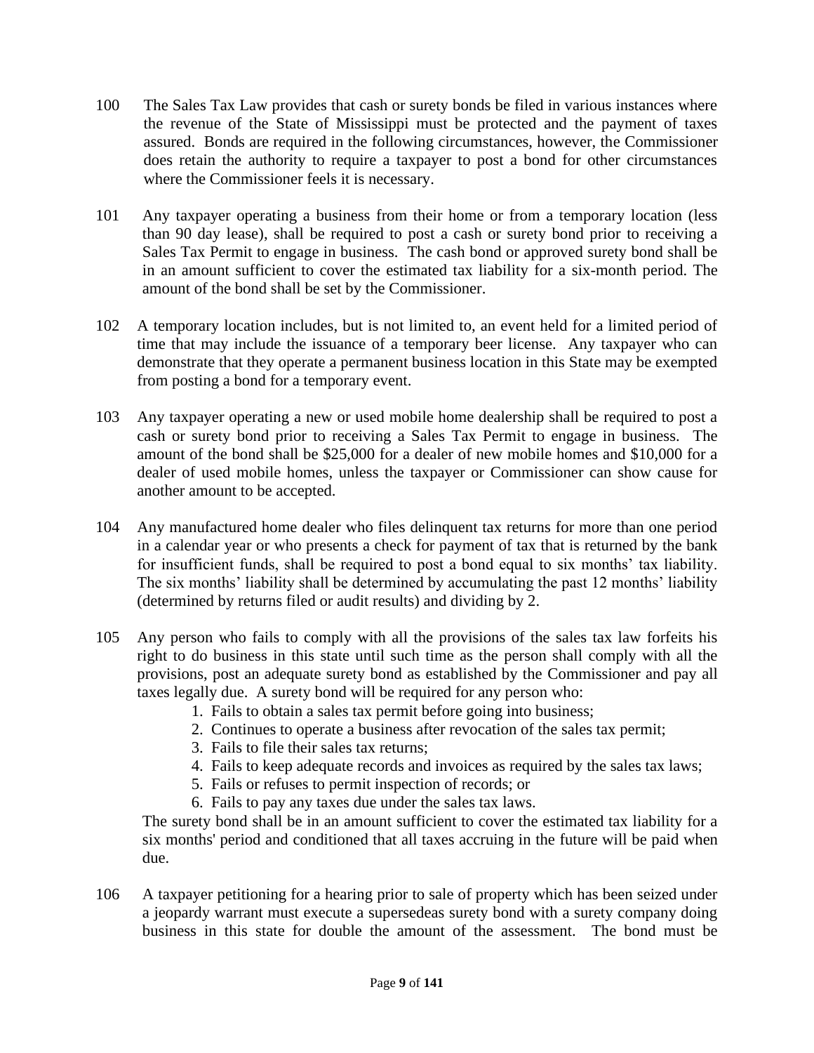100 The Sales Tax Law provides that cash or surety bonds be filed in various instances where the revenue of the State of Mississippi must be protected and the payment of taxes assured. Bonds are required in the following circumstances, however, the Commissioner does retain the authority to require a taxpayer to post a bond for other circumstances where the Commissioner feels it is necessary.

101 Any taxpayer operating a business from their home or from a temporary location (less than 90 day lease), shall be required to post a cash or surety bond prior to receiving a Sales Tax Permit to engage in business. The cash bond or approved surety bond shall be in an amount sufficient to cover the estimated tax liability for a six-month period. The amount of the bond shall be set by the Commissioner.

102 A temporary location includes, but is not limited to, an event held for a limited period of time that may include the issuance of a temporary beer license. Any taxpayer who can demonstrate that they operate a permanent business location in this State may be exempted from posting a bond for a temporary event.

103 Any taxpayer operating a new or used mobile home dealership shall be required to post a cash or surety bond prior to receiving a Sales Tax Permit to engage in business. The amount of the bond shall be $25,000 for a dealer of new mobile homes and $10,000 for a dealer of used mobile homes, unless the taxpayer or Commissioner can show cause for another amount to be accepted.

104 Any manufactured home dealer who files delinquent tax returns for more than one period in a calendar year or who presents a check for payment of tax that is returned by the bank for insufficient funds, shall be required to post a bond equal to six months' tax liability. The six months' liability shall be determined by accumulating the past 12 months' liability (determined by returns filed or audit results) and dividing by 2.

105 Any person who fails to comply with all the provisions of the sales tax law forfeits his right to do business in this state until such time as the person shall comply with all the provisions, post an adequate surety bond as established by the Commissioner and pay all taxes legally due. A surety bond will be required for any person who:

1. Fails to obtain a sales tax permit before going into business;
2. Continues to operate a business after revocation of the sales tax permit;
3. Fails to file their sales tax returns;
4. Fails to keep adequate records and invoices as required by the sales tax laws;
5. Fails or refuses to permit inspection of records; or
6. Fails to pay any taxes due under the sales tax laws.

The surety bond shall be in an amount sufficient to cover the estimated tax liability for a six months' period and conditioned that all taxes accruing in the future will be paid when due.

106 A taxpayer petitioning for a hearing prior to sale of property which has been seized under a jeopardy warrant must execute a supersedeas surety bond with a surety company doing business in this state for double the amount of the assessment. The bond must be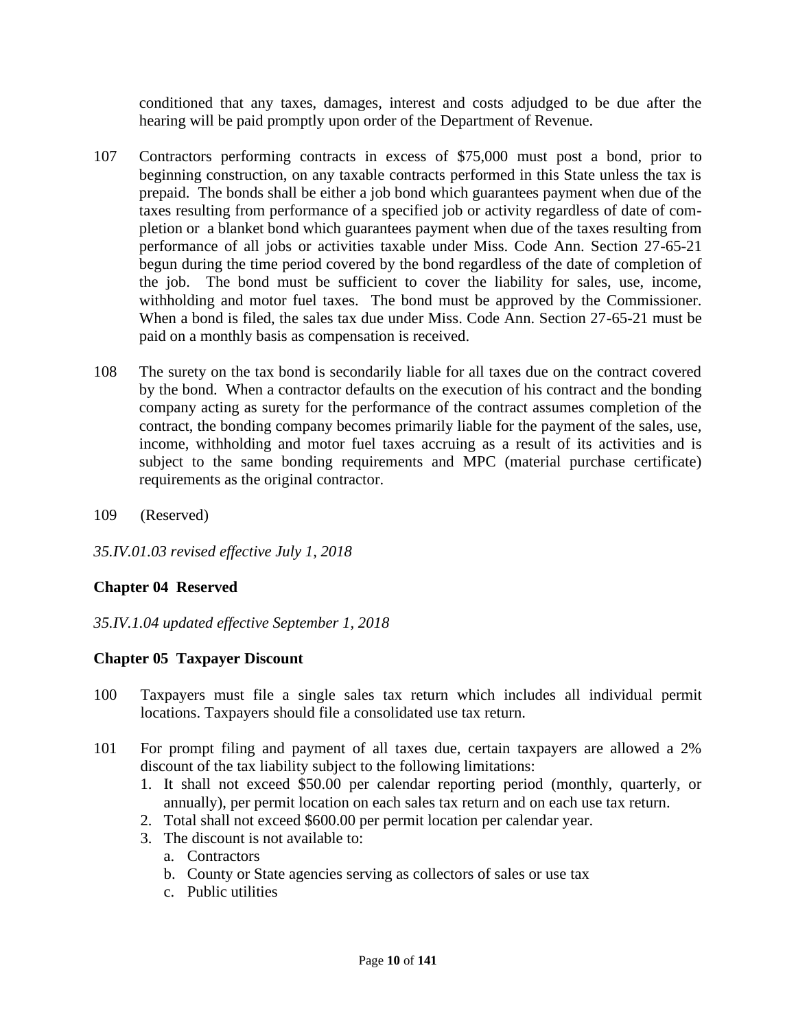conditioned that any taxes, damages, interest and costs adjudged to be due after the hearing will be paid promptly upon order of the Department of Revenue.

107 Contractors performing contracts in excess of $75,000 must post a bond, prior to beginning construction, on any taxable contracts performed in this State unless the tax is prepaid. The bonds shall be either a job bond which guarantees payment when due of the taxes resulting from performance of a specified job or activity regardless of date of completion or a blanket bond which guarantees payment when due of the taxes resulting from performance of all jobs or activities taxable under Miss. Code Ann. Section 27-65-21 begun during the time period covered by the bond regardless of the date of completion of the job. The bond must be sufficient to cover the liability for sales, use, income, withholding and motor fuel taxes. The bond must be approved by the Commissioner. When a bond is filed, the sales tax due under Miss. Code Ann. Section 27-65-21 must be paid on a monthly basis as compensation is received.

108 The surety on the tax bond is secondarily liable for all taxes due on the contract covered by the bond. When a contractor defaults on the execution of his contract and the bonding company acting as surety for the performance of the contract assumes completion of the contract, the bonding company becomes primarily liable for the payment of the sales, use, income, withholding and motor fuel taxes accruing as a result of its activities and is subject to the same bonding requirements and MPC (material purchase certificate) requirements as the original contractor.

109 (Reserved)

*35.IV.01.03 revised effective July 1, 2018*

**Chapter 04 Reserved**

*35.IV.1.04 updated effective September 1, 2018*

**Chapter 05 Taxpayer Discount**

100 Taxpayers must file a single sales tax return which includes all individual permit locations. Taxpayers should file a consolidated use tax return.

101 For prompt filing and payment of all taxes due, certain taxpayers are allowed a 2% discount of the tax liability subject to the following limitations:

1. It shall not exceed $50.00 per calendar reporting period (monthly, quarterly, or annually), per permit location on each sales tax return and on each use tax return.
2. Total shall not exceed $600.00 per permit location per calendar year.
3. The discount is not available to:
   a. Contractors
   b. County or State agencies serving as collectors of sales or use tax
   c. Public utilities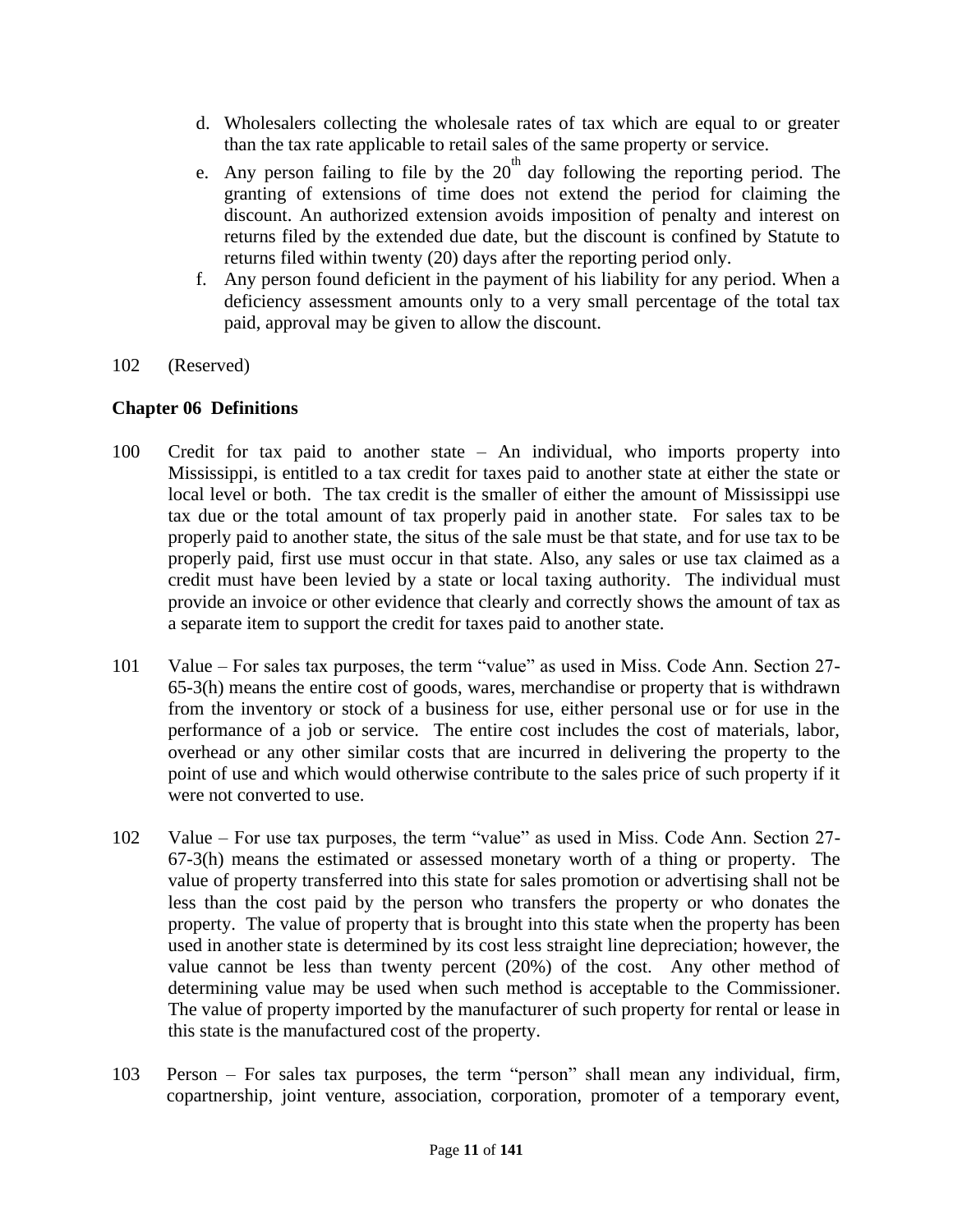d. Wholesalers collecting the wholesale rates of tax which are equal to or greater than the tax rate applicable to retail sales of the same property or service.

e. Any person failing to file by the 20th day following the reporting period. The granting of extensions of time does not extend the period for claiming the discount. An authorized extension avoids imposition of penalty and interest on returns filed by the extended due date, but the discount is confined by Statute to returns filed within twenty (20) days after the reporting period only.

f. Any person found deficient in the payment of his liability for any period. When a deficiency assessment amounts only to a very small percentage of the total tax paid, approval may be given to allow the discount.

102 (Reserved)

**Chapter 06 Definitions**

100 Credit for tax paid to another state – An individual, who imports property into Mississippi, is entitled to a tax credit for taxes paid to another state at either the state or local level or both. The tax credit is the smaller of either the amount of Mississippi use tax due or the total amount of tax properly paid in another state. For sales tax to be properly paid to another state, the situs of the sale must be that state, and for use tax to be properly paid, first use must occur in that state. Also, any sales or use tax claimed as a credit must have been levied by a state or local taxing authority. The individual must provide an invoice or other evidence that clearly and correctly shows the amount of tax as a separate item to support the credit for taxes paid to another state.

101 Value – For sales tax purposes, the term "value" as used in Miss. Code Ann. Section 27-65-3(h) means the entire cost of goods, wares, merchandise or property that is withdrawn from the inventory or stock of a business for use, either personal use or for use in the performance of a job or service. The entire cost includes the cost of materials, labor, overhead or any other similar costs that are incurred in delivering the property to the point of use and which would otherwise contribute to the sales price of such property if it were not converted to use.

102 Value – For use tax purposes, the term "value" as used in Miss. Code Ann. Section 27-67-3(h) means the estimated or assessed monetary worth of a thing or property. The value of property transferred into this state for sales promotion or advertising shall not be less than the cost paid by the person who transfers the property or who donates the property. The value of property that is brought into this state when the property has been used in another state is determined by its cost less straight line depreciation; however, the value cannot be less than twenty percent (20%) of the cost. Any other method of determining value may be used when such method is acceptable to the Commissioner. The value of property imported by the manufacturer of such property for rental or lease in this state is the manufactured cost of the property.

103 Person – For sales tax purposes, the term "person" shall mean any individual, firm, copartnership, joint venture, association, corporation, promoter of a temporary event,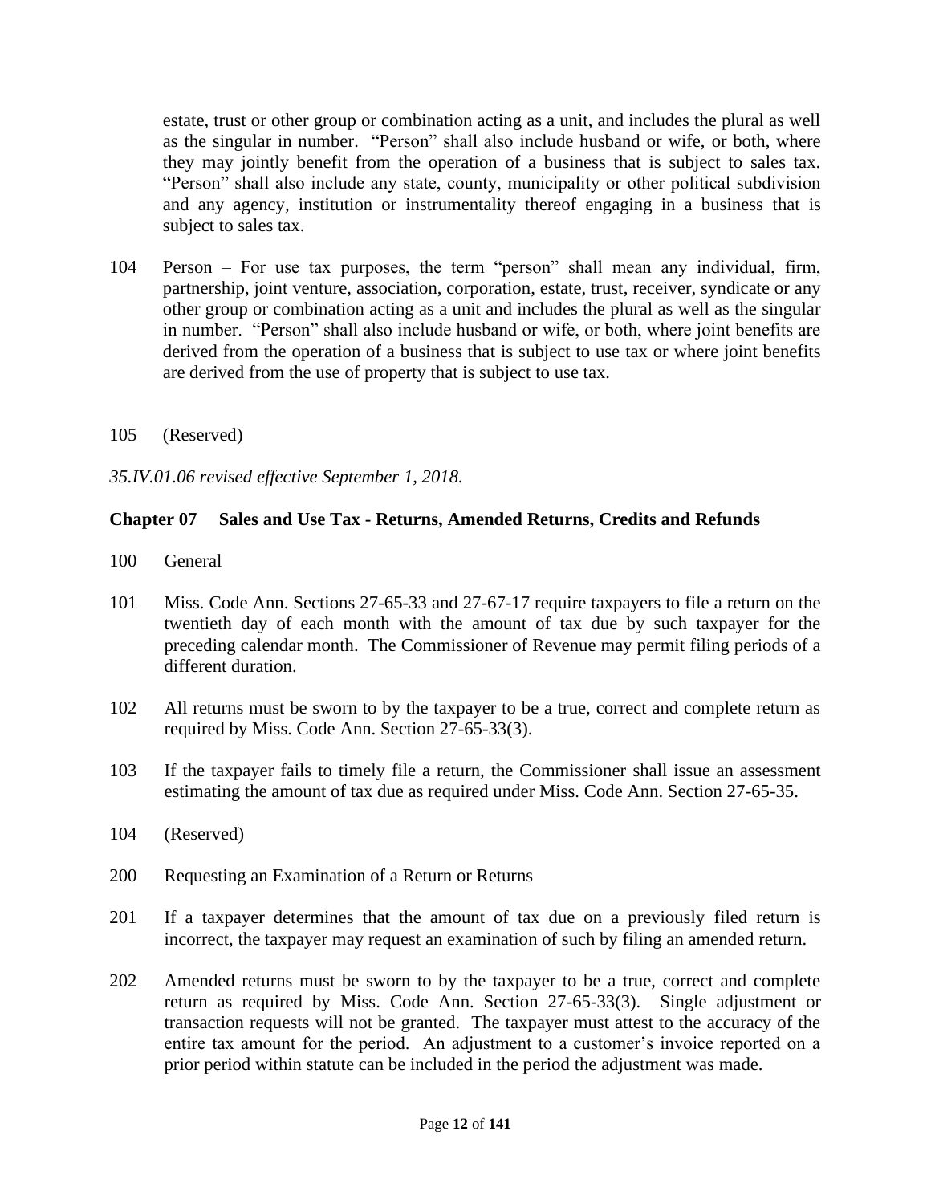estate, trust or other group or combination acting as a unit, and includes the plural as well as the singular in number. "Person" shall also include husband or wife, or both, where they may jointly benefit from the operation of a business that is subject to sales tax. "Person" shall also include any state, county, municipality or other political subdivision and any agency, institution or instrumentality thereof engaging in a business that is subject to sales tax.

104 Person – For use tax purposes, the term "person" shall mean any individual, firm, partnership, joint venture, association, corporation, estate, trust, receiver, syndicate or any other group or combination acting as a unit and includes the plural as well as the singular in number. "Person" shall also include husband or wife, or both, where joint benefits are derived from the operation of a business that is subject to use tax or where joint benefits are derived from the use of property that is subject to use tax.

105 (Reserved)

*35.IV.01.06 revised effective September 1, 2018.*

## Chapter 07 Sales and Use Tax - Returns, Amended Returns, Credits and Refunds

100 General

101 Miss. Code Ann. Sections 27-65-33 and 27-67-17 require taxpayers to file a return on the twentieth day of each month with the amount of tax due by such taxpayer for the preceding calendar month. The Commissioner of Revenue may permit filing periods of a different duration.

102 All returns must be sworn to by the taxpayer to be a true, correct and complete return as required by Miss. Code Ann. Section 27-65-33(3).

103 If the taxpayer fails to timely file a return, the Commissioner shall issue an assessment estimating the amount of tax due as required under Miss. Code Ann. Section 27-65-35.

104 (Reserved)

200 Requesting an Examination of a Return or Returns

201 If a taxpayer determines that the amount of tax due on a previously filed return is incorrect, the taxpayer may request an examination of such by filing an amended return.

202 Amended returns must be sworn to by the taxpayer to be a true, correct and complete return as required by Miss. Code Ann. Section 27-65-33(3). Single adjustment or transaction requests will not be granted. The taxpayer must attest to the accuracy of the entire tax amount for the period. An adjustment to a customer's invoice reported on a prior period within statute can be included in the period the adjustment was made.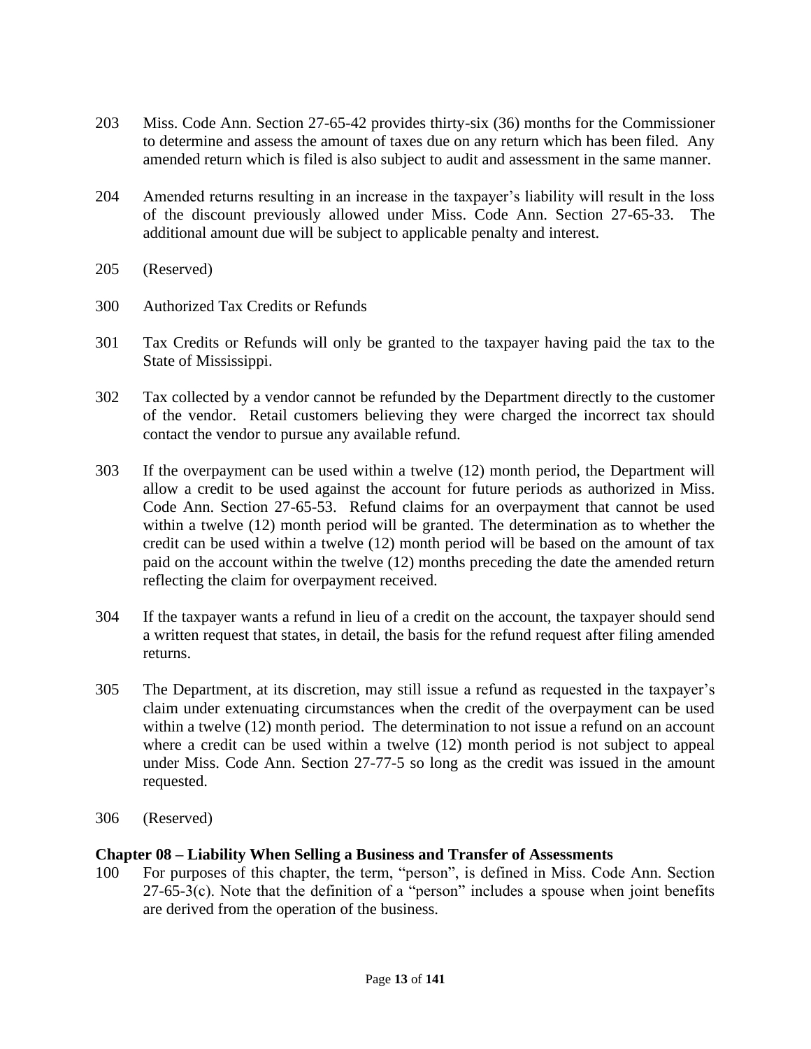203 Miss. Code Ann. Section 27-65-42 provides thirty-six (36) months for the Commissioner to determine and assess the amount of taxes due on any return which has been filed. Any amended return which is filed is also subject to audit and assessment in the same manner.

204 Amended returns resulting in an increase in the taxpayer's liability will result in the loss of the discount previously allowed under Miss. Code Ann. Section 27-65-33. The additional amount due will be subject to applicable penalty and interest.

205 (Reserved)

300 Authorized Tax Credits or Refunds

301 Tax Credits or Refunds will only be granted to the taxpayer having paid the tax to the State of Mississippi.

302 Tax collected by a vendor cannot be refunded by the Department directly to the customer of the vendor. Retail customers believing they were charged the incorrect tax should contact the vendor to pursue any available refund.

303 If the overpayment can be used within a twelve (12) month period, the Department will allow a credit to be used against the account for future periods as authorized in Miss. Code Ann. Section 27-65-53. Refund claims for an overpayment that cannot be used within a twelve (12) month period will be granted. The determination as to whether the credit can be used within a twelve (12) month period will be based on the amount of tax paid on the account within the twelve (12) months preceding the date the amended return reflecting the claim for overpayment received.

304 If the taxpayer wants a refund in lieu of a credit on the account, the taxpayer should send a written request that states, in detail, the basis for the refund request after filing amended returns.

305 The Department, at its discretion, may still issue a refund as requested in the taxpayer's claim under extenuating circumstances when the credit of the overpayment can be used within a twelve (12) month period. The determination to not issue a refund on an account where a credit can be used within a twelve (12) month period is not subject to appeal under Miss. Code Ann. Section 27-77-5 so long as the credit was issued in the amount requested.

306 (Reserved)

## Chapter 08 – Liability When Selling a Business and Transfer of Assessments

100 For purposes of this chapter, the term, "person", is defined in Miss. Code Ann. Section 27-65-3(c). Note that the definition of a "person" includes a spouse when joint benefits are derived from the operation of the business.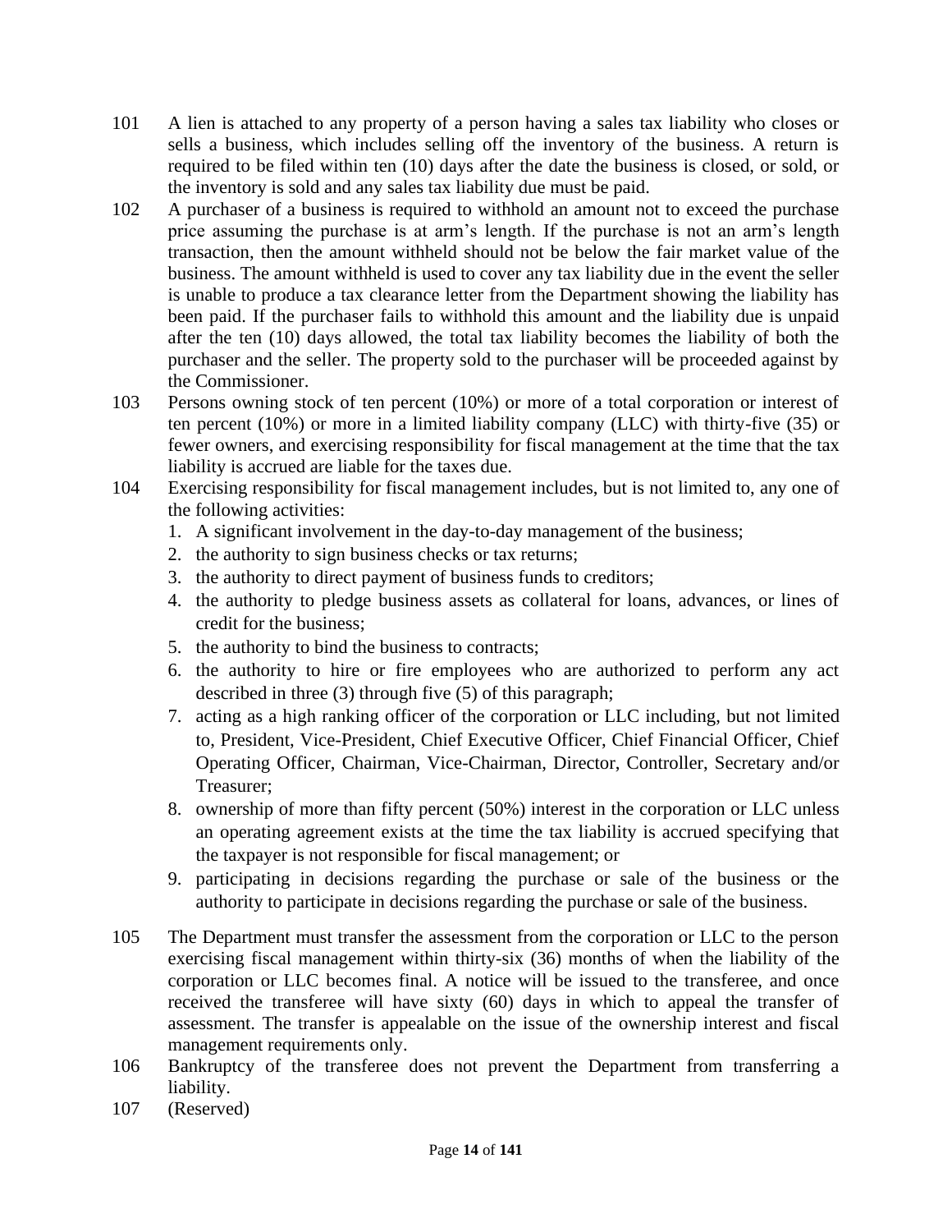101 A lien is attached to any property of a person having a sales tax liability who closes or sells a business, which includes selling off the inventory of the business. A return is required to be filed within ten (10) days after the date the business is closed, or sold, or the inventory is sold and any sales tax liability due must be paid.

102 A purchaser of a business is required to withhold an amount not to exceed the purchase price assuming the purchase is at arm's length. If the purchase is not an arm's length transaction, then the amount withheld should not be below the fair market value of the business. The amount withheld is used to cover any tax liability due in the event the seller is unable to produce a tax clearance letter from the Department showing the liability has been paid. If the purchaser fails to withhold this amount and the liability due is unpaid after the ten (10) days allowed, the total tax liability becomes the liability of both the purchaser and the seller. The property sold to the purchaser will be proceeded against by the Commissioner.

103 Persons owning stock of ten percent (10%) or more of a total corporation or interest of ten percent (10%) or more in a limited liability company (LLC) with thirty-five (35) or fewer owners, and exercising responsibility for fiscal management at the time that the tax liability is accrued are liable for the taxes due.

104 Exercising responsibility for fiscal management includes, but is not limited to, any one of the following activities:

1. A significant involvement in the day-to-day management of the business;
2. the authority to sign business checks or tax returns;
3. the authority to direct payment of business funds to creditors;
4. the authority to pledge business assets as collateral for loans, advances, or lines of credit for the business;
5. the authority to bind the business to contracts;
6. the authority to hire or fire employees who are authorized to perform any act described in three (3) through five (5) of this paragraph;
7. acting as a high ranking officer of the corporation or LLC including, but not limited to, President, Vice-President, Chief Executive Officer, Chief Financial Officer, Chief Operating Officer, Chairman, Vice-Chairman, Director, Controller, Secretary and/or Treasurer;
8. ownership of more than fifty percent (50%) interest in the corporation or LLC unless an operating agreement exists at the time the tax liability is accrued specifying that the taxpayer is not responsible for fiscal management; or
9. participating in decisions regarding the purchase or sale of the business or the authority to participate in decisions regarding the purchase or sale of the business.

105 The Department must transfer the assessment from the corporation or LLC to the person exercising fiscal management within thirty-six (36) months of when the liability of the corporation or LLC becomes final. A notice will be issued to the transferee, and once received the transferee will have sixty (60) days in which to appeal the transfer of assessment. The transfer is appealable on the issue of the ownership interest and fiscal management requirements only.

106 Bankruptcy of the transferee does not prevent the Department from transferring a liability.

107 (Reserved)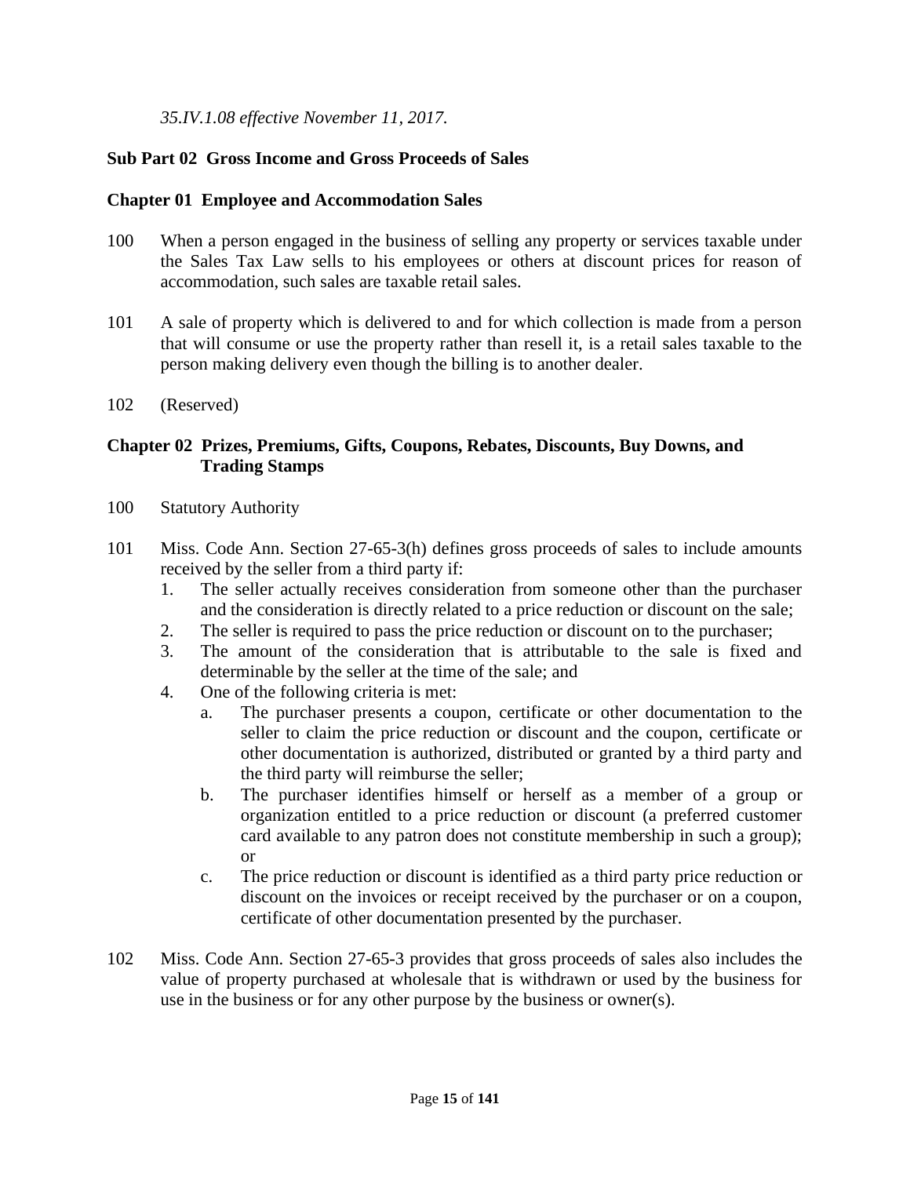*35.IV.1.08 effective November 11, 2017.*

## Sub Part 02 Gross Income and Gross Proceeds of Sales

### Chapter 01 Employee and Accommodation Sales

100 When a person engaged in the business of selling any property or services taxable under the Sales Tax Law sells to his employees or others at discount prices for reason of accommodation, such sales are taxable retail sales.

101 A sale of property which is delivered to and for which collection is made from a person that will consume or use the property rather than resell it, is a retail sales taxable to the person making delivery even though the billing is to another dealer.

102 (Reserved)

### Chapter 02 Prizes, Premiums, Gifts, Coupons, Rebates, Discounts, Buy Downs, and Trading Stamps

100 Statutory Authority

101 Miss. Code Ann. Section 27-65-3(h) defines gross proceeds of sales to include amounts received by the seller from a third party if:

1. The seller actually receives consideration from someone other than the purchaser and the consideration is directly related to a price reduction or discount on the sale;
2. The seller is required to pass the price reduction or discount on to the purchaser;
3. The amount of the consideration that is attributable to the sale is fixed and determinable by the seller at the time of the sale; and
4. One of the following criteria is met:
   a. The purchaser presents a coupon, certificate or other documentation to the seller to claim the price reduction or discount and the coupon, certificate or other documentation is authorized, distributed or granted by a third party and the third party will reimburse the seller;
   b. The purchaser identifies himself or herself as a member of a group or organization entitled to a price reduction or discount (a preferred customer card available to any patron does not constitute membership in such a group); or
   c. The price reduction or discount is identified as a third party price reduction or discount on the invoices or receipt received by the purchaser or on a coupon, certificate of other documentation presented by the purchaser.

102 Miss. Code Ann. Section 27-65-3 provides that gross proceeds of sales also includes the value of property purchased at wholesale that is withdrawn or used by the business for use in the business or for any other purpose by the business or owner(s).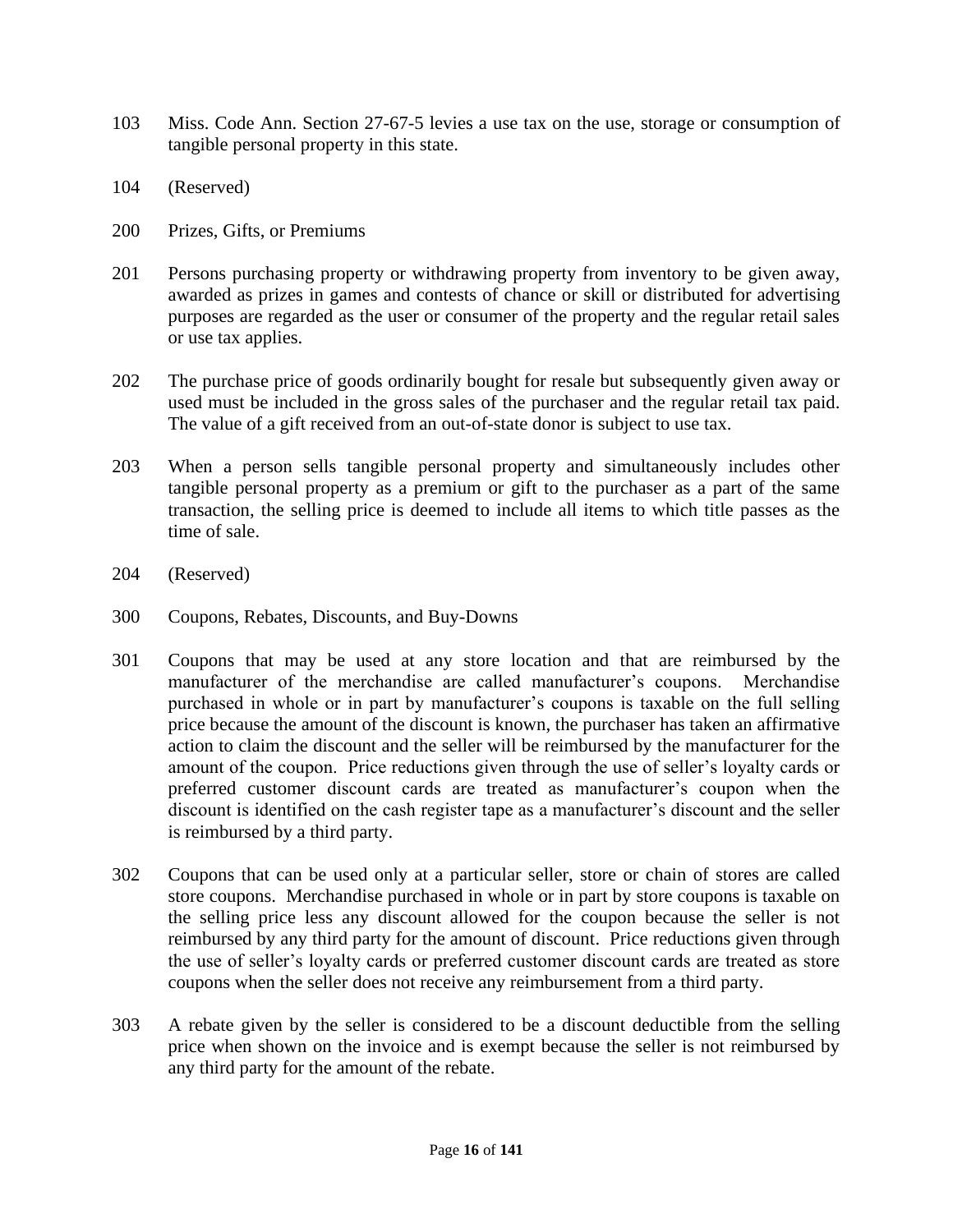103 Miss. Code Ann. Section 27-67-5 levies a use tax on the use, storage or consumption of tangible personal property in this state.

104 (Reserved)

200 Prizes, Gifts, or Premiums

201 Persons purchasing property or withdrawing property from inventory to be given away, awarded as prizes in games and contests of chance or skill or distributed for advertising purposes are regarded as the user or consumer of the property and the regular retail sales or use tax applies.

202 The purchase price of goods ordinarily bought for resale but subsequently given away or used must be included in the gross sales of the purchaser and the regular retail tax paid. The value of a gift received from an out-of-state donor is subject to use tax.

203 When a person sells tangible personal property and simultaneously includes other tangible personal property as a premium or gift to the purchaser as a part of the same transaction, the selling price is deemed to include all items to which title passes as the time of sale.

204 (Reserved)

300 Coupons, Rebates, Discounts, and Buy-Downs

301 Coupons that may be used at any store location and that are reimbursed by the manufacturer of the merchandise are called manufacturer's coupons. Merchandise purchased in whole or in part by manufacturer's coupons is taxable on the full selling price because the amount of the discount is known, the purchaser has taken an affirmative action to claim the discount and the seller will be reimbursed by the manufacturer for the amount of the coupon. Price reductions given through the use of seller's loyalty cards or preferred customer discount cards are treated as manufacturer's coupon when the discount is identified on the cash register tape as a manufacturer's discount and the seller is reimbursed by a third party.

302 Coupons that can be used only at a particular seller, store or chain of stores are called store coupons. Merchandise purchased in whole or in part by store coupons is taxable on the selling price less any discount allowed for the coupon because the seller is not reimbursed by any third party for the amount of discount. Price reductions given through the use of seller's loyalty cards or preferred customer discount cards are treated as store coupons when the seller does not receive any reimbursement from a third party.

303 A rebate given by the seller is considered to be a discount deductible from the selling price when shown on the invoice and is exempt because the seller is not reimbursed by any third party for the amount of the rebate.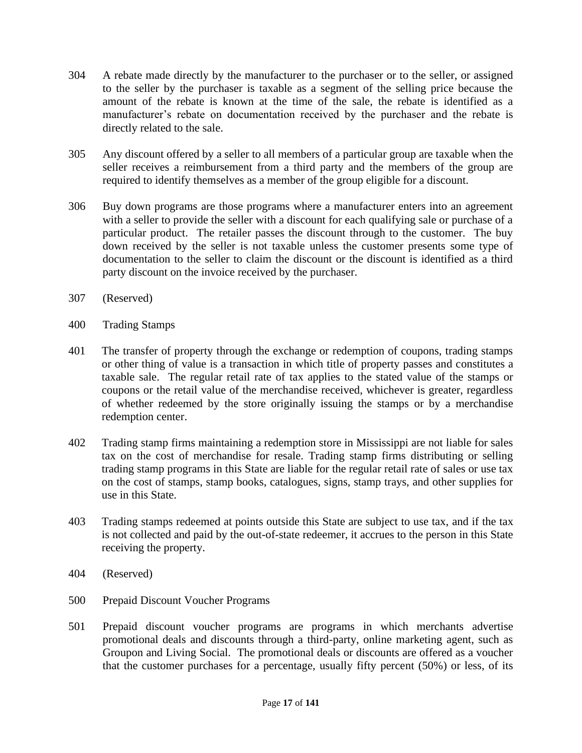304 A rebate made directly by the manufacturer to the purchaser or to the seller, or assigned to the seller by the purchaser is taxable as a segment of the selling price because the amount of the rebate is known at the time of the sale, the rebate is identified as a manufacturer's rebate on documentation received by the purchaser and the rebate is directly related to the sale.

305 Any discount offered by a seller to all members of a particular group are taxable when the seller receives a reimbursement from a third party and the members of the group are required to identify themselves as a member of the group eligible for a discount.

306 Buy down programs are those programs where a manufacturer enters into an agreement with a seller to provide the seller with a discount for each qualifying sale or purchase of a particular product. The retailer passes the discount through to the customer. The buy down received by the seller is not taxable unless the customer presents some type of documentation to the seller to claim the discount or the discount is identified as a third party discount on the invoice received by the purchaser.

307 (Reserved)

400 Trading Stamps

401 The transfer of property through the exchange or redemption of coupons, trading stamps or other thing of value is a transaction in which title of property passes and constitutes a taxable sale. The regular retail rate of tax applies to the stated value of the stamps or coupons or the retail value of the merchandise received, whichever is greater, regardless of whether redeemed by the store originally issuing the stamps or by a merchandise redemption center.

402 Trading stamp firms maintaining a redemption store in Mississippi are not liable for sales tax on the cost of merchandise for resale. Trading stamp firms distributing or selling trading stamp programs in this State are liable for the regular retail rate of sales or use tax on the cost of stamps, stamp books, catalogues, signs, stamp trays, and other supplies for use in this State.

403 Trading stamps redeemed at points outside this State are subject to use tax, and if the tax is not collected and paid by the out-of-state redeemer, it accrues to the person in this State receiving the property.

404 (Reserved)

500 Prepaid Discount Voucher Programs

501 Prepaid discount voucher programs are programs in which merchants advertise promotional deals and discounts through a third-party, online marketing agent, such as Groupon and Living Social. The promotional deals or discounts are offered as a voucher that the customer purchases for a percentage, usually fifty percent (50%) or less, of its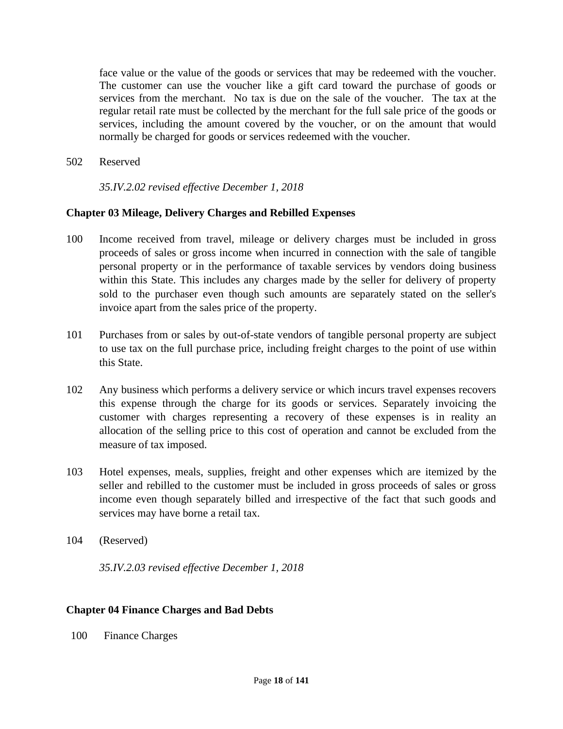face value or the value of the goods or services that may be redeemed with the voucher. The customer can use the voucher like a gift card toward the purchase of goods or services from the merchant. No tax is due on the sale of the voucher. The tax at the regular retail rate must be collected by the merchant for the full sale price of the goods or services, including the amount covered by the voucher, or on the amount that would normally be charged for goods or services redeemed with the voucher.

502 Reserved

*35.IV.2.02 revised effective December 1, 2018*

**Chapter 03 Mileage, Delivery Charges and Rebilled Expenses**

100 Income received from travel, mileage or delivery charges must be included in gross proceeds of sales or gross income when incurred in connection with the sale of tangible personal property or in the performance of taxable services by vendors doing business within this State. This includes any charges made by the seller for delivery of property sold to the purchaser even though such amounts are separately stated on the seller's invoice apart from the sales price of the property.

101 Purchases from or sales by out-of-state vendors of tangible personal property are subject to use tax on the full purchase price, including freight charges to the point of use within this State.

102 Any business which performs a delivery service or which incurs travel expenses recovers this expense through the charge for its goods or services. Separately invoicing the customer with charges representing a recovery of these expenses is in reality an allocation of the selling price to this cost of operation and cannot be excluded from the measure of tax imposed.

103 Hotel expenses, meals, supplies, freight and other expenses which are itemized by the seller and rebilled to the customer must be included in gross proceeds of sales or gross income even though separately billed and irrespective of the fact that such goods and services may have borne a retail tax.

104 (Reserved)

*35.IV.2.03 revised effective December 1, 2018*

**Chapter 04 Finance Charges and Bad Debts**

100 Finance Charges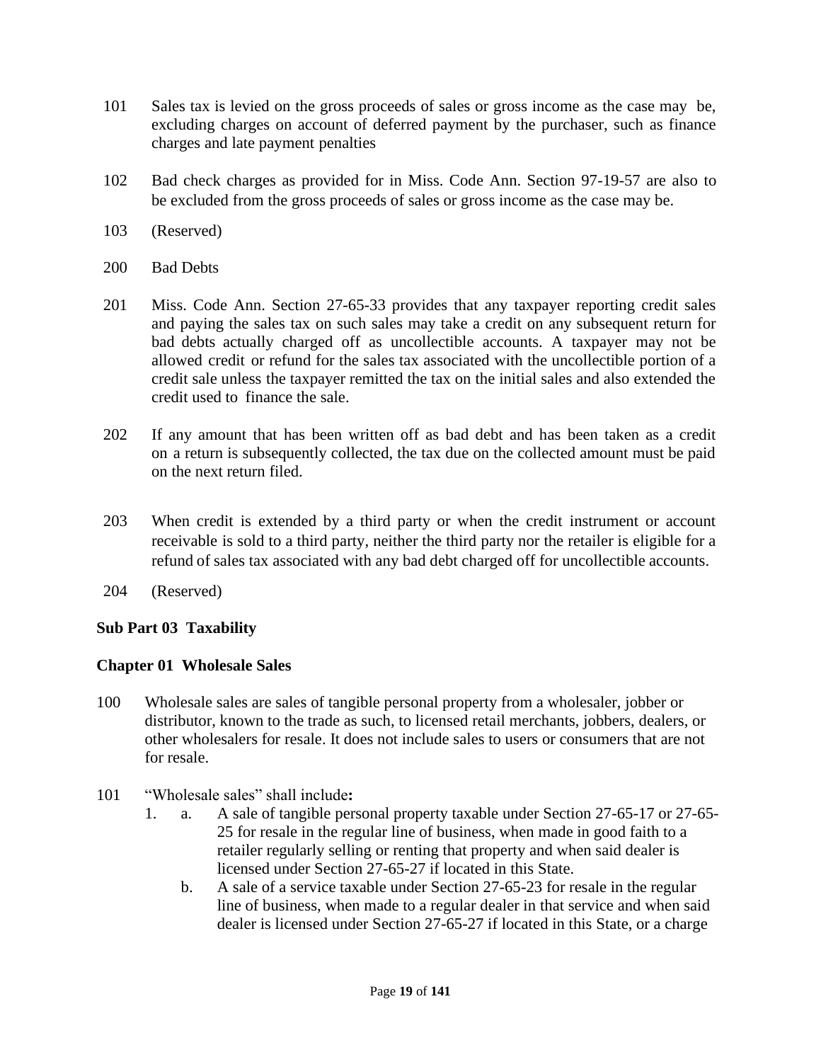101 Sales tax is levied on the gross proceeds of sales or gross income as the case may be, excluding charges on account of deferred payment by the purchaser, such as finance charges and late payment penalties

102 Bad check charges as provided for in Miss. Code Ann. Section 97-19-57 are also to be excluded from the gross proceeds of sales or gross income as the case may be.

103 (Reserved)

200 Bad Debts

201 Miss. Code Ann. Section 27-65-33 provides that any taxpayer reporting credit sales and paying the sales tax on such sales may take a credit on any subsequent return for bad debts actually charged off as uncollectible accounts. A taxpayer may not be allowed credit or refund for the sales tax associated with the uncollectible portion of a credit sale unless the taxpayer remitted the tax on the initial sales and also extended the credit used to finance the sale.

202 If any amount that has been written off as bad debt and has been taken as a credit on a return is subsequently collected, the tax due on the collected amount must be paid on the next return filed.

203 When credit is extended by a third party or when the credit instrument or account receivable is sold to a third party, neither the third party nor the retailer is eligible for a refund of sales tax associated with any bad debt charged off for uncollectible accounts.

204 (Reserved)

## Sub Part 03 Taxability

### Chapter 01 Wholesale Sales

100 Wholesale sales are sales of tangible personal property from a wholesaler, jobber or distributor, known to the trade as such, to licensed retail merchants, jobbers, dealers, or other wholesalers for resale. It does not include sales to users or consumers that are not for resale.

101 "Wholesale sales" shall include**:**

1. a. A sale of tangible personal property taxable under Section 27-65-17 or 27-65-25 for resale in the regular line of business, when made in good faith to a retailer regularly selling or renting that property and when said dealer is licensed under Section 27-65-27 if located in this State.

   b. A sale of a service taxable under Section 27-65-23 for resale in the regular line of business, when made to a regular dealer in that service and when said dealer is licensed under Section 27-65-27 if located in this State, or a charge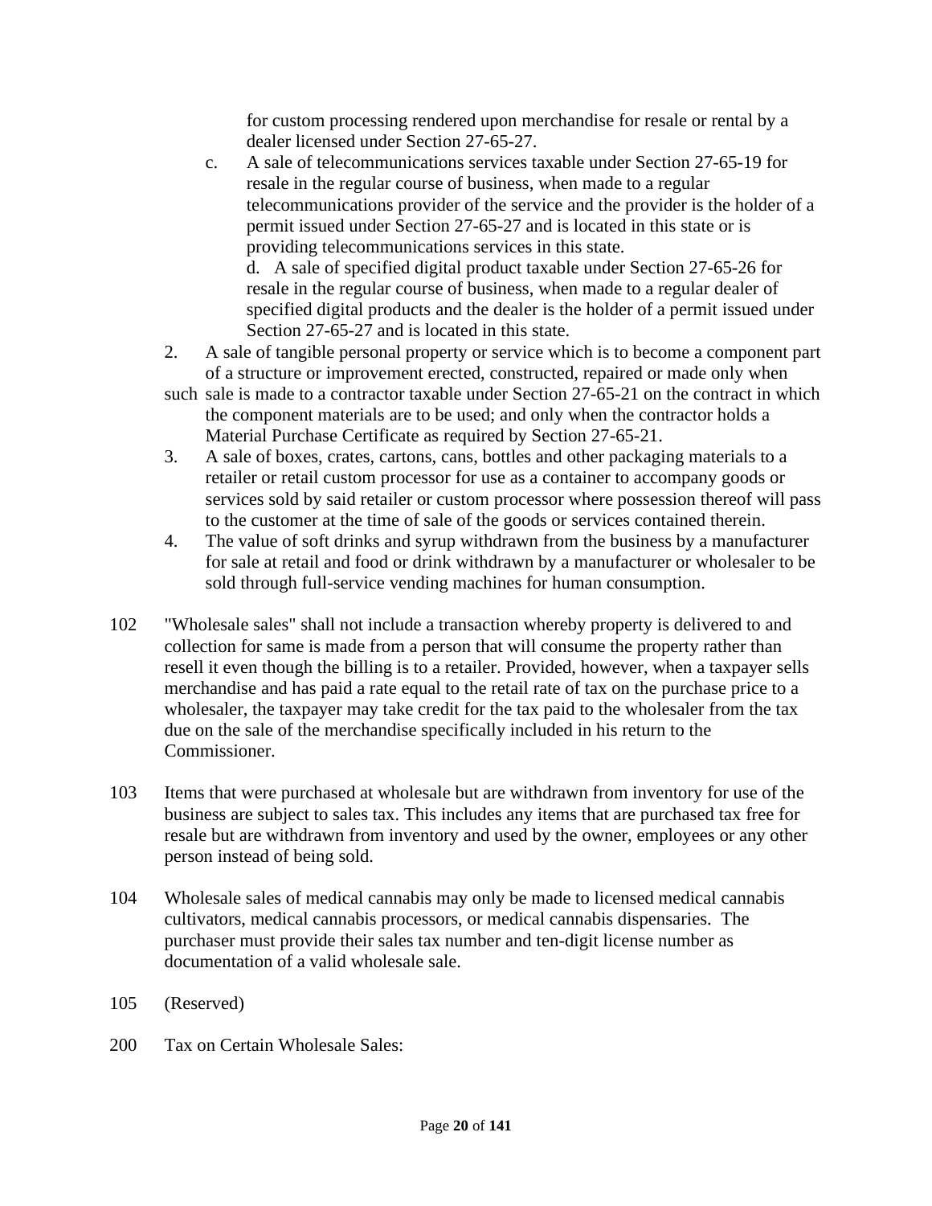for custom processing rendered upon merchandise for resale or rental by a dealer licensed under Section 27-65-27.

c. A sale of telecommunications services taxable under Section 27-65-19 for resale in the regular course of business, when made to a regular telecommunications provider of the service and the provider is the holder of a permit issued under Section 27-65-27 and is located in this state or is providing telecommunications services in this state.

d. A sale of specified digital product taxable under Section 27-65-26 for resale in the regular course of business, when made to a regular dealer of specified digital products and the dealer is the holder of a permit issued under Section 27-65-27 and is located in this state.

2. A sale of tangible personal property or service which is to become a component part of a structure or improvement erected, constructed, repaired or made only when such sale is made to a contractor taxable under Section 27-65-21 on the contract in which the component materials are to be used; and only when the contractor holds a Material Purchase Certificate as required by Section 27-65-21.

3. A sale of boxes, crates, cartons, cans, bottles and other packaging materials to a retailer or retail custom processor for use as a container to accompany goods or services sold by said retailer or custom processor where possession thereof will pass to the customer at the time of sale of the goods or services contained therein.

4. The value of soft drinks and syrup withdrawn from the business by a manufacturer for sale at retail and food or drink withdrawn by a manufacturer or wholesaler to be sold through full-service vending machines for human consumption.

102 "Wholesale sales" shall not include a transaction whereby property is delivered to and collection for same is made from a person that will consume the property rather than resell it even though the billing is to a retailer. Provided, however, when a taxpayer sells merchandise and has paid a rate equal to the retail rate of tax on the purchase price to a wholesaler, the taxpayer may take credit for the tax paid to the wholesaler from the tax due on the sale of the merchandise specifically included in his return to the Commissioner.

103 Items that were purchased at wholesale but are withdrawn from inventory for use of the business are subject to sales tax. This includes any items that are purchased tax free for resale but are withdrawn from inventory and used by the owner, employees or any other person instead of being sold.

104 Wholesale sales of medical cannabis may only be made to licensed medical cannabis cultivators, medical cannabis processors, or medical cannabis dispensaries. The purchaser must provide their sales tax number and ten-digit license number as documentation of a valid wholesale sale.

105 (Reserved)

200 Tax on Certain Wholesale Sales: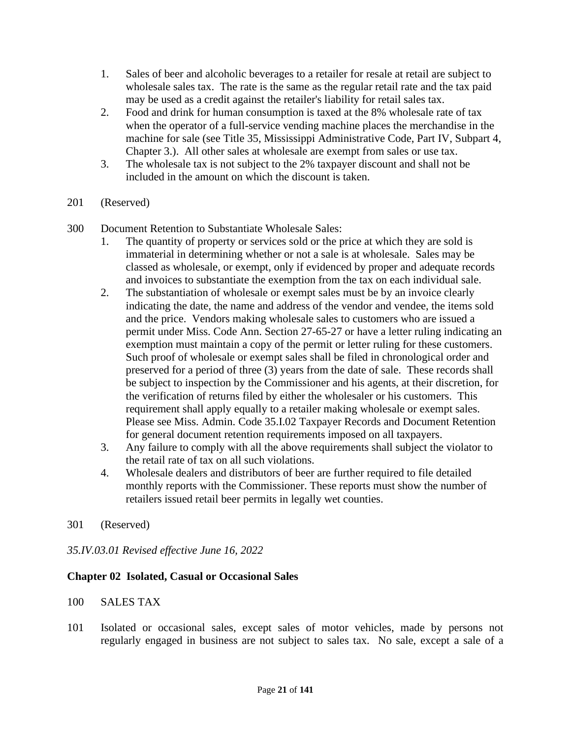1. Sales of beer and alcoholic beverages to a retailer for resale at retail are subject to wholesale sales tax. The rate is the same as the regular retail rate and the tax paid may be used as a credit against the retailer's liability for retail sales tax.
2. Food and drink for human consumption is taxed at the 8% wholesale rate of tax when the operator of a full-service vending machine places the merchandise in the machine for sale (see Title 35, Mississippi Administrative Code, Part IV, Subpart 4, Chapter 3.). All other sales at wholesale are exempt from sales or use tax.
3. The wholesale tax is not subject to the 2% taxpayer discount and shall not be included in the amount on which the discount is taken.

201 (Reserved)

300 Document Retention to Substantiate Wholesale Sales:

1. The quantity of property or services sold or the price at which they are sold is immaterial in determining whether or not a sale is at wholesale. Sales may be classed as wholesale, or exempt, only if evidenced by proper and adequate records and invoices to substantiate the exemption from the tax on each individual sale.
2. The substantiation of wholesale or exempt sales must be by an invoice clearly indicating the date, the name and address of the vendor and vendee, the items sold and the price. Vendors making wholesale sales to customers who are issued a permit under Miss. Code Ann. Section 27-65-27 or have a letter ruling indicating an exemption must maintain a copy of the permit or letter ruling for these customers. Such proof of wholesale or exempt sales shall be filed in chronological order and preserved for a period of three (3) years from the date of sale. These records shall be subject to inspection by the Commissioner and his agents, at their discretion, for the verification of returns filed by either the wholesaler or his customers. This requirement shall apply equally to a retailer making wholesale or exempt sales. Please see Miss. Admin. Code 35.I.02 Taxpayer Records and Document Retention for general document retention requirements imposed on all taxpayers.
3. Any failure to comply with all the above requirements shall subject the violator to the retail rate of tax on all such violations.
4. Wholesale dealers and distributors of beer are further required to file detailed monthly reports with the Commissioner. These reports must show the number of retailers issued retail beer permits in legally wet counties.

301 (Reserved)

*35.IV.03.01 Revised effective June 16, 2022*

## Chapter 02 Isolated, Casual or Occasional Sales

100 SALES TAX

101 Isolated or occasional sales, except sales of motor vehicles, made by persons not regularly engaged in business are not subject to sales tax. No sale, except a sale of a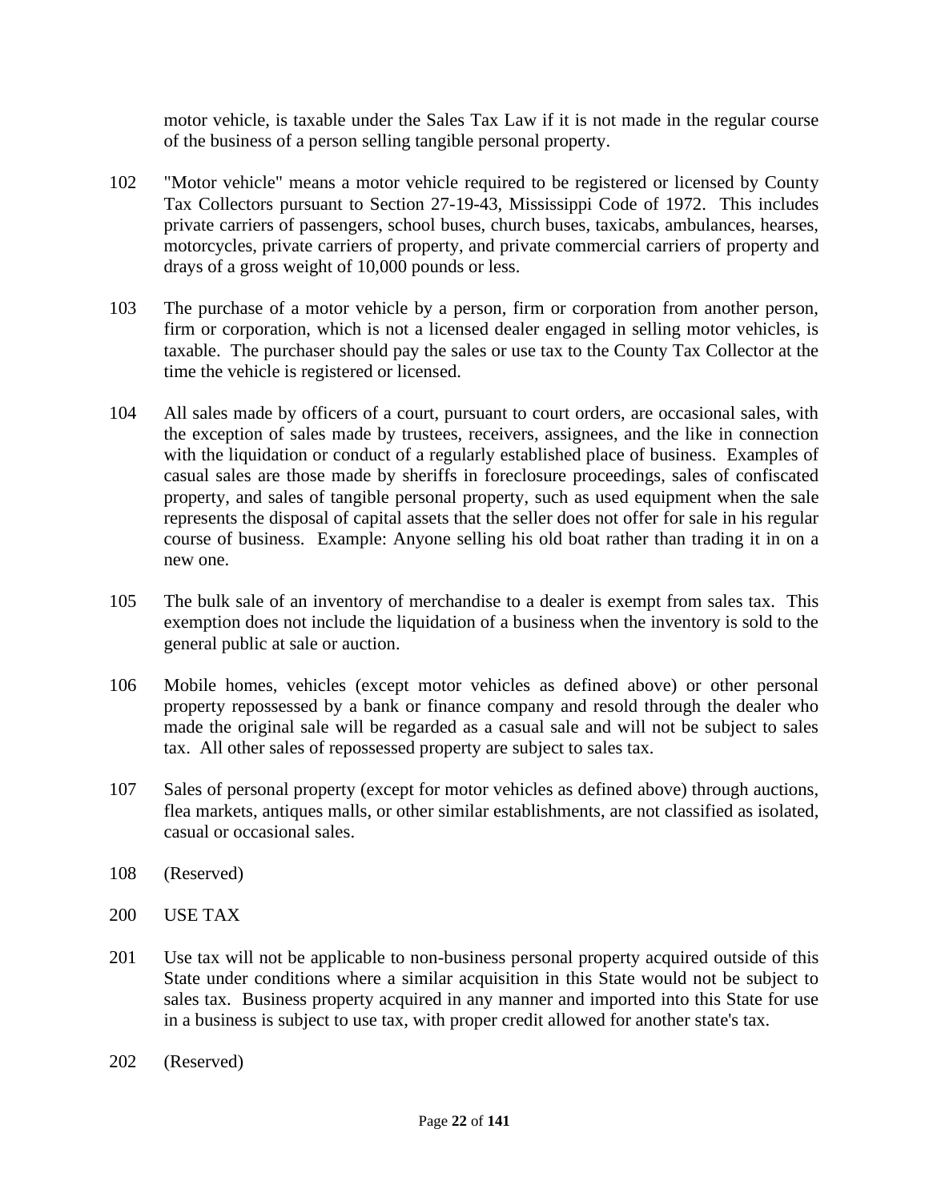motor vehicle, is taxable under the Sales Tax Law if it is not made in the regular course of the business of a person selling tangible personal property.

102 "Motor vehicle" means a motor vehicle required to be registered or licensed by County Tax Collectors pursuant to Section 27-19-43, Mississippi Code of 1972. This includes private carriers of passengers, school buses, church buses, taxicabs, ambulances, hearses, motorcycles, private carriers of property, and private commercial carriers of property and drays of a gross weight of 10,000 pounds or less.

103 The purchase of a motor vehicle by a person, firm or corporation from another person, firm or corporation, which is not a licensed dealer engaged in selling motor vehicles, is taxable. The purchaser should pay the sales or use tax to the County Tax Collector at the time the vehicle is registered or licensed.

104 All sales made by officers of a court, pursuant to court orders, are occasional sales, with the exception of sales made by trustees, receivers, assignees, and the like in connection with the liquidation or conduct of a regularly established place of business. Examples of casual sales are those made by sheriffs in foreclosure proceedings, sales of confiscated property, and sales of tangible personal property, such as used equipment when the sale represents the disposal of capital assets that the seller does not offer for sale in his regular course of business. Example: Anyone selling his old boat rather than trading it in on a new one.

105 The bulk sale of an inventory of merchandise to a dealer is exempt from sales tax. This exemption does not include the liquidation of a business when the inventory is sold to the general public at sale or auction.

106 Mobile homes, vehicles (except motor vehicles as defined above) or other personal property repossessed by a bank or finance company and resold through the dealer who made the original sale will be regarded as a casual sale and will not be subject to sales tax. All other sales of repossessed property are subject to sales tax.

107 Sales of personal property (except for motor vehicles as defined above) through auctions, flea markets, antiques malls, or other similar establishments, are not classified as isolated, casual or occasional sales.

108 (Reserved)

200 USE TAX

201 Use tax will not be applicable to non-business personal property acquired outside of this State under conditions where a similar acquisition in this State would not be subject to sales tax. Business property acquired in any manner and imported into this State for use in a business is subject to use tax, with proper credit allowed for another state's tax.

202 (Reserved)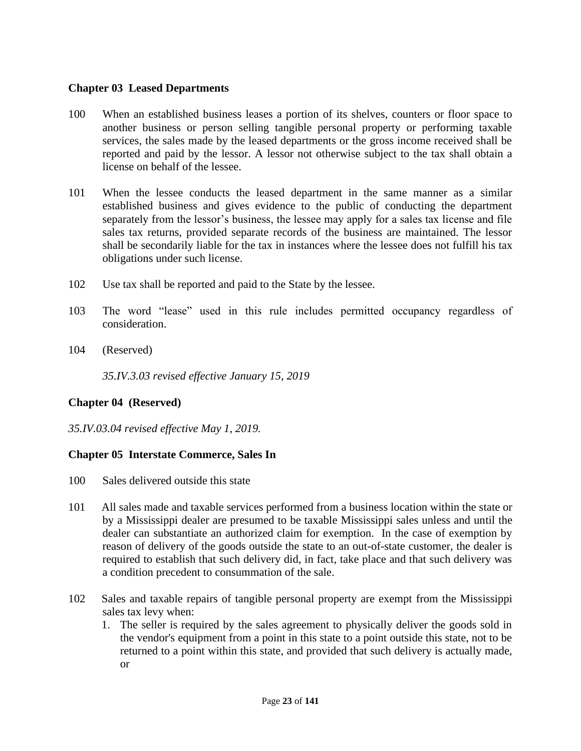## Chapter 03 Leased Departments

100 When an established business leases a portion of its shelves, counters or floor space to another business or person selling tangible personal property or performing taxable services, the sales made by the leased departments or the gross income received shall be reported and paid by the lessor. A lessor not otherwise subject to the tax shall obtain a license on behalf of the lessee.

101 When the lessee conducts the leased department in the same manner as a similar established business and gives evidence to the public of conducting the department separately from the lessor's business, the lessee may apply for a sales tax license and file sales tax returns, provided separate records of the business are maintained. The lessor shall be secondarily liable for the tax in instances where the lessee does not fulfill his tax obligations under such license.

102 Use tax shall be reported and paid to the State by the lessee.

103 The word "lease" used in this rule includes permitted occupancy regardless of consideration.

104 (Reserved)

*35.IV.3.03 revised effective January 15, 2019*

## Chapter 04 (Reserved)

*35.IV.03.04 revised effective May 1, 2019.*

## Chapter 05 Interstate Commerce, Sales In

100 Sales delivered outside this state

101 All sales made and taxable services performed from a business location within the state or by a Mississippi dealer are presumed to be taxable Mississippi sales unless and until the dealer can substantiate an authorized claim for exemption. In the case of exemption by reason of delivery of the goods outside the state to an out-of-state customer, the dealer is required to establish that such delivery did, in fact, take place and that such delivery was a condition precedent to consummation of the sale.

102 Sales and taxable repairs of tangible personal property are exempt from the Mississippi sales tax levy when:

1. The seller is required by the sales agreement to physically deliver the goods sold in the vendor's equipment from a point in this state to a point outside this state, not to be returned to a point within this state, and provided that such delivery is actually made, or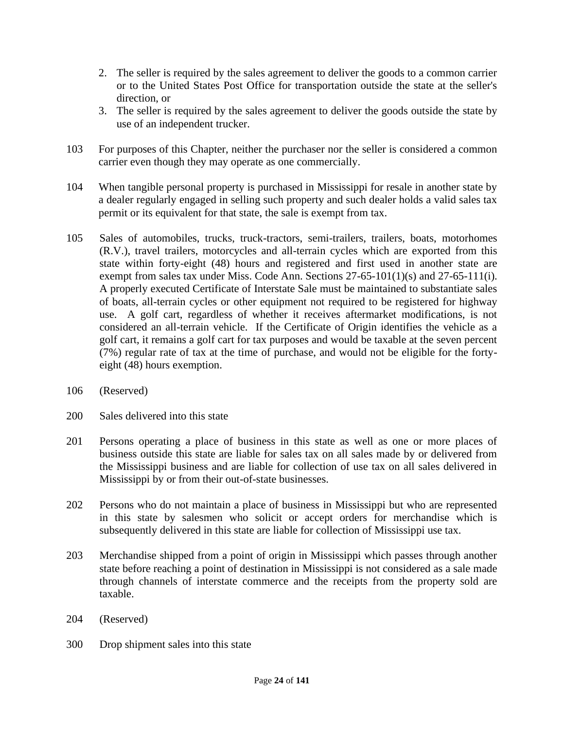2. The seller is required by the sales agreement to deliver the goods to a common carrier or to the United States Post Office for transportation outside the state at the seller's direction, or
3. The seller is required by the sales agreement to deliver the goods outside the state by use of an independent trucker.

103 For purposes of this Chapter, neither the purchaser nor the seller is considered a common carrier even though they may operate as one commercially.

104 When tangible personal property is purchased in Mississippi for resale in another state by a dealer regularly engaged in selling such property and such dealer holds a valid sales tax permit or its equivalent for that state, the sale is exempt from tax.

105 Sales of automobiles, trucks, truck-tractors, semi-trailers, trailers, boats, motorhomes (R.V.), travel trailers, motorcycles and all-terrain cycles which are exported from this state within forty-eight (48) hours and registered and first used in another state are exempt from sales tax under Miss. Code Ann. Sections 27-65-101(1)(s) and 27-65-111(i). A properly executed Certificate of Interstate Sale must be maintained to substantiate sales of boats, all-terrain cycles or other equipment not required to be registered for highway use. A golf cart, regardless of whether it receives aftermarket modifications, is not considered an all-terrain vehicle. If the Certificate of Origin identifies the vehicle as a golf cart, it remains a golf cart for tax purposes and would be taxable at the seven percent (7%) regular rate of tax at the time of purchase, and would not be eligible for the forty-eight (48) hours exemption.

106 (Reserved)

200 Sales delivered into this state

201 Persons operating a place of business in this state as well as one or more places of business outside this state are liable for sales tax on all sales made by or delivered from the Mississippi business and are liable for collection of use tax on all sales delivered in Mississippi by or from their out-of-state businesses.

202 Persons who do not maintain a place of business in Mississippi but who are represented in this state by salesmen who solicit or accept orders for merchandise which is subsequently delivered in this state are liable for collection of Mississippi use tax.

203 Merchandise shipped from a point of origin in Mississippi which passes through another state before reaching a point of destination in Mississippi is not considered as a sale made through channels of interstate commerce and the receipts from the property sold are taxable.

204 (Reserved)

300 Drop shipment sales into this state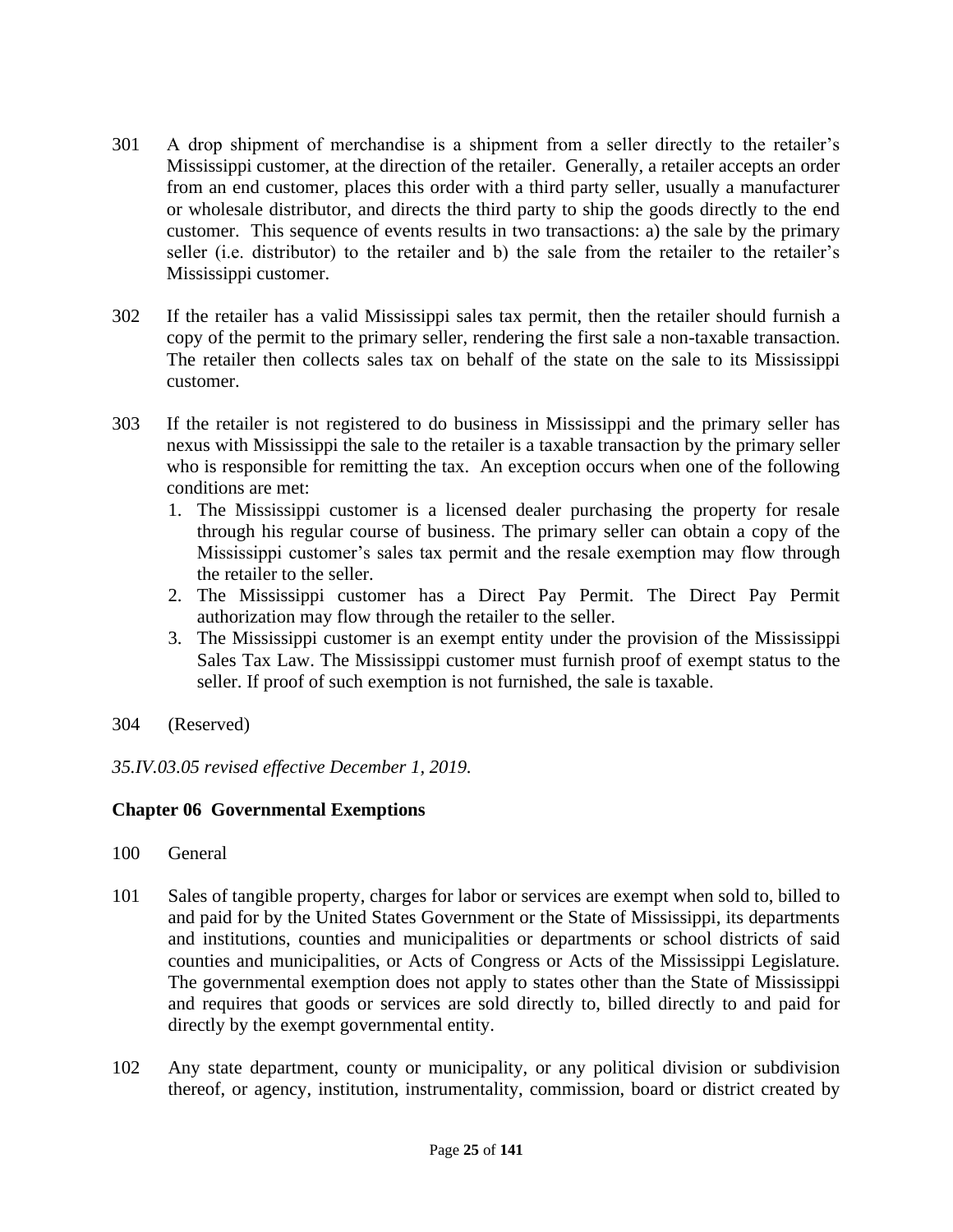301 A drop shipment of merchandise is a shipment from a seller directly to the retailer's Mississippi customer, at the direction of the retailer. Generally, a retailer accepts an order from an end customer, places this order with a third party seller, usually a manufacturer or wholesale distributor, and directs the third party to ship the goods directly to the end customer. This sequence of events results in two transactions: a) the sale by the primary seller (i.e. distributor) to the retailer and b) the sale from the retailer to the retailer's Mississippi customer.

302 If the retailer has a valid Mississippi sales tax permit, then the retailer should furnish a copy of the permit to the primary seller, rendering the first sale a non-taxable transaction. The retailer then collects sales tax on behalf of the state on the sale to its Mississippi customer.

303 If the retailer is not registered to do business in Mississippi and the primary seller has nexus with Mississippi the sale to the retailer is a taxable transaction by the primary seller who is responsible for remitting the tax. An exception occurs when one of the following conditions are met:

1. The Mississippi customer is a licensed dealer purchasing the property for resale through his regular course of business. The primary seller can obtain a copy of the Mississippi customer's sales tax permit and the resale exemption may flow through the retailer to the seller.
2. The Mississippi customer has a Direct Pay Permit. The Direct Pay Permit authorization may flow through the retailer to the seller.
3. The Mississippi customer is an exempt entity under the provision of the Mississippi Sales Tax Law. The Mississippi customer must furnish proof of exempt status to the seller. If proof of such exemption is not furnished, the sale is taxable.

304 (Reserved)

*35.IV.03.05 revised effective December 1, 2019.*

## Chapter 06 Governmental Exemptions

100 General

101 Sales of tangible property, charges for labor or services are exempt when sold to, billed to and paid for by the United States Government or the State of Mississippi, its departments and institutions, counties and municipalities or departments or school districts of said counties and municipalities, or Acts of Congress or Acts of the Mississippi Legislature. The governmental exemption does not apply to states other than the State of Mississippi and requires that goods or services are sold directly to, billed directly to and paid for directly by the exempt governmental entity.

102 Any state department, county or municipality, or any political division or subdivision thereof, or agency, institution, instrumentality, commission, board or district created by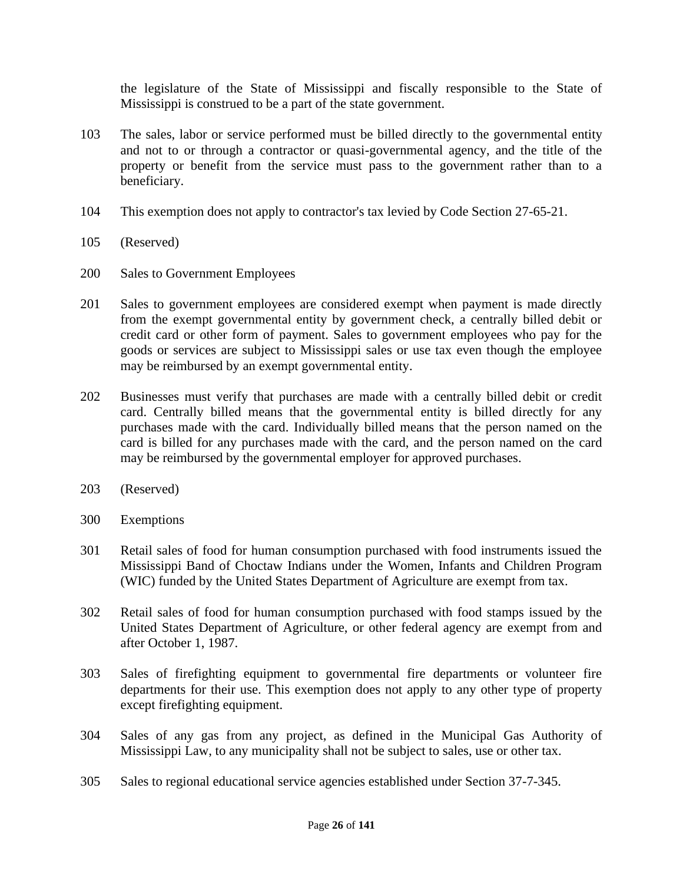the legislature of the State of Mississippi and fiscally responsible to the State of Mississippi is construed to be a part of the state government.

103 The sales, labor or service performed must be billed directly to the governmental entity and not to or through a contractor or quasi-governmental agency, and the title of the property or benefit from the service must pass to the government rather than to a beneficiary.

104 This exemption does not apply to contractor's tax levied by Code Section 27-65-21.

105 (Reserved)

200 Sales to Government Employees

201 Sales to government employees are considered exempt when payment is made directly from the exempt governmental entity by government check, a centrally billed debit or credit card or other form of payment. Sales to government employees who pay for the goods or services are subject to Mississippi sales or use tax even though the employee may be reimbursed by an exempt governmental entity.

202 Businesses must verify that purchases are made with a centrally billed debit or credit card. Centrally billed means that the governmental entity is billed directly for any purchases made with the card. Individually billed means that the person named on the card is billed for any purchases made with the card, and the person named on the card may be reimbursed by the governmental employer for approved purchases.

203 (Reserved)

300 Exemptions

301 Retail sales of food for human consumption purchased with food instruments issued the Mississippi Band of Choctaw Indians under the Women, Infants and Children Program (WIC) funded by the United States Department of Agriculture are exempt from tax.

302 Retail sales of food for human consumption purchased with food stamps issued by the United States Department of Agriculture, or other federal agency are exempt from and after October 1, 1987.

303 Sales of firefighting equipment to governmental fire departments or volunteer fire departments for their use. This exemption does not apply to any other type of property except firefighting equipment.

304 Sales of any gas from any project, as defined in the Municipal Gas Authority of Mississippi Law, to any municipality shall not be subject to sales, use or other tax.

305 Sales to regional educational service agencies established under Section 37-7-345.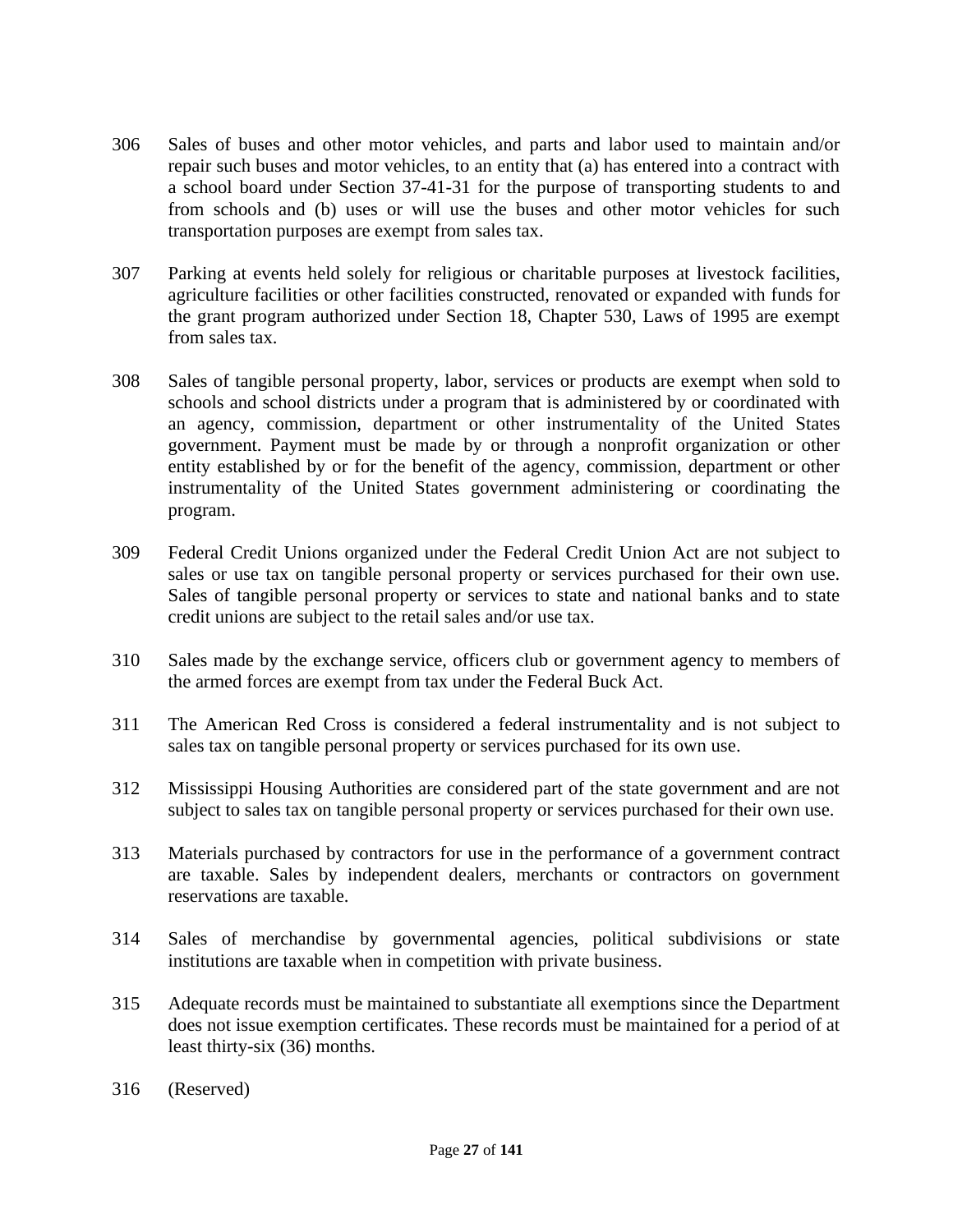306 Sales of buses and other motor vehicles, and parts and labor used to maintain and/or repair such buses and motor vehicles, to an entity that (a) has entered into a contract with a school board under Section 37-41-31 for the purpose of transporting students to and from schools and (b) uses or will use the buses and other motor vehicles for such transportation purposes are exempt from sales tax.

307 Parking at events held solely for religious or charitable purposes at livestock facilities, agriculture facilities or other facilities constructed, renovated or expanded with funds for the grant program authorized under Section 18, Chapter 530, Laws of 1995 are exempt from sales tax.

308 Sales of tangible personal property, labor, services or products are exempt when sold to schools and school districts under a program that is administered by or coordinated with an agency, commission, department or other instrumentality of the United States government. Payment must be made by or through a nonprofit organization or other entity established by or for the benefit of the agency, commission, department or other instrumentality of the United States government administering or coordinating the program.

309 Federal Credit Unions organized under the Federal Credit Union Act are not subject to sales or use tax on tangible personal property or services purchased for their own use. Sales of tangible personal property or services to state and national banks and to state credit unions are subject to the retail sales and/or use tax.

310 Sales made by the exchange service, officers club or government agency to members of the armed forces are exempt from tax under the Federal Buck Act.

311 The American Red Cross is considered a federal instrumentality and is not subject to sales tax on tangible personal property or services purchased for its own use.

312 Mississippi Housing Authorities are considered part of the state government and are not subject to sales tax on tangible personal property or services purchased for their own use.

313 Materials purchased by contractors for use in the performance of a government contract are taxable. Sales by independent dealers, merchants or contractors on government reservations are taxable.

314 Sales of merchandise by governmental agencies, political subdivisions or state institutions are taxable when in competition with private business.

315 Adequate records must be maintained to substantiate all exemptions since the Department does not issue exemption certificates. These records must be maintained for a period of at least thirty-six (36) months.

316 (Reserved)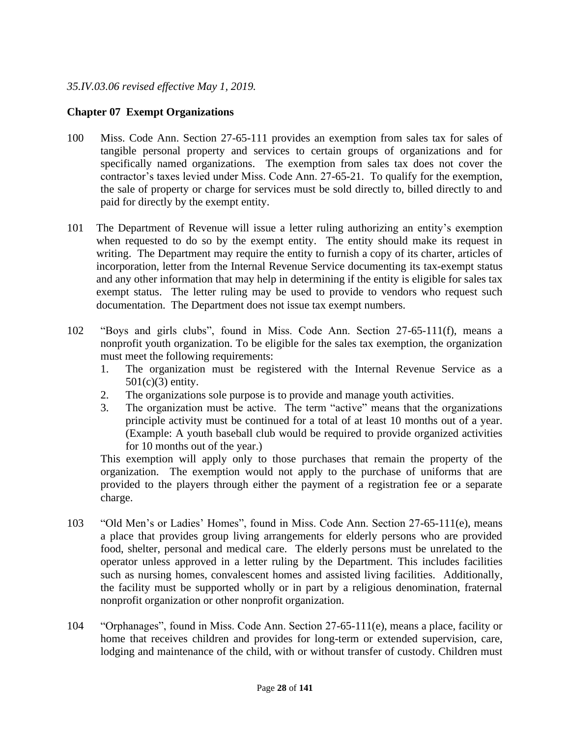*35.IV.03.06 revised effective May 1, 2019.*

## Chapter 07 Exempt Organizations

100 Miss. Code Ann. Section 27-65-111 provides an exemption from sales tax for sales of tangible personal property and services to certain groups of organizations and for specifically named organizations. The exemption from sales tax does not cover the contractor's taxes levied under Miss. Code Ann. 27-65-21. To qualify for the exemption, the sale of property or charge for services must be sold directly to, billed directly to and paid for directly by the exempt entity.

101 The Department of Revenue will issue a letter ruling authorizing an entity's exemption when requested to do so by the exempt entity. The entity should make its request in writing. The Department may require the entity to furnish a copy of its charter, articles of incorporation, letter from the Internal Revenue Service documenting its tax-exempt status and any other information that may help in determining if the entity is eligible for sales tax exempt status. The letter ruling may be used to provide to vendors who request such documentation. The Department does not issue tax exempt numbers.

102 "Boys and girls clubs", found in Miss. Code Ann. Section 27-65-111(f), means a nonprofit youth organization. To be eligible for the sales tax exemption, the organization must meet the following requirements:

1. The organization must be registered with the Internal Revenue Service as a 501(c)(3) entity.
2. The organizations sole purpose is to provide and manage youth activities.
3. The organization must be active. The term "active" means that the organizations principle activity must be continued for a total of at least 10 months out of a year. (Example: A youth baseball club would be required to provide organized activities for 10 months out of the year.)

This exemption will apply only to those purchases that remain the property of the organization. The exemption would not apply to the purchase of uniforms that are provided to the players through either the payment of a registration fee or a separate charge.

103 "Old Men's or Ladies' Homes", found in Miss. Code Ann. Section 27-65-111(e), means a place that provides group living arrangements for elderly persons who are provided food, shelter, personal and medical care. The elderly persons must be unrelated to the operator unless approved in a letter ruling by the Department. This includes facilities such as nursing homes, convalescent homes and assisted living facilities. Additionally, the facility must be supported wholly or in part by a religious denomination, fraternal nonprofit organization or other nonprofit organization.

104 "Orphanages", found in Miss. Code Ann. Section 27-65-111(e), means a place, facility or home that receives children and provides for long-term or extended supervision, care, lodging and maintenance of the child, with or without transfer of custody. Children must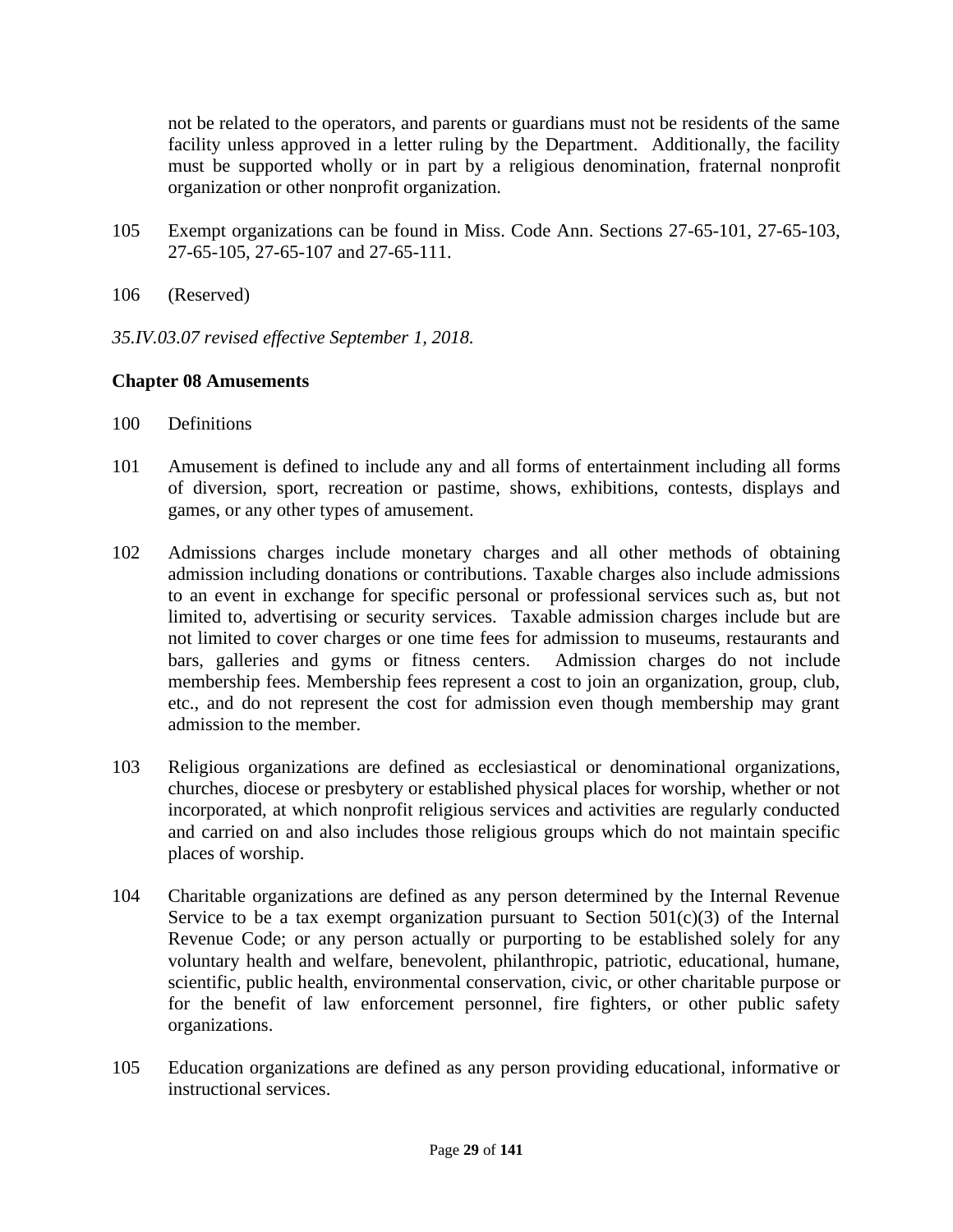not be related to the operators, and parents or guardians must not be residents of the same facility unless approved in a letter ruling by the Department. Additionally, the facility must be supported wholly or in part by a religious denomination, fraternal nonprofit organization or other nonprofit organization.

105 Exempt organizations can be found in Miss. Code Ann. Sections 27-65-101, 27-65-103, 27-65-105, 27-65-107 and 27-65-111.

106 (Reserved)

*35.IV.03.07 revised effective September 1, 2018.*

**Chapter 08 Amusements**

100 Definitions

101 Amusement is defined to include any and all forms of entertainment including all forms of diversion, sport, recreation or pastime, shows, exhibitions, contests, displays and games, or any other types of amusement.

102 Admissions charges include monetary charges and all other methods of obtaining admission including donations or contributions. Taxable charges also include admissions to an event in exchange for specific personal or professional services such as, but not limited to, advertising or security services. Taxable admission charges include but are not limited to cover charges or one time fees for admission to museums, restaurants and bars, galleries and gyms or fitness centers. Admission charges do not include membership fees. Membership fees represent a cost to join an organization, group, club, etc., and do not represent the cost for admission even though membership may grant admission to the member.

103 Religious organizations are defined as ecclesiastical or denominational organizations, churches, diocese or presbytery or established physical places for worship, whether or not incorporated, at which nonprofit religious services and activities are regularly conducted and carried on and also includes those religious groups which do not maintain specific places of worship.

104 Charitable organizations are defined as any person determined by the Internal Revenue Service to be a tax exempt organization pursuant to Section 501(c)(3) of the Internal Revenue Code; or any person actually or purporting to be established solely for any voluntary health and welfare, benevolent, philanthropic, patriotic, educational, humane, scientific, public health, environmental conservation, civic, or other charitable purpose or for the benefit of law enforcement personnel, fire fighters, or other public safety organizations.

105 Education organizations are defined as any person providing educational, informative or instructional services.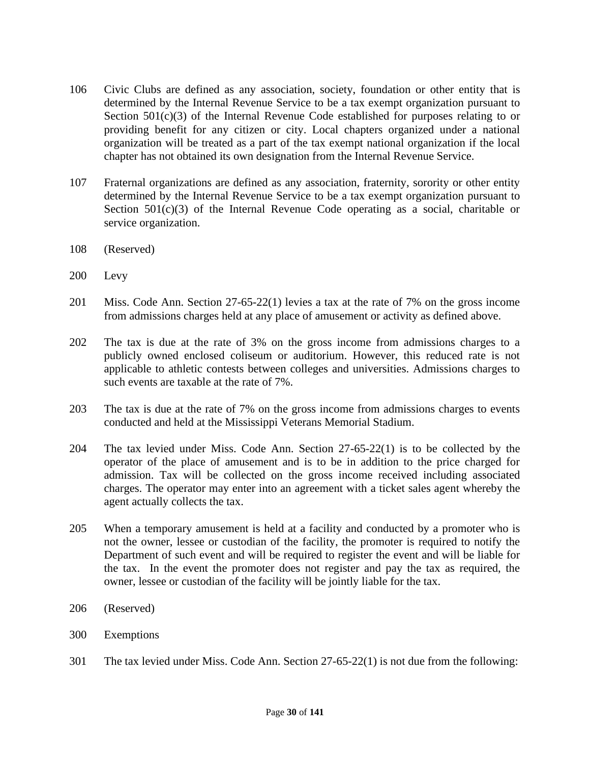106 Civic Clubs are defined as any association, society, foundation or other entity that is determined by the Internal Revenue Service to be a tax exempt organization pursuant to Section 501(c)(3) of the Internal Revenue Code established for purposes relating to or providing benefit for any citizen or city. Local chapters organized under a national organization will be treated as a part of the tax exempt national organization if the local chapter has not obtained its own designation from the Internal Revenue Service.

107 Fraternal organizations are defined as any association, fraternity, sorority or other entity determined by the Internal Revenue Service to be a tax exempt organization pursuant to Section 501(c)(3) of the Internal Revenue Code operating as a social, charitable or service organization.

108 (Reserved)

200 Levy

201 Miss. Code Ann. Section 27-65-22(1) levies a tax at the rate of 7% on the gross income from admissions charges held at any place of amusement or activity as defined above.

202 The tax is due at the rate of 3% on the gross income from admissions charges to a publicly owned enclosed coliseum or auditorium. However, this reduced rate is not applicable to athletic contests between colleges and universities. Admissions charges to such events are taxable at the rate of 7%.

203 The tax is due at the rate of 7% on the gross income from admissions charges to events conducted and held at the Mississippi Veterans Memorial Stadium.

204 The tax levied under Miss. Code Ann. Section 27-65-22(1) is to be collected by the operator of the place of amusement and is to be in addition to the price charged for admission. Tax will be collected on the gross income received including associated charges. The operator may enter into an agreement with a ticket sales agent whereby the agent actually collects the tax.

205 When a temporary amusement is held at a facility and conducted by a promoter who is not the owner, lessee or custodian of the facility, the promoter is required to notify the Department of such event and will be required to register the event and will be liable for the tax. In the event the promoter does not register and pay the tax as required, the owner, lessee or custodian of the facility will be jointly liable for the tax.

206 (Reserved)

300 Exemptions

301 The tax levied under Miss. Code Ann. Section 27-65-22(1) is not due from the following: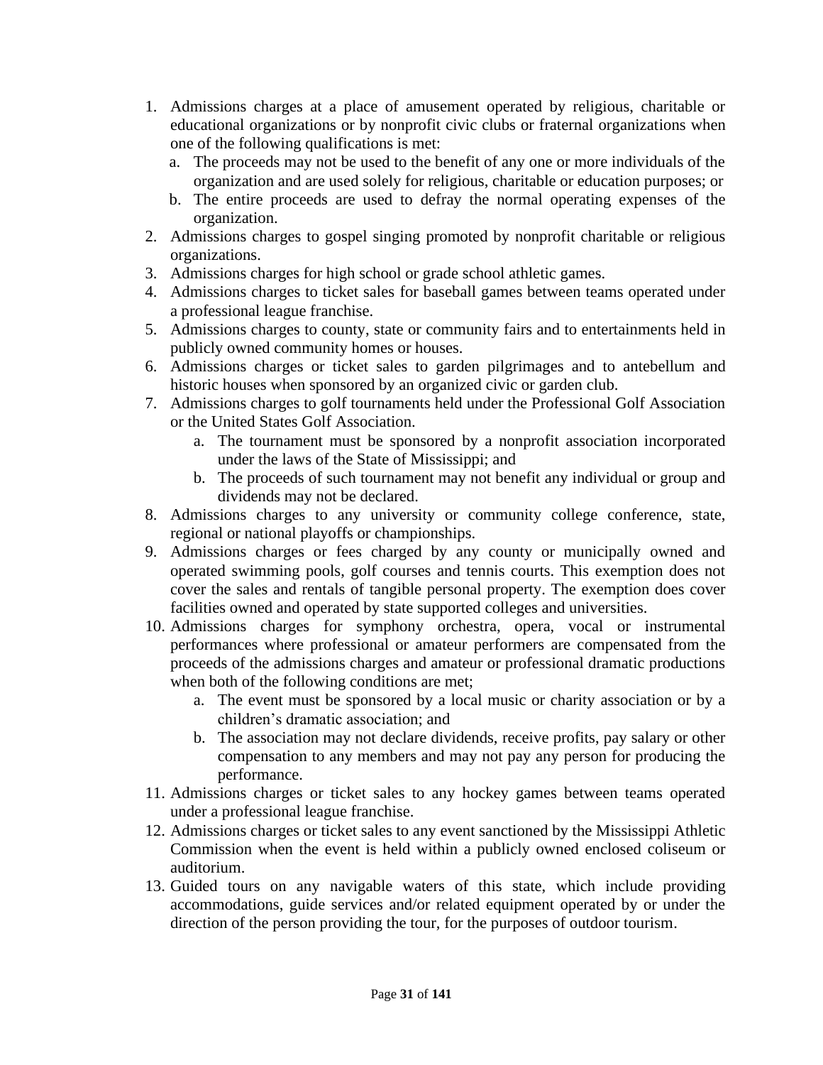1. Admissions charges at a place of amusement operated by religious, charitable or educational organizations or by nonprofit civic clubs or fraternal organizations when one of the following qualifications is met:
   a. The proceeds may not be used to the benefit of any one or more individuals of the organization and are used solely for religious, charitable or education purposes; or
   b. The entire proceeds are used to defray the normal operating expenses of the organization.
2. Admissions charges to gospel singing promoted by nonprofit charitable or religious organizations.
3. Admissions charges for high school or grade school athletic games.
4. Admissions charges to ticket sales for baseball games between teams operated under a professional league franchise.
5. Admissions charges to county, state or community fairs and to entertainments held in publicly owned community homes or houses.
6. Admissions charges or ticket sales to garden pilgrimages and to antebellum and historic houses when sponsored by an organized civic or garden club.
7. Admissions charges to golf tournaments held under the Professional Golf Association or the United States Golf Association.
   a. The tournament must be sponsored by a nonprofit association incorporated under the laws of the State of Mississippi; and
   b. The proceeds of such tournament may not benefit any individual or group and dividends may not be declared.
8. Admissions charges to any university or community college conference, state, regional or national playoffs or championships.
9. Admissions charges or fees charged by any county or municipally owned and operated swimming pools, golf courses and tennis courts. This exemption does not cover the sales and rentals of tangible personal property. The exemption does cover facilities owned and operated by state supported colleges and universities.
10. Admissions charges for symphony orchestra, opera, vocal or instrumental performances where professional or amateur performers are compensated from the proceeds of the admissions charges and amateur or professional dramatic productions when both of the following conditions are met;
    a. The event must be sponsored by a local music or charity association or by a children's dramatic association; and
    b. The association may not declare dividends, receive profits, pay salary or other compensation to any members and may not pay any person for producing the performance.
11. Admissions charges or ticket sales to any hockey games between teams operated under a professional league franchise.
12. Admissions charges or ticket sales to any event sanctioned by the Mississippi Athletic Commission when the event is held within a publicly owned enclosed coliseum or auditorium.
13. Guided tours on any navigable waters of this state, which include providing accommodations, guide services and/or related equipment operated by or under the direction of the person providing the tour, for the purposes of outdoor tourism.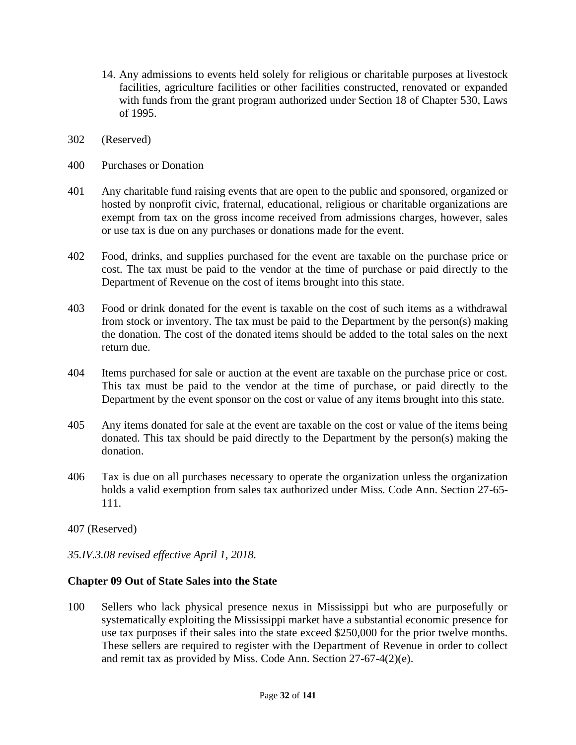14. Any admissions to events held solely for religious or charitable purposes at livestock facilities, agriculture facilities or other facilities constructed, renovated or expanded with funds from the grant program authorized under Section 18 of Chapter 530, Laws of 1995.

302 (Reserved)

400 Purchases or Donation

401 Any charitable fund raising events that are open to the public and sponsored, organized or hosted by nonprofit civic, fraternal, educational, religious or charitable organizations are exempt from tax on the gross income received from admissions charges, however, sales or use tax is due on any purchases or donations made for the event.

402 Food, drinks, and supplies purchased for the event are taxable on the purchase price or cost. The tax must be paid to the vendor at the time of purchase or paid directly to the Department of Revenue on the cost of items brought into this state.

403 Food or drink donated for the event is taxable on the cost of such items as a withdrawal from stock or inventory. The tax must be paid to the Department by the person(s) making the donation. The cost of the donated items should be added to the total sales on the next return due.

404 Items purchased for sale or auction at the event are taxable on the purchase price or cost. This tax must be paid to the vendor at the time of purchase, or paid directly to the Department by the event sponsor on the cost or value of any items brought into this state.

405 Any items donated for sale at the event are taxable on the cost or value of the items being donated. This tax should be paid directly to the Department by the person(s) making the donation.

406 Tax is due on all purchases necessary to operate the organization unless the organization holds a valid exemption from sales tax authorized under Miss. Code Ann. Section 27-65-111.

407 (Reserved)

*35.IV.3.08 revised effective April 1, 2018.*

**Chapter 09 Out of State Sales into the State**

100 Sellers who lack physical presence nexus in Mississippi but who are purposefully or systematically exploiting the Mississippi market have a substantial economic presence for use tax purposes if their sales into the state exceed $250,000 for the prior twelve months. These sellers are required to register with the Department of Revenue in order to collect and remit tax as provided by Miss. Code Ann. Section 27-67-4(2)(e).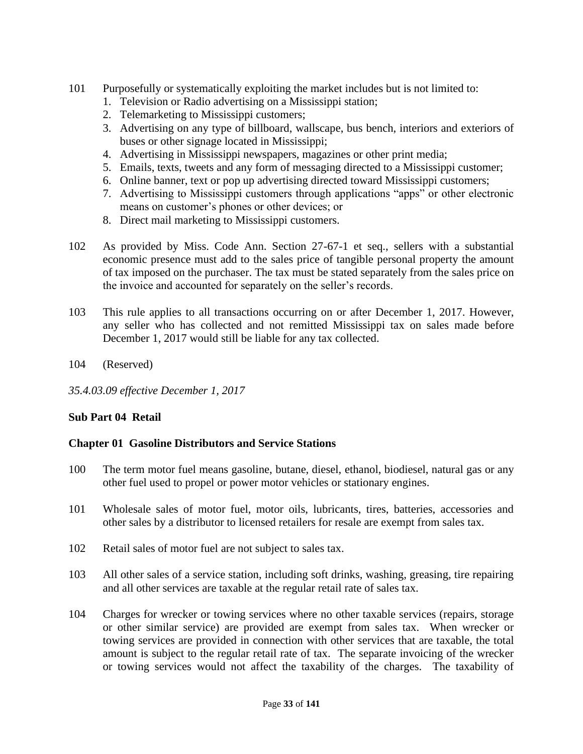101 Purposefully or systematically exploiting the market includes but is not limited to:
1. Television or Radio advertising on a Mississippi station;
2. Telemarketing to Mississippi customers;
3. Advertising on any type of billboard, wallscape, bus bench, interiors and exteriors of buses or other signage located in Mississippi;
4. Advertising in Mississippi newspapers, magazines or other print media;
5. Emails, texts, tweets and any form of messaging directed to a Mississippi customer;
6. Online banner, text or pop up advertising directed toward Mississippi customers;
7. Advertising to Mississippi customers through applications "apps" or other electronic means on customer's phones or other devices; or
8. Direct mail marketing to Mississippi customers.

102 As provided by Miss. Code Ann. Section 27-67-1 et seq., sellers with a substantial economic presence must add to the sales price of tangible personal property the amount of tax imposed on the purchaser. The tax must be stated separately from the sales price on the invoice and accounted for separately on the seller's records.

103 This rule applies to all transactions occurring on or after December 1, 2017. However, any seller who has collected and not remitted Mississippi tax on sales made before December 1, 2017 would still be liable for any tax collected.

104 (Reserved)

*35.4.03.09 effective December 1, 2017*

## Sub Part 04 Retail

### Chapter 01 Gasoline Distributors and Service Stations

100 The term motor fuel means gasoline, butane, diesel, ethanol, biodiesel, natural gas or any other fuel used to propel or power motor vehicles or stationary engines.

101 Wholesale sales of motor fuel, motor oils, lubricants, tires, batteries, accessories and other sales by a distributor to licensed retailers for resale are exempt from sales tax.

102 Retail sales of motor fuel are not subject to sales tax.

103 All other sales of a service station, including soft drinks, washing, greasing, tire repairing and all other services are taxable at the regular retail rate of sales tax.

104 Charges for wrecker or towing services where no other taxable services (repairs, storage or other similar service) are provided are exempt from sales tax. When wrecker or towing services are provided in connection with other services that are taxable, the total amount is subject to the regular retail rate of tax. The separate invoicing of the wrecker or towing services would not affect the taxability of the charges. The taxability of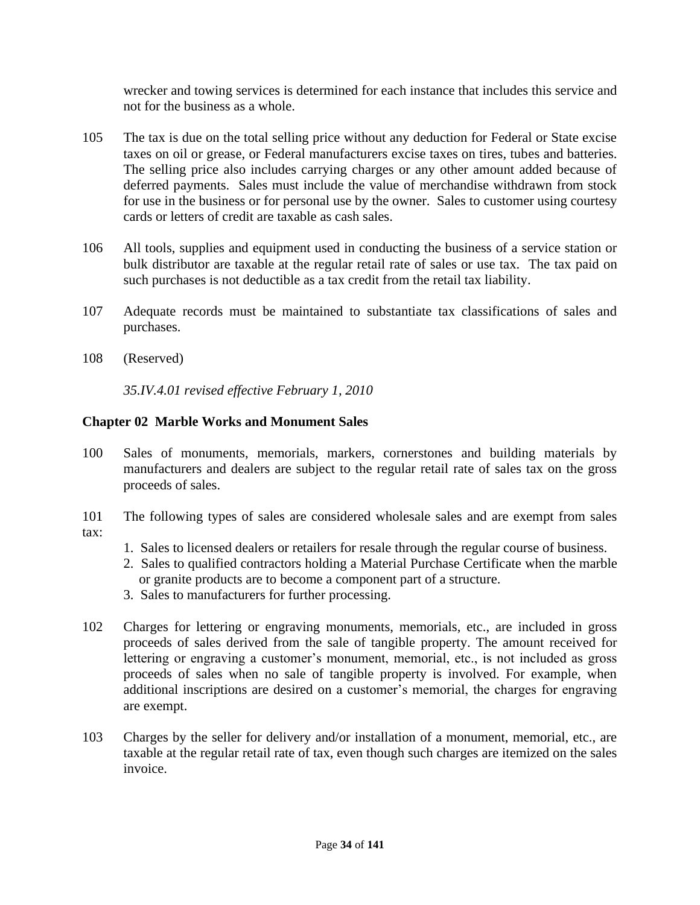wrecker and towing services is determined for each instance that includes this service and not for the business as a whole.

105 The tax is due on the total selling price without any deduction for Federal or State excise taxes on oil or grease, or Federal manufacturers excise taxes on tires, tubes and batteries. The selling price also includes carrying charges or any other amount added because of deferred payments. Sales must include the value of merchandise withdrawn from stock for use in the business or for personal use by the owner. Sales to customer using courtesy cards or letters of credit are taxable as cash sales.

106 All tools, supplies and equipment used in conducting the business of a service station or bulk distributor are taxable at the regular retail rate of sales or use tax. The tax paid on such purchases is not deductible as a tax credit from the retail tax liability.

107 Adequate records must be maintained to substantiate tax classifications of sales and purchases.

108 (Reserved)

*35.IV.4.01 revised effective February 1, 2010*

**Chapter 02 Marble Works and Monument Sales**

100 Sales of monuments, memorials, markers, cornerstones and building materials by manufacturers and dealers are subject to the regular retail rate of sales tax on the gross proceeds of sales.

101 The following types of sales are considered wholesale sales and are exempt from sales tax:

1. Sales to licensed dealers or retailers for resale through the regular course of business.
2. Sales to qualified contractors holding a Material Purchase Certificate when the marble or granite products are to become a component part of a structure.
3. Sales to manufacturers for further processing.

102 Charges for lettering or engraving monuments, memorials, etc., are included in gross proceeds of sales derived from the sale of tangible property. The amount received for lettering or engraving a customer's monument, memorial, etc., is not included as gross proceeds of sales when no sale of tangible property is involved. For example, when additional inscriptions are desired on a customer's memorial, the charges for engraving are exempt.

103 Charges by the seller for delivery and/or installation of a monument, memorial, etc., are taxable at the regular retail rate of tax, even though such charges are itemized on the sales invoice.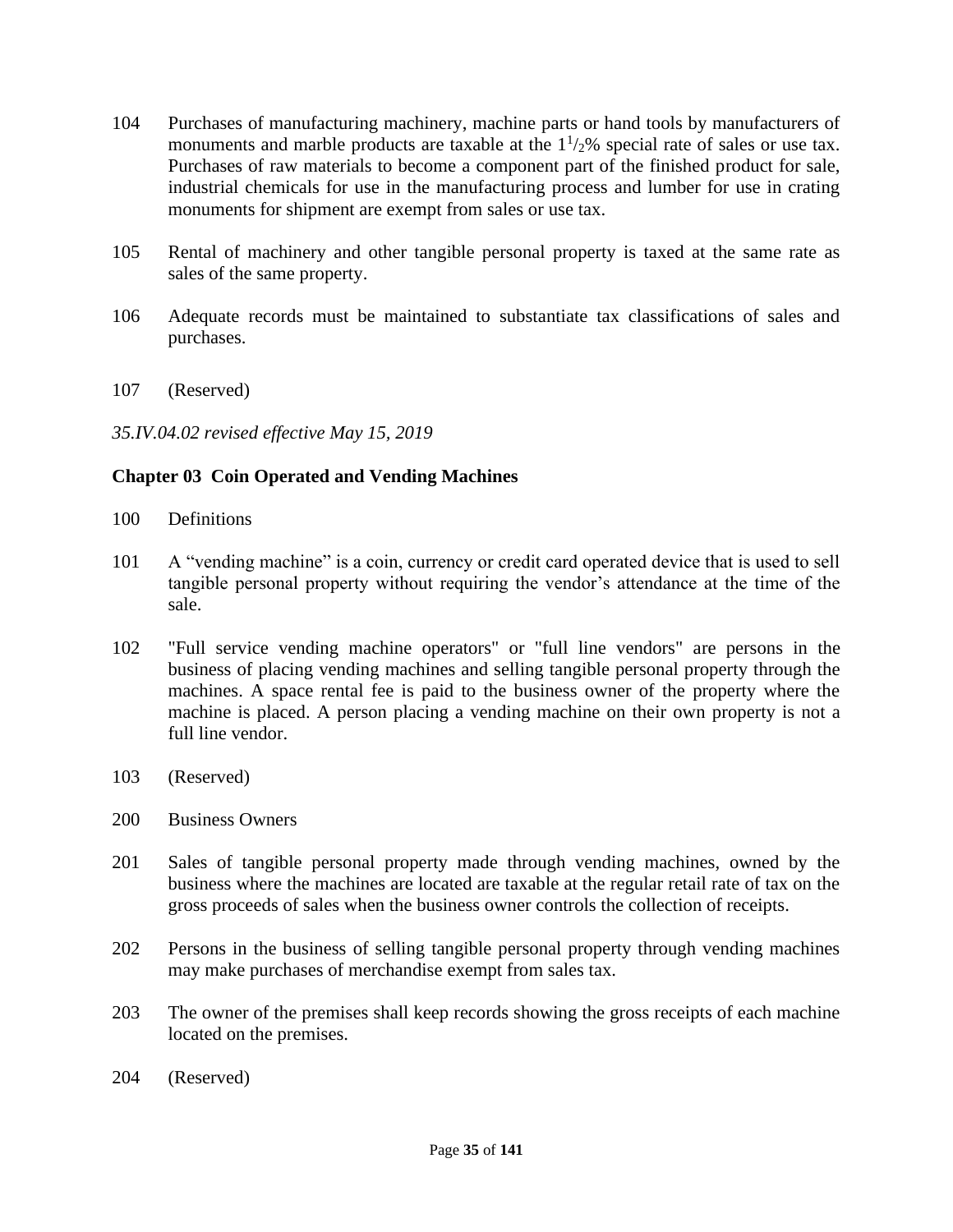104 Purchases of manufacturing machinery, machine parts or hand tools by manufacturers of monuments and marble products are taxable at the $1^1/_2$% special rate of sales or use tax. Purchases of raw materials to become a component part of the finished product for sale, industrial chemicals for use in the manufacturing process and lumber for use in crating monuments for shipment are exempt from sales or use tax.

105 Rental of machinery and other tangible personal property is taxed at the same rate as sales of the same property.

106 Adequate records must be maintained to substantiate tax classifications of sales and purchases.

107 (Reserved)

*35.IV.04.02 revised effective May 15, 2019*

## Chapter 03 Coin Operated and Vending Machines

100 Definitions

101 A "vending machine" is a coin, currency or credit card operated device that is used to sell tangible personal property without requiring the vendor's attendance at the time of the sale.

102 "Full service vending machine operators" or "full line vendors" are persons in the business of placing vending machines and selling tangible personal property through the machines. A space rental fee is paid to the business owner of the property where the machine is placed. A person placing a vending machine on their own property is not a full line vendor.

103 (Reserved)

200 Business Owners

201 Sales of tangible personal property made through vending machines, owned by the business where the machines are located are taxable at the regular retail rate of tax on the gross proceeds of sales when the business owner controls the collection of receipts.

202 Persons in the business of selling tangible personal property through vending machines may make purchases of merchandise exempt from sales tax.

203 The owner of the premises shall keep records showing the gross receipts of each machine located on the premises.

204 (Reserved)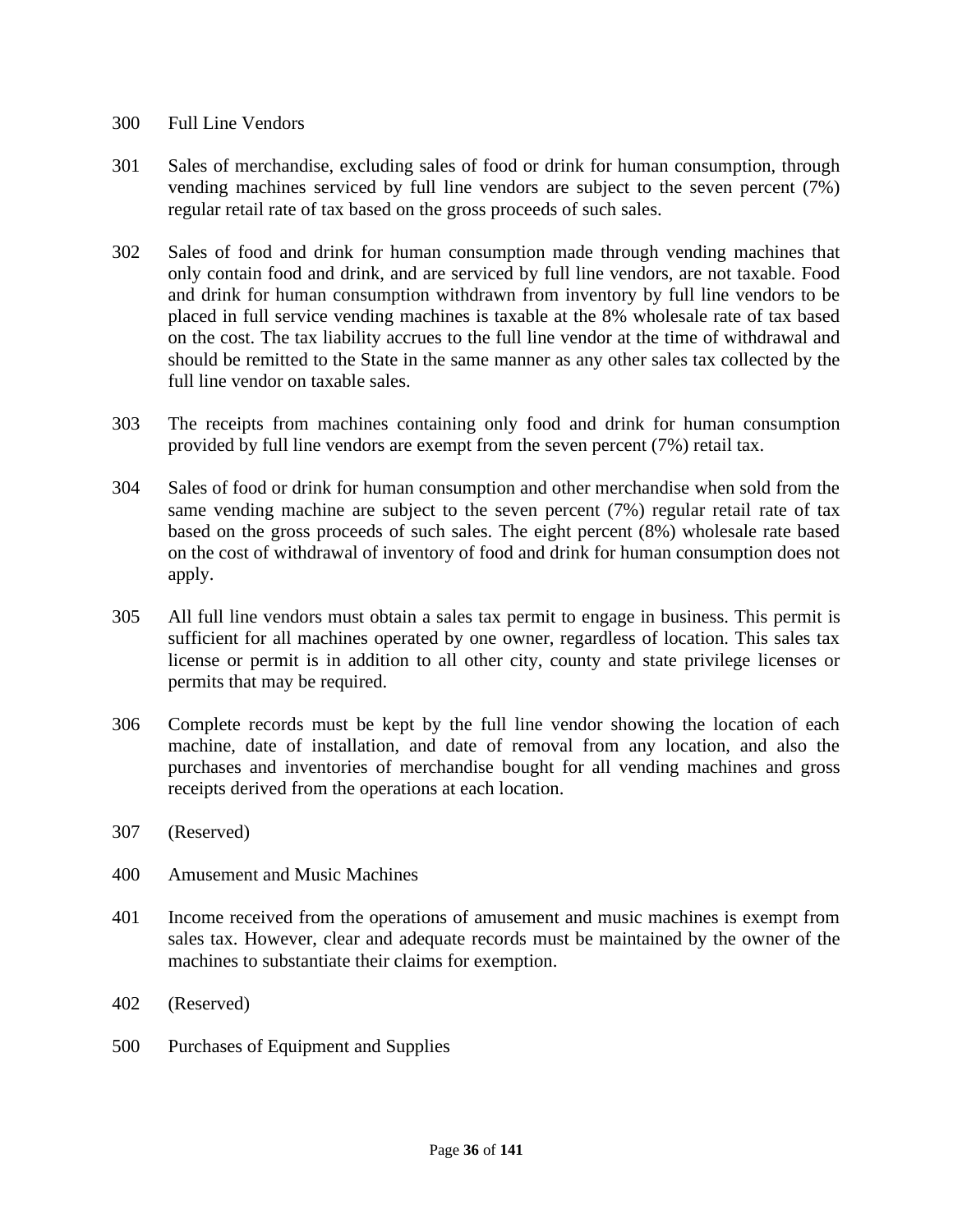300 Full Line Vendors

301 Sales of merchandise, excluding sales of food or drink for human consumption, through vending machines serviced by full line vendors are subject to the seven percent (7%) regular retail rate of tax based on the gross proceeds of such sales.

302 Sales of food and drink for human consumption made through vending machines that only contain food and drink, and are serviced by full line vendors, are not taxable. Food and drink for human consumption withdrawn from inventory by full line vendors to be placed in full service vending machines is taxable at the 8% wholesale rate of tax based on the cost. The tax liability accrues to the full line vendor at the time of withdrawal and should be remitted to the State in the same manner as any other sales tax collected by the full line vendor on taxable sales.

303 The receipts from machines containing only food and drink for human consumption provided by full line vendors are exempt from the seven percent (7%) retail tax.

304 Sales of food or drink for human consumption and other merchandise when sold from the same vending machine are subject to the seven percent (7%) regular retail rate of tax based on the gross proceeds of such sales. The eight percent (8%) wholesale rate based on the cost of withdrawal of inventory of food and drink for human consumption does not apply.

305 All full line vendors must obtain a sales tax permit to engage in business. This permit is sufficient for all machines operated by one owner, regardless of location. This sales tax license or permit is in addition to all other city, county and state privilege licenses or permits that may be required.

306 Complete records must be kept by the full line vendor showing the location of each machine, date of installation, and date of removal from any location, and also the purchases and inventories of merchandise bought for all vending machines and gross receipts derived from the operations at each location.

307 (Reserved)

400 Amusement and Music Machines

401 Income received from the operations of amusement and music machines is exempt from sales tax. However, clear and adequate records must be maintained by the owner of the machines to substantiate their claims for exemption.

402 (Reserved)

500 Purchases of Equipment and Supplies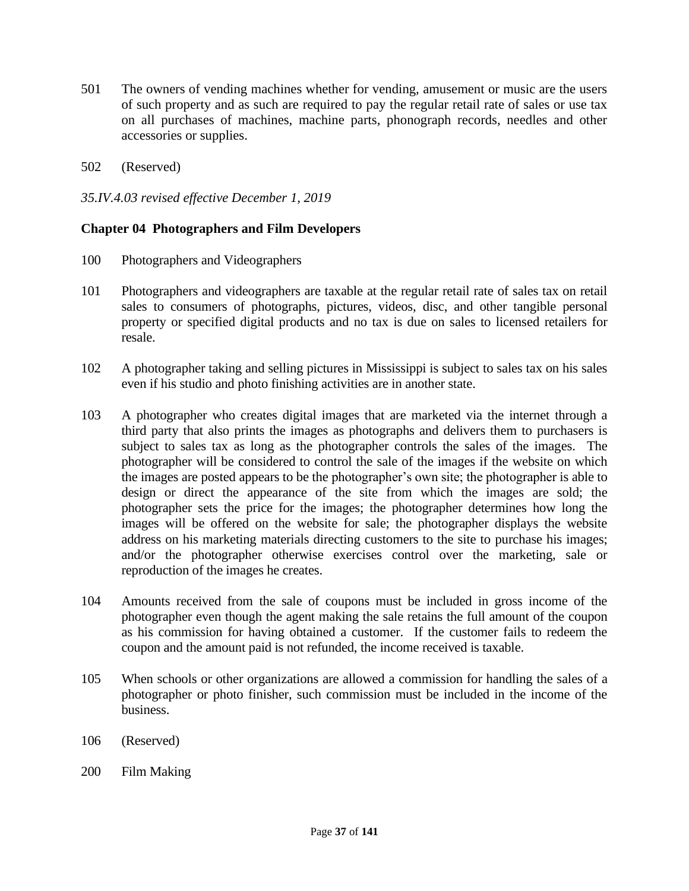501 The owners of vending machines whether for vending, amusement or music are the users of such property and as such are required to pay the regular retail rate of sales or use tax on all purchases of machines, machine parts, phonograph records, needles and other accessories or supplies.

502 (Reserved)

*35.IV.4.03 revised effective December 1, 2019*

**Chapter 04 Photographers and Film Developers**

100 Photographers and Videographers

101 Photographers and videographers are taxable at the regular retail rate of sales tax on retail sales to consumers of photographs, pictures, videos, disc, and other tangible personal property or specified digital products and no tax is due on sales to licensed retailers for resale.

102 A photographer taking and selling pictures in Mississippi is subject to sales tax on his sales even if his studio and photo finishing activities are in another state.

103 A photographer who creates digital images that are marketed via the internet through a third party that also prints the images as photographs and delivers them to purchasers is subject to sales tax as long as the photographer controls the sales of the images. The photographer will be considered to control the sale of the images if the website on which the images are posted appears to be the photographer's own site; the photographer is able to design or direct the appearance of the site from which the images are sold; the photographer sets the price for the images; the photographer determines how long the images will be offered on the website for sale; the photographer displays the website address on his marketing materials directing customers to the site to purchase his images; and/or the photographer otherwise exercises control over the marketing, sale or reproduction of the images he creates.

104 Amounts received from the sale of coupons must be included in gross income of the photographer even though the agent making the sale retains the full amount of the coupon as his commission for having obtained a customer. If the customer fails to redeem the coupon and the amount paid is not refunded, the income received is taxable.

105 When schools or other organizations are allowed a commission for handling the sales of a photographer or photo finisher, such commission must be included in the income of the business.

106 (Reserved)

200 Film Making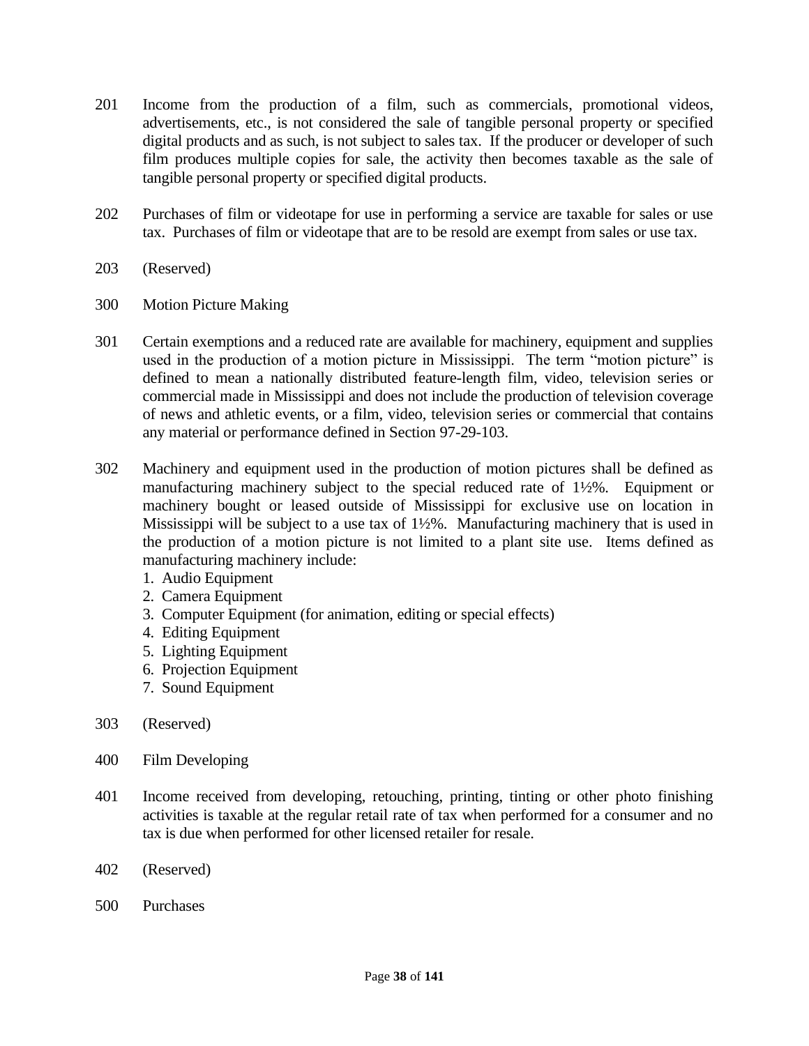201 Income from the production of a film, such as commercials, promotional videos, advertisements, etc., is not considered the sale of tangible personal property or specified digital products and as such, is not subject to sales tax. If the producer or developer of such film produces multiple copies for sale, the activity then becomes taxable as the sale of tangible personal property or specified digital products.

202 Purchases of film or videotape for use in performing a service are taxable for sales or use tax. Purchases of film or videotape that are to be resold are exempt from sales or use tax.

203 (Reserved)

300 Motion Picture Making

301 Certain exemptions and a reduced rate are available for machinery, equipment and supplies used in the production of a motion picture in Mississippi. The term “motion picture” is defined to mean a nationally distributed feature-length film, video, television series or commercial made in Mississippi and does not include the production of television coverage of news and athletic events, or a film, video, television series or commercial that contains any material or performance defined in Section 97-29-103.

302 Machinery and equipment used in the production of motion pictures shall be defined as manufacturing machinery subject to the special reduced rate of 1½%. Equipment or machinery bought or leased outside of Mississippi for exclusive use on location in Mississippi will be subject to a use tax of 1½%. Manufacturing machinery that is used in the production of a motion picture is not limited to a plant site use. Items defined as manufacturing machinery include:

1. Audio Equipment
2. Camera Equipment
3. Computer Equipment (for animation, editing or special effects)
4. Editing Equipment
5. Lighting Equipment
6. Projection Equipment
7. Sound Equipment

303 (Reserved)

400 Film Developing

401 Income received from developing, retouching, printing, tinting or other photo finishing activities is taxable at the regular retail rate of tax when performed for a consumer and no tax is due when performed for other licensed retailer for resale.

402 (Reserved)

500 Purchases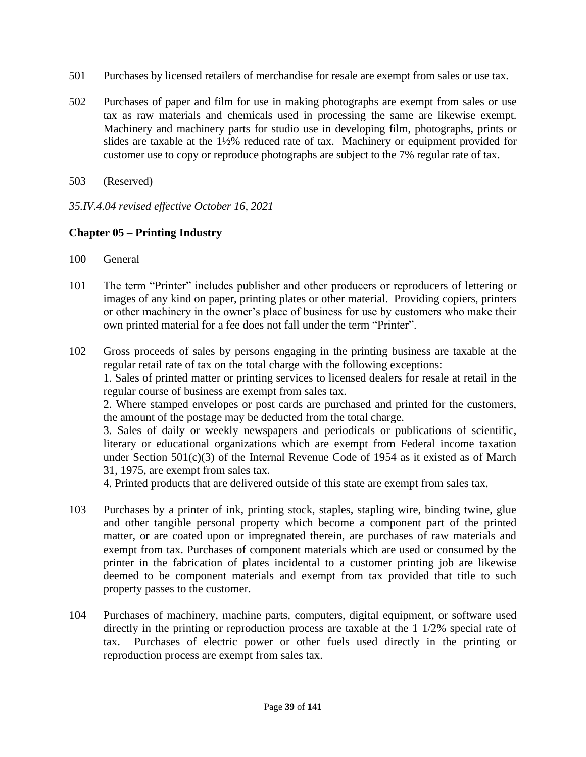501 Purchases by licensed retailers of merchandise for resale are exempt from sales or use tax.

502 Purchases of paper and film for use in making photographs are exempt from sales or use tax as raw materials and chemicals used in processing the same are likewise exempt. Machinery and machinery parts for studio use in developing film, photographs, prints or slides are taxable at the 1½% reduced rate of tax. Machinery or equipment provided for customer use to copy or reproduce photographs are subject to the 7% regular rate of tax.

503 (Reserved)

*35.IV.4.04 revised effective October 16, 2021*

## Chapter 05 – Printing Industry

100 General

101 The term "Printer" includes publisher and other producers or reproducers of lettering or images of any kind on paper, printing plates or other material. Providing copiers, printers or other machinery in the owner's place of business for use by customers who make their own printed material for a fee does not fall under the term "Printer".

102 Gross proceeds of sales by persons engaging in the printing business are taxable at the regular retail rate of tax on the total charge with the following exceptions:
1. Sales of printed matter or printing services to licensed dealers for resale at retail in the regular course of business are exempt from sales tax.
2. Where stamped envelopes or post cards are purchased and printed for the customers, the amount of the postage may be deducted from the total charge.
3. Sales of daily or weekly newspapers and periodicals or publications of scientific, literary or educational organizations which are exempt from Federal income taxation under Section 501(c)(3) of the Internal Revenue Code of 1954 as it existed as of March 31, 1975, are exempt from sales tax.
4. Printed products that are delivered outside of this state are exempt from sales tax.

103 Purchases by a printer of ink, printing stock, staples, stapling wire, binding twine, glue and other tangible personal property which become a component part of the printed matter, or are coated upon or impregnated therein, are purchases of raw materials and exempt from tax. Purchases of component materials which are used or consumed by the printer in the fabrication of plates incidental to a customer printing job are likewise deemed to be component materials and exempt from tax provided that title to such property passes to the customer.

104 Purchases of machinery, machine parts, computers, digital equipment, or software used directly in the printing or reproduction process are taxable at the 1 1/2% special rate of tax. Purchases of electric power or other fuels used directly in the printing or reproduction process are exempt from sales tax.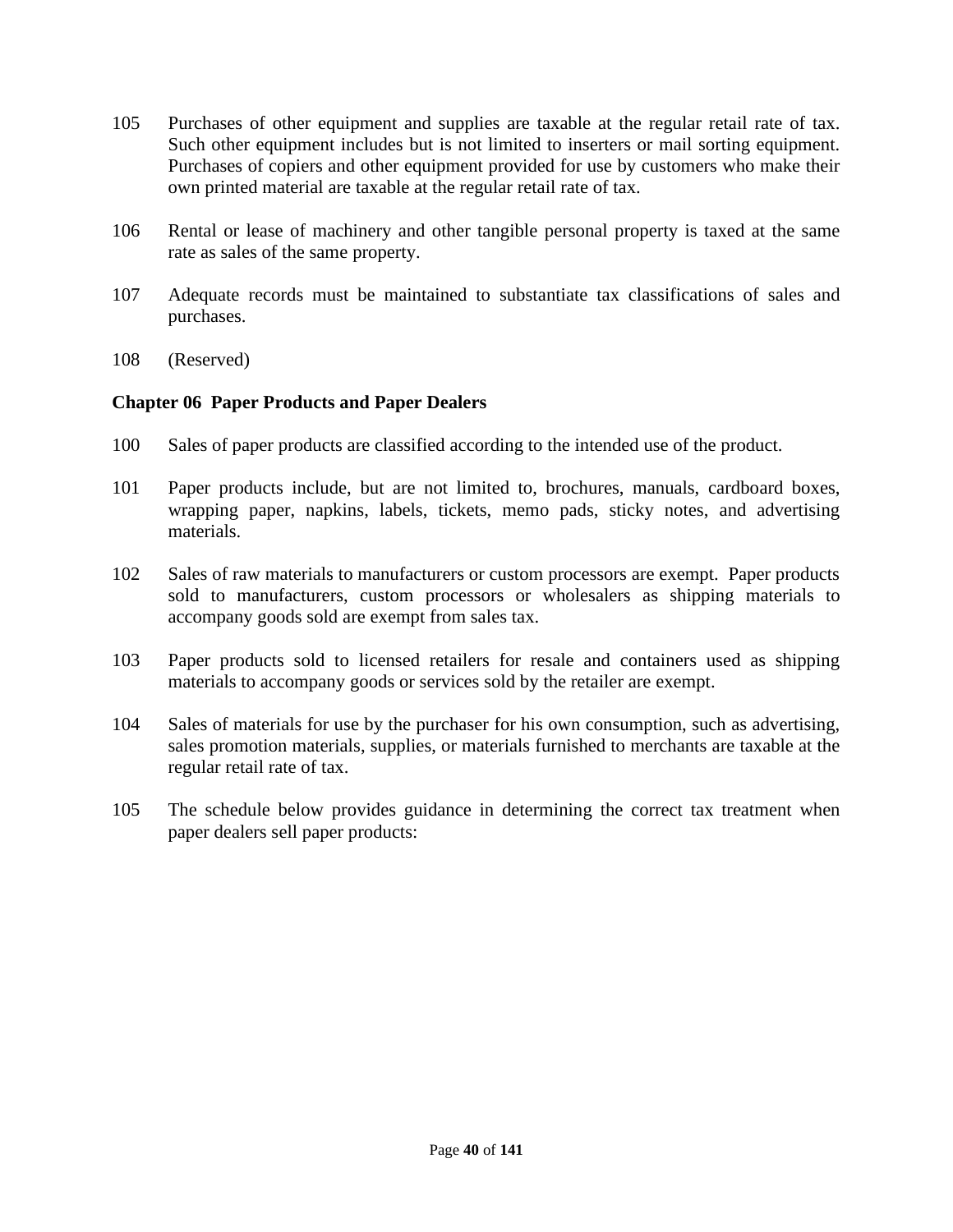105 Purchases of other equipment and supplies are taxable at the regular retail rate of tax. Such other equipment includes but is not limited to inserters or mail sorting equipment. Purchases of copiers and other equipment provided for use by customers who make their own printed material are taxable at the regular retail rate of tax.

106 Rental or lease of machinery and other tangible personal property is taxed at the same rate as sales of the same property.

107 Adequate records must be maintained to substantiate tax classifications of sales and purchases.

108 (Reserved)

**Chapter 06 Paper Products and Paper Dealers**

100 Sales of paper products are classified according to the intended use of the product.

101 Paper products include, but are not limited to, brochures, manuals, cardboard boxes, wrapping paper, napkins, labels, tickets, memo pads, sticky notes, and advertising materials.

102 Sales of raw materials to manufacturers or custom processors are exempt. Paper products sold to manufacturers, custom processors or wholesalers as shipping materials to accompany goods sold are exempt from sales tax.

103 Paper products sold to licensed retailers for resale and containers used as shipping materials to accompany goods or services sold by the retailer are exempt.

104 Sales of materials for use by the purchaser for his own consumption, such as advertising, sales promotion materials, supplies, or materials furnished to merchants are taxable at the regular retail rate of tax.

105 The schedule below provides guidance in determining the correct tax treatment when paper dealers sell paper products: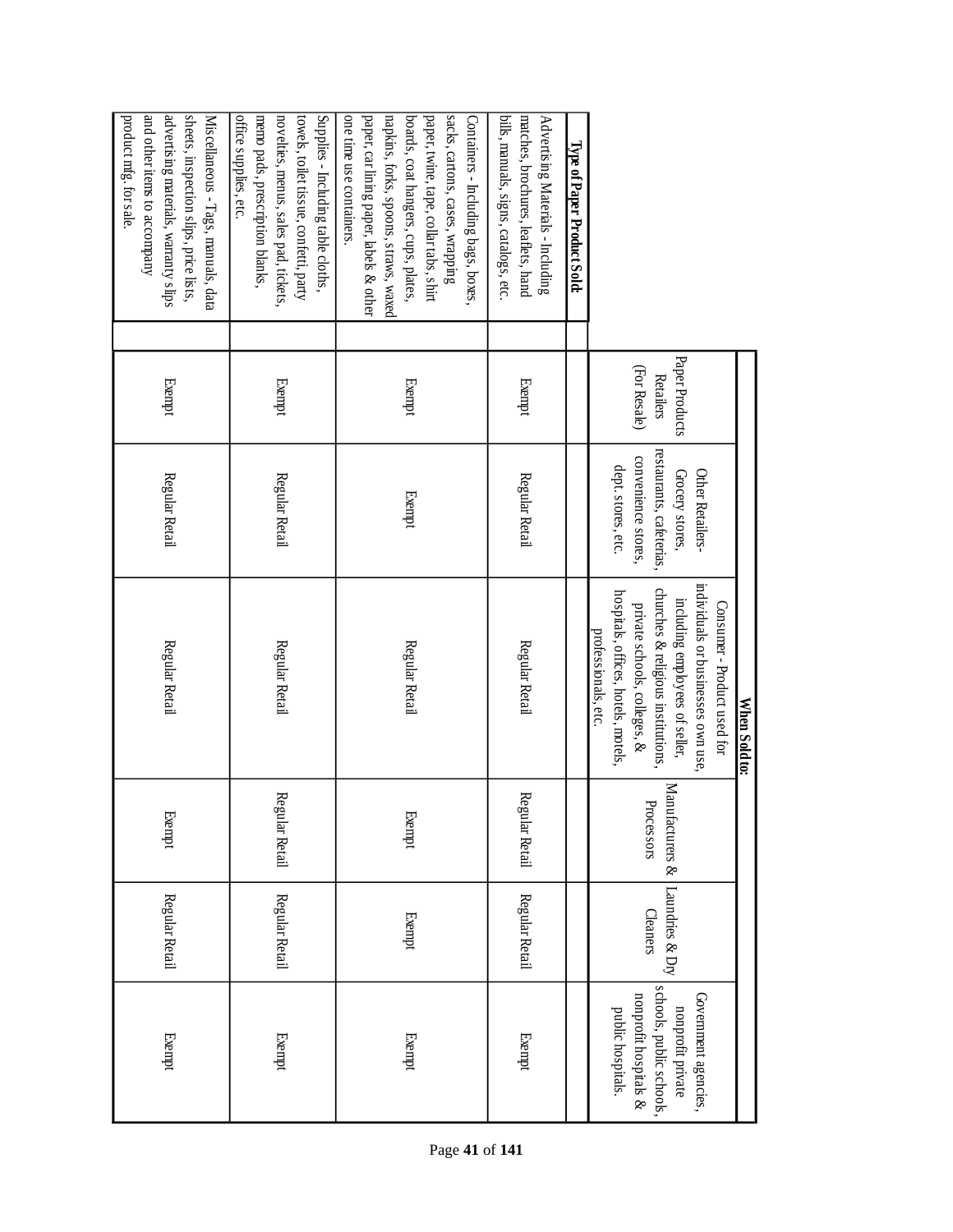| Type of Paper Product Sold: | When Sold to: | | | | | |
|---|---|---|---|---|---|---|
| | Paper Products Retailers (For Resale) | Other Retailers- Grocery stores, restaurants, cafeterias, convenience stores, dept. stores, etc. | Consumer - Product used for individuals or businesses own use, including employees of seller, churches & religious institutions, private schools, colleges, & hospitals, offices, hotels, motels, professionals, etc. | Manufacturers & Processors | Laundries & Dry Cleaners | Government agencies, nonprofit private schools, public schools, nonprofit hospitals & public hospitals. |
| Advertising Materials - Including matches, brochures, leaflets, hand bills, manuals, signs, catalogs, etc. | Exempt | Regular Retail | Regular Retail | Regular Retail | Regular Retail | Exempt |
| Containers - Including bags, boxes, sacks, cartons, cases, wrapping paper, twine, tape, collar tabs, shirt boards, coat hangers, cups, plates, napkins, forks, spoons, straws, waxed paper, car lining paper, labels & other one time use containers. | Exempt | Exempt | Regular Retail | Exempt | Exempt | Exempt |
| Supplies - Including table cloths, towels, toilet tissue, confetti, party novelties, menus, sales pad, tickets, memo pads, prescription blanks, office supplies, etc. | Exempt | Regular Retail | Regular Retail | Regular Retail | Regular Retail | Exempt |
| Miscellaneous - Tags, manuals, data sheets, inspection slips, price lists, advertising materials, warranty slips and other items to accompany product mfg. for sale. | Exempt | Regular Retail | Regular Retail | Exempt | Regular Retail | Exempt |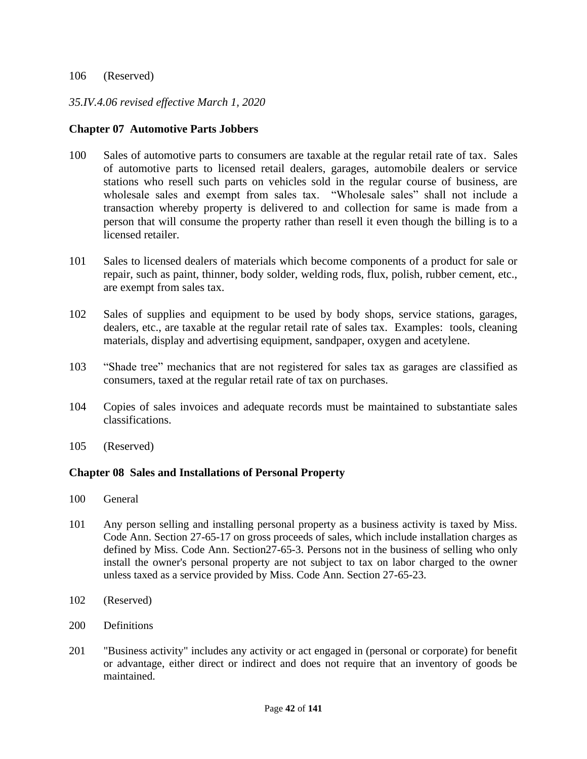106 (Reserved)

*35.IV.4.06 revised effective March 1, 2020*

**Chapter 07 Automotive Parts Jobbers**

100 Sales of automotive parts to consumers are taxable at the regular retail rate of tax. Sales of automotive parts to licensed retail dealers, garages, automobile dealers or service stations who resell such parts on vehicles sold in the regular course of business, are wholesale sales and exempt from sales tax. "Wholesale sales" shall not include a transaction whereby property is delivered to and collection for same is made from a person that will consume the property rather than resell it even though the billing is to a licensed retailer.

101 Sales to licensed dealers of materials which become components of a product for sale or repair, such as paint, thinner, body solder, welding rods, flux, polish, rubber cement, etc., are exempt from sales tax.

102 Sales of supplies and equipment to be used by body shops, service stations, garages, dealers, etc., are taxable at the regular retail rate of sales tax. Examples: tools, cleaning materials, display and advertising equipment, sandpaper, oxygen and acetylene.

103 "Shade tree" mechanics that are not registered for sales tax as garages are classified as consumers, taxed at the regular retail rate of tax on purchases.

104 Copies of sales invoices and adequate records must be maintained to substantiate sales classifications.

105 (Reserved)

**Chapter 08 Sales and Installations of Personal Property**

100 General

101 Any person selling and installing personal property as a business activity is taxed by Miss. Code Ann. Section 27-65-17 on gross proceeds of sales, which include installation charges as defined by Miss. Code Ann. Section27-65-3. Persons not in the business of selling who only install the owner's personal property are not subject to tax on labor charged to the owner unless taxed as a service provided by Miss. Code Ann. Section 27-65-23.

102 (Reserved)

200 Definitions

201 "Business activity" includes any activity or act engaged in (personal or corporate) for benefit or advantage, either direct or indirect and does not require that an inventory of goods be maintained.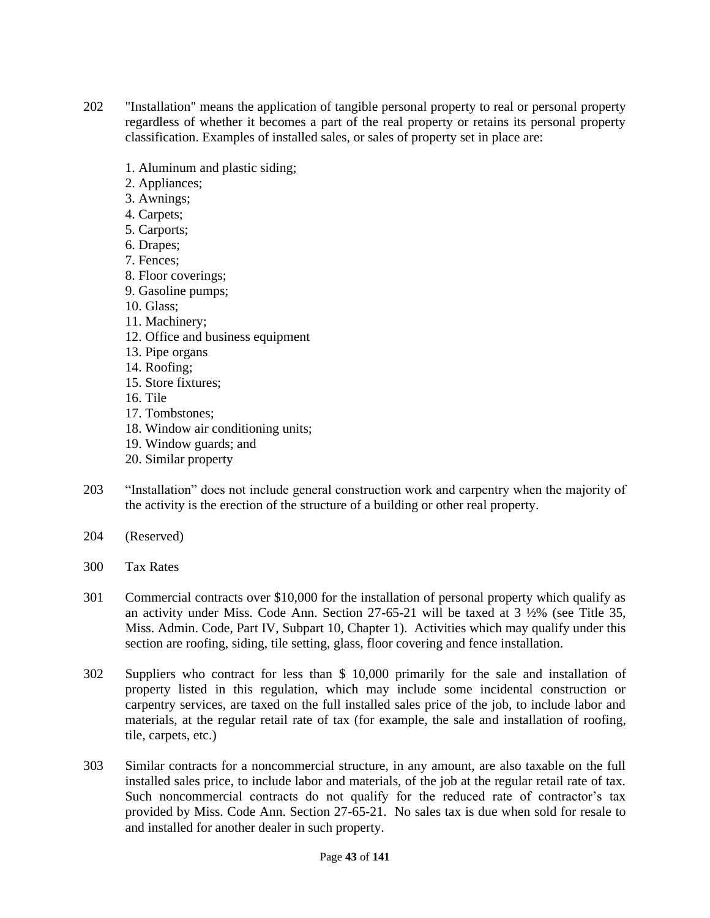202 "Installation" means the application of tangible personal property to real or personal property regardless of whether it becomes a part of the real property or retains its personal property classification. Examples of installed sales, or sales of property set in place are:

1. Aluminum and plastic siding;
2. Appliances;
3. Awnings;
4. Carpets;
5. Carports;
6. Drapes;
7. Fences;
8. Floor coverings;
9. Gasoline pumps;
10. Glass;
11. Machinery;
12. Office and business equipment
13. Pipe organs
14. Roofing;
15. Store fixtures;
16. Tile
17. Tombstones;
18. Window air conditioning units;
19. Window guards; and
20. Similar property

203 "Installation" does not include general construction work and carpentry when the majority of the activity is the erection of the structure of a building or other real property.

204 (Reserved)

300 Tax Rates

301 Commercial contracts over $10,000 for the installation of personal property which qualify as an activity under Miss. Code Ann. Section 27-65-21 will be taxed at 3 ½% (see Title 35, Miss. Admin. Code, Part IV, Subpart 10, Chapter 1). Activities which may qualify under this section are roofing, siding, tile setting, glass, floor covering and fence installation.

302 Suppliers who contract for less than $ 10,000 primarily for the sale and installation of property listed in this regulation, which may include some incidental construction or carpentry services, are taxed on the full installed sales price of the job, to include labor and materials, at the regular retail rate of tax (for example, the sale and installation of roofing, tile, carpets, etc.)

303 Similar contracts for a noncommercial structure, in any amount, are also taxable on the full installed sales price, to include labor and materials, of the job at the regular retail rate of tax. Such noncommercial contracts do not qualify for the reduced rate of contractor's tax provided by Miss. Code Ann. Section 27-65-21. No sales tax is due when sold for resale to and installed for another dealer in such property.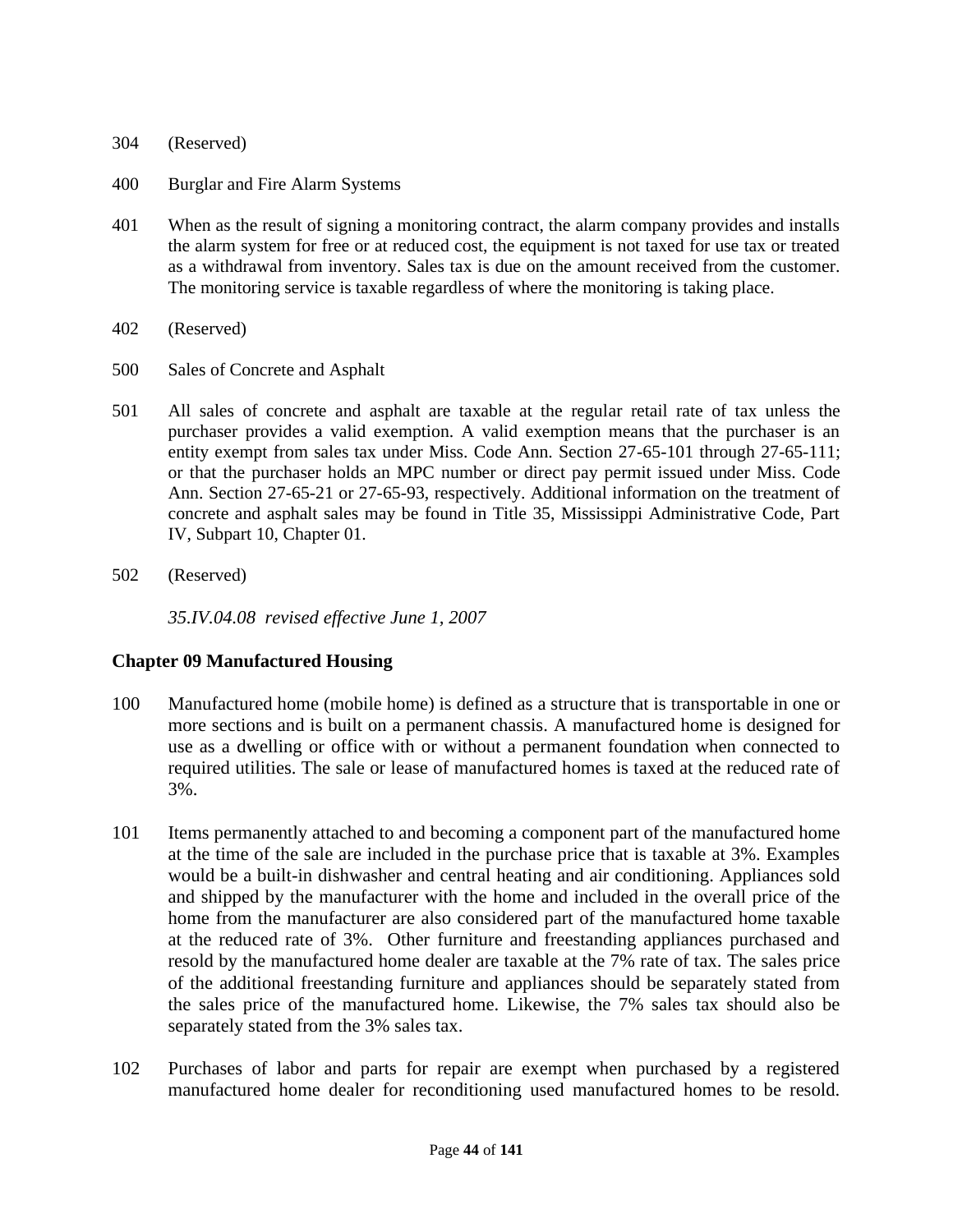304 (Reserved)

400 Burglar and Fire Alarm Systems

401 When as the result of signing a monitoring contract, the alarm company provides and installs the alarm system for free or at reduced cost, the equipment is not taxed for use tax or treated as a withdrawal from inventory. Sales tax is due on the amount received from the customer. The monitoring service is taxable regardless of where the monitoring is taking place.

402 (Reserved)

500 Sales of Concrete and Asphalt

501 All sales of concrete and asphalt are taxable at the regular retail rate of tax unless the purchaser provides a valid exemption. A valid exemption means that the purchaser is an entity exempt from sales tax under Miss. Code Ann. Section 27-65-101 through 27-65-111; or that the purchaser holds an MPC number or direct pay permit issued under Miss. Code Ann. Section 27-65-21 or 27-65-93, respectively. Additional information on the treatment of concrete and asphalt sales may be found in Title 35, Mississippi Administrative Code, Part IV, Subpart 10, Chapter 01.

502 (Reserved)

*35.IV.04.08 revised effective June 1, 2007*

## Chapter 09 Manufactured Housing

100 Manufactured home (mobile home) is defined as a structure that is transportable in one or more sections and is built on a permanent chassis. A manufactured home is designed for use as a dwelling or office with or without a permanent foundation when connected to required utilities. The sale or lease of manufactured homes is taxed at the reduced rate of 3%.

101 Items permanently attached to and becoming a component part of the manufactured home at the time of the sale are included in the purchase price that is taxable at 3%. Examples would be a built-in dishwasher and central heating and air conditioning. Appliances sold and shipped by the manufacturer with the home and included in the overall price of the home from the manufacturer are also considered part of the manufactured home taxable at the reduced rate of 3%. Other furniture and freestanding appliances purchased and resold by the manufactured home dealer are taxable at the 7% rate of tax. The sales price of the additional freestanding furniture and appliances should be separately stated from the sales price of the manufactured home. Likewise, the 7% sales tax should also be separately stated from the 3% sales tax.

102 Purchases of labor and parts for repair are exempt when purchased by a registered manufactured home dealer for reconditioning used manufactured homes to be resold.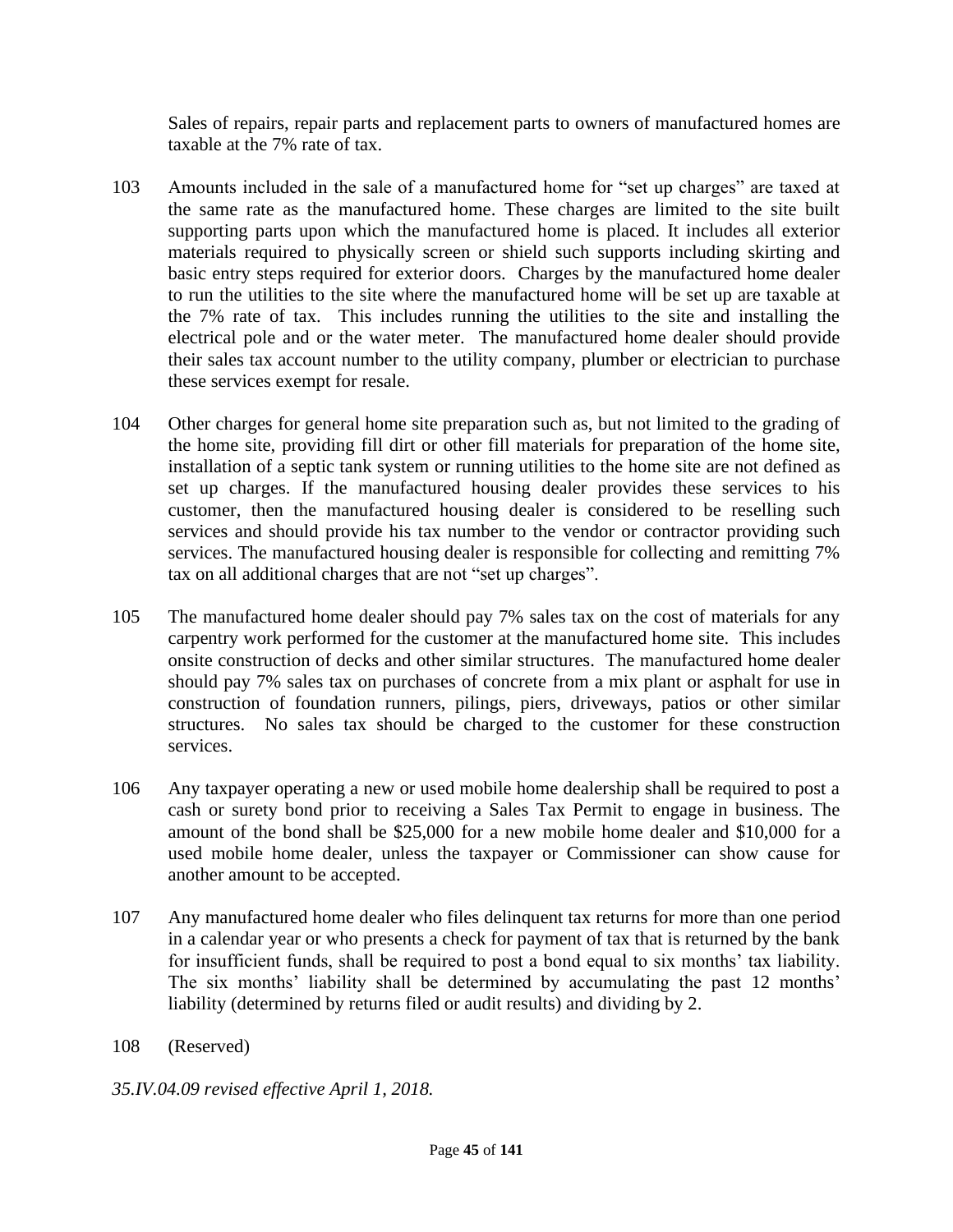Sales of repairs, repair parts and replacement parts to owners of manufactured homes are taxable at the 7% rate of tax.

103 Amounts included in the sale of a manufactured home for "set up charges" are taxed at the same rate as the manufactured home. These charges are limited to the site built supporting parts upon which the manufactured home is placed. It includes all exterior materials required to physically screen or shield such supports including skirting and basic entry steps required for exterior doors. Charges by the manufactured home dealer to run the utilities to the site where the manufactured home will be set up are taxable at the 7% rate of tax. This includes running the utilities to the site and installing the electrical pole and or the water meter. The manufactured home dealer should provide their sales tax account number to the utility company, plumber or electrician to purchase these services exempt for resale.

104 Other charges for general home site preparation such as, but not limited to the grading of the home site, providing fill dirt or other fill materials for preparation of the home site, installation of a septic tank system or running utilities to the home site are not defined as set up charges. If the manufactured housing dealer provides these services to his customer, then the manufactured housing dealer is considered to be reselling such services and should provide his tax number to the vendor or contractor providing such services. The manufactured housing dealer is responsible for collecting and remitting 7% tax on all additional charges that are not "set up charges".

105 The manufactured home dealer should pay 7% sales tax on the cost of materials for any carpentry work performed for the customer at the manufactured home site. This includes onsite construction of decks and other similar structures. The manufactured home dealer should pay 7% sales tax on purchases of concrete from a mix plant or asphalt for use in construction of foundation runners, pilings, piers, driveways, patios or other similar structures. No sales tax should be charged to the customer for these construction services.

106 Any taxpayer operating a new or used mobile home dealership shall be required to post a cash or surety bond prior to receiving a Sales Tax Permit to engage in business. The amount of the bond shall be $25,000 for a new mobile home dealer and $10,000 for a used mobile home dealer, unless the taxpayer or Commissioner can show cause for another amount to be accepted.

107 Any manufactured home dealer who files delinquent tax returns for more than one period in a calendar year or who presents a check for payment of tax that is returned by the bank for insufficient funds, shall be required to post a bond equal to six months' tax liability. The six months' liability shall be determined by accumulating the past 12 months' liability (determined by returns filed or audit results) and dividing by 2.

108 (Reserved)

*35.IV.04.09 revised effective April 1, 2018.*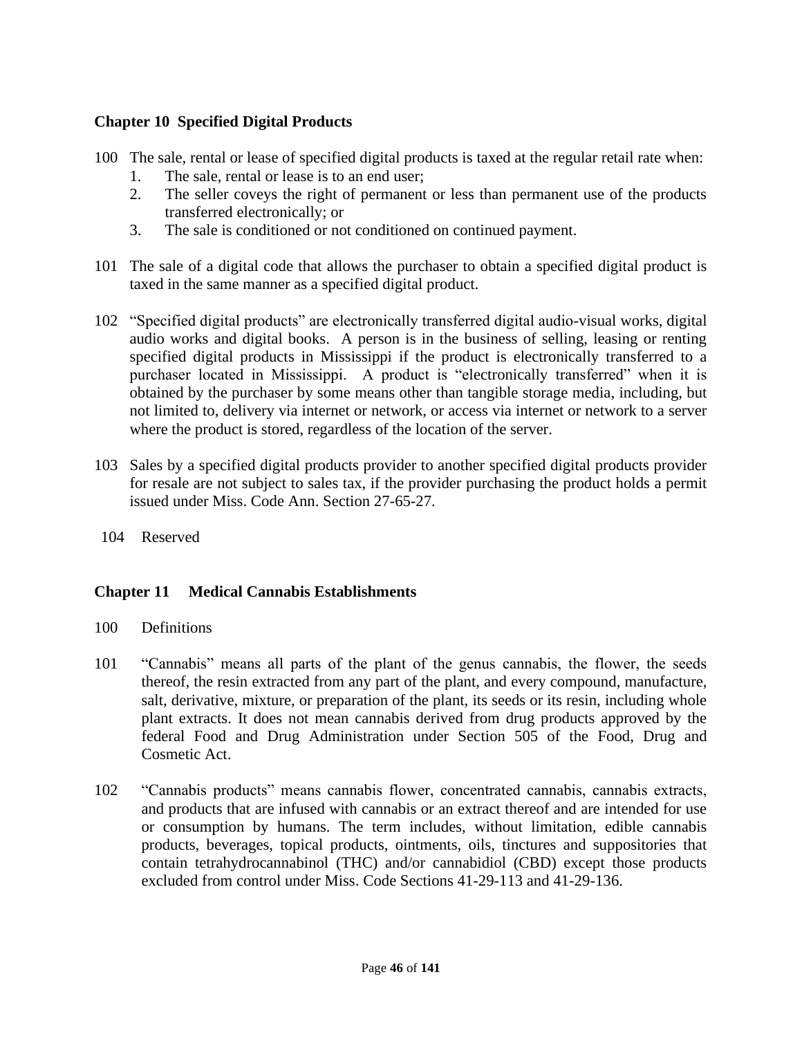## Chapter 10 Specified Digital Products

100 The sale, rental or lease of specified digital products is taxed at the regular retail rate when:

1. The sale, rental or lease is to an end user;
2. The seller coveys the right of permanent or less than permanent use of the products transferred electronically; or
3. The sale is conditioned or not conditioned on continued payment.

101 The sale of a digital code that allows the purchaser to obtain a specified digital product is taxed in the same manner as a specified digital product.

102 "Specified digital products" are electronically transferred digital audio-visual works, digital audio works and digital books. A person is in the business of selling, leasing or renting specified digital products in Mississippi if the product is electronically transferred to a purchaser located in Mississippi. A product is "electronically transferred" when it is obtained by the purchaser by some means other than tangible storage media, including, but not limited to, delivery via internet or network, or access via internet or network to a server where the product is stored, regardless of the location of the server.

103 Sales by a specified digital products provider to another specified digital products provider for resale are not subject to sales tax, if the provider purchasing the product holds a permit issued under Miss. Code Ann. Section 27-65-27.

104 Reserved

## Chapter 11 Medical Cannabis Establishments

100 Definitions

101 "Cannabis" means all parts of the plant of the genus cannabis, the flower, the seeds thereof, the resin extracted from any part of the plant, and every compound, manufacture, salt, derivative, mixture, or preparation of the plant, its seeds or its resin, including whole plant extracts. It does not mean cannabis derived from drug products approved by the federal Food and Drug Administration under Section 505 of the Food, Drug and Cosmetic Act.

102 "Cannabis products" means cannabis flower, concentrated cannabis, cannabis extracts, and products that are infused with cannabis or an extract thereof and are intended for use or consumption by humans. The term includes, without limitation, edible cannabis products, beverages, topical products, ointments, oils, tinctures and suppositories that contain tetrahydrocannabinol (THC) and/or cannabidiol (CBD) except those products excluded from control under Miss. Code Sections 41-29-113 and 41-29-136.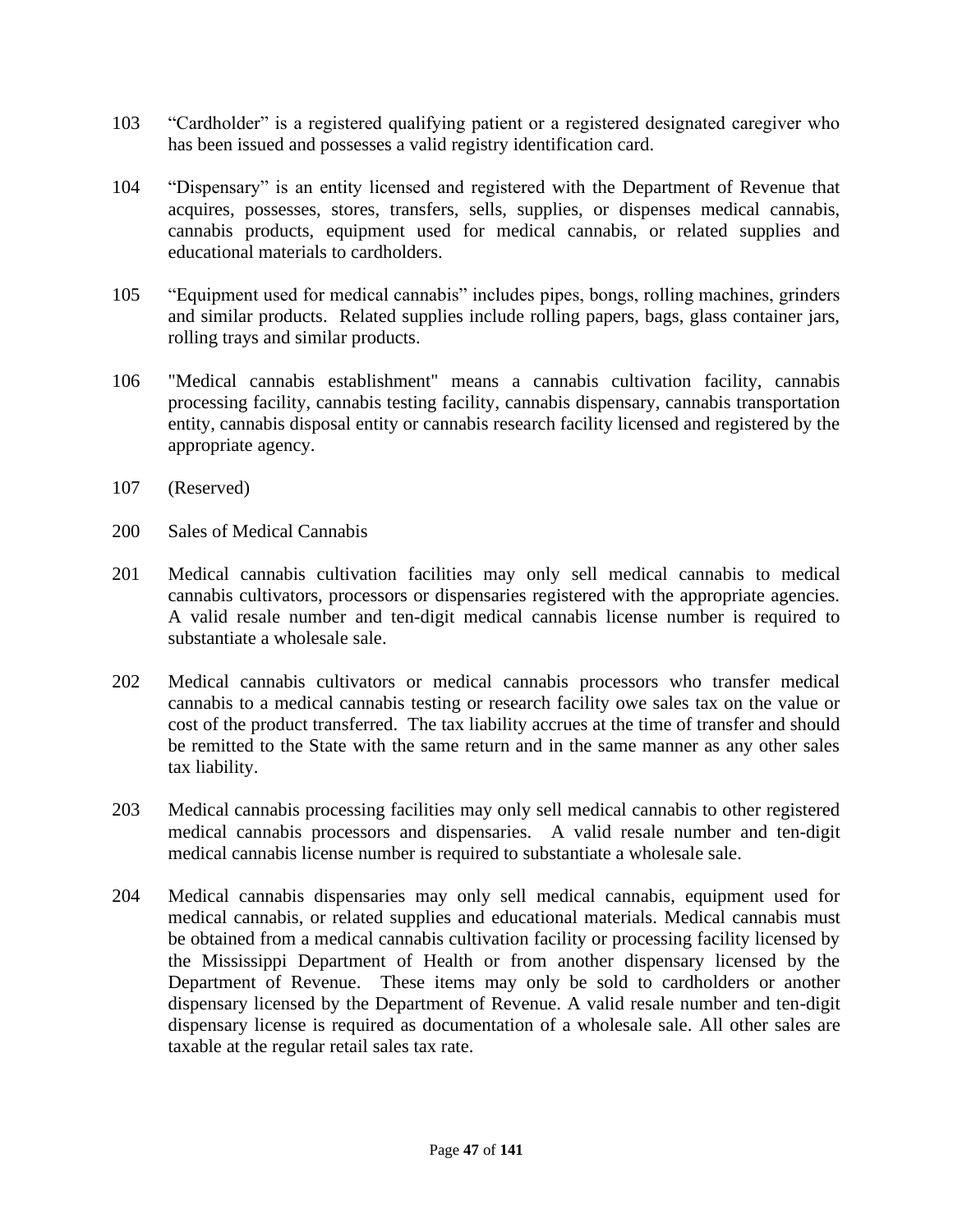103 "Cardholder" is a registered qualifying patient or a registered designated caregiver who has been issued and possesses a valid registry identification card.

104 "Dispensary" is an entity licensed and registered with the Department of Revenue that acquires, possesses, stores, transfers, sells, supplies, or dispenses medical cannabis, cannabis products, equipment used for medical cannabis, or related supplies and educational materials to cardholders.

105 "Equipment used for medical cannabis" includes pipes, bongs, rolling machines, grinders and similar products. Related supplies include rolling papers, bags, glass container jars, rolling trays and similar products.

106 "Medical cannabis establishment" means a cannabis cultivation facility, cannabis processing facility, cannabis testing facility, cannabis dispensary, cannabis transportation entity, cannabis disposal entity or cannabis research facility licensed and registered by the appropriate agency.

107 (Reserved)

200 Sales of Medical Cannabis

201 Medical cannabis cultivation facilities may only sell medical cannabis to medical cannabis cultivators, processors or dispensaries registered with the appropriate agencies. A valid resale number and ten-digit medical cannabis license number is required to substantiate a wholesale sale.

202 Medical cannabis cultivators or medical cannabis processors who transfer medical cannabis to a medical cannabis testing or research facility owe sales tax on the value or cost of the product transferred. The tax liability accrues at the time of transfer and should be remitted to the State with the same return and in the same manner as any other sales tax liability.

203 Medical cannabis processing facilities may only sell medical cannabis to other registered medical cannabis processors and dispensaries. A valid resale number and ten-digit medical cannabis license number is required to substantiate a wholesale sale.

204 Medical cannabis dispensaries may only sell medical cannabis, equipment used for medical cannabis, or related supplies and educational materials. Medical cannabis must be obtained from a medical cannabis cultivation facility or processing facility licensed by the Mississippi Department of Health or from another dispensary licensed by the Department of Revenue. These items may only be sold to cardholders or another dispensary licensed by the Department of Revenue. A valid resale number and ten-digit dispensary license is required as documentation of a wholesale sale. All other sales are taxable at the regular retail sales tax rate.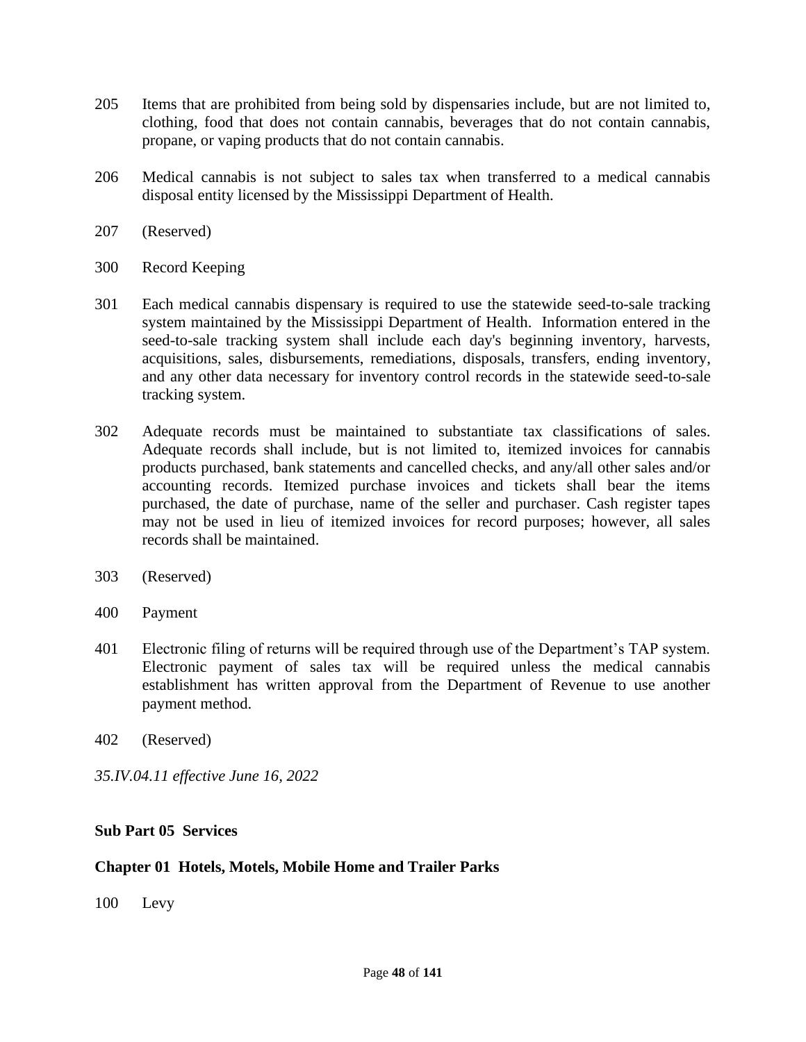205 Items that are prohibited from being sold by dispensaries include, but are not limited to, clothing, food that does not contain cannabis, beverages that do not contain cannabis, propane, or vaping products that do not contain cannabis.

206 Medical cannabis is not subject to sales tax when transferred to a medical cannabis disposal entity licensed by the Mississippi Department of Health.

207 (Reserved)

300 Record Keeping

301 Each medical cannabis dispensary is required to use the statewide seed-to-sale tracking system maintained by the Mississippi Department of Health. Information entered in the seed-to-sale tracking system shall include each day's beginning inventory, harvests, acquisitions, sales, disbursements, remediations, disposals, transfers, ending inventory, and any other data necessary for inventory control records in the statewide seed-to-sale tracking system.

302 Adequate records must be maintained to substantiate tax classifications of sales. Adequate records shall include, but is not limited to, itemized invoices for cannabis products purchased, bank statements and cancelled checks, and any/all other sales and/or accounting records. Itemized purchase invoices and tickets shall bear the items purchased, the date of purchase, name of the seller and purchaser. Cash register tapes may not be used in lieu of itemized invoices for record purposes; however, all sales records shall be maintained.

303 (Reserved)

400 Payment

401 Electronic filing of returns will be required through use of the Department's TAP system. Electronic payment of sales tax will be required unless the medical cannabis establishment has written approval from the Department of Revenue to use another payment method.

402 (Reserved)

*35.IV.04.11 effective June 16, 2022*

## Sub Part 05 Services

### Chapter 01 Hotels, Motels, Mobile Home and Trailer Parks

100 Levy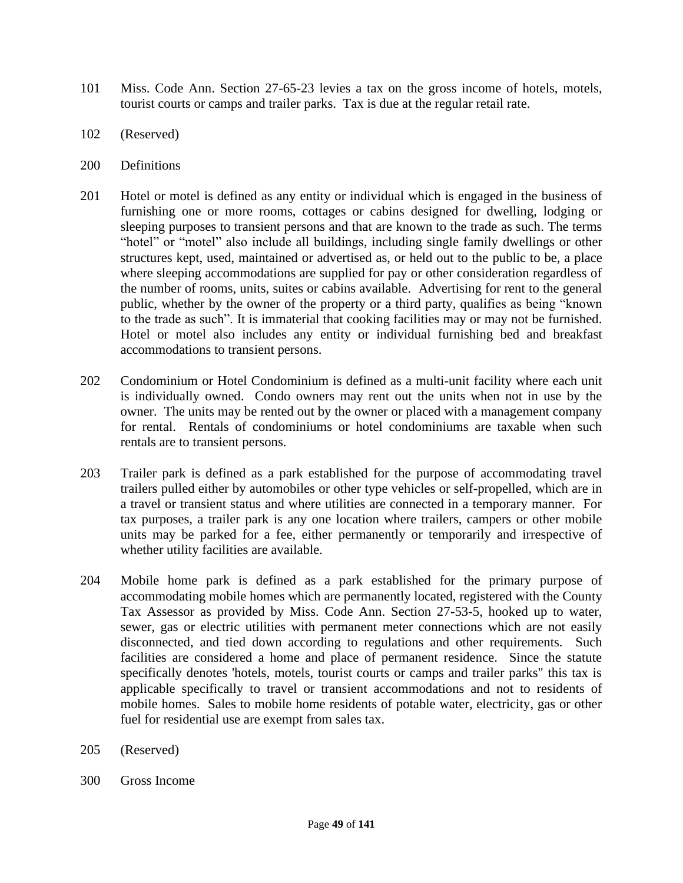101 Miss. Code Ann. Section 27-65-23 levies a tax on the gross income of hotels, motels, tourist courts or camps and trailer parks. Tax is due at the regular retail rate.

102 (Reserved)

200 Definitions

201 Hotel or motel is defined as any entity or individual which is engaged in the business of furnishing one or more rooms, cottages or cabins designed for dwelling, lodging or sleeping purposes to transient persons and that are known to the trade as such. The terms "hotel" or "motel" also include all buildings, including single family dwellings or other structures kept, used, maintained or advertised as, or held out to the public to be, a place where sleeping accommodations are supplied for pay or other consideration regardless of the number of rooms, units, suites or cabins available. Advertising for rent to the general public, whether by the owner of the property or a third party, qualifies as being "known to the trade as such". It is immaterial that cooking facilities may or may not be furnished. Hotel or motel also includes any entity or individual furnishing bed and breakfast accommodations to transient persons.

202 Condominium or Hotel Condominium is defined as a multi-unit facility where each unit is individually owned. Condo owners may rent out the units when not in use by the owner. The units may be rented out by the owner or placed with a management company for rental. Rentals of condominiums or hotel condominiums are taxable when such rentals are to transient persons.

203 Trailer park is defined as a park established for the purpose of accommodating travel trailers pulled either by automobiles or other type vehicles or self-propelled, which are in a travel or transient status and where utilities are connected in a temporary manner. For tax purposes, a trailer park is any one location where trailers, campers or other mobile units may be parked for a fee, either permanently or temporarily and irrespective of whether utility facilities are available.

204 Mobile home park is defined as a park established for the primary purpose of accommodating mobile homes which are permanently located, registered with the County Tax Assessor as provided by Miss. Code Ann. Section 27-53-5, hooked up to water, sewer, gas or electric utilities with permanent meter connections which are not easily disconnected, and tied down according to regulations and other requirements. Such facilities are considered a home and place of permanent residence. Since the statute specifically denotes 'hotels, motels, tourist courts or camps and trailer parks" this tax is applicable specifically to travel or transient accommodations and not to residents of mobile homes. Sales to mobile home residents of potable water, electricity, gas or other fuel for residential use are exempt from sales tax.

205 (Reserved)

300 Gross Income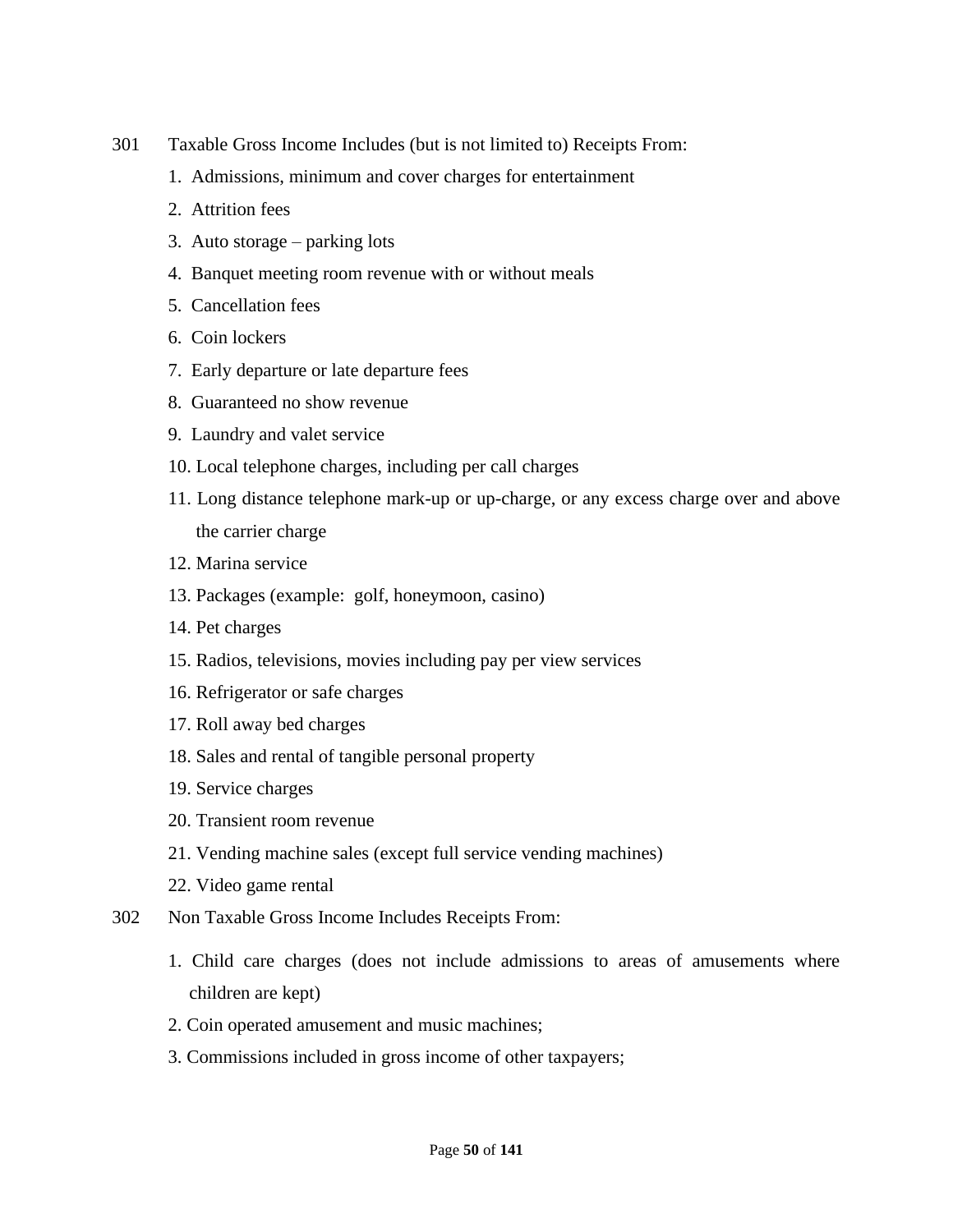301 Taxable Gross Income Includes (but is not limited to) Receipts From:

1. Admissions, minimum and cover charges for entertainment
2. Attrition fees
3. Auto storage – parking lots
4. Banquet meeting room revenue with or without meals
5. Cancellation fees
6. Coin lockers
7. Early departure or late departure fees
8. Guaranteed no show revenue
9. Laundry and valet service
10. Local telephone charges, including per call charges
11. Long distance telephone mark-up or up-charge, or any excess charge over and above the carrier charge
12. Marina service
13. Packages (example: golf, honeymoon, casino)
14. Pet charges
15. Radios, televisions, movies including pay per view services
16. Refrigerator or safe charges
17. Roll away bed charges
18. Sales and rental of tangible personal property
19. Service charges
20. Transient room revenue
21. Vending machine sales (except full service vending machines)
22. Video game rental

302 Non Taxable Gross Income Includes Receipts From:

1. Child care charges (does not include admissions to areas of amusements where children are kept)
2. Coin operated amusement and music machines;
3. Commissions included in gross income of other taxpayers;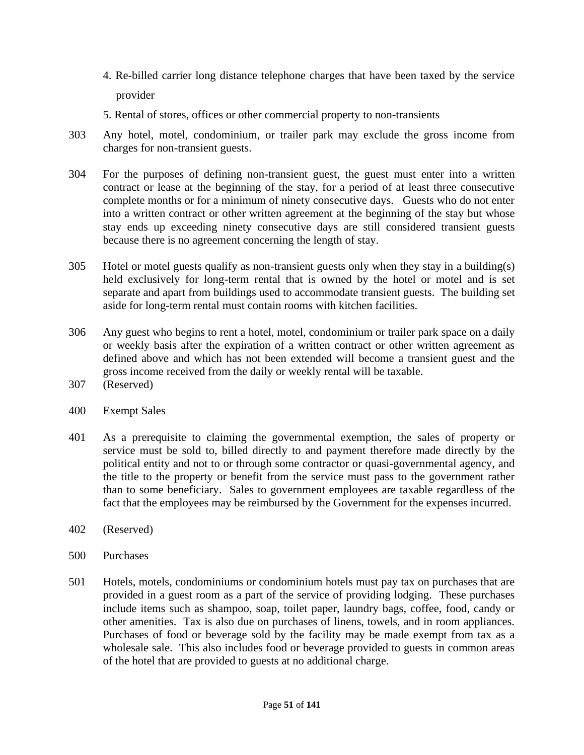4. Re-billed carrier long distance telephone charges that have been taxed by the service provider

5. Rental of stores, offices or other commercial property to non-transients

303 Any hotel, motel, condominium, or trailer park may exclude the gross income from charges for non-transient guests.

304 For the purposes of defining non-transient guest, the guest must enter into a written contract or lease at the beginning of the stay, for a period of at least three consecutive complete months or for a minimum of ninety consecutive days. Guests who do not enter into a written contract or other written agreement at the beginning of the stay but whose stay ends up exceeding ninety consecutive days are still considered transient guests because there is no agreement concerning the length of stay.

305 Hotel or motel guests qualify as non-transient guests only when they stay in a building(s) held exclusively for long-term rental that is owned by the hotel or motel and is set separate and apart from buildings used to accommodate transient guests. The building set aside for long-term rental must contain rooms with kitchen facilities.

306 Any guest who begins to rent a hotel, motel, condominium or trailer park space on a daily or weekly basis after the expiration of a written contract or other written agreement as defined above and which has not been extended will become a transient guest and the gross income received from the daily or weekly rental will be taxable.

307 (Reserved)

400 Exempt Sales

401 As a prerequisite to claiming the governmental exemption, the sales of property or service must be sold to, billed directly to and payment therefore made directly by the political entity and not to or through some contractor or quasi-governmental agency, and the title to the property or benefit from the service must pass to the government rather than to some beneficiary. Sales to government employees are taxable regardless of the fact that the employees may be reimbursed by the Government for the expenses incurred.

402 (Reserved)

500 Purchases

501 Hotels, motels, condominiums or condominium hotels must pay tax on purchases that are provided in a guest room as a part of the service of providing lodging. These purchases include items such as shampoo, soap, toilet paper, laundry bags, coffee, food, candy or other amenities. Tax is also due on purchases of linens, towels, and in room appliances. Purchases of food or beverage sold by the facility may be made exempt from tax as a wholesale sale. This also includes food or beverage provided to guests in common areas of the hotel that are provided to guests at no additional charge.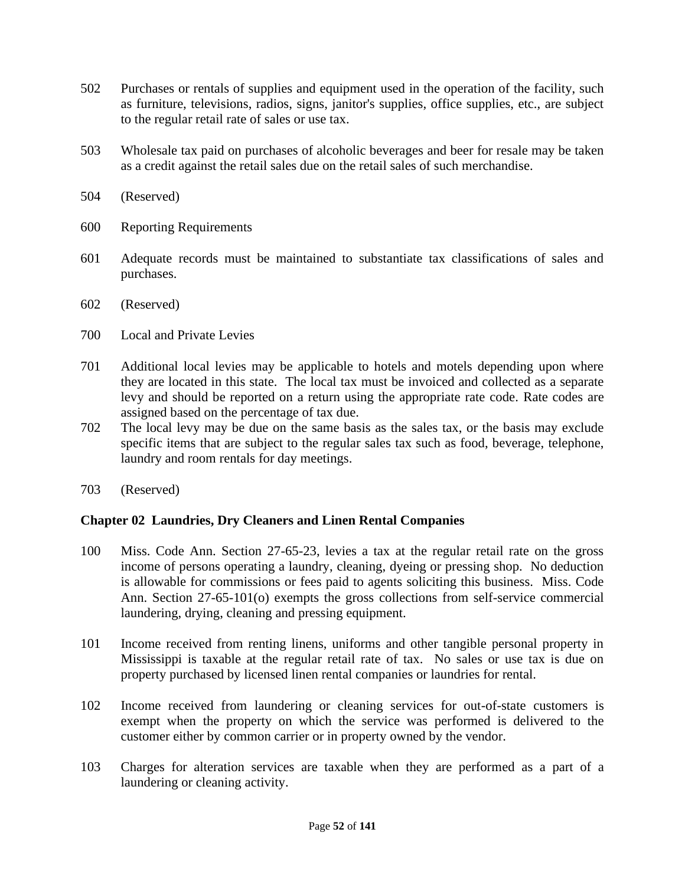502 Purchases or rentals of supplies and equipment used in the operation of the facility, such as furniture, televisions, radios, signs, janitor's supplies, office supplies, etc., are subject to the regular retail rate of sales or use tax.

503 Wholesale tax paid on purchases of alcoholic beverages and beer for resale may be taken as a credit against the retail sales due on the retail sales of such merchandise.

504 (Reserved)

600 Reporting Requirements

601 Adequate records must be maintained to substantiate tax classifications of sales and purchases.

602 (Reserved)

700 Local and Private Levies

701 Additional local levies may be applicable to hotels and motels depending upon where they are located in this state. The local tax must be invoiced and collected as a separate levy and should be reported on a return using the appropriate rate code. Rate codes are assigned based on the percentage of tax due.

702 The local levy may be due on the same basis as the sales tax, or the basis may exclude specific items that are subject to the regular sales tax such as food, beverage, telephone, laundry and room rentals for day meetings.

703 (Reserved)

**Chapter 02 Laundries, Dry Cleaners and Linen Rental Companies**

100 Miss. Code Ann. Section 27-65-23, levies a tax at the regular retail rate on the gross income of persons operating a laundry, cleaning, dyeing or pressing shop. No deduction is allowable for commissions or fees paid to agents soliciting this business. Miss. Code Ann. Section 27-65-101(o) exempts the gross collections from self-service commercial laundering, drying, cleaning and pressing equipment.

101 Income received from renting linens, uniforms and other tangible personal property in Mississippi is taxable at the regular retail rate of tax. No sales or use tax is due on property purchased by licensed linen rental companies or laundries for rental.

102 Income received from laundering or cleaning services for out-of-state customers is exempt when the property on which the service was performed is delivered to the customer either by common carrier or in property owned by the vendor.

103 Charges for alteration services are taxable when they are performed as a part of a laundering or cleaning activity.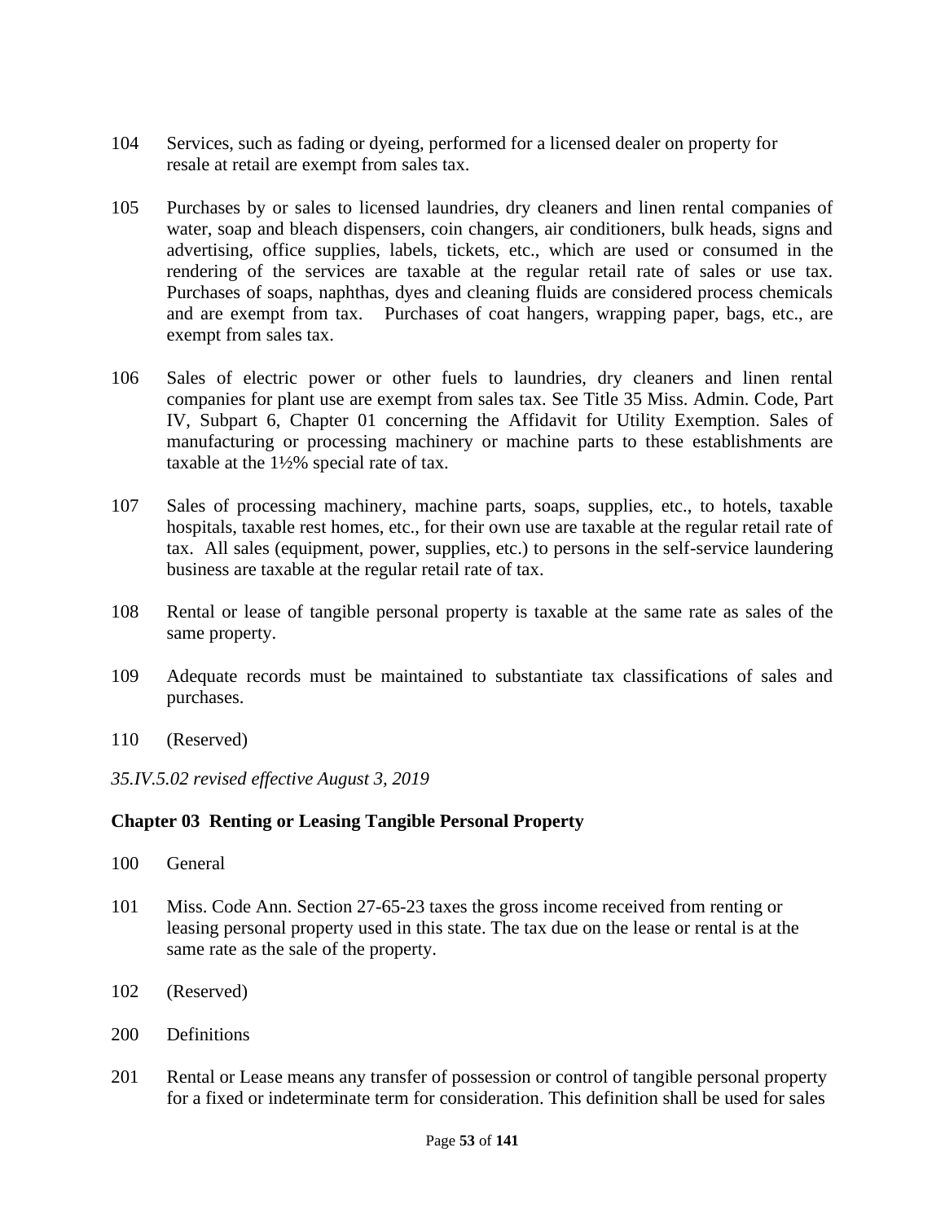104 Services, such as fading or dyeing, performed for a licensed dealer on property for resale at retail are exempt from sales tax.

105 Purchases by or sales to licensed laundries, dry cleaners and linen rental companies of water, soap and bleach dispensers, coin changers, air conditioners, bulk heads, signs and advertising, office supplies, labels, tickets, etc., which are used or consumed in the rendering of the services are taxable at the regular retail rate of sales or use tax. Purchases of soaps, naphthas, dyes and cleaning fluids are considered process chemicals and are exempt from tax. Purchases of coat hangers, wrapping paper, bags, etc., are exempt from sales tax.

106 Sales of electric power or other fuels to laundries, dry cleaners and linen rental companies for plant use are exempt from sales tax. See Title 35 Miss. Admin. Code, Part IV, Subpart 6, Chapter 01 concerning the Affidavit for Utility Exemption. Sales of manufacturing or processing machinery or machine parts to these establishments are taxable at the 1½% special rate of tax.

107 Sales of processing machinery, machine parts, soaps, supplies, etc., to hotels, taxable hospitals, taxable rest homes, etc., for their own use are taxable at the regular retail rate of tax. All sales (equipment, power, supplies, etc.) to persons in the self-service laundering business are taxable at the regular retail rate of tax.

108 Rental or lease of tangible personal property is taxable at the same rate as sales of the same property.

109 Adequate records must be maintained to substantiate tax classifications of sales and purchases.

110 (Reserved)

*35.IV.5.02 revised effective August 3, 2019*

## Chapter 03 Renting or Leasing Tangible Personal Property

100 General

101 Miss. Code Ann. Section 27-65-23 taxes the gross income received from renting or leasing personal property used in this state. The tax due on the lease or rental is at the same rate as the sale of the property.

102 (Reserved)

200 Definitions

201 Rental or Lease means any transfer of possession or control of tangible personal property for a fixed or indeterminate term for consideration. This definition shall be used for sales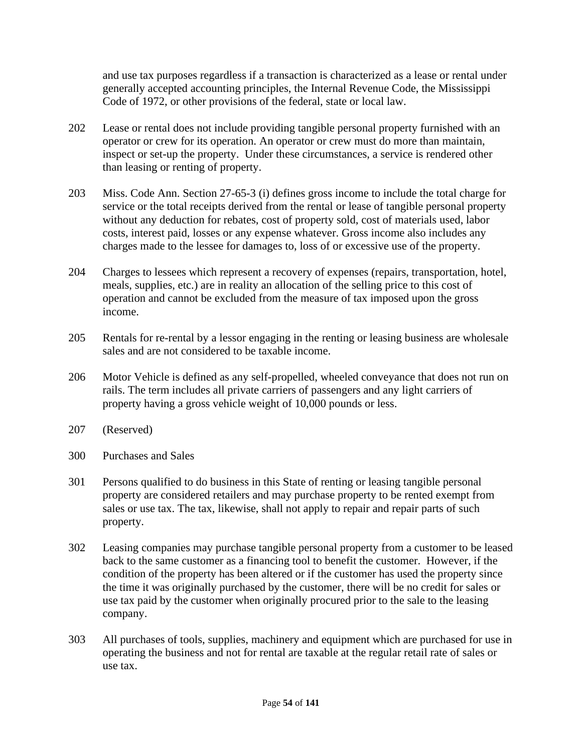and use tax purposes regardless if a transaction is characterized as a lease or rental under generally accepted accounting principles, the Internal Revenue Code, the Mississippi Code of 1972, or other provisions of the federal, state or local law.

202 Lease or rental does not include providing tangible personal property furnished with an operator or crew for its operation. An operator or crew must do more than maintain, inspect or set-up the property. Under these circumstances, a service is rendered other than leasing or renting of property.

203 Miss. Code Ann. Section 27-65-3 (i) defines gross income to include the total charge for service or the total receipts derived from the rental or lease of tangible personal property without any deduction for rebates, cost of property sold, cost of materials used, labor costs, interest paid, losses or any expense whatever. Gross income also includes any charges made to the lessee for damages to, loss of or excessive use of the property.

204 Charges to lessees which represent a recovery of expenses (repairs, transportation, hotel, meals, supplies, etc.) are in reality an allocation of the selling price to this cost of operation and cannot be excluded from the measure of tax imposed upon the gross income.

205 Rentals for re-rental by a lessor engaging in the renting or leasing business are wholesale sales and are not considered to be taxable income.

206 Motor Vehicle is defined as any self-propelled, wheeled conveyance that does not run on rails. The term includes all private carriers of passengers and any light carriers of property having a gross vehicle weight of 10,000 pounds or less.

207 (Reserved)

300 Purchases and Sales

301 Persons qualified to do business in this State of renting or leasing tangible personal property are considered retailers and may purchase property to be rented exempt from sales or use tax. The tax, likewise, shall not apply to repair and repair parts of such property.

302 Leasing companies may purchase tangible personal property from a customer to be leased back to the same customer as a financing tool to benefit the customer. However, if the condition of the property has been altered or if the customer has used the property since the time it was originally purchased by the customer, there will be no credit for sales or use tax paid by the customer when originally procured prior to the sale to the leasing company.

303 All purchases of tools, supplies, machinery and equipment which are purchased for use in operating the business and not for rental are taxable at the regular retail rate of sales or use tax.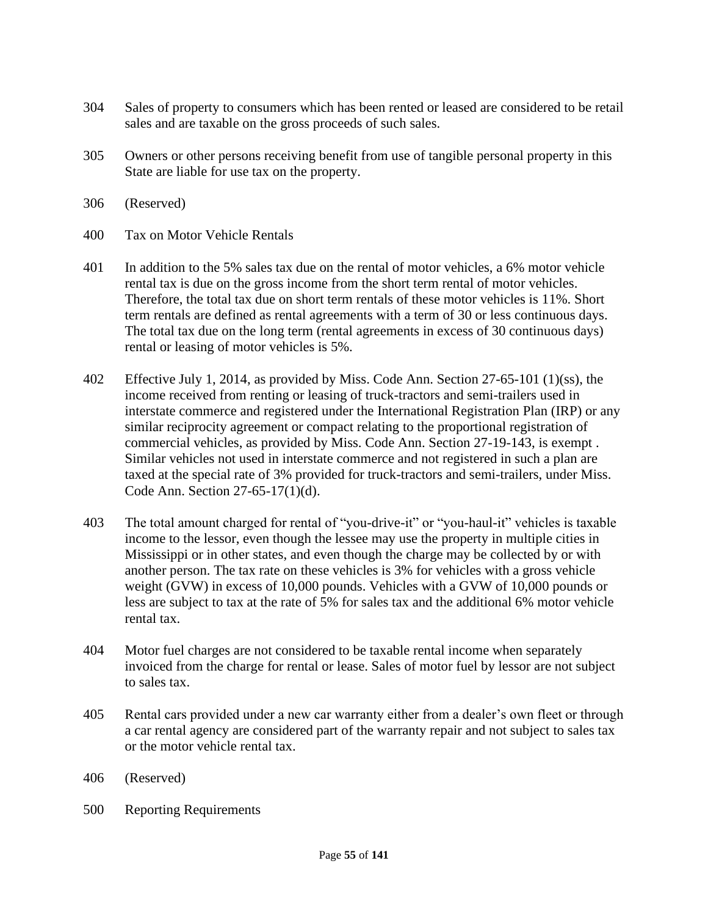304 Sales of property to consumers which has been rented or leased are considered to be retail sales and are taxable on the gross proceeds of such sales.

305 Owners or other persons receiving benefit from use of tangible personal property in this State are liable for use tax on the property.

306 (Reserved)

400 Tax on Motor Vehicle Rentals

401 In addition to the 5% sales tax due on the rental of motor vehicles, a 6% motor vehicle rental tax is due on the gross income from the short term rental of motor vehicles. Therefore, the total tax due on short term rentals of these motor vehicles is 11%. Short term rentals are defined as rental agreements with a term of 30 or less continuous days. The total tax due on the long term (rental agreements in excess of 30 continuous days) rental or leasing of motor vehicles is 5%.

402 Effective July 1, 2014, as provided by Miss. Code Ann. Section 27-65-101 (1)(ss), the income received from renting or leasing of truck-tractors and semi-trailers used in interstate commerce and registered under the International Registration Plan (IRP) or any similar reciprocity agreement or compact relating to the proportional registration of commercial vehicles, as provided by Miss. Code Ann. Section 27-19-143, is exempt . Similar vehicles not used in interstate commerce and not registered in such a plan are taxed at the special rate of 3% provided for truck-tractors and semi-trailers, under Miss. Code Ann. Section 27-65-17(1)(d).

403 The total amount charged for rental of "you-drive-it" or "you-haul-it" vehicles is taxable income to the lessor, even though the lessee may use the property in multiple cities in Mississippi or in other states, and even though the charge may be collected by or with another person. The tax rate on these vehicles is 3% for vehicles with a gross vehicle weight (GVW) in excess of 10,000 pounds. Vehicles with a GVW of 10,000 pounds or less are subject to tax at the rate of 5% for sales tax and the additional 6% motor vehicle rental tax.

404 Motor fuel charges are not considered to be taxable rental income when separately invoiced from the charge for rental or lease. Sales of motor fuel by lessor are not subject to sales tax.

405 Rental cars provided under a new car warranty either from a dealer's own fleet or through a car rental agency are considered part of the warranty repair and not subject to sales tax or the motor vehicle rental tax.

406 (Reserved)

500 Reporting Requirements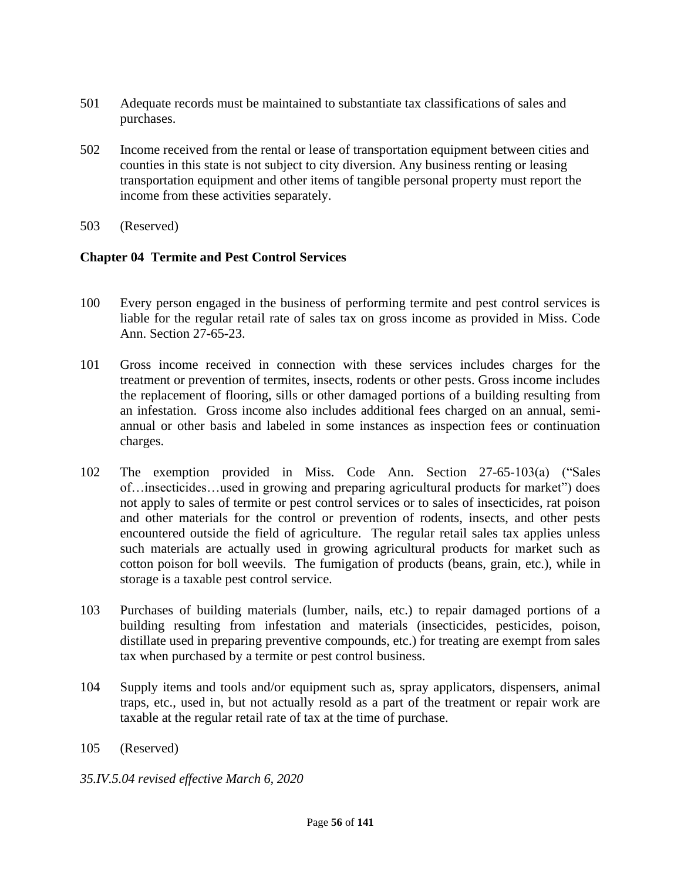501 Adequate records must be maintained to substantiate tax classifications of sales and purchases.

502 Income received from the rental or lease of transportation equipment between cities and counties in this state is not subject to city diversion. Any business renting or leasing transportation equipment and other items of tangible personal property must report the income from these activities separately.

503 (Reserved)

**Chapter 04 Termite and Pest Control Services**

100 Every person engaged in the business of performing termite and pest control services is liable for the regular retail rate of sales tax on gross income as provided in Miss. Code Ann. Section 27-65-23.

101 Gross income received in connection with these services includes charges for the treatment or prevention of termites, insects, rodents or other pests. Gross income includes the replacement of flooring, sills or other damaged portions of a building resulting from an infestation. Gross income also includes additional fees charged on an annual, semi-annual or other basis and labeled in some instances as inspection fees or continuation charges.

102 The exemption provided in Miss. Code Ann. Section 27-65-103(a) ("Sales of…insecticides…used in growing and preparing agricultural products for market") does not apply to sales of termite or pest control services or to sales of insecticides, rat poison and other materials for the control or prevention of rodents, insects, and other pests encountered outside the field of agriculture. The regular retail sales tax applies unless such materials are actually used in growing agricultural products for market such as cotton poison for boll weevils. The fumigation of products (beans, grain, etc.), while in storage is a taxable pest control service.

103 Purchases of building materials (lumber, nails, etc.) to repair damaged portions of a building resulting from infestation and materials (insecticides, pesticides, poison, distillate used in preparing preventive compounds, etc.) for treating are exempt from sales tax when purchased by a termite or pest control business.

104 Supply items and tools and/or equipment such as, spray applicators, dispensers, animal traps, etc., used in, but not actually resold as a part of the treatment or repair work are taxable at the regular retail rate of tax at the time of purchase.

105 (Reserved)

*35.IV.5.04 revised effective March 6, 2020*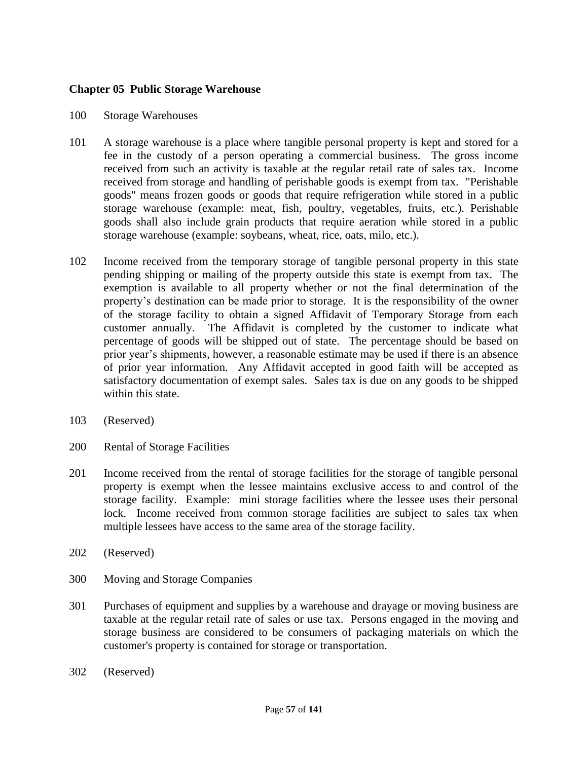## Chapter 05 Public Storage Warehouse

100 Storage Warehouses

101 A storage warehouse is a place where tangible personal property is kept and stored for a fee in the custody of a person operating a commercial business. The gross income received from such an activity is taxable at the regular retail rate of sales tax. Income received from storage and handling of perishable goods is exempt from tax. "Perishable goods" means frozen goods or goods that require refrigeration while stored in a public storage warehouse (example: meat, fish, poultry, vegetables, fruits, etc.). Perishable goods shall also include grain products that require aeration while stored in a public storage warehouse (example: soybeans, wheat, rice, oats, milo, etc.).

102 Income received from the temporary storage of tangible personal property in this state pending shipping or mailing of the property outside this state is exempt from tax. The exemption is available to all property whether or not the final determination of the property's destination can be made prior to storage. It is the responsibility of the owner of the storage facility to obtain a signed Affidavit of Temporary Storage from each customer annually. The Affidavit is completed by the customer to indicate what percentage of goods will be shipped out of state. The percentage should be based on prior year's shipments, however, a reasonable estimate may be used if there is an absence of prior year information. Any Affidavit accepted in good faith will be accepted as satisfactory documentation of exempt sales. Sales tax is due on any goods to be shipped within this state.

103 (Reserved)

200 Rental of Storage Facilities

201 Income received from the rental of storage facilities for the storage of tangible personal property is exempt when the lessee maintains exclusive access to and control of the storage facility. Example: mini storage facilities where the lessee uses their personal lock. Income received from common storage facilities are subject to sales tax when multiple lessees have access to the same area of the storage facility.

202 (Reserved)

300 Moving and Storage Companies

301 Purchases of equipment and supplies by a warehouse and drayage or moving business are taxable at the regular retail rate of sales or use tax. Persons engaged in the moving and storage business are considered to be consumers of packaging materials on which the customer's property is contained for storage or transportation.

302 (Reserved)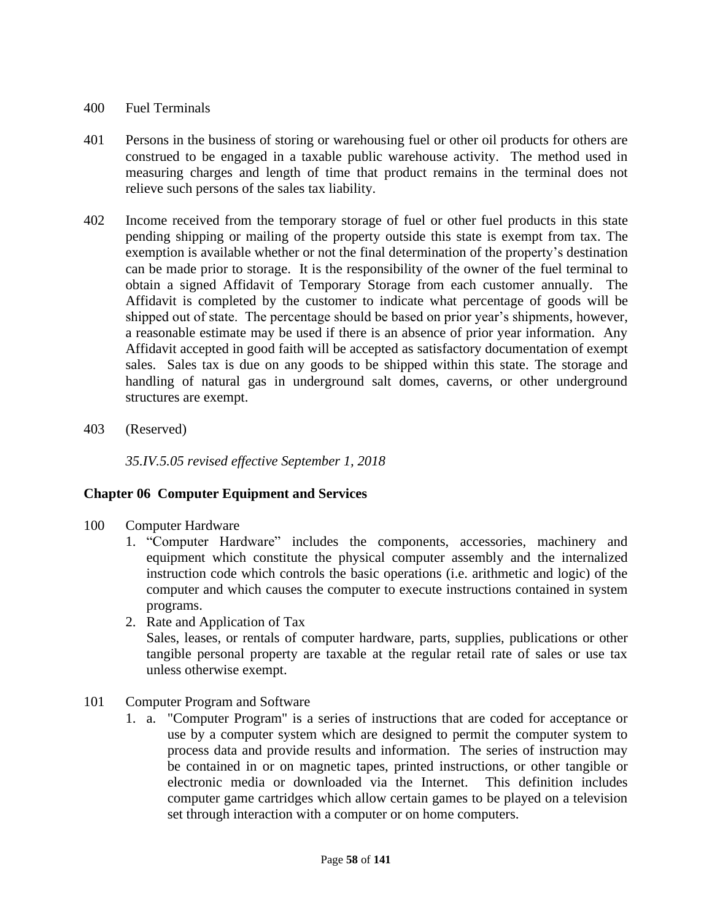400 Fuel Terminals

401 Persons in the business of storing or warehousing fuel or other oil products for others are construed to be engaged in a taxable public warehouse activity. The method used in measuring charges and length of time that product remains in the terminal does not relieve such persons of the sales tax liability.

402 Income received from the temporary storage of fuel or other fuel products in this state pending shipping or mailing of the property outside this state is exempt from tax. The exemption is available whether or not the final determination of the property's destination can be made prior to storage. It is the responsibility of the owner of the fuel terminal to obtain a signed Affidavit of Temporary Storage from each customer annually. The Affidavit is completed by the customer to indicate what percentage of goods will be shipped out of state. The percentage should be based on prior year's shipments, however, a reasonable estimate may be used if there is an absence of prior year information. Any Affidavit accepted in good faith will be accepted as satisfactory documentation of exempt sales. Sales tax is due on any goods to be shipped within this state. The storage and handling of natural gas in underground salt domes, caverns, or other underground structures are exempt.

403 (Reserved)

*35.IV.5.05 revised effective September 1, 2018*

## Chapter 06 Computer Equipment and Services

100 Computer Hardware

1. "Computer Hardware" includes the components, accessories, machinery and equipment which constitute the physical computer assembly and the internalized instruction code which controls the basic operations (i.e. arithmetic and logic) of the computer and which causes the computer to execute instructions contained in system programs.
2. Rate and Application of Tax
   Sales, leases, or rentals of computer hardware, parts, supplies, publications or other tangible personal property are taxable at the regular retail rate of sales or use tax unless otherwise exempt.

101 Computer Program and Software

1. a. "Computer Program" is a series of instructions that are coded for acceptance or use by a computer system which are designed to permit the computer system to process data and provide results and information. The series of instruction may be contained in or on magnetic tapes, printed instructions, or other tangible or electronic media or downloaded via the Internet. This definition includes computer game cartridges which allow certain games to be played on a television set through interaction with a computer or on home computers.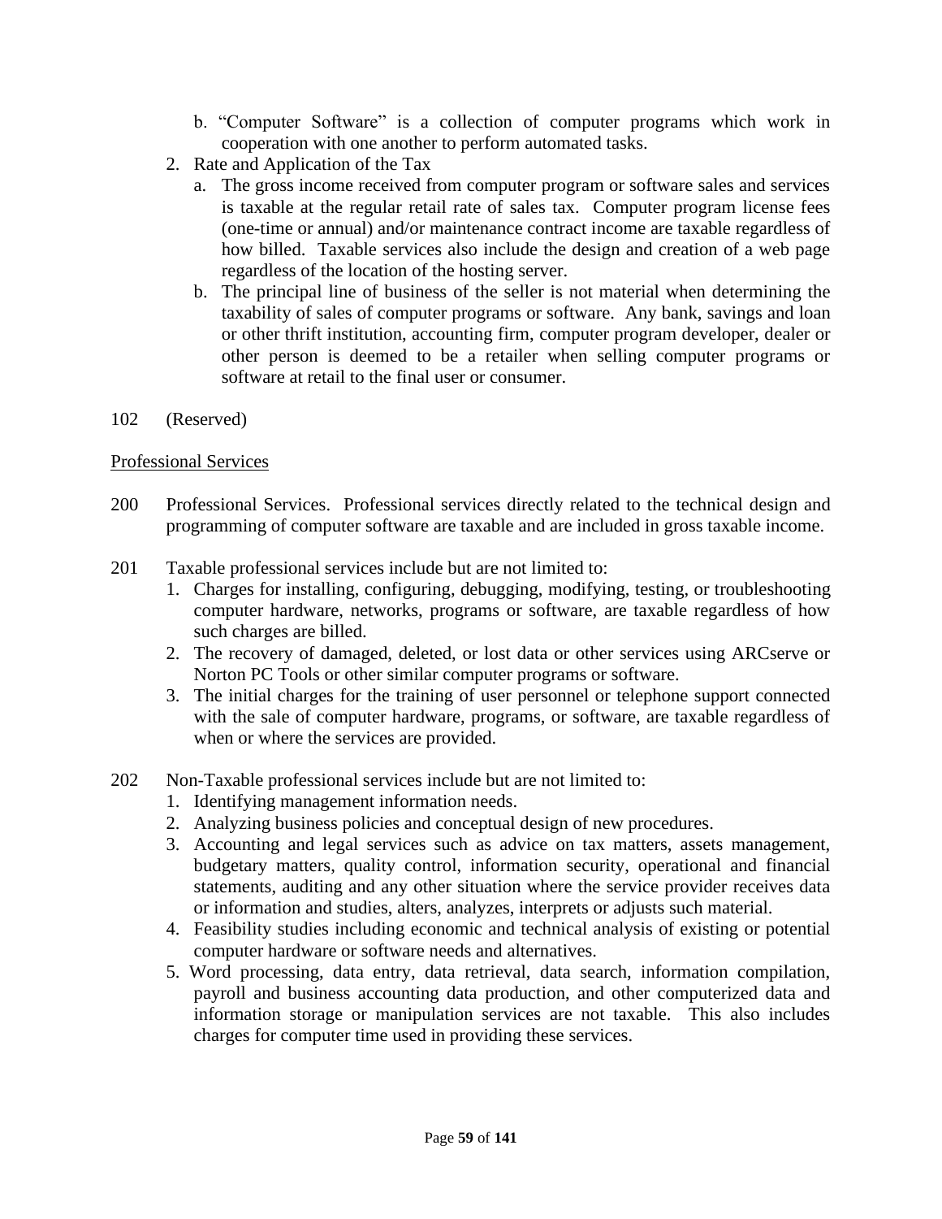b. "Computer Software" is a collection of computer programs which work in cooperation with one another to perform automated tasks.

2. Rate and Application of the Tax
   a. The gross income received from computer program or software sales and services is taxable at the regular retail rate of sales tax. Computer program license fees (one-time or annual) and/or maintenance contract income are taxable regardless of how billed. Taxable services also include the design and creation of a web page regardless of the location of the hosting server.
   b. The principal line of business of the seller is not material when determining the taxability of sales of computer programs or software. Any bank, savings and loan or other thrift institution, accounting firm, computer program developer, dealer or other person is deemed to be a retailer when selling computer programs or software at retail to the final user or consumer.

102 (Reserved)

<u>Professional Services</u>

200 Professional Services. Professional services directly related to the technical design and programming of computer software are taxable and are included in gross taxable income.

201 Taxable professional services include but are not limited to:

1. Charges for installing, configuring, debugging, modifying, testing, or troubleshooting computer hardware, networks, programs or software, are taxable regardless of how such charges are billed.
2. The recovery of damaged, deleted, or lost data or other services using ARCserve or Norton PC Tools or other similar computer programs or software.
3. The initial charges for the training of user personnel or telephone support connected with the sale of computer hardware, programs, or software, are taxable regardless of when or where the services are provided.

202 Non-Taxable professional services include but are not limited to:

1. Identifying management information needs.
2. Analyzing business policies and conceptual design of new procedures.
3. Accounting and legal services such as advice on tax matters, assets management, budgetary matters, quality control, information security, operational and financial statements, auditing and any other situation where the service provider receives data or information and studies, alters, analyzes, interprets or adjusts such material.
4. Feasibility studies including economic and technical analysis of existing or potential computer hardware or software needs and alternatives.
5. Word processing, data entry, data retrieval, data search, information compilation, payroll and business accounting data production, and other computerized data and information storage or manipulation services are not taxable. This also includes charges for computer time used in providing these services.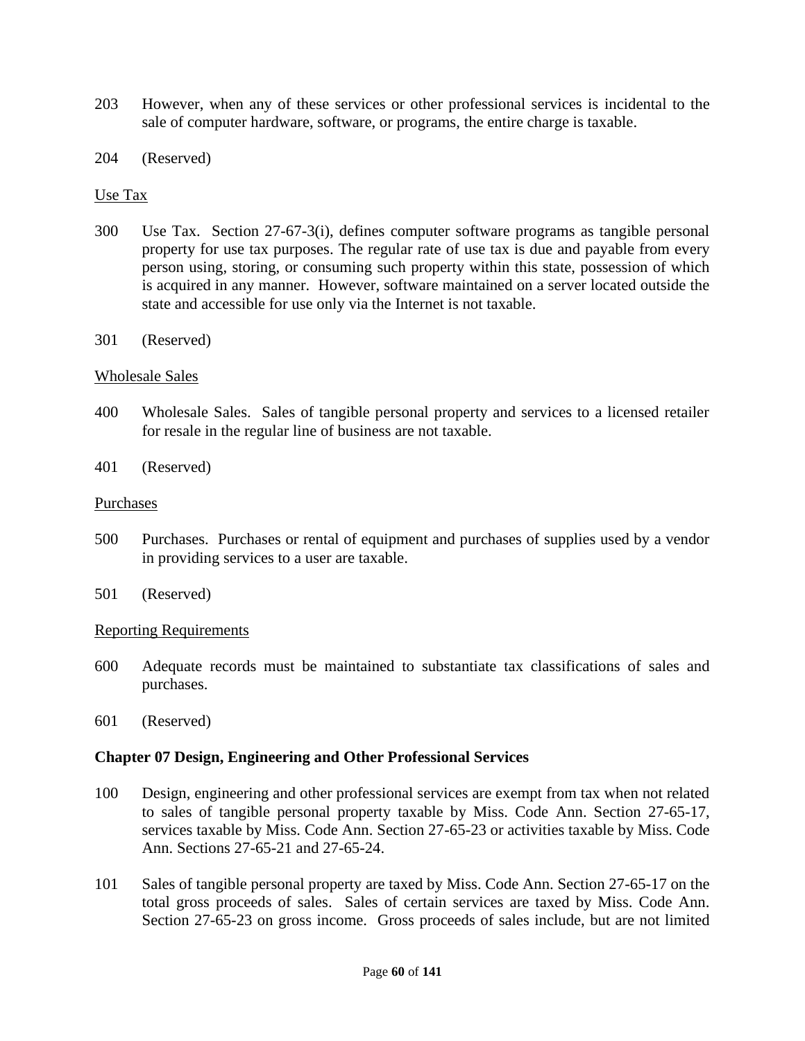203 However, when any of these services or other professional services is incidental to the sale of computer hardware, software, or programs, the entire charge is taxable.

204 (Reserved)

Use Tax

300 Use Tax. Section 27-67-3(i), defines computer software programs as tangible personal property for use tax purposes. The regular rate of use tax is due and payable from every person using, storing, or consuming such property within this state, possession of which is acquired in any manner. However, software maintained on a server located outside the state and accessible for use only via the Internet is not taxable.

301 (Reserved)

Wholesale Sales

400 Wholesale Sales. Sales of tangible personal property and services to a licensed retailer for resale in the regular line of business are not taxable.

401 (Reserved)

Purchases

500 Purchases. Purchases or rental of equipment and purchases of supplies used by a vendor in providing services to a user are taxable.

501 (Reserved)

Reporting Requirements

600 Adequate records must be maintained to substantiate tax classifications of sales and purchases.

601 (Reserved)

**Chapter 07 Design, Engineering and Other Professional Services**

100 Design, engineering and other professional services are exempt from tax when not related to sales of tangible personal property taxable by Miss. Code Ann. Section 27-65-17, services taxable by Miss. Code Ann. Section 27-65-23 or activities taxable by Miss. Code Ann. Sections 27-65-21 and 27-65-24.

101 Sales of tangible personal property are taxed by Miss. Code Ann. Section 27-65-17 on the total gross proceeds of sales. Sales of certain services are taxed by Miss. Code Ann. Section 27-65-23 on gross income. Gross proceeds of sales include, but are not limited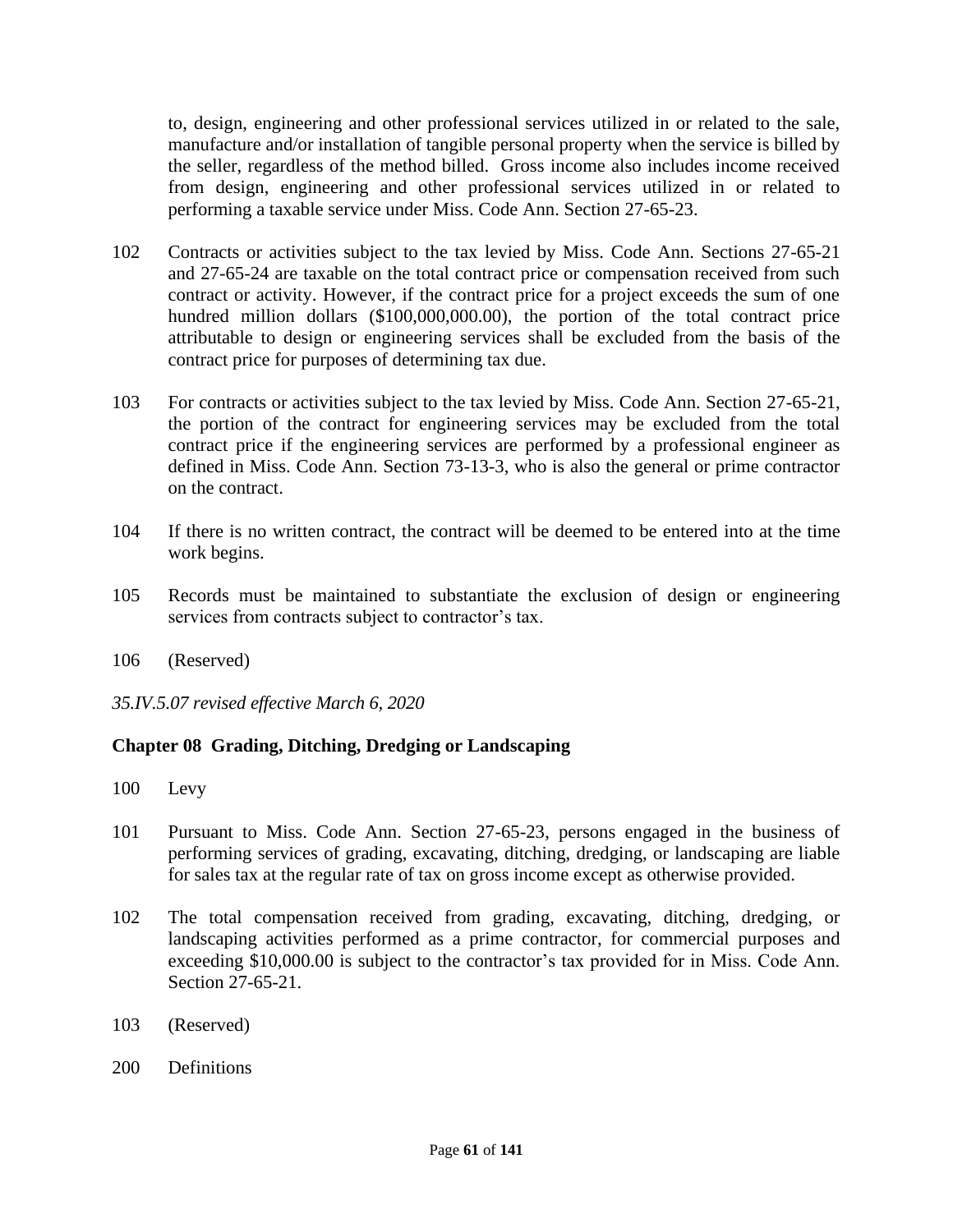to, design, engineering and other professional services utilized in or related to the sale, manufacture and/or installation of tangible personal property when the service is billed by the seller, regardless of the method billed. Gross income also includes income received from design, engineering and other professional services utilized in or related to performing a taxable service under Miss. Code Ann. Section 27-65-23.

102 Contracts or activities subject to the tax levied by Miss. Code Ann. Sections 27-65-21 and 27-65-24 are taxable on the total contract price or compensation received from such contract or activity. However, if the contract price for a project exceeds the sum of one hundred million dollars ($100,000,000.00), the portion of the total contract price attributable to design or engineering services shall be excluded from the basis of the contract price for purposes of determining tax due.

103 For contracts or activities subject to the tax levied by Miss. Code Ann. Section 27-65-21, the portion of the contract for engineering services may be excluded from the total contract price if the engineering services are performed by a professional engineer as defined in Miss. Code Ann. Section 73-13-3, who is also the general or prime contractor on the contract.

104 If there is no written contract, the contract will be deemed to be entered into at the time work begins.

105 Records must be maintained to substantiate the exclusion of design or engineering services from contracts subject to contractor's tax.

106 (Reserved)

*35.IV.5.07 revised effective March 6, 2020*

## Chapter 08 Grading, Ditching, Dredging or Landscaping

100 Levy

101 Pursuant to Miss. Code Ann. Section 27-65-23, persons engaged in the business of performing services of grading, excavating, ditching, dredging, or landscaping are liable for sales tax at the regular rate of tax on gross income except as otherwise provided.

102 The total compensation received from grading, excavating, ditching, dredging, or landscaping activities performed as a prime contractor, for commercial purposes and exceeding $10,000.00 is subject to the contractor's tax provided for in Miss. Code Ann. Section 27-65-21.

103 (Reserved)

200 Definitions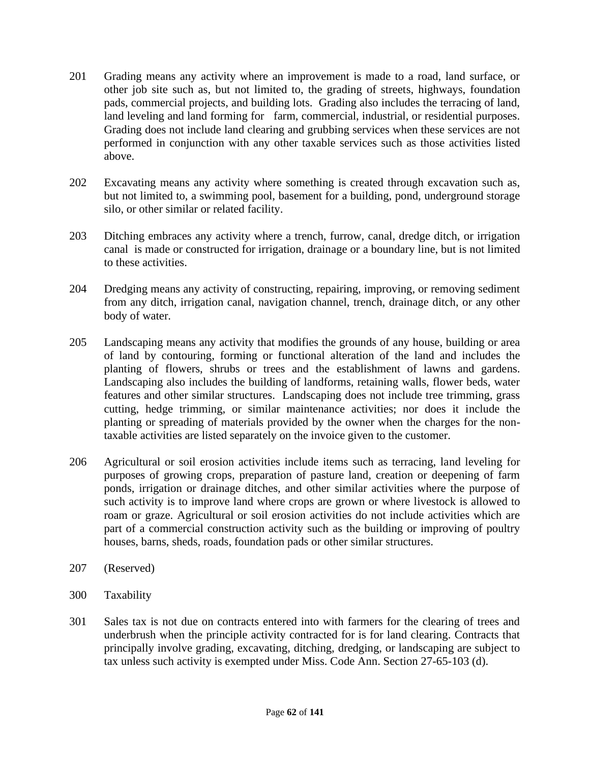201 Grading means any activity where an improvement is made to a road, land surface, or other job site such as, but not limited to, the grading of streets, highways, foundation pads, commercial projects, and building lots. Grading also includes the terracing of land, land leveling and land forming for farm, commercial, industrial, or residential purposes. Grading does not include land clearing and grubbing services when these services are not performed in conjunction with any other taxable services such as those activities listed above.

202 Excavating means any activity where something is created through excavation such as, but not limited to, a swimming pool, basement for a building, pond, underground storage silo, or other similar or related facility.

203 Ditching embraces any activity where a trench, furrow, canal, dredge ditch, or irrigation canal is made or constructed for irrigation, drainage or a boundary line, but is not limited to these activities.

204 Dredging means any activity of constructing, repairing, improving, or removing sediment from any ditch, irrigation canal, navigation channel, trench, drainage ditch, or any other body of water.

205 Landscaping means any activity that modifies the grounds of any house, building or area of land by contouring, forming or functional alteration of the land and includes the planting of flowers, shrubs or trees and the establishment of lawns and gardens. Landscaping also includes the building of landforms, retaining walls, flower beds, water features and other similar structures. Landscaping does not include tree trimming, grass cutting, hedge trimming, or similar maintenance activities; nor does it include the planting or spreading of materials provided by the owner when the charges for the non-taxable activities are listed separately on the invoice given to the customer.

206 Agricultural or soil erosion activities include items such as terracing, land leveling for purposes of growing crops, preparation of pasture land, creation or deepening of farm ponds, irrigation or drainage ditches, and other similar activities where the purpose of such activity is to improve land where crops are grown or where livestock is allowed to roam or graze. Agricultural or soil erosion activities do not include activities which are part of a commercial construction activity such as the building or improving of poultry houses, barns, sheds, roads, foundation pads or other similar structures.

207 (Reserved)

300 Taxability

301 Sales tax is not due on contracts entered into with farmers for the clearing of trees and underbrush when the principle activity contracted for is for land clearing. Contracts that principally involve grading, excavating, ditching, dredging, or landscaping are subject to tax unless such activity is exempted under Miss. Code Ann. Section 27-65-103 (d).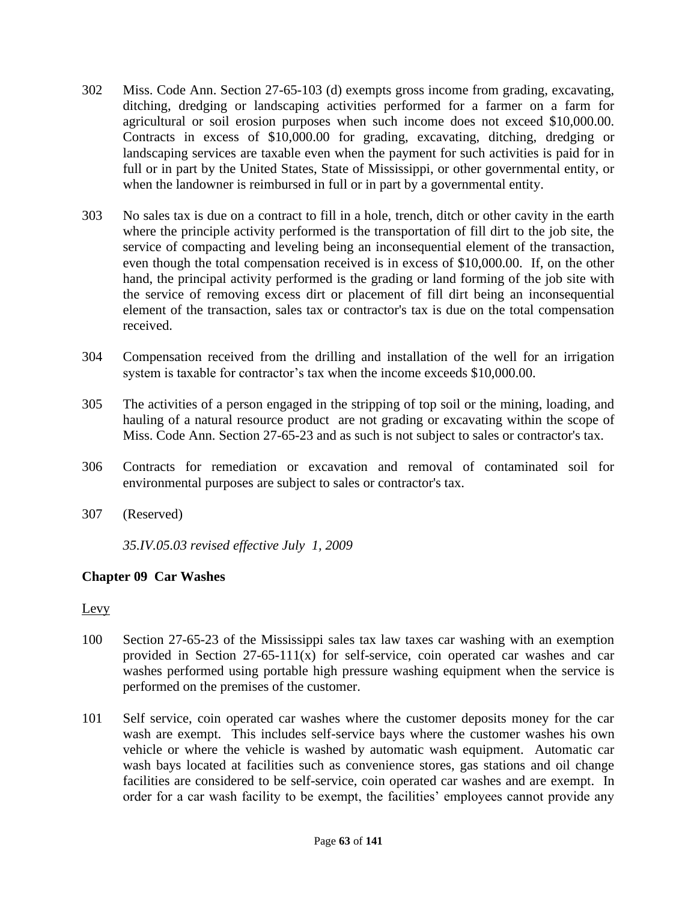302 Miss. Code Ann. Section 27-65-103 (d) exempts gross income from grading, excavating, ditching, dredging or landscaping activities performed for a farmer on a farm for agricultural or soil erosion purposes when such income does not exceed $10,000.00. Contracts in excess of $10,000.00 for grading, excavating, ditching, dredging or landscaping services are taxable even when the payment for such activities is paid for in full or in part by the United States, State of Mississippi, or other governmental entity, or when the landowner is reimbursed in full or in part by a governmental entity.

303 No sales tax is due on a contract to fill in a hole, trench, ditch or other cavity in the earth where the principle activity performed is the transportation of fill dirt to the job site, the service of compacting and leveling being an inconsequential element of the transaction, even though the total compensation received is in excess of $10,000.00. If, on the other hand, the principal activity performed is the grading or land forming of the job site with the service of removing excess dirt or placement of fill dirt being an inconsequential element of the transaction, sales tax or contractor's tax is due on the total compensation received.

304 Compensation received from the drilling and installation of the well for an irrigation system is taxable for contractor's tax when the income exceeds $10,000.00.

305 The activities of a person engaged in the stripping of top soil or the mining, loading, and hauling of a natural resource product are not grading or excavating within the scope of Miss. Code Ann. Section 27-65-23 and as such is not subject to sales or contractor's tax.

306 Contracts for remediation or excavation and removal of contaminated soil for environmental purposes are subject to sales or contractor's tax.

307 (Reserved)

*35.IV.05.03 revised effective July 1, 2009*

## Chapter 09 Car Washes

Levy

100 Section 27-65-23 of the Mississippi sales tax law taxes car washing with an exemption provided in Section 27-65-111(x) for self-service, coin operated car washes and car washes performed using portable high pressure washing equipment when the service is performed on the premises of the customer.

101 Self service, coin operated car washes where the customer deposits money for the car wash are exempt. This includes self-service bays where the customer washes his own vehicle or where the vehicle is washed by automatic wash equipment. Automatic car wash bays located at facilities such as convenience stores, gas stations and oil change facilities are considered to be self-service, coin operated car washes and are exempt. In order for a car wash facility to be exempt, the facilities' employees cannot provide any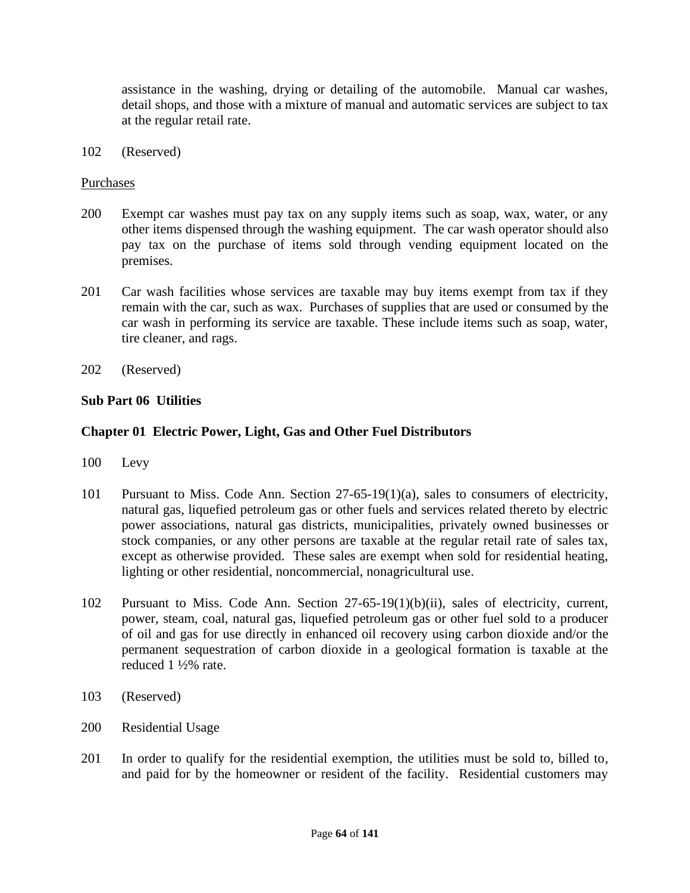assistance in the washing, drying or detailing of the automobile. Manual car washes, detail shops, and those with a mixture of manual and automatic services are subject to tax at the regular retail rate.

102 (Reserved)

Purchases

200 Exempt car washes must pay tax on any supply items such as soap, wax, water, or any other items dispensed through the washing equipment. The car wash operator should also pay tax on the purchase of items sold through vending equipment located on the premises.

201 Car wash facilities whose services are taxable may buy items exempt from tax if they remain with the car, such as wax. Purchases of supplies that are used or consumed by the car wash in performing its service are taxable. These include items such as soap, water, tire cleaner, and rags.

202 (Reserved)

**Sub Part 06 Utilities**

**Chapter 01 Electric Power, Light, Gas and Other Fuel Distributors**

100 Levy

101 Pursuant to Miss. Code Ann. Section 27-65-19(1)(a), sales to consumers of electricity, natural gas, liquefied petroleum gas or other fuels and services related thereto by electric power associations, natural gas districts, municipalities, privately owned businesses or stock companies, or any other persons are taxable at the regular retail rate of sales tax, except as otherwise provided. These sales are exempt when sold for residential heating, lighting or other residential, noncommercial, nonagricultural use.

102 Pursuant to Miss. Code Ann. Section 27-65-19(1)(b)(ii), sales of electricity, current, power, steam, coal, natural gas, liquefied petroleum gas or other fuel sold to a producer of oil and gas for use directly in enhanced oil recovery using carbon dioxide and/or the permanent sequestration of carbon dioxide in a geological formation is taxable at the reduced 1 ½% rate.

103 (Reserved)

200 Residential Usage

201 In order to qualify for the residential exemption, the utilities must be sold to, billed to, and paid for by the homeowner or resident of the facility. Residential customers may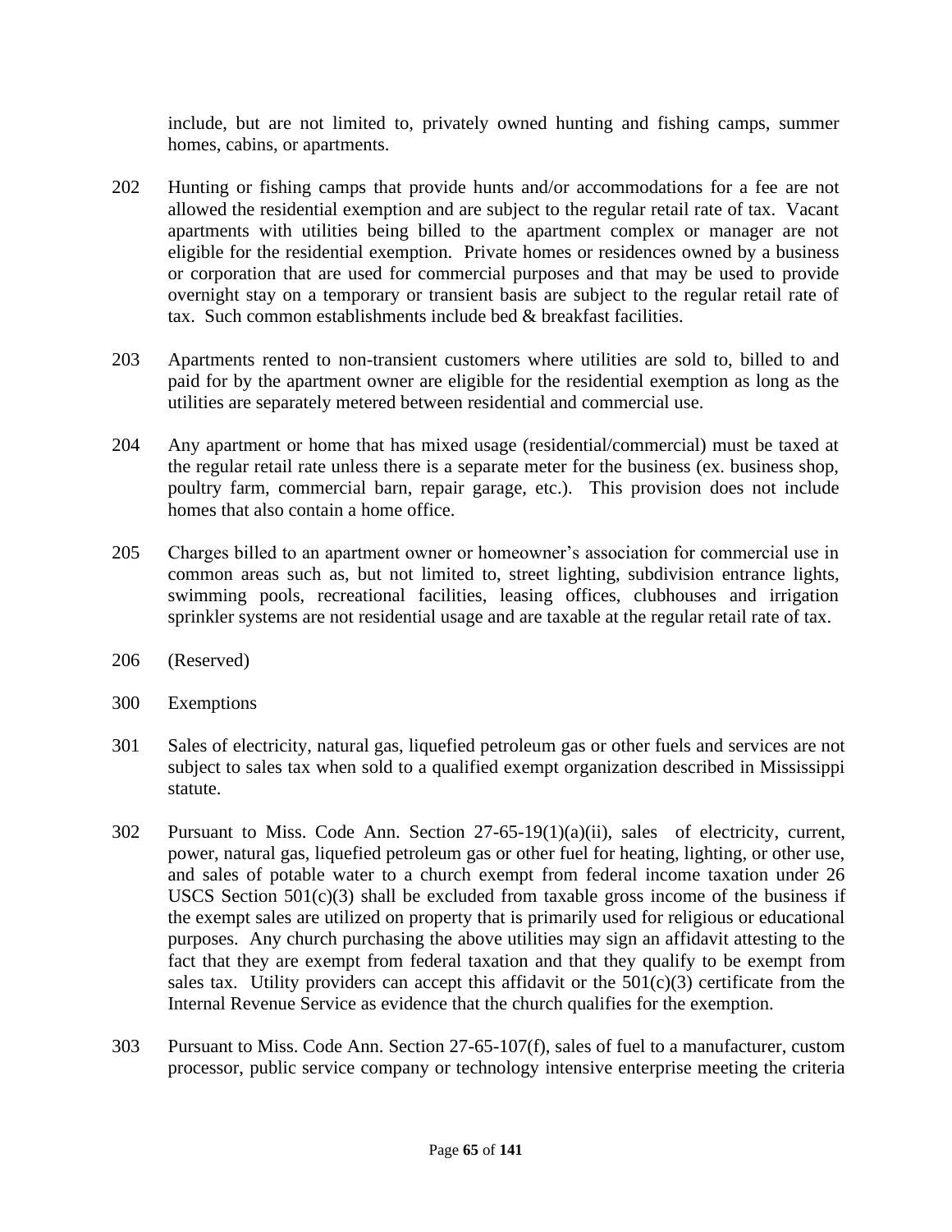include, but are not limited to, privately owned hunting and fishing camps, summer homes, cabins, or apartments.

202 Hunting or fishing camps that provide hunts and/or accommodations for a fee are not allowed the residential exemption and are subject to the regular retail rate of tax. Vacant apartments with utilities being billed to the apartment complex or manager are not eligible for the residential exemption. Private homes or residences owned by a business or corporation that are used for commercial purposes and that may be used to provide overnight stay on a temporary or transient basis are subject to the regular retail rate of tax. Such common establishments include bed & breakfast facilities.

203 Apartments rented to non-transient customers where utilities are sold to, billed to and paid for by the apartment owner are eligible for the residential exemption as long as the utilities are separately metered between residential and commercial use.

204 Any apartment or home that has mixed usage (residential/commercial) must be taxed at the regular retail rate unless there is a separate meter for the business (ex. business shop, poultry farm, commercial barn, repair garage, etc.). This provision does not include homes that also contain a home office.

205 Charges billed to an apartment owner or homeowner's association for commercial use in common areas such as, but not limited to, street lighting, subdivision entrance lights, swimming pools, recreational facilities, leasing offices, clubhouses and irrigation sprinkler systems are not residential usage and are taxable at the regular retail rate of tax.

206 (Reserved)

300 Exemptions

301 Sales of electricity, natural gas, liquefied petroleum gas or other fuels and services are not subject to sales tax when sold to a qualified exempt organization described in Mississippi statute.

302 Pursuant to Miss. Code Ann. Section 27-65-19(1)(a)(ii), sales of electricity, current, power, natural gas, liquefied petroleum gas or other fuel for heating, lighting, or other use, and sales of potable water to a church exempt from federal income taxation under 26 USCS Section 501(c)(3) shall be excluded from taxable gross income of the business if the exempt sales are utilized on property that is primarily used for religious or educational purposes. Any church purchasing the above utilities may sign an affidavit attesting to the fact that they are exempt from federal taxation and that they qualify to be exempt from sales tax. Utility providers can accept this affidavit or the 501(c)(3) certificate from the Internal Revenue Service as evidence that the church qualifies for the exemption.

303 Pursuant to Miss. Code Ann. Section 27-65-107(f), sales of fuel to a manufacturer, custom processor, public service company or technology intensive enterprise meeting the criteria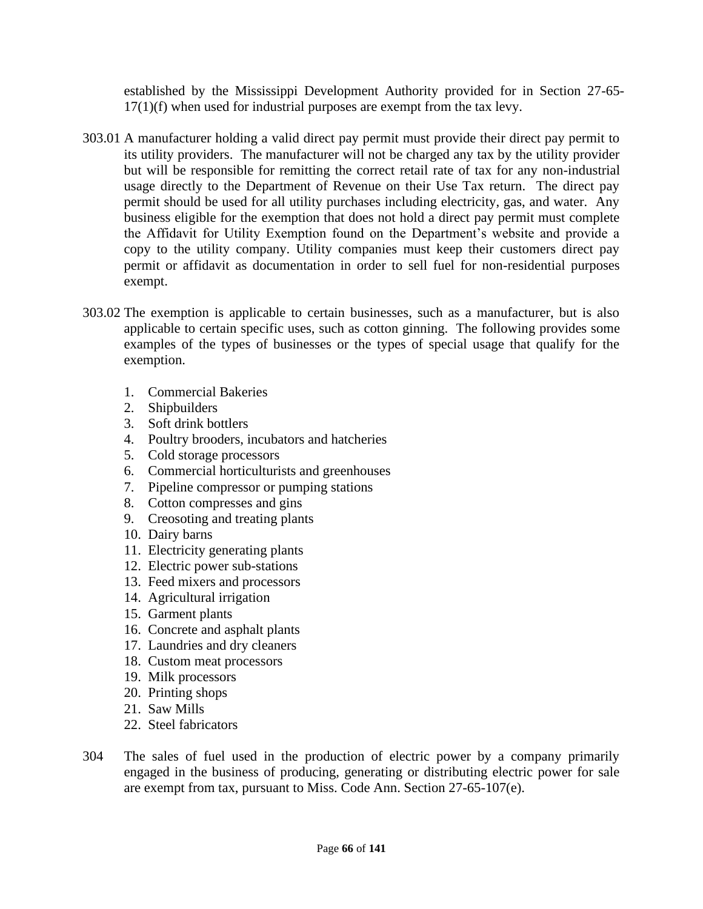established by the Mississippi Development Authority provided for in Section 27-65-17(1)(f) when used for industrial purposes are exempt from the tax levy.

303.01 A manufacturer holding a valid direct pay permit must provide their direct pay permit to its utility providers. The manufacturer will not be charged any tax by the utility provider but will be responsible for remitting the correct retail rate of tax for any non-industrial usage directly to the Department of Revenue on their Use Tax return. The direct pay permit should be used for all utility purchases including electricity, gas, and water. Any business eligible for the exemption that does not hold a direct pay permit must complete the Affidavit for Utility Exemption found on the Department's website and provide a copy to the utility company. Utility companies must keep their customers direct pay permit or affidavit as documentation in order to sell fuel for non-residential purposes exempt.

303.02 The exemption is applicable to certain businesses, such as a manufacturer, but is also applicable to certain specific uses, such as cotton ginning. The following provides some examples of the types of businesses or the types of special usage that qualify for the exemption.

1. Commercial Bakeries
2. Shipbuilders
3. Soft drink bottlers
4. Poultry brooders, incubators and hatcheries
5. Cold storage processors
6. Commercial horticulturists and greenhouses
7. Pipeline compressor or pumping stations
8. Cotton compresses and gins
9. Creosoting and treating plants
10. Dairy barns
11. Electricity generating plants
12. Electric power sub-stations
13. Feed mixers and processors
14. Agricultural irrigation
15. Garment plants
16. Concrete and asphalt plants
17. Laundries and dry cleaners
18. Custom meat processors
19. Milk processors
20. Printing shops
21. Saw Mills
22. Steel fabricators

304 The sales of fuel used in the production of electric power by a company primarily engaged in the business of producing, generating or distributing electric power for sale are exempt from tax, pursuant to Miss. Code Ann. Section 27-65-107(e).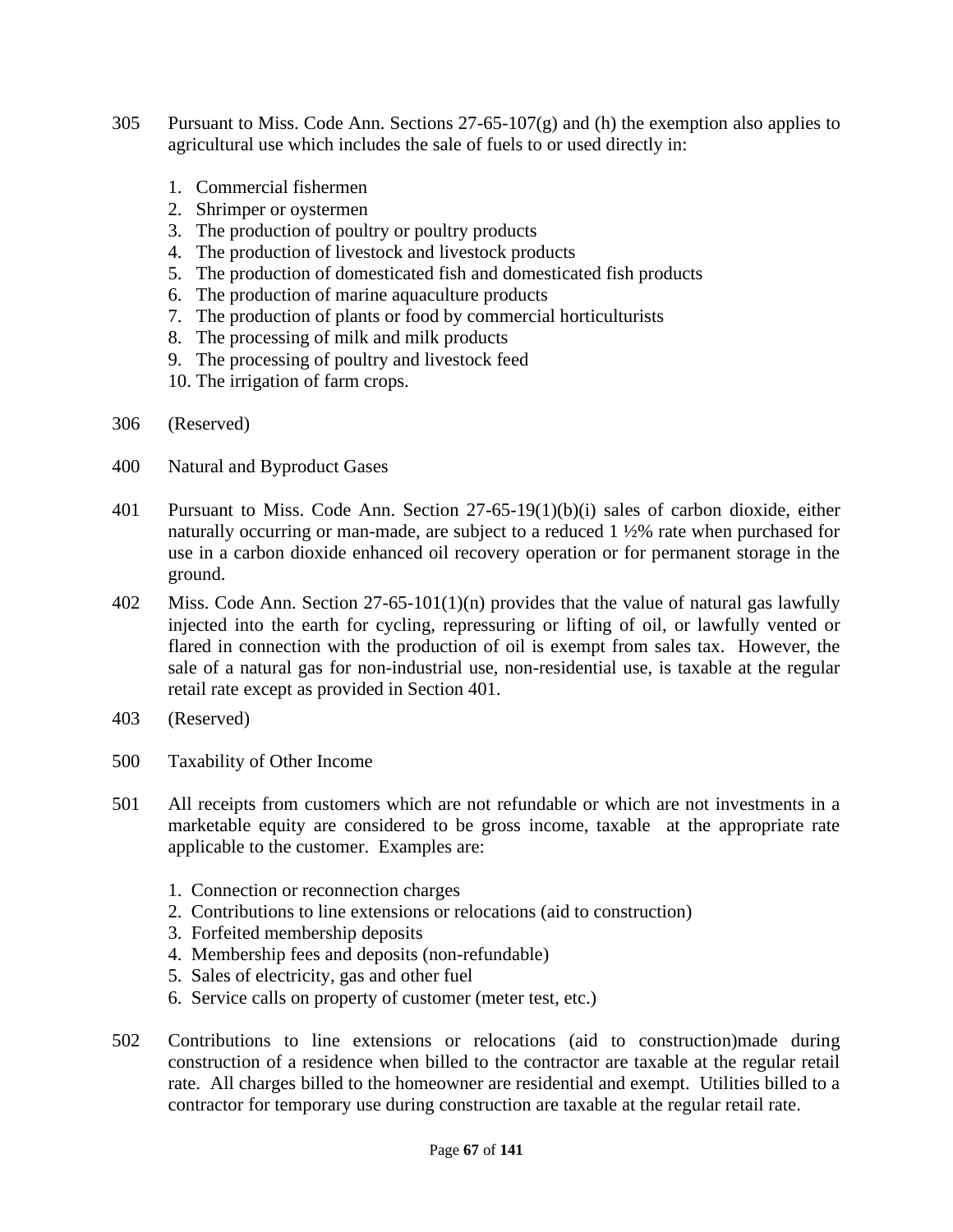305 Pursuant to Miss. Code Ann. Sections 27-65-107(g) and (h) the exemption also applies to agricultural use which includes the sale of fuels to or used directly in:

1. Commercial fishermen
2. Shrimper or oystermen
3. The production of poultry or poultry products
4. The production of livestock and livestock products
5. The production of domesticated fish and domesticated fish products
6. The production of marine aquaculture products
7. The production of plants or food by commercial horticulturists
8. The processing of milk and milk products
9. The processing of poultry and livestock feed
10. The irrigation of farm crops.

306 (Reserved)

400 Natural and Byproduct Gases

401 Pursuant to Miss. Code Ann. Section 27-65-19(1)(b)(i) sales of carbon dioxide, either naturally occurring or man-made, are subject to a reduced 1 ½% rate when purchased for use in a carbon dioxide enhanced oil recovery operation or for permanent storage in the ground.

402 Miss. Code Ann. Section 27-65-101(1)(n) provides that the value of natural gas lawfully injected into the earth for cycling, repressuring or lifting of oil, or lawfully vented or flared in connection with the production of oil is exempt from sales tax. However, the sale of a natural gas for non-industrial use, non-residential use, is taxable at the regular retail rate except as provided in Section 401.

403 (Reserved)

500 Taxability of Other Income

501 All receipts from customers which are not refundable or which are not investments in a marketable equity are considered to be gross income, taxable at the appropriate rate applicable to the customer. Examples are:

1. Connection or reconnection charges
2. Contributions to line extensions or relocations (aid to construction)
3. Forfeited membership deposits
4. Membership fees and deposits (non-refundable)
5. Sales of electricity, gas and other fuel
6. Service calls on property of customer (meter test, etc.)

502 Contributions to line extensions or relocations (aid to construction)made during construction of a residence when billed to the contractor are taxable at the regular retail rate. All charges billed to the homeowner are residential and exempt. Utilities billed to a contractor for temporary use during construction are taxable at the regular retail rate.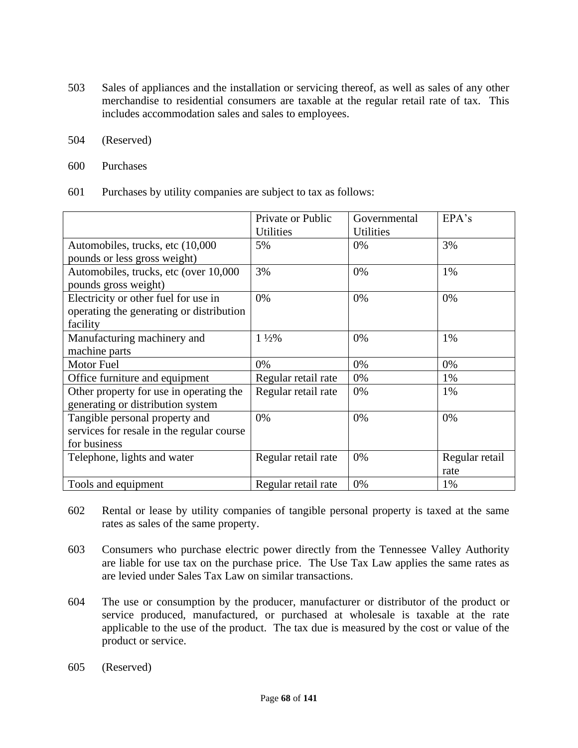503 Sales of appliances and the installation or servicing thereof, as well as sales of any other merchandise to residential consumers are taxable at the regular retail rate of tax. This includes accommodation sales and sales to employees.

504 (Reserved)

600 Purchases

601 Purchases by utility companies are subject to tax as follows:

| | Private or Public Utilities | Governmental Utilities | EPA's |
|---|---|---|---|
| Automobiles, trucks, etc (10,000 pounds or less gross weight) | 5% | 0% | 3% |
| Automobiles, trucks, etc (over 10,000 pounds gross weight) | 3% | 0% | 1% |
| Electricity or other fuel for use in operating the generating or distribution facility | 0% | 0% | 0% |
| Manufacturing machinery and machine parts | 1 ½% | 0% | 1% |
| Motor Fuel | 0% | 0% | 0% |
| Office furniture and equipment | Regular retail rate | 0% | 1% |
| Other property for use in operating the generating or distribution system | Regular retail rate | 0% | 1% |
| Tangible personal property and services for resale in the regular course for business | 0% | 0% | 0% |
| Telephone, lights and water | Regular retail rate | 0% | Regular retail rate |
| Tools and equipment | Regular retail rate | 0% | 1% |

602 Rental or lease by utility companies of tangible personal property is taxed at the same rates as sales of the same property.

603 Consumers who purchase electric power directly from the Tennessee Valley Authority are liable for use tax on the purchase price. The Use Tax Law applies the same rates as are levied under Sales Tax Law on similar transactions.

604 The use or consumption by the producer, manufacturer or distributor of the product or service produced, manufactured, or purchased at wholesale is taxable at the rate applicable to the use of the product. The tax due is measured by the cost or value of the product or service.

605 (Reserved)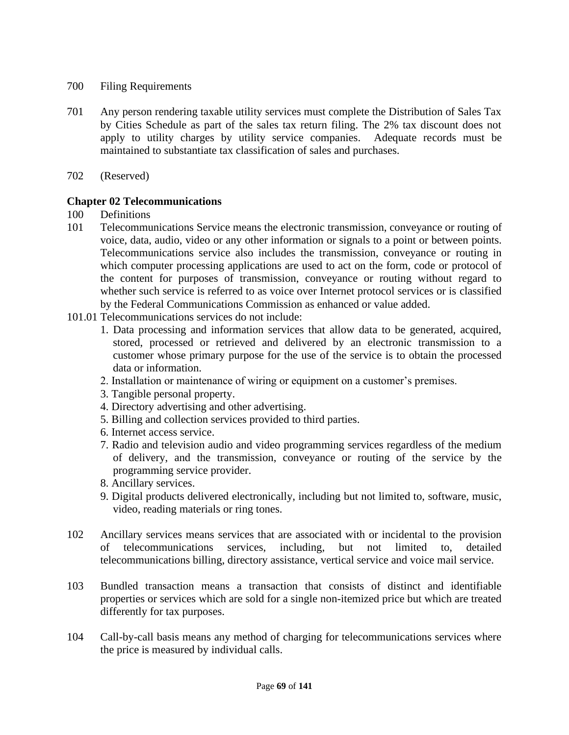700 Filing Requirements

701 Any person rendering taxable utility services must complete the Distribution of Sales Tax by Cities Schedule as part of the sales tax return filing. The 2% tax discount does not apply to utility charges by utility service companies. Adequate records must be maintained to substantiate tax classification of sales and purchases.

702 (Reserved)

**Chapter 02 Telecommunications**

100 Definitions

101 Telecommunications Service means the electronic transmission, conveyance or routing of voice, data, audio, video or any other information or signals to a point or between points. Telecommunications service also includes the transmission, conveyance or routing in which computer processing applications are used to act on the form, code or protocol of the content for purposes of transmission, conveyance or routing without regard to whether such service is referred to as voice over Internet protocol services or is classified by the Federal Communications Commission as enhanced or value added.

101.01 Telecommunications services do not include:

1. Data processing and information services that allow data to be generated, acquired, stored, processed or retrieved and delivered by an electronic transmission to a customer whose primary purpose for the use of the service is to obtain the processed data or information.
2. Installation or maintenance of wiring or equipment on a customer's premises.
3. Tangible personal property.
4. Directory advertising and other advertising.
5. Billing and collection services provided to third parties.
6. Internet access service.
7. Radio and television audio and video programming services regardless of the medium of delivery, and the transmission, conveyance or routing of the service by the programming service provider.
8. Ancillary services.
9. Digital products delivered electronically, including but not limited to, software, music, video, reading materials or ring tones.

102 Ancillary services means services that are associated with or incidental to the provision of telecommunications services, including, but not limited to, detailed telecommunications billing, directory assistance, vertical service and voice mail service.

103 Bundled transaction means a transaction that consists of distinct and identifiable properties or services which are sold for a single non-itemized price but which are treated differently for tax purposes.

104 Call-by-call basis means any method of charging for telecommunications services where the price is measured by individual calls.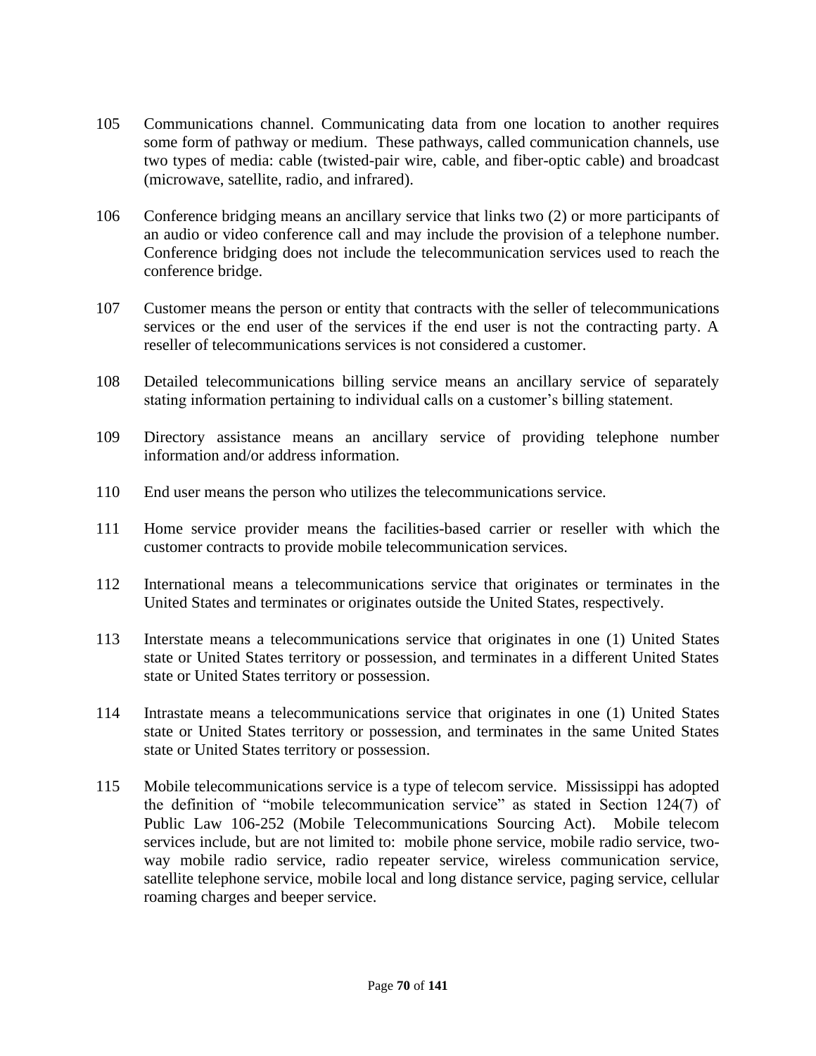105 Communications channel. Communicating data from one location to another requires some form of pathway or medium. These pathways, called communication channels, use two types of media: cable (twisted-pair wire, cable, and fiber-optic cable) and broadcast (microwave, satellite, radio, and infrared).

106 Conference bridging means an ancillary service that links two (2) or more participants of an audio or video conference call and may include the provision of a telephone number. Conference bridging does not include the telecommunication services used to reach the conference bridge.

107 Customer means the person or entity that contracts with the seller of telecommunications services or the end user of the services if the end user is not the contracting party. A reseller of telecommunications services is not considered a customer.

108 Detailed telecommunications billing service means an ancillary service of separately stating information pertaining to individual calls on a customer's billing statement.

109 Directory assistance means an ancillary service of providing telephone number information and/or address information.

110 End user means the person who utilizes the telecommunications service.

111 Home service provider means the facilities-based carrier or reseller with which the customer contracts to provide mobile telecommunication services.

112 International means a telecommunications service that originates or terminates in the United States and terminates or originates outside the United States, respectively.

113 Interstate means a telecommunications service that originates in one (1) United States state or United States territory or possession, and terminates in a different United States state or United States territory or possession.

114 Intrastate means a telecommunications service that originates in one (1) United States state or United States territory or possession, and terminates in the same United States state or United States territory or possession.

115 Mobile telecommunications service is a type of telecom service. Mississippi has adopted the definition of "mobile telecommunication service" as stated in Section 124(7) of Public Law 106-252 (Mobile Telecommunications Sourcing Act). Mobile telecom services include, but are not limited to: mobile phone service, mobile radio service, two-way mobile radio service, radio repeater service, wireless communication service, satellite telephone service, mobile local and long distance service, paging service, cellular roaming charges and beeper service.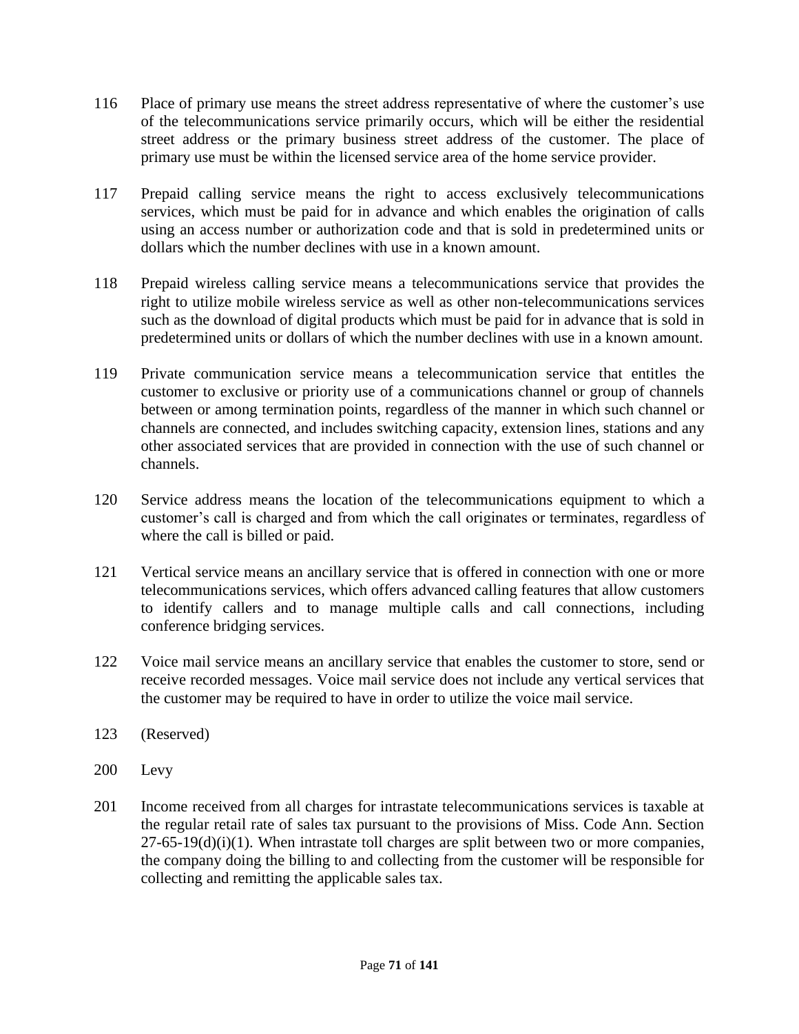116 Place of primary use means the street address representative of where the customer's use of the telecommunications service primarily occurs, which will be either the residential street address or the primary business street address of the customer. The place of primary use must be within the licensed service area of the home service provider.

117 Prepaid calling service means the right to access exclusively telecommunications services, which must be paid for in advance and which enables the origination of calls using an access number or authorization code and that is sold in predetermined units or dollars which the number declines with use in a known amount.

118 Prepaid wireless calling service means a telecommunications service that provides the right to utilize mobile wireless service as well as other non-telecommunications services such as the download of digital products which must be paid for in advance that is sold in predetermined units or dollars of which the number declines with use in a known amount.

119 Private communication service means a telecommunication service that entitles the customer to exclusive or priority use of a communications channel or group of channels between or among termination points, regardless of the manner in which such channel or channels are connected, and includes switching capacity, extension lines, stations and any other associated services that are provided in connection with the use of such channel or channels.

120 Service address means the location of the telecommunications equipment to which a customer's call is charged and from which the call originates or terminates, regardless of where the call is billed or paid.

121 Vertical service means an ancillary service that is offered in connection with one or more telecommunications services, which offers advanced calling features that allow customers to identify callers and to manage multiple calls and call connections, including conference bridging services.

122 Voice mail service means an ancillary service that enables the customer to store, send or receive recorded messages. Voice mail service does not include any vertical services that the customer may be required to have in order to utilize the voice mail service.

123 (Reserved)

200 Levy

201 Income received from all charges for intrastate telecommunications services is taxable at the regular retail rate of sales tax pursuant to the provisions of Miss. Code Ann. Section 27-65-19(d)(i)(1). When intrastate toll charges are split between two or more companies, the company doing the billing to and collecting from the customer will be responsible for collecting and remitting the applicable sales tax.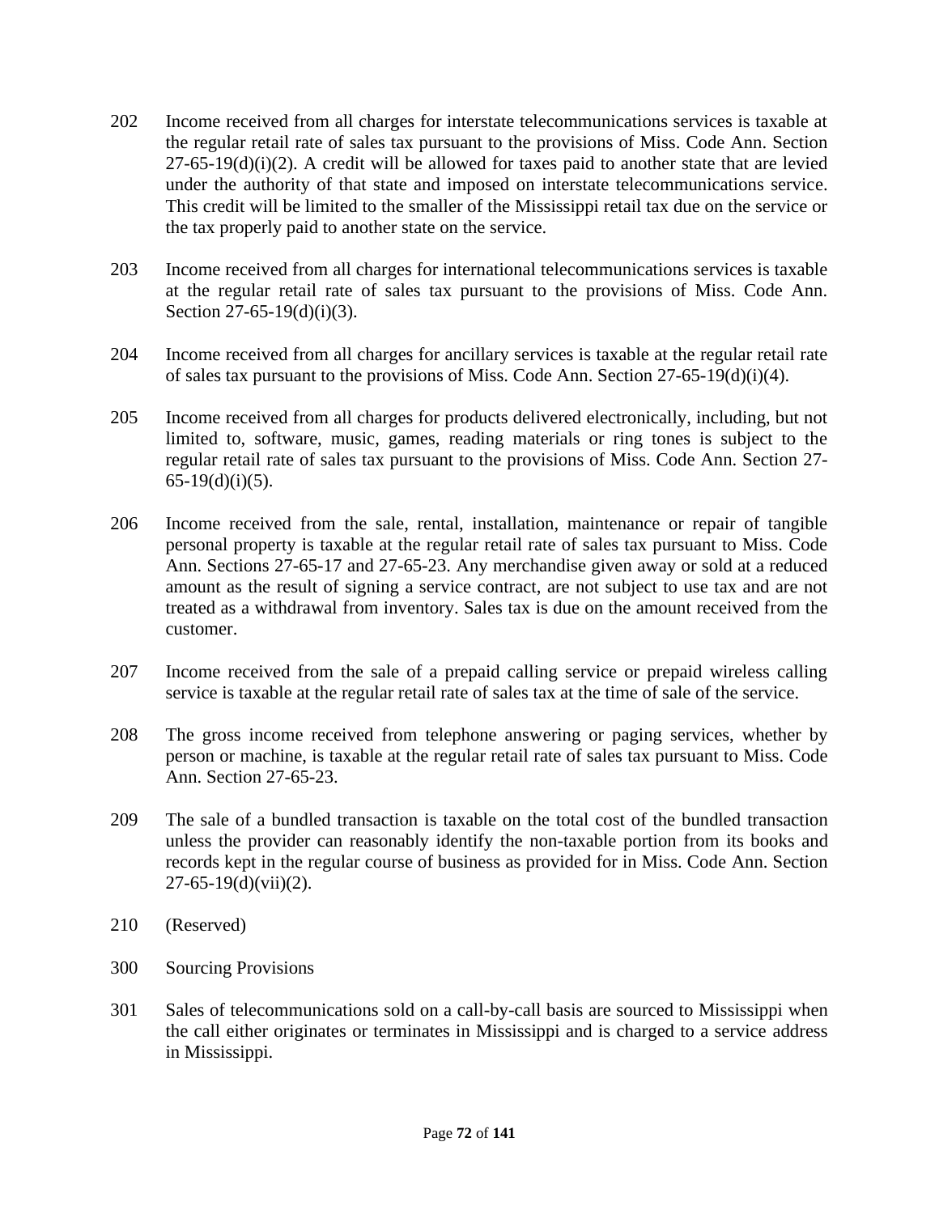202 Income received from all charges for interstate telecommunications services is taxable at the regular retail rate of sales tax pursuant to the provisions of Miss. Code Ann. Section 27-65-19(d)(i)(2). A credit will be allowed for taxes paid to another state that are levied under the authority of that state and imposed on interstate telecommunications service. This credit will be limited to the smaller of the Mississippi retail tax due on the service or the tax properly paid to another state on the service.

203 Income received from all charges for international telecommunications services is taxable at the regular retail rate of sales tax pursuant to the provisions of Miss. Code Ann. Section 27-65-19(d)(i)(3).

204 Income received from all charges for ancillary services is taxable at the regular retail rate of sales tax pursuant to the provisions of Miss. Code Ann. Section 27-65-19(d)(i)(4).

205 Income received from all charges for products delivered electronically, including, but not limited to, software, music, games, reading materials or ring tones is subject to the regular retail rate of sales tax pursuant to the provisions of Miss. Code Ann. Section 27-65-19(d)(i)(5).

206 Income received from the sale, rental, installation, maintenance or repair of tangible personal property is taxable at the regular retail rate of sales tax pursuant to Miss. Code Ann. Sections 27-65-17 and 27-65-23. Any merchandise given away or sold at a reduced amount as the result of signing a service contract, are not subject to use tax and are not treated as a withdrawal from inventory. Sales tax is due on the amount received from the customer.

207 Income received from the sale of a prepaid calling service or prepaid wireless calling service is taxable at the regular retail rate of sales tax at the time of sale of the service.

208 The gross income received from telephone answering or paging services, whether by person or machine, is taxable at the regular retail rate of sales tax pursuant to Miss. Code Ann. Section 27-65-23.

209 The sale of a bundled transaction is taxable on the total cost of the bundled transaction unless the provider can reasonably identify the non-taxable portion from its books and records kept in the regular course of business as provided for in Miss. Code Ann. Section 27-65-19(d)(vii)(2).

210 (Reserved)

300 Sourcing Provisions

301 Sales of telecommunications sold on a call-by-call basis are sourced to Mississippi when the call either originates or terminates in Mississippi and is charged to a service address in Mississippi.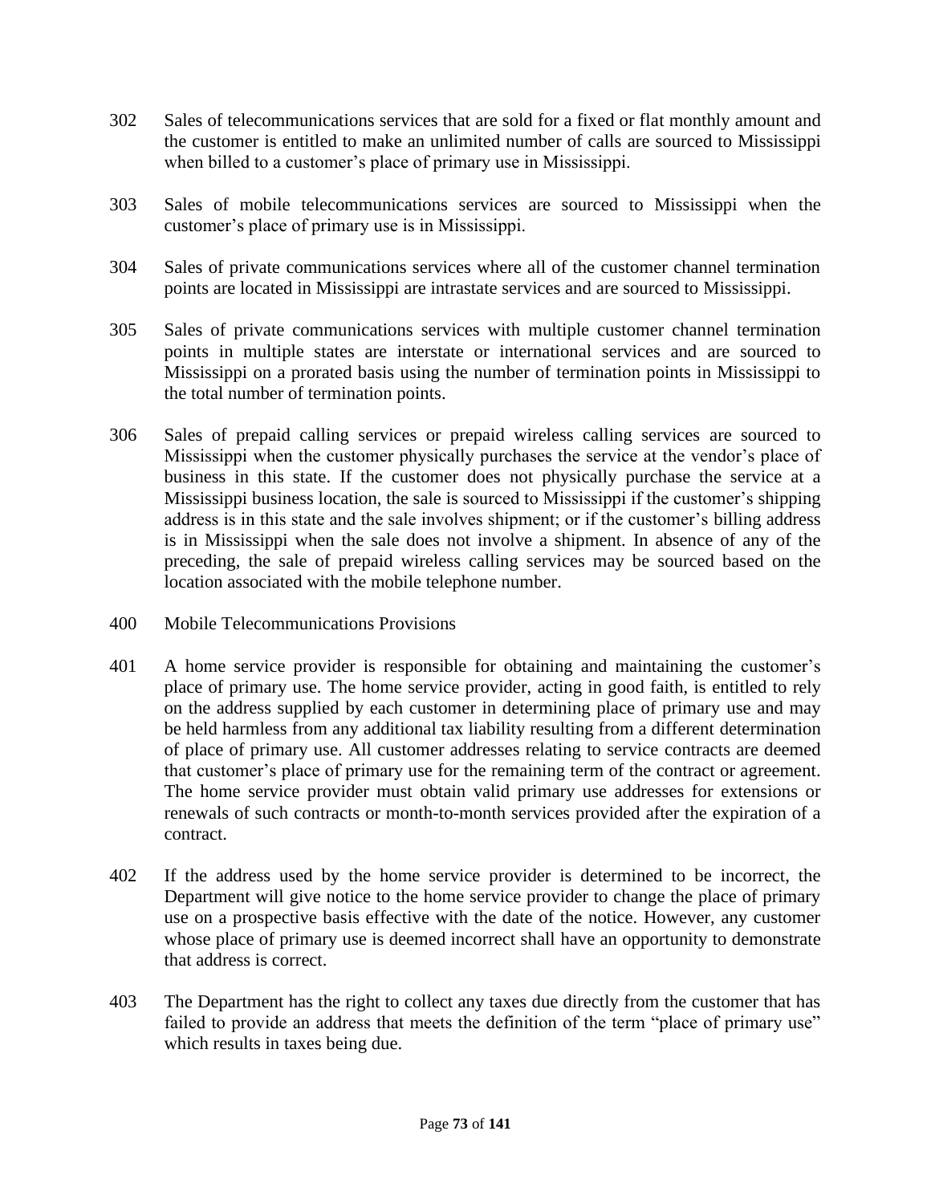302 Sales of telecommunications services that are sold for a fixed or flat monthly amount and the customer is entitled to make an unlimited number of calls are sourced to Mississippi when billed to a customer's place of primary use in Mississippi.

303 Sales of mobile telecommunications services are sourced to Mississippi when the customer's place of primary use is in Mississippi.

304 Sales of private communications services where all of the customer channel termination points are located in Mississippi are intrastate services and are sourced to Mississippi.

305 Sales of private communications services with multiple customer channel termination points in multiple states are interstate or international services and are sourced to Mississippi on a prorated basis using the number of termination points in Mississippi to the total number of termination points.

306 Sales of prepaid calling services or prepaid wireless calling services are sourced to Mississippi when the customer physically purchases the service at the vendor's place of business in this state. If the customer does not physically purchase the service at a Mississippi business location, the sale is sourced to Mississippi if the customer's shipping address is in this state and the sale involves shipment; or if the customer's billing address is in Mississippi when the sale does not involve a shipment. In absence of any of the preceding, the sale of prepaid wireless calling services may be sourced based on the location associated with the mobile telephone number.

400 Mobile Telecommunications Provisions

401 A home service provider is responsible for obtaining and maintaining the customer's place of primary use. The home service provider, acting in good faith, is entitled to rely on the address supplied by each customer in determining place of primary use and may be held harmless from any additional tax liability resulting from a different determination of place of primary use. All customer addresses relating to service contracts are deemed that customer's place of primary use for the remaining term of the contract or agreement. The home service provider must obtain valid primary use addresses for extensions or renewals of such contracts or month-to-month services provided after the expiration of a contract.

402 If the address used by the home service provider is determined to be incorrect, the Department will give notice to the home service provider to change the place of primary use on a prospective basis effective with the date of the notice. However, any customer whose place of primary use is deemed incorrect shall have an opportunity to demonstrate that address is correct.

403 The Department has the right to collect any taxes due directly from the customer that has failed to provide an address that meets the definition of the term "place of primary use" which results in taxes being due.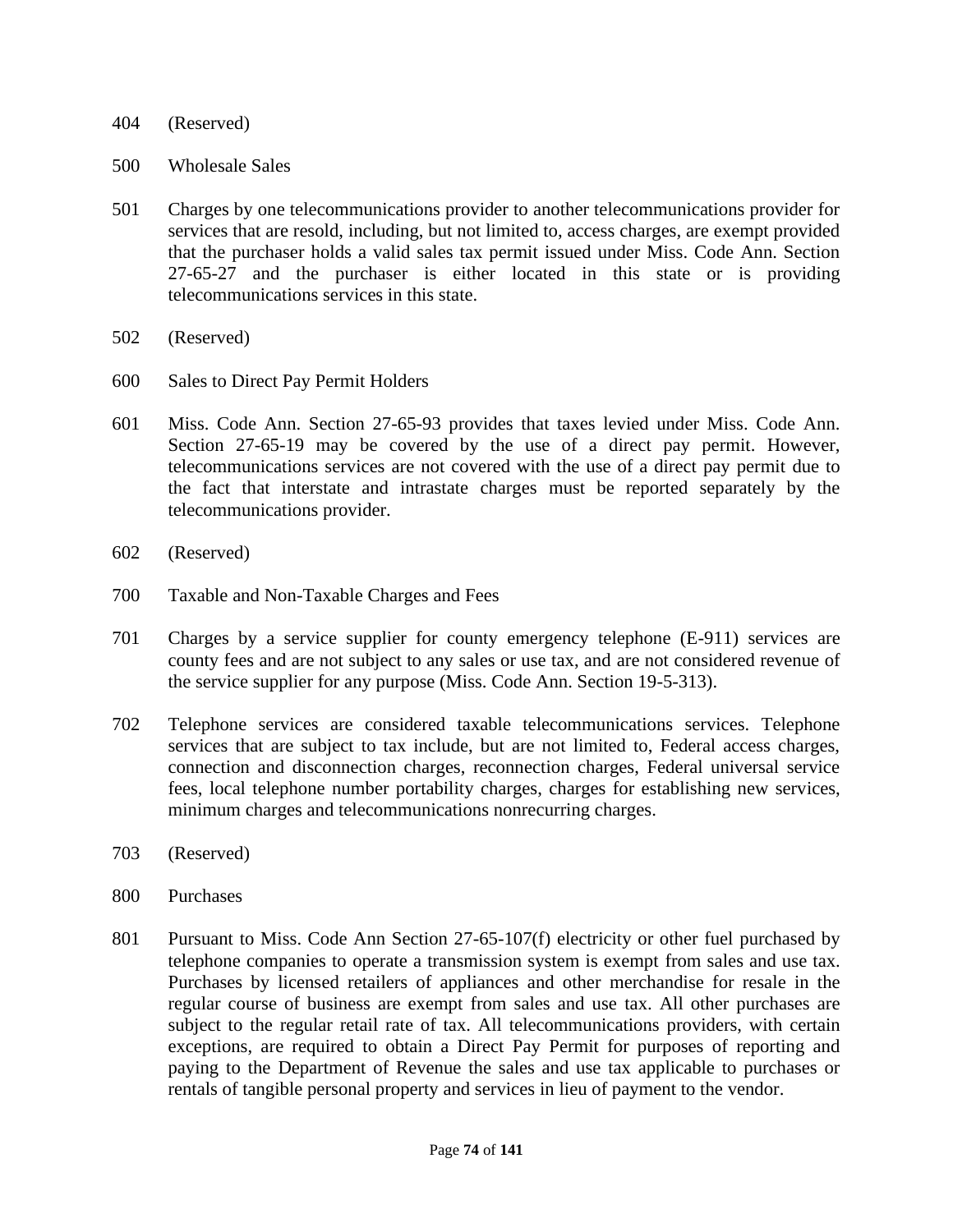404 (Reserved)

500 Wholesale Sales

501 Charges by one telecommunications provider to another telecommunications provider for services that are resold, including, but not limited to, access charges, are exempt provided that the purchaser holds a valid sales tax permit issued under Miss. Code Ann. Section 27-65-27 and the purchaser is either located in this state or is providing telecommunications services in this state.

502 (Reserved)

600 Sales to Direct Pay Permit Holders

601 Miss. Code Ann. Section 27-65-93 provides that taxes levied under Miss. Code Ann. Section 27-65-19 may be covered by the use of a direct pay permit. However, telecommunications services are not covered with the use of a direct pay permit due to the fact that interstate and intrastate charges must be reported separately by the telecommunications provider.

602 (Reserved)

700 Taxable and Non-Taxable Charges and Fees

701 Charges by a service supplier for county emergency telephone (E-911) services are county fees and are not subject to any sales or use tax, and are not considered revenue of the service supplier for any purpose (Miss. Code Ann. Section 19-5-313).

702 Telephone services are considered taxable telecommunications services. Telephone services that are subject to tax include, but are not limited to, Federal access charges, connection and disconnection charges, reconnection charges, Federal universal service fees, local telephone number portability charges, charges for establishing new services, minimum charges and telecommunications nonrecurring charges.

703 (Reserved)

800 Purchases

801 Pursuant to Miss. Code Ann Section 27-65-107(f) electricity or other fuel purchased by telephone companies to operate a transmission system is exempt from sales and use tax. Purchases by licensed retailers of appliances and other merchandise for resale in the regular course of business are exempt from sales and use tax. All other purchases are subject to the regular retail rate of tax. All telecommunications providers, with certain exceptions, are required to obtain a Direct Pay Permit for purposes of reporting and paying to the Department of Revenue the sales and use tax applicable to purchases or rentals of tangible personal property and services in lieu of payment to the vendor.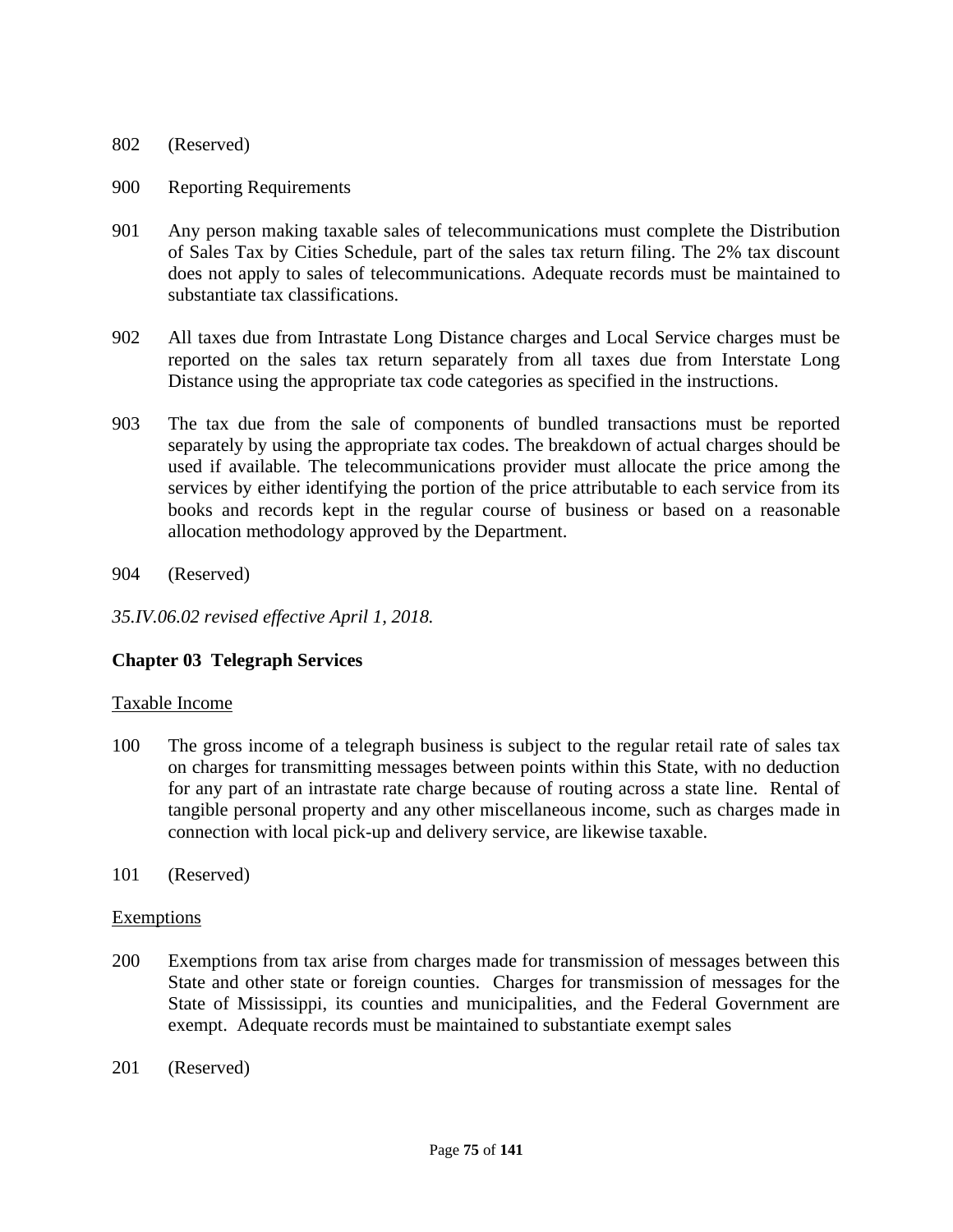802 (Reserved)

900 Reporting Requirements

901 Any person making taxable sales of telecommunications must complete the Distribution of Sales Tax by Cities Schedule, part of the sales tax return filing. The 2% tax discount does not apply to sales of telecommunications. Adequate records must be maintained to substantiate tax classifications.

902 All taxes due from Intrastate Long Distance charges and Local Service charges must be reported on the sales tax return separately from all taxes due from Interstate Long Distance using the appropriate tax code categories as specified in the instructions.

903 The tax due from the sale of components of bundled transactions must be reported separately by using the appropriate tax codes. The breakdown of actual charges should be used if available. The telecommunications provider must allocate the price among the services by either identifying the portion of the price attributable to each service from its books and records kept in the regular course of business or based on a reasonable allocation methodology approved by the Department.

904 (Reserved)

*35.IV.06.02 revised effective April 1, 2018.*

## Chapter 03 Telegraph Services

Taxable Income

100 The gross income of a telegraph business is subject to the regular retail rate of sales tax on charges for transmitting messages between points within this State, with no deduction for any part of an intrastate rate charge because of routing across a state line. Rental of tangible personal property and any other miscellaneous income, such as charges made in connection with local pick-up and delivery service, are likewise taxable.

101 (Reserved)

Exemptions

200 Exemptions from tax arise from charges made for transmission of messages between this State and other state or foreign counties. Charges for transmission of messages for the State of Mississippi, its counties and municipalities, and the Federal Government are exempt. Adequate records must be maintained to substantiate exempt sales

201 (Reserved)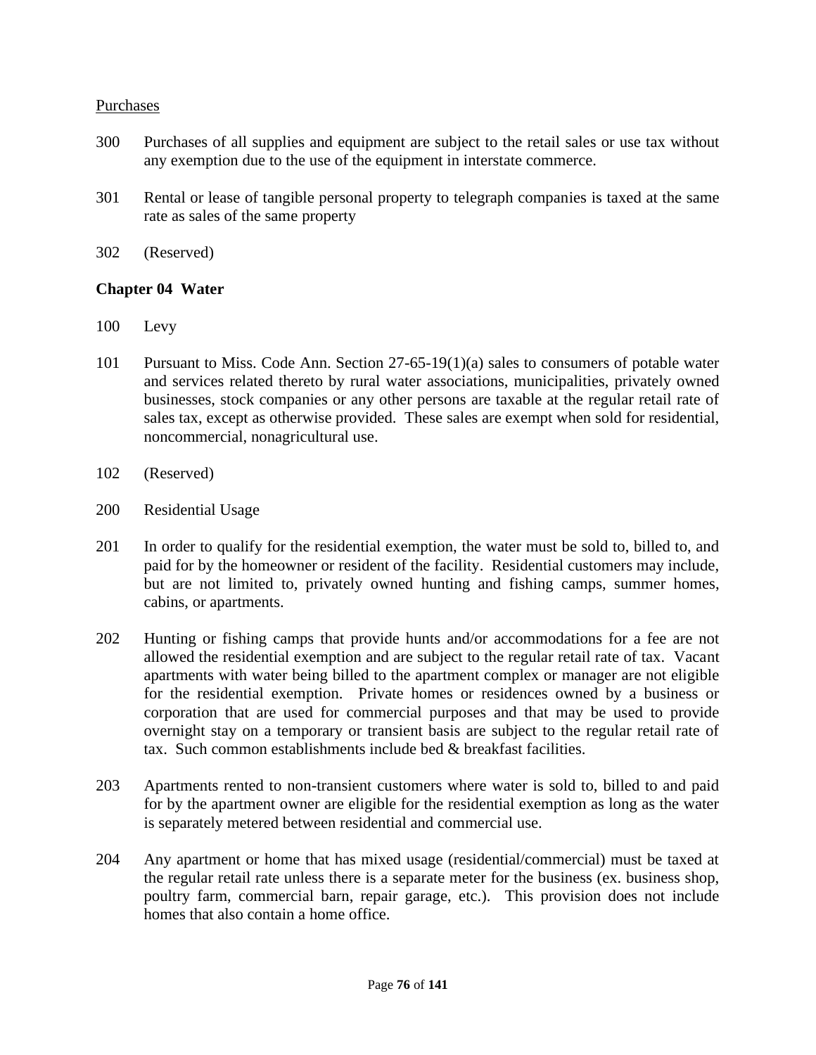Purchases

300 Purchases of all supplies and equipment are subject to the retail sales or use tax without any exemption due to the use of the equipment in interstate commerce.

301 Rental or lease of tangible personal property to telegraph companies is taxed at the same rate as sales of the same property

302 (Reserved)

**Chapter 04 Water**

100 Levy

101 Pursuant to Miss. Code Ann. Section 27-65-19(1)(a) sales to consumers of potable water and services related thereto by rural water associations, municipalities, privately owned businesses, stock companies or any other persons are taxable at the regular retail rate of sales tax, except as otherwise provided. These sales are exempt when sold for residential, noncommercial, nonagricultural use.

102 (Reserved)

200 Residential Usage

201 In order to qualify for the residential exemption, the water must be sold to, billed to, and paid for by the homeowner or resident of the facility. Residential customers may include, but are not limited to, privately owned hunting and fishing camps, summer homes, cabins, or apartments.

202 Hunting or fishing camps that provide hunts and/or accommodations for a fee are not allowed the residential exemption and are subject to the regular retail rate of tax. Vacant apartments with water being billed to the apartment complex or manager are not eligible for the residential exemption. Private homes or residences owned by a business or corporation that are used for commercial purposes and that may be used to provide overnight stay on a temporary or transient basis are subject to the regular retail rate of tax. Such common establishments include bed & breakfast facilities.

203 Apartments rented to non-transient customers where water is sold to, billed to and paid for by the apartment owner are eligible for the residential exemption as long as the water is separately metered between residential and commercial use.

204 Any apartment or home that has mixed usage (residential/commercial) must be taxed at the regular retail rate unless there is a separate meter for the business (ex. business shop, poultry farm, commercial barn, repair garage, etc.). This provision does not include homes that also contain a home office.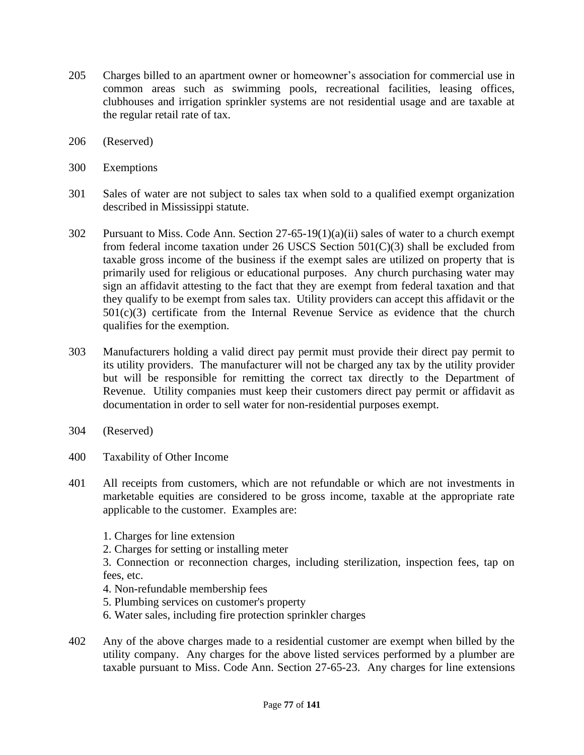205 Charges billed to an apartment owner or homeowner's association for commercial use in common areas such as swimming pools, recreational facilities, leasing offices, clubhouses and irrigation sprinkler systems are not residential usage and are taxable at the regular retail rate of tax.

206 (Reserved)

300 Exemptions

301 Sales of water are not subject to sales tax when sold to a qualified exempt organization described in Mississippi statute.

302 Pursuant to Miss. Code Ann. Section 27-65-19(1)(a)(ii) sales of water to a church exempt from federal income taxation under 26 USCS Section 501(C)(3) shall be excluded from taxable gross income of the business if the exempt sales are utilized on property that is primarily used for religious or educational purposes. Any church purchasing water may sign an affidavit attesting to the fact that they are exempt from federal taxation and that they qualify to be exempt from sales tax. Utility providers can accept this affidavit or the 501(c)(3) certificate from the Internal Revenue Service as evidence that the church qualifies for the exemption.

303 Manufacturers holding a valid direct pay permit must provide their direct pay permit to its utility providers. The manufacturer will not be charged any tax by the utility provider but will be responsible for remitting the correct tax directly to the Department of Revenue. Utility companies must keep their customers direct pay permit or affidavit as documentation in order to sell water for non-residential purposes exempt.

304 (Reserved)

400 Taxability of Other Income

401 All receipts from customers, which are not refundable or which are not investments in marketable equities are considered to be gross income, taxable at the appropriate rate applicable to the customer. Examples are:

1. Charges for line extension
2. Charges for setting or installing meter
3. Connection or reconnection charges, including sterilization, inspection fees, tap on fees, etc.
4. Non-refundable membership fees
5. Plumbing services on customer's property
6. Water sales, including fire protection sprinkler charges

402 Any of the above charges made to a residential customer are exempt when billed by the utility company. Any charges for the above listed services performed by a plumber are taxable pursuant to Miss. Code Ann. Section 27-65-23. Any charges for line extensions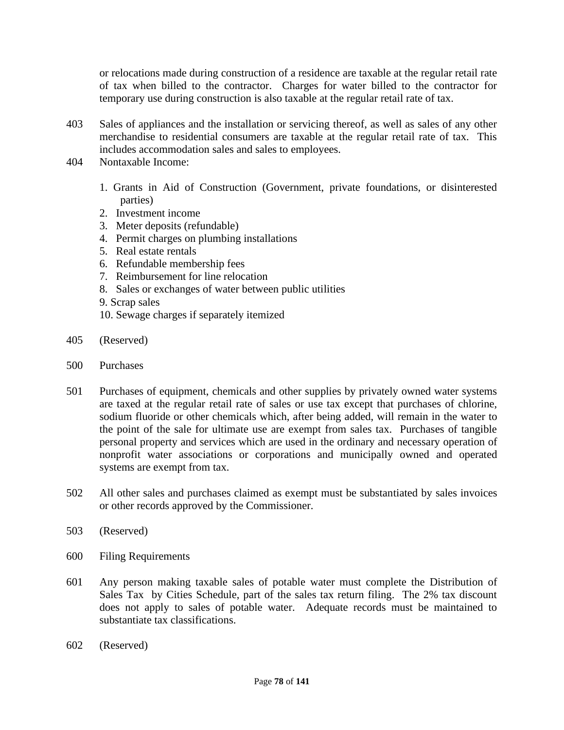or relocations made during construction of a residence are taxable at the regular retail rate of tax when billed to the contractor. Charges for water billed to the contractor for temporary use during construction is also taxable at the regular retail rate of tax.

403 Sales of appliances and the installation or servicing thereof, as well as sales of any other merchandise to residential consumers are taxable at the regular retail rate of tax. This includes accommodation sales and sales to employees.

404 Nontaxable Income:

1. Grants in Aid of Construction (Government, private foundations, or disinterested parties)
2. Investment income
3. Meter deposits (refundable)
4. Permit charges on plumbing installations
5. Real estate rentals
6. Refundable membership fees
7. Reimbursement for line relocation
8. Sales or exchanges of water between public utilities
9. Scrap sales
10. Sewage charges if separately itemized

405 (Reserved)

500 Purchases

501 Purchases of equipment, chemicals and other supplies by privately owned water systems are taxed at the regular retail rate of sales or use tax except that purchases of chlorine, sodium fluoride or other chemicals which, after being added, will remain in the water to the point of the sale for ultimate use are exempt from sales tax. Purchases of tangible personal property and services which are used in the ordinary and necessary operation of nonprofit water associations or corporations and municipally owned and operated systems are exempt from tax.

502 All other sales and purchases claimed as exempt must be substantiated by sales invoices or other records approved by the Commissioner.

503 (Reserved)

600 Filing Requirements

601 Any person making taxable sales of potable water must complete the Distribution of Sales Tax by Cities Schedule, part of the sales tax return filing. The 2% tax discount does not apply to sales of potable water. Adequate records must be maintained to substantiate tax classifications.

602 (Reserved)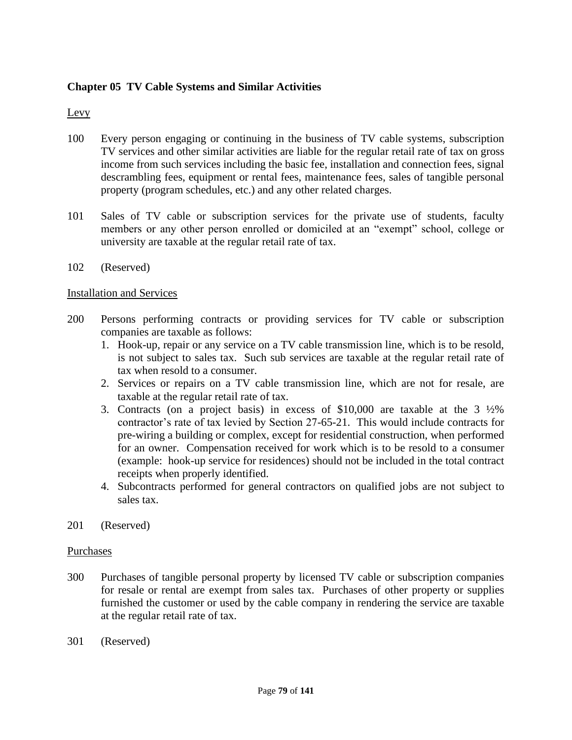**Chapter 05 TV Cable Systems and Similar Activities**

Levy

100 Every person engaging or continuing in the business of TV cable systems, subscription TV services and other similar activities are liable for the regular retail rate of tax on gross income from such services including the basic fee, installation and connection fees, signal descrambling fees, equipment or rental fees, maintenance fees, sales of tangible personal property (program schedules, etc.) and any other related charges.

101 Sales of TV cable or subscription services for the private use of students, faculty members or any other person enrolled or domiciled at an "exempt" school, college or university are taxable at the regular retail rate of tax.

102 (Reserved)

Installation and Services

200 Persons performing contracts or providing services for TV cable or subscription companies are taxable as follows:

1. Hook-up, repair or any service on a TV cable transmission line, which is to be resold, is not subject to sales tax. Such sub services are taxable at the regular retail rate of tax when resold to a consumer.
2. Services or repairs on a TV cable transmission line, which are not for resale, are taxable at the regular retail rate of tax.
3. Contracts (on a project basis) in excess of $10,000 are taxable at the 3 ½% contractor's rate of tax levied by Section 27-65-21. This would include contracts for pre-wiring a building or complex, except for residential construction, when performed for an owner. Compensation received for work which is to be resold to a consumer (example: hook-up service for residences) should not be included in the total contract receipts when properly identified.
4. Subcontracts performed for general contractors on qualified jobs are not subject to sales tax.

201 (Reserved)

Purchases

300 Purchases of tangible personal property by licensed TV cable or subscription companies for resale or rental are exempt from sales tax. Purchases of other property or supplies furnished the customer or used by the cable company in rendering the service are taxable at the regular retail rate of tax.

301 (Reserved)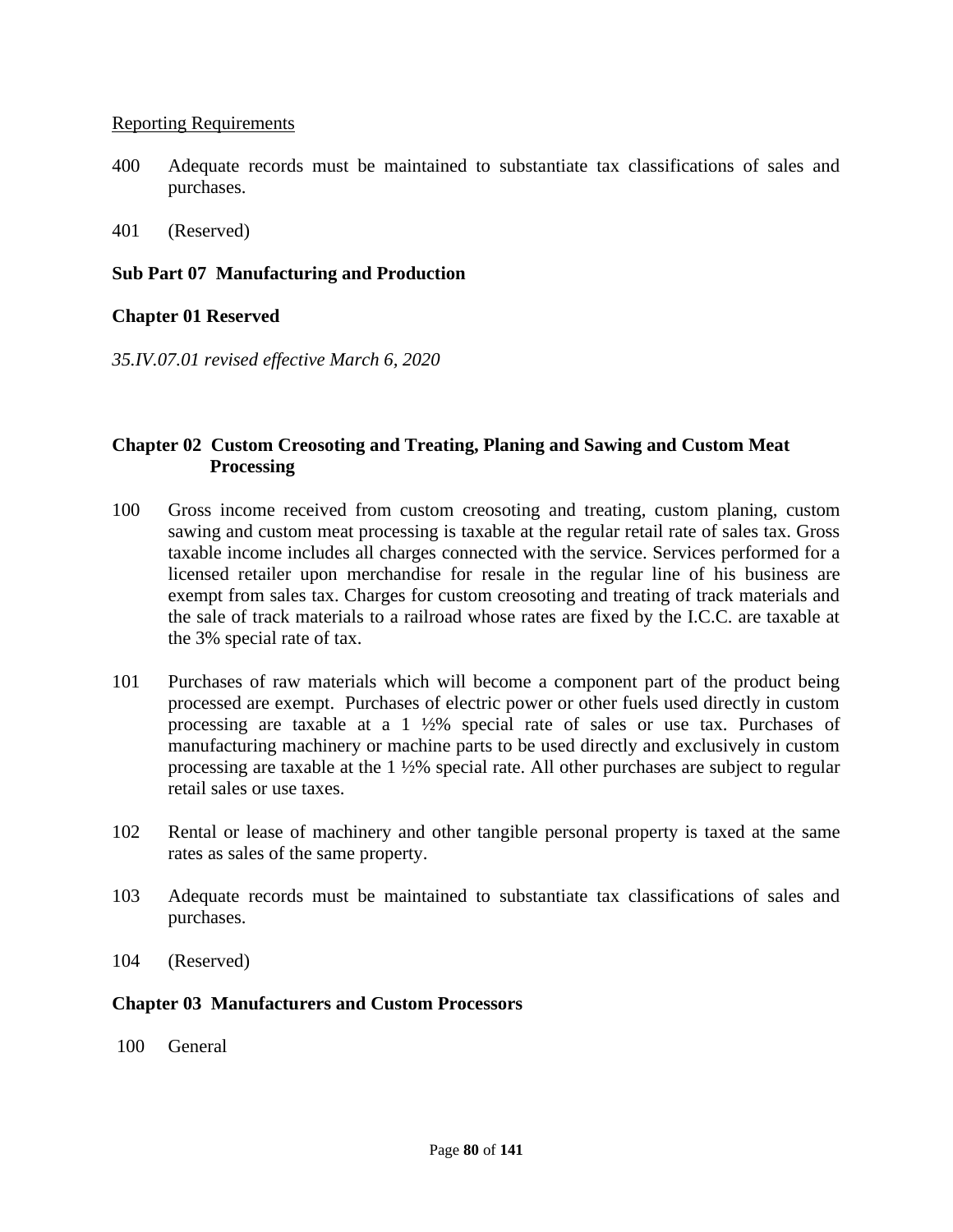Reporting Requirements

400 Adequate records must be maintained to substantiate tax classifications of sales and purchases.

401 (Reserved)

**Sub Part 07 Manufacturing and Production**

**Chapter 01 Reserved**

*35.IV.07.01 revised effective March 6, 2020*

**Chapter 02 Custom Creosoting and Treating, Planing and Sawing and Custom Meat Processing**

100 Gross income received from custom creosoting and treating, custom planing, custom sawing and custom meat processing is taxable at the regular retail rate of sales tax. Gross taxable income includes all charges connected with the service. Services performed for a licensed retailer upon merchandise for resale in the regular line of his business are exempt from sales tax. Charges for custom creosoting and treating of track materials and the sale of track materials to a railroad whose rates are fixed by the I.C.C. are taxable at the 3% special rate of tax.

101 Purchases of raw materials which will become a component part of the product being processed are exempt. Purchases of electric power or other fuels used directly in custom processing are taxable at a 1 ½% special rate of sales or use tax. Purchases of manufacturing machinery or machine parts to be used directly and exclusively in custom processing are taxable at the 1 ½% special rate. All other purchases are subject to regular retail sales or use taxes.

102 Rental or lease of machinery and other tangible personal property is taxed at the same rates as sales of the same property.

103 Adequate records must be maintained to substantiate tax classifications of sales and purchases.

104 (Reserved)

**Chapter 03 Manufacturers and Custom Processors**

100 General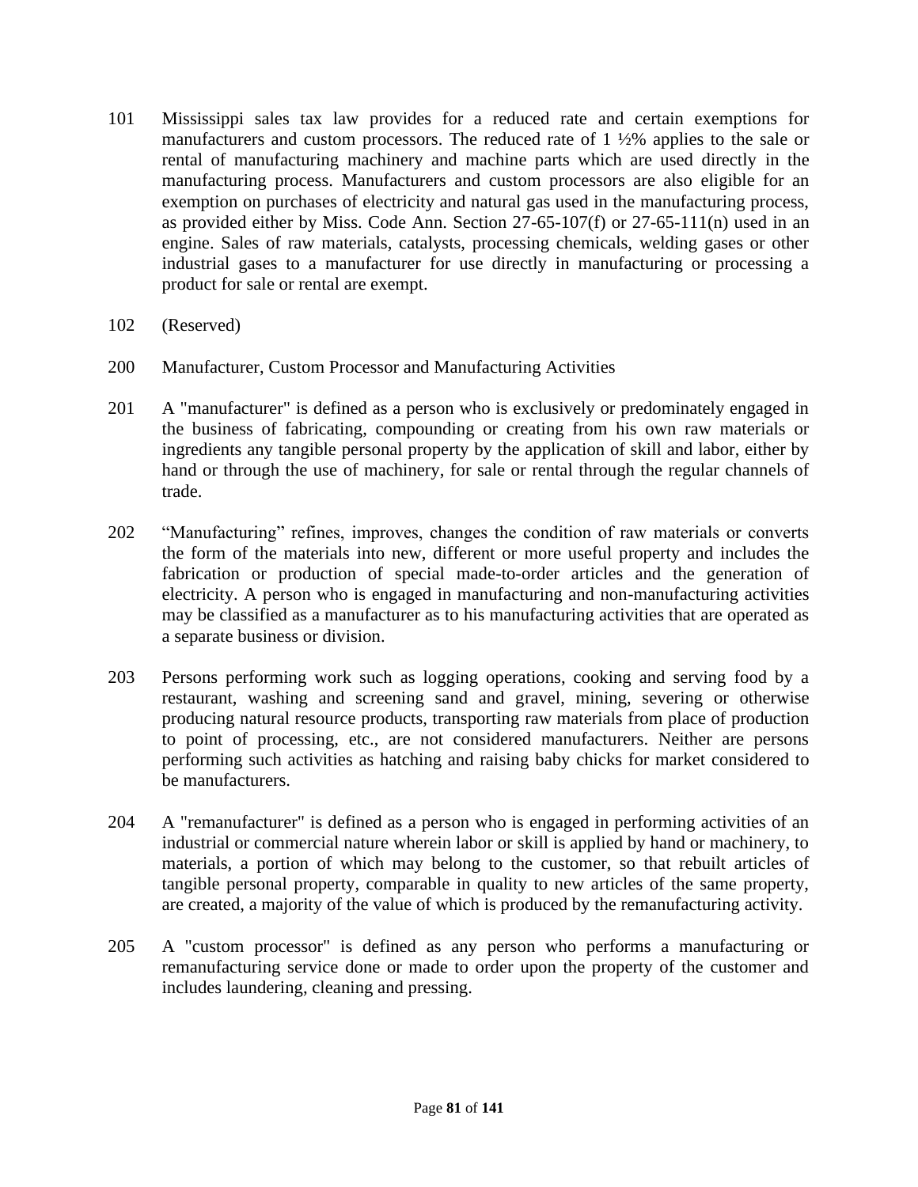101 Mississippi sales tax law provides for a reduced rate and certain exemptions for manufacturers and custom processors. The reduced rate of 1 ½% applies to the sale or rental of manufacturing machinery and machine parts which are used directly in the manufacturing process. Manufacturers and custom processors are also eligible for an exemption on purchases of electricity and natural gas used in the manufacturing process, as provided either by Miss. Code Ann. Section 27-65-107(f) or 27-65-111(n) used in an engine. Sales of raw materials, catalysts, processing chemicals, welding gases or other industrial gases to a manufacturer for use directly in manufacturing or processing a product for sale or rental are exempt.

102 (Reserved)

200 Manufacturer, Custom Processor and Manufacturing Activities

201 A "manufacturer" is defined as a person who is exclusively or predominately engaged in the business of fabricating, compounding or creating from his own raw materials or ingredients any tangible personal property by the application of skill and labor, either by hand or through the use of machinery, for sale or rental through the regular channels of trade.

202 "Manufacturing" refines, improves, changes the condition of raw materials or converts the form of the materials into new, different or more useful property and includes the fabrication or production of special made-to-order articles and the generation of electricity. A person who is engaged in manufacturing and non-manufacturing activities may be classified as a manufacturer as to his manufacturing activities that are operated as a separate business or division.

203 Persons performing work such as logging operations, cooking and serving food by a restaurant, washing and screening sand and gravel, mining, severing or otherwise producing natural resource products, transporting raw materials from place of production to point of processing, etc., are not considered manufacturers. Neither are persons performing such activities as hatching and raising baby chicks for market considered to be manufacturers.

204 A "remanufacturer" is defined as a person who is engaged in performing activities of an industrial or commercial nature wherein labor or skill is applied by hand or machinery, to materials, a portion of which may belong to the customer, so that rebuilt articles of tangible personal property, comparable in quality to new articles of the same property, are created, a majority of the value of which is produced by the remanufacturing activity.

205 A "custom processor" is defined as any person who performs a manufacturing or remanufacturing service done or made to order upon the property of the customer and includes laundering, cleaning and pressing.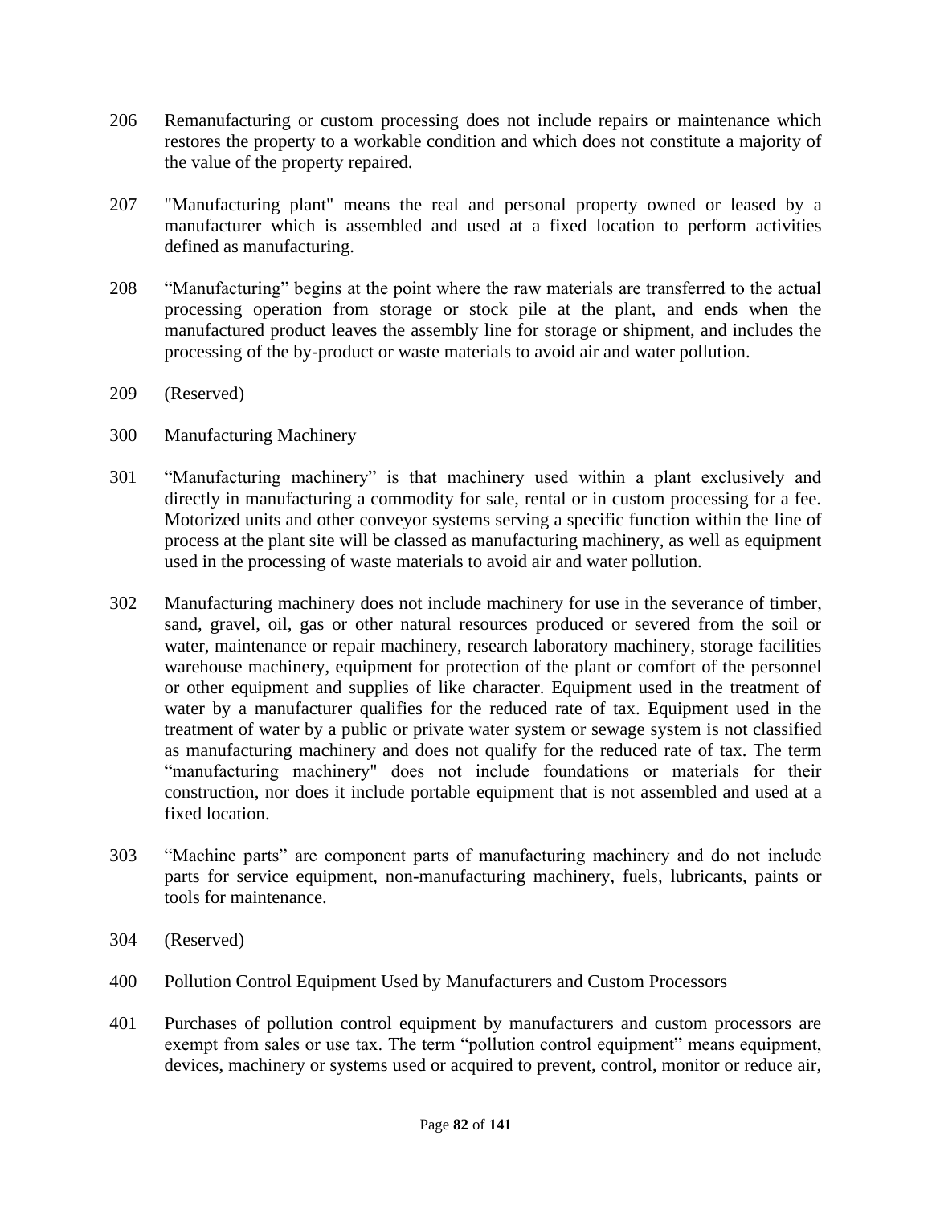206 Remanufacturing or custom processing does not include repairs or maintenance which restores the property to a workable condition and which does not constitute a majority of the value of the property repaired.

207 "Manufacturing plant" means the real and personal property owned or leased by a manufacturer which is assembled and used at a fixed location to perform activities defined as manufacturing.

208 “Manufacturing” begins at the point where the raw materials are transferred to the actual processing operation from storage or stock pile at the plant, and ends when the manufactured product leaves the assembly line for storage or shipment, and includes the processing of the by-product or waste materials to avoid air and water pollution.

209 (Reserved)

300 Manufacturing Machinery

301 “Manufacturing machinery” is that machinery used within a plant exclusively and directly in manufacturing a commodity for sale, rental or in custom processing for a fee. Motorized units and other conveyor systems serving a specific function within the line of process at the plant site will be classed as manufacturing machinery, as well as equipment used in the processing of waste materials to avoid air and water pollution.

302 Manufacturing machinery does not include machinery for use in the severance of timber, sand, gravel, oil, gas or other natural resources produced or severed from the soil or water, maintenance or repair machinery, research laboratory machinery, storage facilities warehouse machinery, equipment for protection of the plant or comfort of the personnel or other equipment and supplies of like character. Equipment used in the treatment of water by a manufacturer qualifies for the reduced rate of tax. Equipment used in the treatment of water by a public or private water system or sewage system is not classified as manufacturing machinery and does not qualify for the reduced rate of tax. The term “manufacturing machinery" does not include foundations or materials for their construction, nor does it include portable equipment that is not assembled and used at a fixed location.

303 “Machine parts” are component parts of manufacturing machinery and do not include parts for service equipment, non-manufacturing machinery, fuels, lubricants, paints or tools for maintenance.

304 (Reserved)

400 Pollution Control Equipment Used by Manufacturers and Custom Processors

401 Purchases of pollution control equipment by manufacturers and custom processors are exempt from sales or use tax. The term “pollution control equipment” means equipment, devices, machinery or systems used or acquired to prevent, control, monitor or reduce air,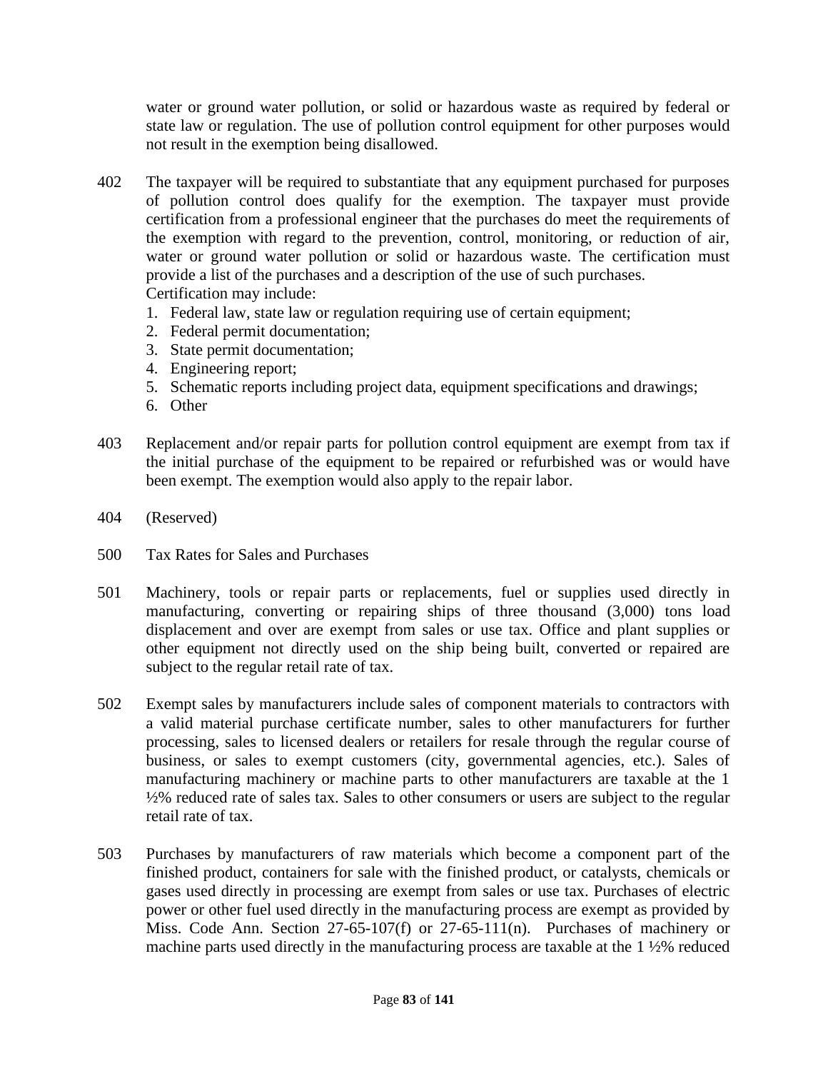water or ground water pollution, or solid or hazardous waste as required by federal or state law or regulation. The use of pollution control equipment for other purposes would not result in the exemption being disallowed.

402 The taxpayer will be required to substantiate that any equipment purchased for purposes of pollution control does qualify for the exemption. The taxpayer must provide certification from a professional engineer that the purchases do meet the requirements of the exemption with regard to the prevention, control, monitoring, or reduction of air, water or ground water pollution or solid or hazardous waste. The certification must provide a list of the purchases and a description of the use of such purchases. Certification may include:

1. Federal law, state law or regulation requiring use of certain equipment;
2. Federal permit documentation;
3. State permit documentation;
4. Engineering report;
5. Schematic reports including project data, equipment specifications and drawings;
6. Other

403 Replacement and/or repair parts for pollution control equipment are exempt from tax if the initial purchase of the equipment to be repaired or refurbished was or would have been exempt. The exemption would also apply to the repair labor.

404 (Reserved)

500 Tax Rates for Sales and Purchases

501 Machinery, tools or repair parts or replacements, fuel or supplies used directly in manufacturing, converting or repairing ships of three thousand (3,000) tons load displacement and over are exempt from sales or use tax. Office and plant supplies or other equipment not directly used on the ship being built, converted or repaired are subject to the regular retail rate of tax.

502 Exempt sales by manufacturers include sales of component materials to contractors with a valid material purchase certificate number, sales to other manufacturers for further processing, sales to licensed dealers or retailers for resale through the regular course of business, or sales to exempt customers (city, governmental agencies, etc.). Sales of manufacturing machinery or machine parts to other manufacturers are taxable at the 1 ½% reduced rate of sales tax. Sales to other consumers or users are subject to the regular retail rate of tax.

503 Purchases by manufacturers of raw materials which become a component part of the finished product, containers for sale with the finished product, or catalysts, chemicals or gases used directly in processing are exempt from sales or use tax. Purchases of electric power or other fuel used directly in the manufacturing process are exempt as provided by Miss. Code Ann. Section 27-65-107(f) or 27-65-111(n). Purchases of machinery or machine parts used directly in the manufacturing process are taxable at the 1 ½% reduced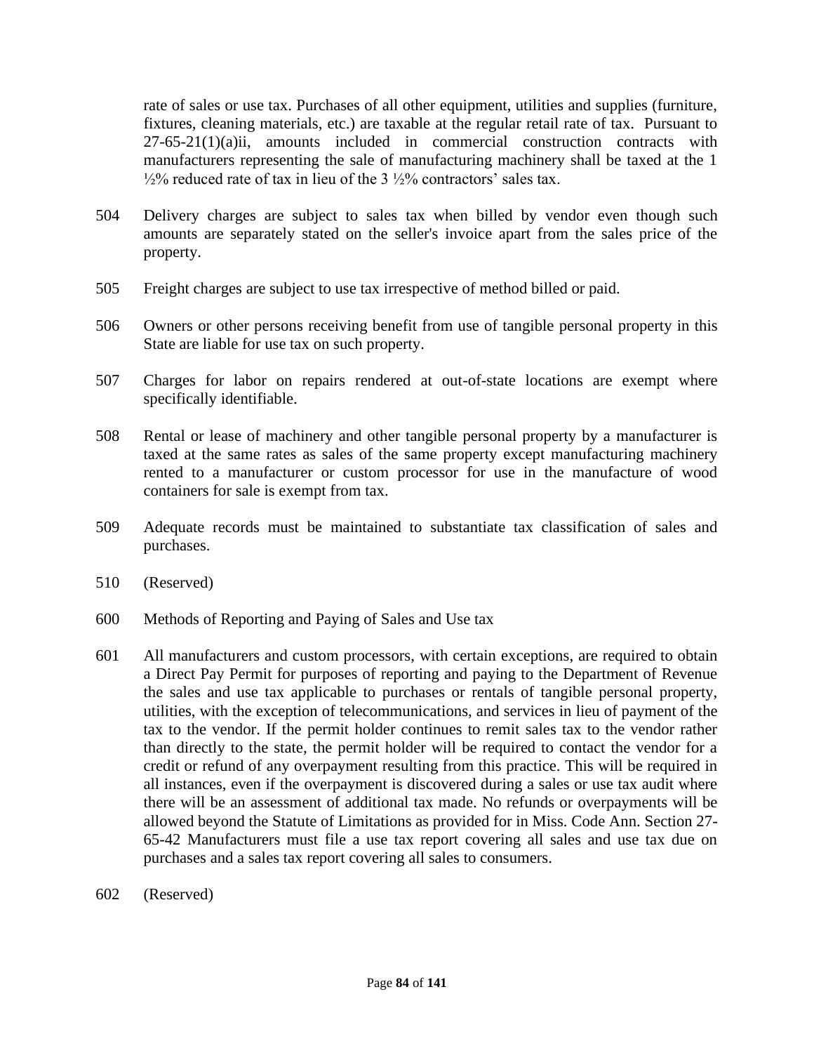rate of sales or use tax. Purchases of all other equipment, utilities and supplies (furniture, fixtures, cleaning materials, etc.) are taxable at the regular retail rate of tax. Pursuant to 27-65-21(1)(a)ii, amounts included in commercial construction contracts with manufacturers representing the sale of manufacturing machinery shall be taxed at the 1 ½% reduced rate of tax in lieu of the 3 ½% contractors' sales tax.

504 Delivery charges are subject to sales tax when billed by vendor even though such amounts are separately stated on the seller's invoice apart from the sales price of the property.

505 Freight charges are subject to use tax irrespective of method billed or paid.

506 Owners or other persons receiving benefit from use of tangible personal property in this State are liable for use tax on such property.

507 Charges for labor on repairs rendered at out-of-state locations are exempt where specifically identifiable.

508 Rental or lease of machinery and other tangible personal property by a manufacturer is taxed at the same rates as sales of the same property except manufacturing machinery rented to a manufacturer or custom processor for use in the manufacture of wood containers for sale is exempt from tax.

509 Adequate records must be maintained to substantiate tax classification of sales and purchases.

510 (Reserved)

600 Methods of Reporting and Paying of Sales and Use tax

601 All manufacturers and custom processors, with certain exceptions, are required to obtain a Direct Pay Permit for purposes of reporting and paying to the Department of Revenue the sales and use tax applicable to purchases or rentals of tangible personal property, utilities, with the exception of telecommunications, and services in lieu of payment of the tax to the vendor. If the permit holder continues to remit sales tax to the vendor rather than directly to the state, the permit holder will be required to contact the vendor for a credit or refund of any overpayment resulting from this practice. This will be required in all instances, even if the overpayment is discovered during a sales or use tax audit where there will be an assessment of additional tax made. No refunds or overpayments will be allowed beyond the Statute of Limitations as provided for in Miss. Code Ann. Section 27-65-42 Manufacturers must file a use tax report covering all sales and use tax due on purchases and a sales tax report covering all sales to consumers.

602 (Reserved)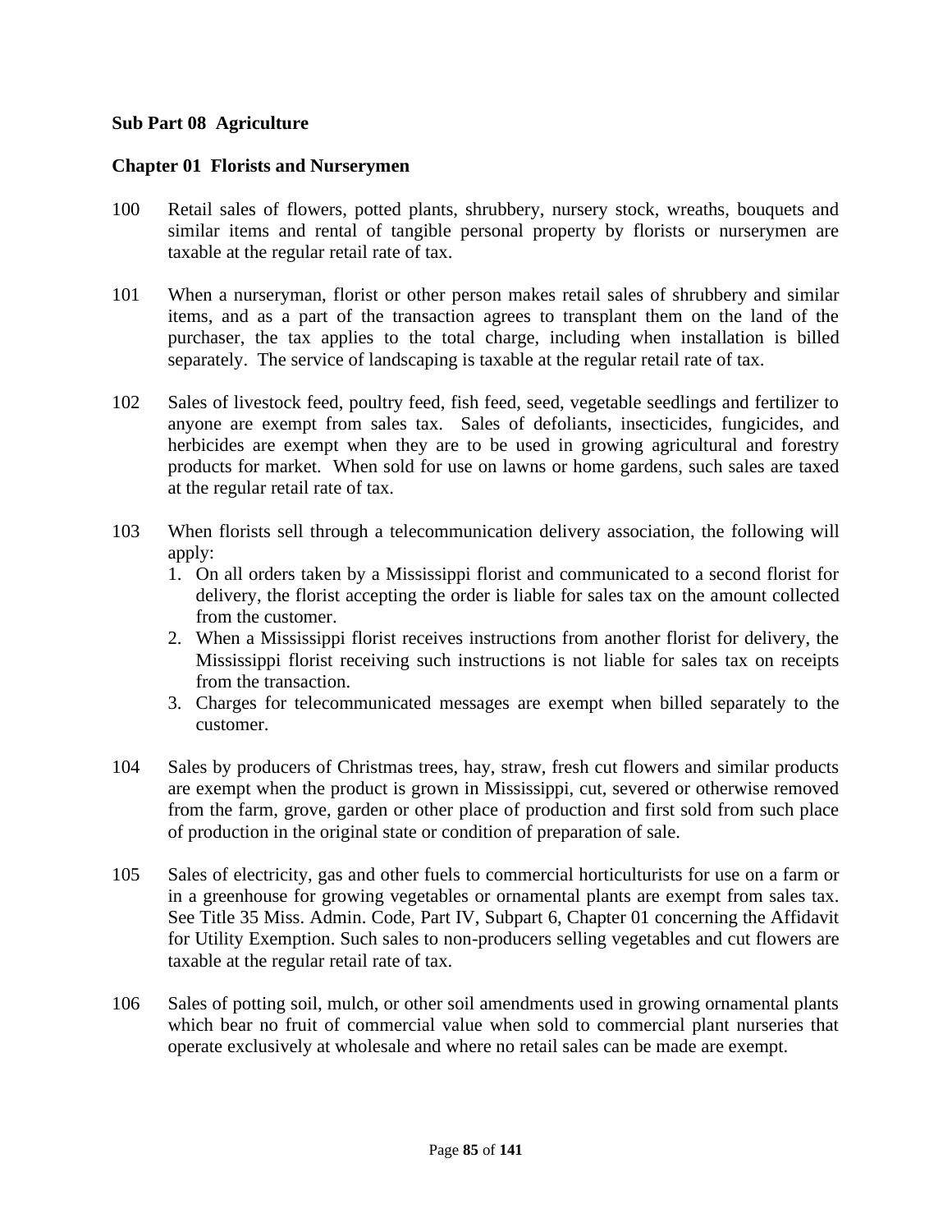## Sub Part 08 Agriculture

### Chapter 01 Florists and Nurserymen

100 Retail sales of flowers, potted plants, shrubbery, nursery stock, wreaths, bouquets and similar items and rental of tangible personal property by florists or nurserymen are taxable at the regular retail rate of tax.

101 When a nurseryman, florist or other person makes retail sales of shrubbery and similar items, and as a part of the transaction agrees to transplant them on the land of the purchaser, the tax applies to the total charge, including when installation is billed separately. The service of landscaping is taxable at the regular retail rate of tax.

102 Sales of livestock feed, poultry feed, fish feed, seed, vegetable seedlings and fertilizer to anyone are exempt from sales tax. Sales of defoliants, insecticides, fungicides, and herbicides are exempt when they are to be used in growing agricultural and forestry products for market. When sold for use on lawns or home gardens, such sales are taxed at the regular retail rate of tax.

103 When florists sell through a telecommunication delivery association, the following will apply:

1. On all orders taken by a Mississippi florist and communicated to a second florist for delivery, the florist accepting the order is liable for sales tax on the amount collected from the customer.
2. When a Mississippi florist receives instructions from another florist for delivery, the Mississippi florist receiving such instructions is not liable for sales tax on receipts from the transaction.
3. Charges for telecommunicated messages are exempt when billed separately to the customer.

104 Sales by producers of Christmas trees, hay, straw, fresh cut flowers and similar products are exempt when the product is grown in Mississippi, cut, severed or otherwise removed from the farm, grove, garden or other place of production and first sold from such place of production in the original state or condition of preparation of sale.

105 Sales of electricity, gas and other fuels to commercial horticulturists for use on a farm or in a greenhouse for growing vegetables or ornamental plants are exempt from sales tax. See Title 35 Miss. Admin. Code, Part IV, Subpart 6, Chapter 01 concerning the Affidavit for Utility Exemption. Such sales to non-producers selling vegetables and cut flowers are taxable at the regular retail rate of tax.

106 Sales of potting soil, mulch, or other soil amendments used in growing ornamental plants which bear no fruit of commercial value when sold to commercial plant nurseries that operate exclusively at wholesale and where no retail sales can be made are exempt.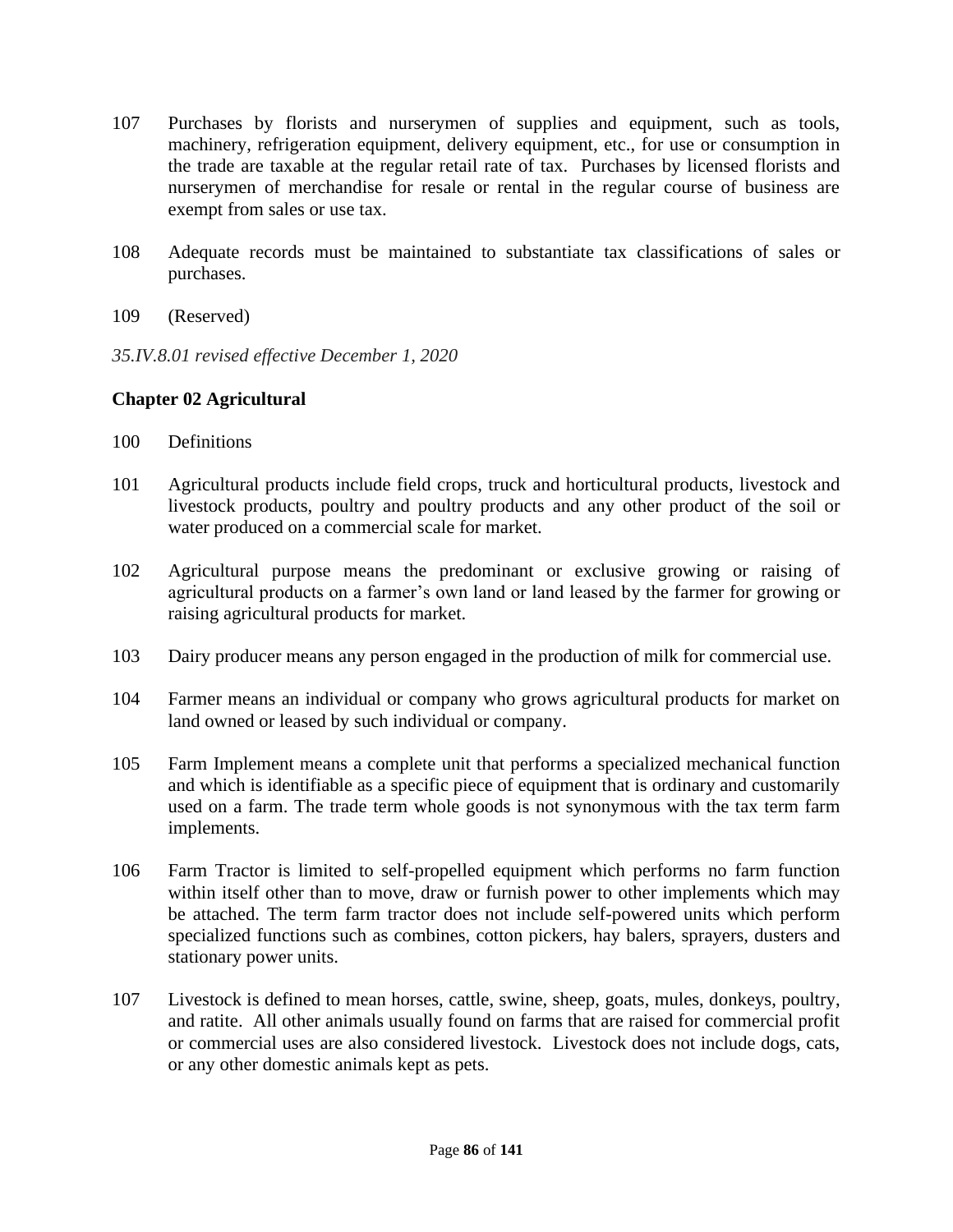107 Purchases by florists and nurserymen of supplies and equipment, such as tools, machinery, refrigeration equipment, delivery equipment, etc., for use or consumption in the trade are taxable at the regular retail rate of tax. Purchases by licensed florists and nurserymen of merchandise for resale or rental in the regular course of business are exempt from sales or use tax.

108 Adequate records must be maintained to substantiate tax classifications of sales or purchases.

109 (Reserved)

*35.IV.8.01 revised effective December 1, 2020*

## Chapter 02 Agricultural

100 Definitions

101 Agricultural products include field crops, truck and horticultural products, livestock and livestock products, poultry and poultry products and any other product of the soil or water produced on a commercial scale for market.

102 Agricultural purpose means the predominant or exclusive growing or raising of agricultural products on a farmer's own land or land leased by the farmer for growing or raising agricultural products for market.

103 Dairy producer means any person engaged in the production of milk for commercial use.

104 Farmer means an individual or company who grows agricultural products for market on land owned or leased by such individual or company.

105 Farm Implement means a complete unit that performs a specialized mechanical function and which is identifiable as a specific piece of equipment that is ordinary and customarily used on a farm. The trade term whole goods is not synonymous with the tax term farm implements.

106 Farm Tractor is limited to self-propelled equipment which performs no farm function within itself other than to move, draw or furnish power to other implements which may be attached. The term farm tractor does not include self-powered units which perform specialized functions such as combines, cotton pickers, hay balers, sprayers, dusters and stationary power units.

107 Livestock is defined to mean horses, cattle, swine, sheep, goats, mules, donkeys, poultry, and ratite. All other animals usually found on farms that are raised for commercial profit or commercial uses are also considered livestock. Livestock does not include dogs, cats, or any other domestic animals kept as pets.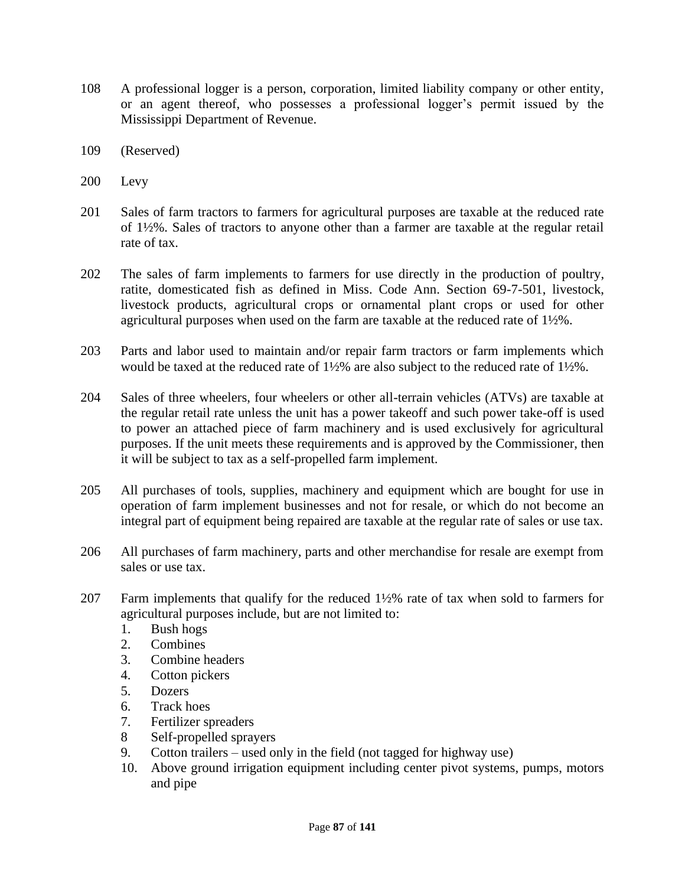108 A professional logger is a person, corporation, limited liability company or other entity, or an agent thereof, who possesses a professional logger's permit issued by the Mississippi Department of Revenue.

109 (Reserved)

200 Levy

201 Sales of farm tractors to farmers for agricultural purposes are taxable at the reduced rate of 1½%. Sales of tractors to anyone other than a farmer are taxable at the regular retail rate of tax.

202 The sales of farm implements to farmers for use directly in the production of poultry, ratite, domesticated fish as defined in Miss. Code Ann. Section 69-7-501, livestock, livestock products, agricultural crops or ornamental plant crops or used for other agricultural purposes when used on the farm are taxable at the reduced rate of 1½%.

203 Parts and labor used to maintain and/or repair farm tractors or farm implements which would be taxed at the reduced rate of 1½% are also subject to the reduced rate of 1½%.

204 Sales of three wheelers, four wheelers or other all-terrain vehicles (ATVs) are taxable at the regular retail rate unless the unit has a power takeoff and such power take-off is used to power an attached piece of farm machinery and is used exclusively for agricultural purposes. If the unit meets these requirements and is approved by the Commissioner, then it will be subject to tax as a self-propelled farm implement.

205 All purchases of tools, supplies, machinery and equipment which are bought for use in operation of farm implement businesses and not for resale, or which do not become an integral part of equipment being repaired are taxable at the regular rate of sales or use tax.

206 All purchases of farm machinery, parts and other merchandise for resale are exempt from sales or use tax.

207 Farm implements that qualify for the reduced 1½% rate of tax when sold to farmers for agricultural purposes include, but are not limited to:

1. Bush hogs
2. Combines
3. Combine headers
4. Cotton pickers
5. Dozers
6. Track hoes
7. Fertilizer spreaders
8. Self-propelled sprayers
9. Cotton trailers – used only in the field (not tagged for highway use)
10. Above ground irrigation equipment including center pivot systems, pumps, motors and pipe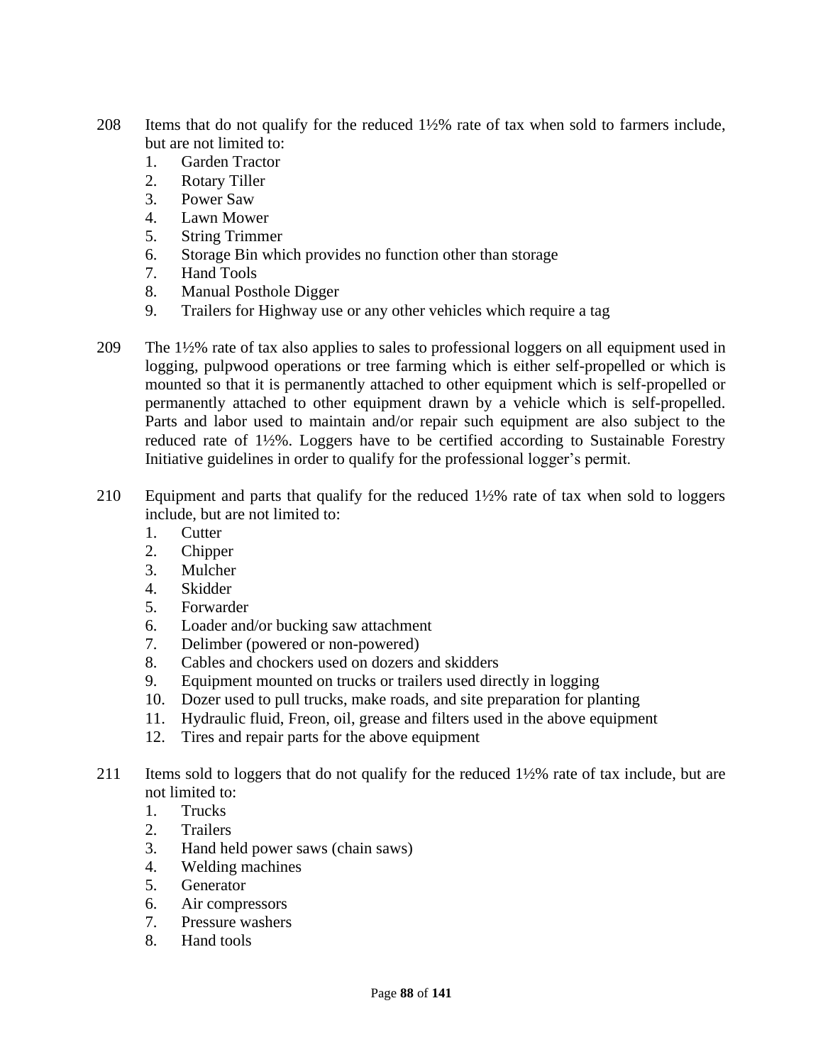208 Items that do not qualify for the reduced 1½% rate of tax when sold to farmers include, but are not limited to:

1. Garden Tractor
2. Rotary Tiller
3. Power Saw
4. Lawn Mower
5. String Trimmer
6. Storage Bin which provides no function other than storage
7. Hand Tools
8. Manual Posthole Digger
9. Trailers for Highway use or any other vehicles which require a tag

209 The 1½% rate of tax also applies to sales to professional loggers on all equipment used in logging, pulpwood operations or tree farming which is either self-propelled or which is mounted so that it is permanently attached to other equipment which is self-propelled or permanently attached to other equipment drawn by a vehicle which is self-propelled. Parts and labor used to maintain and/or repair such equipment are also subject to the reduced rate of 1½%. Loggers have to be certified according to Sustainable Forestry Initiative guidelines in order to qualify for the professional logger's permit.

210 Equipment and parts that qualify for the reduced 1½% rate of tax when sold to loggers include, but are not limited to:

1. Cutter
2. Chipper
3. Mulcher
4. Skidder
5. Forwarder
6. Loader and/or bucking saw attachment
7. Delimber (powered or non-powered)
8. Cables and chockers used on dozers and skidders
9. Equipment mounted on trucks or trailers used directly in logging
10. Dozer used to pull trucks, make roads, and site preparation for planting
11. Hydraulic fluid, Freon, oil, grease and filters used in the above equipment
12. Tires and repair parts for the above equipment

211 Items sold to loggers that do not qualify for the reduced 1½% rate of tax include, but are not limited to:

1. Trucks
2. Trailers
3. Hand held power saws (chain saws)
4. Welding machines
5. Generator
6. Air compressors
7. Pressure washers
8. Hand tools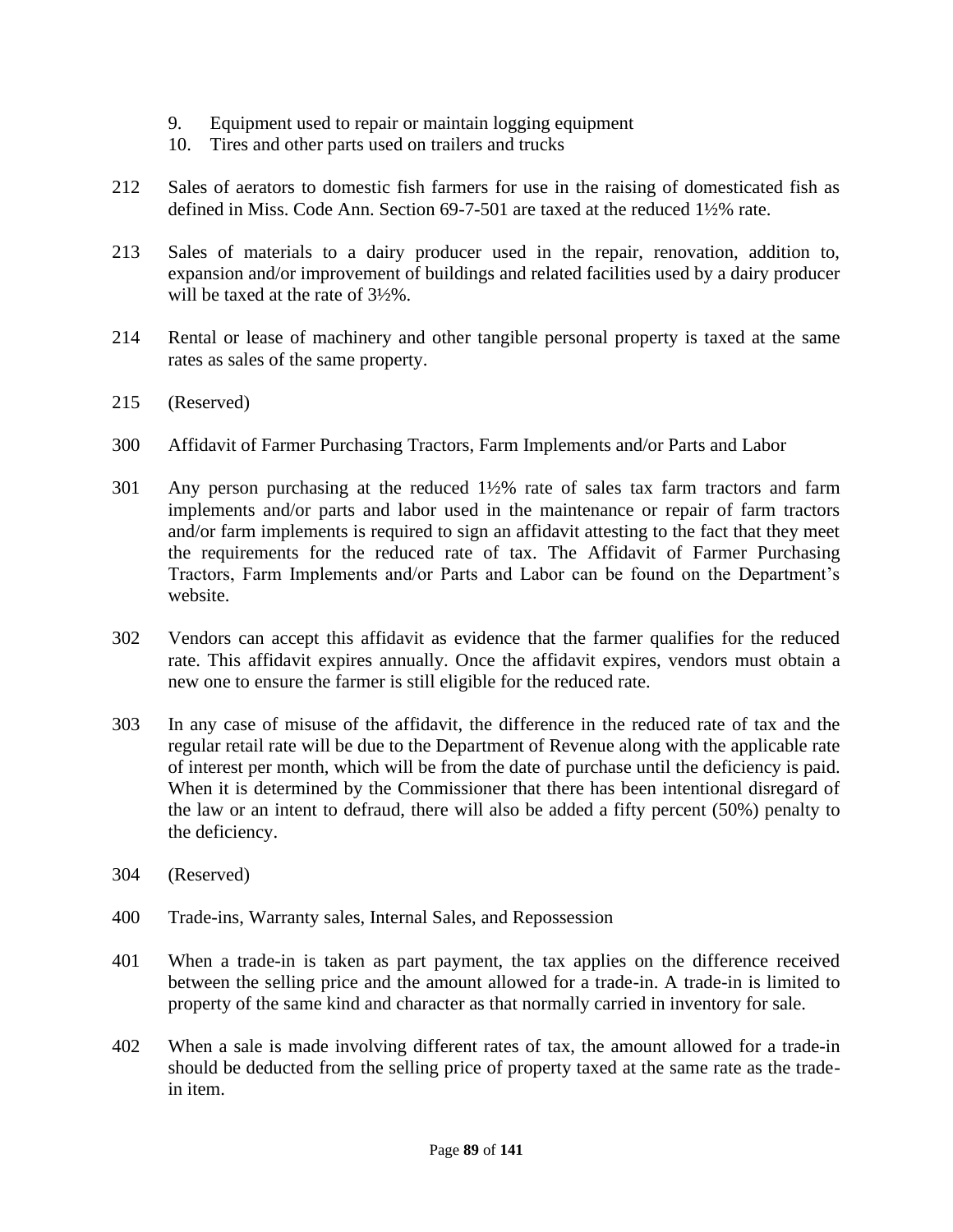9. Equipment used to repair or maintain logging equipment
10. Tires and other parts used on trailers and trucks

212 Sales of aerators to domestic fish farmers for use in the raising of domesticated fish as defined in Miss. Code Ann. Section 69-7-501 are taxed at the reduced 1½% rate.

213 Sales of materials to a dairy producer used in the repair, renovation, addition to, expansion and/or improvement of buildings and related facilities used by a dairy producer will be taxed at the rate of 3½%.

214 Rental or lease of machinery and other tangible personal property is taxed at the same rates as sales of the same property.

215 (Reserved)

300 Affidavit of Farmer Purchasing Tractors, Farm Implements and/or Parts and Labor

301 Any person purchasing at the reduced 1½% rate of sales tax farm tractors and farm implements and/or parts and labor used in the maintenance or repair of farm tractors and/or farm implements is required to sign an affidavit attesting to the fact that they meet the requirements for the reduced rate of tax. The Affidavit of Farmer Purchasing Tractors, Farm Implements and/or Parts and Labor can be found on the Department's website.

302 Vendors can accept this affidavit as evidence that the farmer qualifies for the reduced rate. This affidavit expires annually. Once the affidavit expires, vendors must obtain a new one to ensure the farmer is still eligible for the reduced rate.

303 In any case of misuse of the affidavit, the difference in the reduced rate of tax and the regular retail rate will be due to the Department of Revenue along with the applicable rate of interest per month, which will be from the date of purchase until the deficiency is paid. When it is determined by the Commissioner that there has been intentional disregard of the law or an intent to defraud, there will also be added a fifty percent (50%) penalty to the deficiency.

304 (Reserved)

400 Trade-ins, Warranty sales, Internal Sales, and Repossession

401 When a trade-in is taken as part payment, the tax applies on the difference received between the selling price and the amount allowed for a trade-in. A trade-in is limited to property of the same kind and character as that normally carried in inventory for sale.

402 When a sale is made involving different rates of tax, the amount allowed for a trade-in should be deducted from the selling price of property taxed at the same rate as the trade-in item.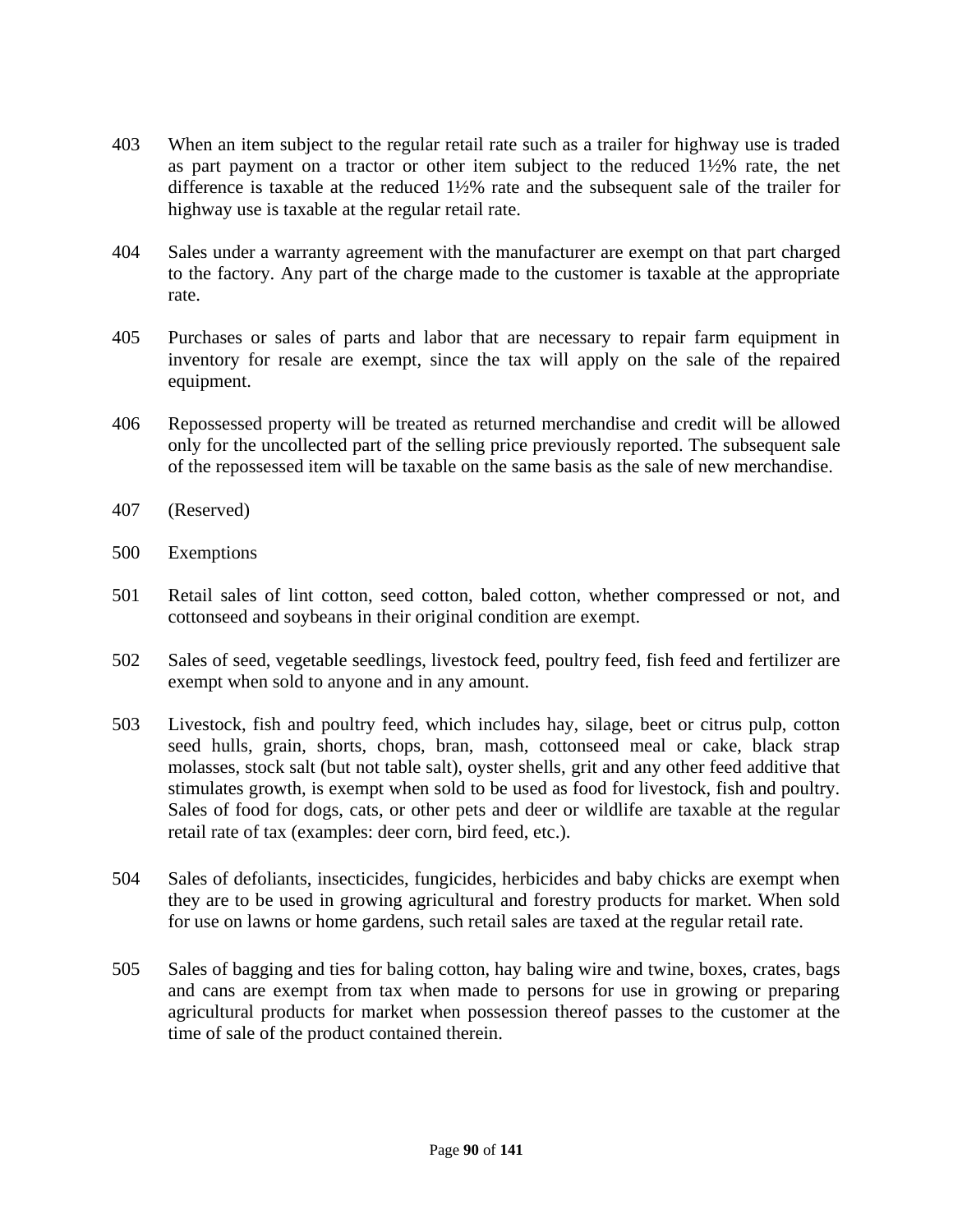403 When an item subject to the regular retail rate such as a trailer for highway use is traded as part payment on a tractor or other item subject to the reduced 1½% rate, the net difference is taxable at the reduced 1½% rate and the subsequent sale of the trailer for highway use is taxable at the regular retail rate.

404 Sales under a warranty agreement with the manufacturer are exempt on that part charged to the factory. Any part of the charge made to the customer is taxable at the appropriate rate.

405 Purchases or sales of parts and labor that are necessary to repair farm equipment in inventory for resale are exempt, since the tax will apply on the sale of the repaired equipment.

406 Repossessed property will be treated as returned merchandise and credit will be allowed only for the uncollected part of the selling price previously reported. The subsequent sale of the repossessed item will be taxable on the same basis as the sale of new merchandise.

407 (Reserved)

500 Exemptions

501 Retail sales of lint cotton, seed cotton, baled cotton, whether compressed or not, and cottonseed and soybeans in their original condition are exempt.

502 Sales of seed, vegetable seedlings, livestock feed, poultry feed, fish feed and fertilizer are exempt when sold to anyone and in any amount.

503 Livestock, fish and poultry feed, which includes hay, silage, beet or citrus pulp, cotton seed hulls, grain, shorts, chops, bran, mash, cottonseed meal or cake, black strap molasses, stock salt (but not table salt), oyster shells, grit and any other feed additive that stimulates growth, is exempt when sold to be used as food for livestock, fish and poultry. Sales of food for dogs, cats, or other pets and deer or wildlife are taxable at the regular retail rate of tax (examples: deer corn, bird feed, etc.).

504 Sales of defoliants, insecticides, fungicides, herbicides and baby chicks are exempt when they are to be used in growing agricultural and forestry products for market. When sold for use on lawns or home gardens, such retail sales are taxed at the regular retail rate.

505 Sales of bagging and ties for baling cotton, hay baling wire and twine, boxes, crates, bags and cans are exempt from tax when made to persons for use in growing or preparing agricultural products for market when possession thereof passes to the customer at the time of sale of the product contained therein.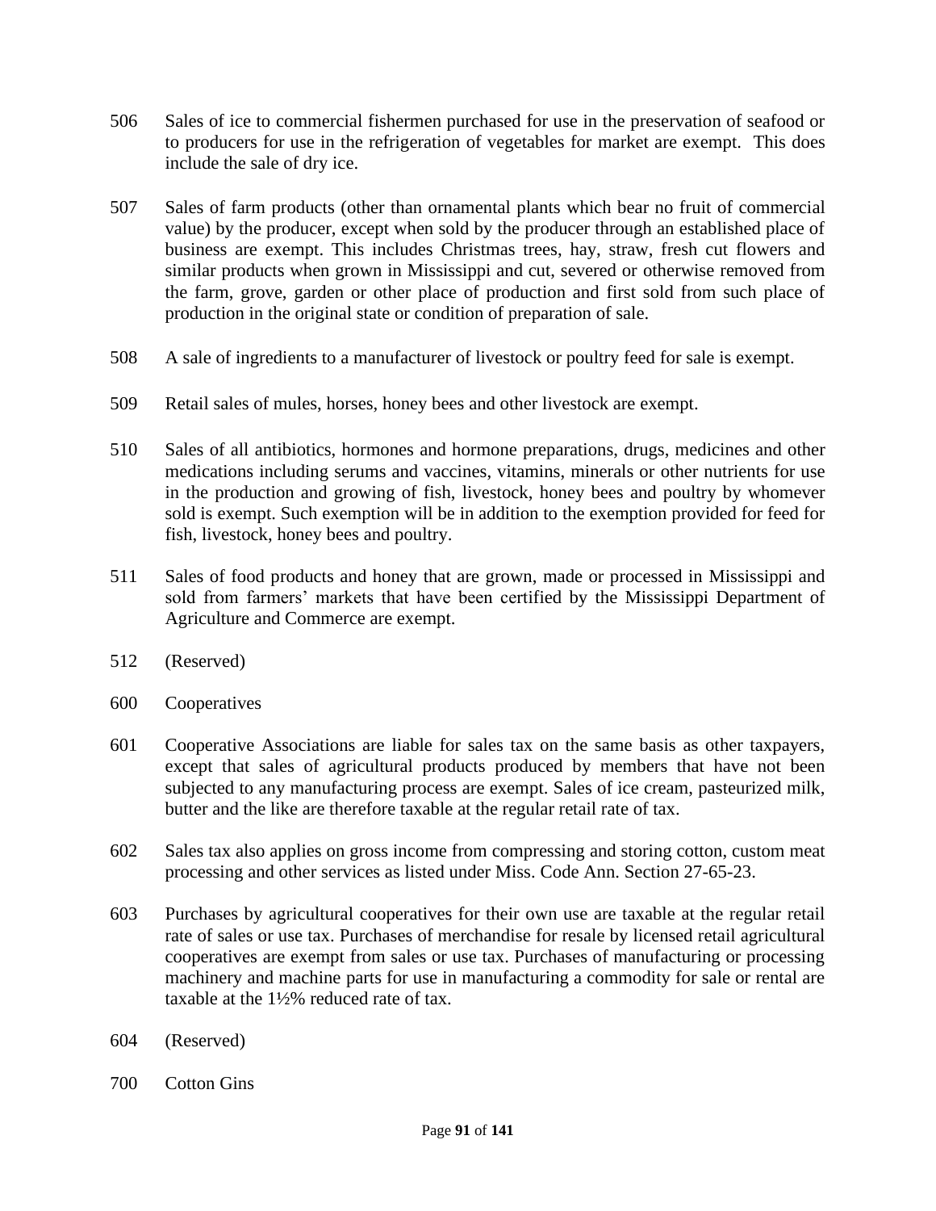506 Sales of ice to commercial fishermen purchased for use in the preservation of seafood or to producers for use in the refrigeration of vegetables for market are exempt. This does include the sale of dry ice.

507 Sales of farm products (other than ornamental plants which bear no fruit of commercial value) by the producer, except when sold by the producer through an established place of business are exempt. This includes Christmas trees, hay, straw, fresh cut flowers and similar products when grown in Mississippi and cut, severed or otherwise removed from the farm, grove, garden or other place of production and first sold from such place of production in the original state or condition of preparation of sale.

508 A sale of ingredients to a manufacturer of livestock or poultry feed for sale is exempt.

509 Retail sales of mules, horses, honey bees and other livestock are exempt.

510 Sales of all antibiotics, hormones and hormone preparations, drugs, medicines and other medications including serums and vaccines, vitamins, minerals or other nutrients for use in the production and growing of fish, livestock, honey bees and poultry by whomever sold is exempt. Such exemption will be in addition to the exemption provided for feed for fish, livestock, honey bees and poultry.

511 Sales of food products and honey that are grown, made or processed in Mississippi and sold from farmers' markets that have been certified by the Mississippi Department of Agriculture and Commerce are exempt.

512 (Reserved)

600 Cooperatives

601 Cooperative Associations are liable for sales tax on the same basis as other taxpayers, except that sales of agricultural products produced by members that have not been subjected to any manufacturing process are exempt. Sales of ice cream, pasteurized milk, butter and the like are therefore taxable at the regular retail rate of tax.

602 Sales tax also applies on gross income from compressing and storing cotton, custom meat processing and other services as listed under Miss. Code Ann. Section 27-65-23.

603 Purchases by agricultural cooperatives for their own use are taxable at the regular retail rate of sales or use tax. Purchases of merchandise for resale by licensed retail agricultural cooperatives are exempt from sales or use tax. Purchases of manufacturing or processing machinery and machine parts for use in manufacturing a commodity for sale or rental are taxable at the 1½% reduced rate of tax.

604 (Reserved)

700 Cotton Gins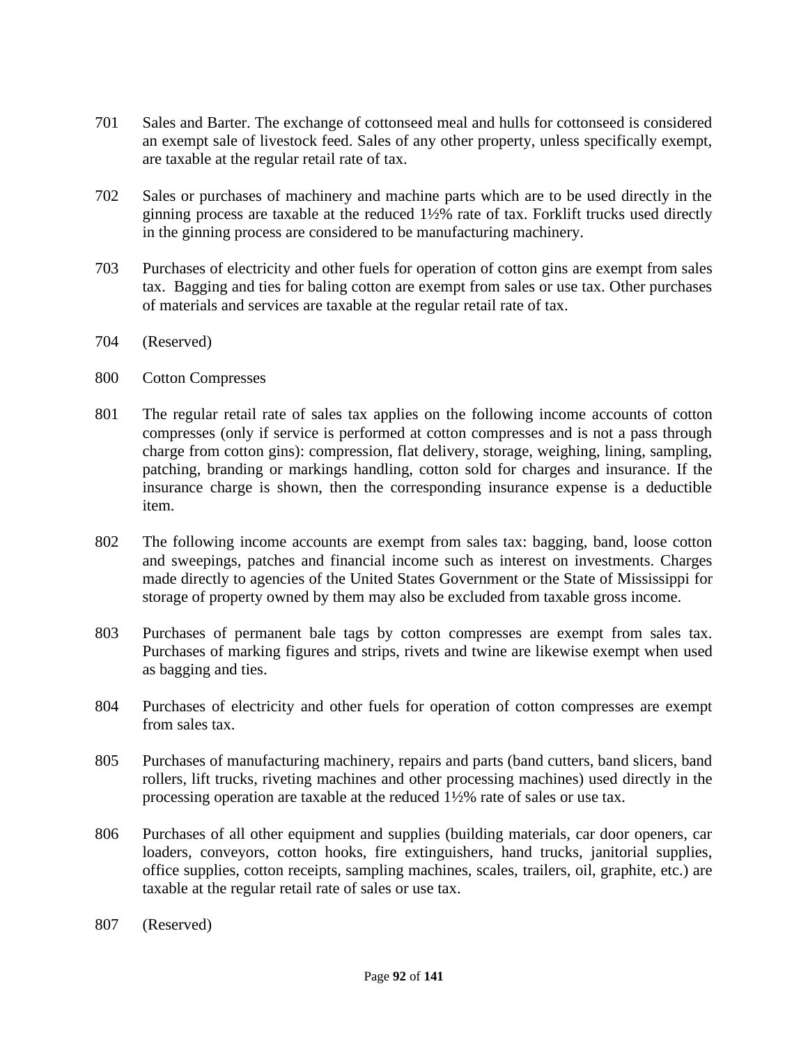701 Sales and Barter. The exchange of cottonseed meal and hulls for cottonseed is considered an exempt sale of livestock feed. Sales of any other property, unless specifically exempt, are taxable at the regular retail rate of tax.

702 Sales or purchases of machinery and machine parts which are to be used directly in the ginning process are taxable at the reduced 1½% rate of tax. Forklift trucks used directly in the ginning process are considered to be manufacturing machinery.

703 Purchases of electricity and other fuels for operation of cotton gins are exempt from sales tax. Bagging and ties for baling cotton are exempt from sales or use tax. Other purchases of materials and services are taxable at the regular retail rate of tax.

704 (Reserved)

800 Cotton Compresses

801 The regular retail rate of sales tax applies on the following income accounts of cotton compresses (only if service is performed at cotton compresses and is not a pass through charge from cotton gins): compression, flat delivery, storage, weighing, lining, sampling, patching, branding or markings handling, cotton sold for charges and insurance. If the insurance charge is shown, then the corresponding insurance expense is a deductible item.

802 The following income accounts are exempt from sales tax: bagging, band, loose cotton and sweepings, patches and financial income such as interest on investments. Charges made directly to agencies of the United States Government or the State of Mississippi for storage of property owned by them may also be excluded from taxable gross income.

803 Purchases of permanent bale tags by cotton compresses are exempt from sales tax. Purchases of marking figures and strips, rivets and twine are likewise exempt when used as bagging and ties.

804 Purchases of electricity and other fuels for operation of cotton compresses are exempt from sales tax.

805 Purchases of manufacturing machinery, repairs and parts (band cutters, band slicers, band rollers, lift trucks, riveting machines and other processing machines) used directly in the processing operation are taxable at the reduced 1½% rate of sales or use tax.

806 Purchases of all other equipment and supplies (building materials, car door openers, car loaders, conveyors, cotton hooks, fire extinguishers, hand trucks, janitorial supplies, office supplies, cotton receipts, sampling machines, scales, trailers, oil, graphite, etc.) are taxable at the regular retail rate of sales or use tax.

807 (Reserved)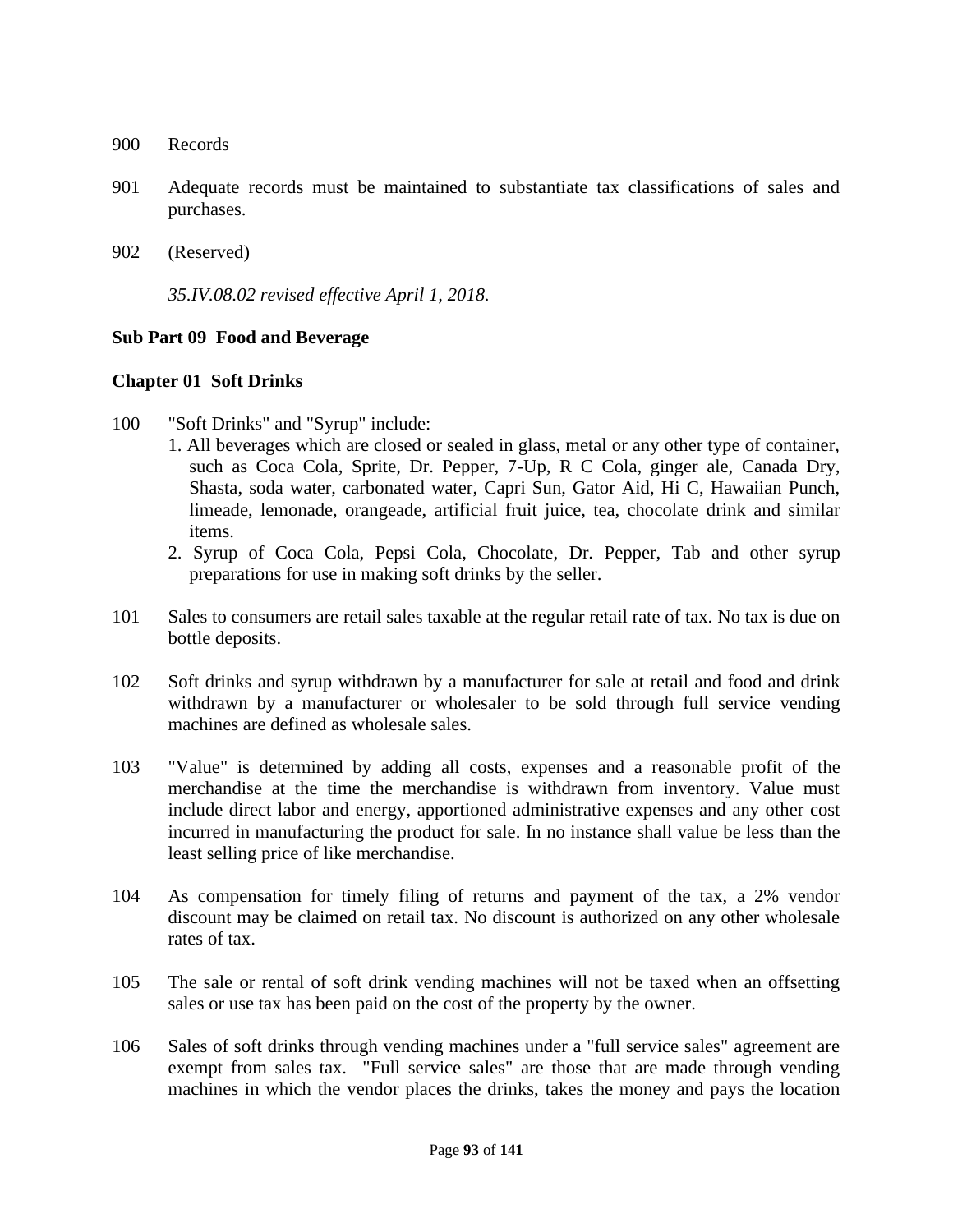900 Records

901 Adequate records must be maintained to substantiate tax classifications of sales and purchases.

902 (Reserved)

*35.IV.08.02 revised effective April 1, 2018.*

**Sub Part 09 Food and Beverage**

**Chapter 01 Soft Drinks**

100 "Soft Drinks" and "Syrup" include:

1. All beverages which are closed or sealed in glass, metal or any other type of container, such as Coca Cola, Sprite, Dr. Pepper, 7-Up, R C Cola, ginger ale, Canada Dry, Shasta, soda water, carbonated water, Capri Sun, Gator Aid, Hi C, Hawaiian Punch, limeade, lemonade, orangeade, artificial fruit juice, tea, chocolate drink and similar items.
2. Syrup of Coca Cola, Pepsi Cola, Chocolate, Dr. Pepper, Tab and other syrup preparations for use in making soft drinks by the seller.

101 Sales to consumers are retail sales taxable at the regular retail rate of tax. No tax is due on bottle deposits.

102 Soft drinks and syrup withdrawn by a manufacturer for sale at retail and food and drink withdrawn by a manufacturer or wholesaler to be sold through full service vending machines are defined as wholesale sales.

103 "Value" is determined by adding all costs, expenses and a reasonable profit of the merchandise at the time the merchandise is withdrawn from inventory. Value must include direct labor and energy, apportioned administrative expenses and any other cost incurred in manufacturing the product for sale. In no instance shall value be less than the least selling price of like merchandise.

104 As compensation for timely filing of returns and payment of the tax, a 2% vendor discount may be claimed on retail tax. No discount is authorized on any other wholesale rates of tax.

105 The sale or rental of soft drink vending machines will not be taxed when an offsetting sales or use tax has been paid on the cost of the property by the owner.

106 Sales of soft drinks through vending machines under a "full service sales" agreement are exempt from sales tax. "Full service sales" are those that are made through vending machines in which the vendor places the drinks, takes the money and pays the location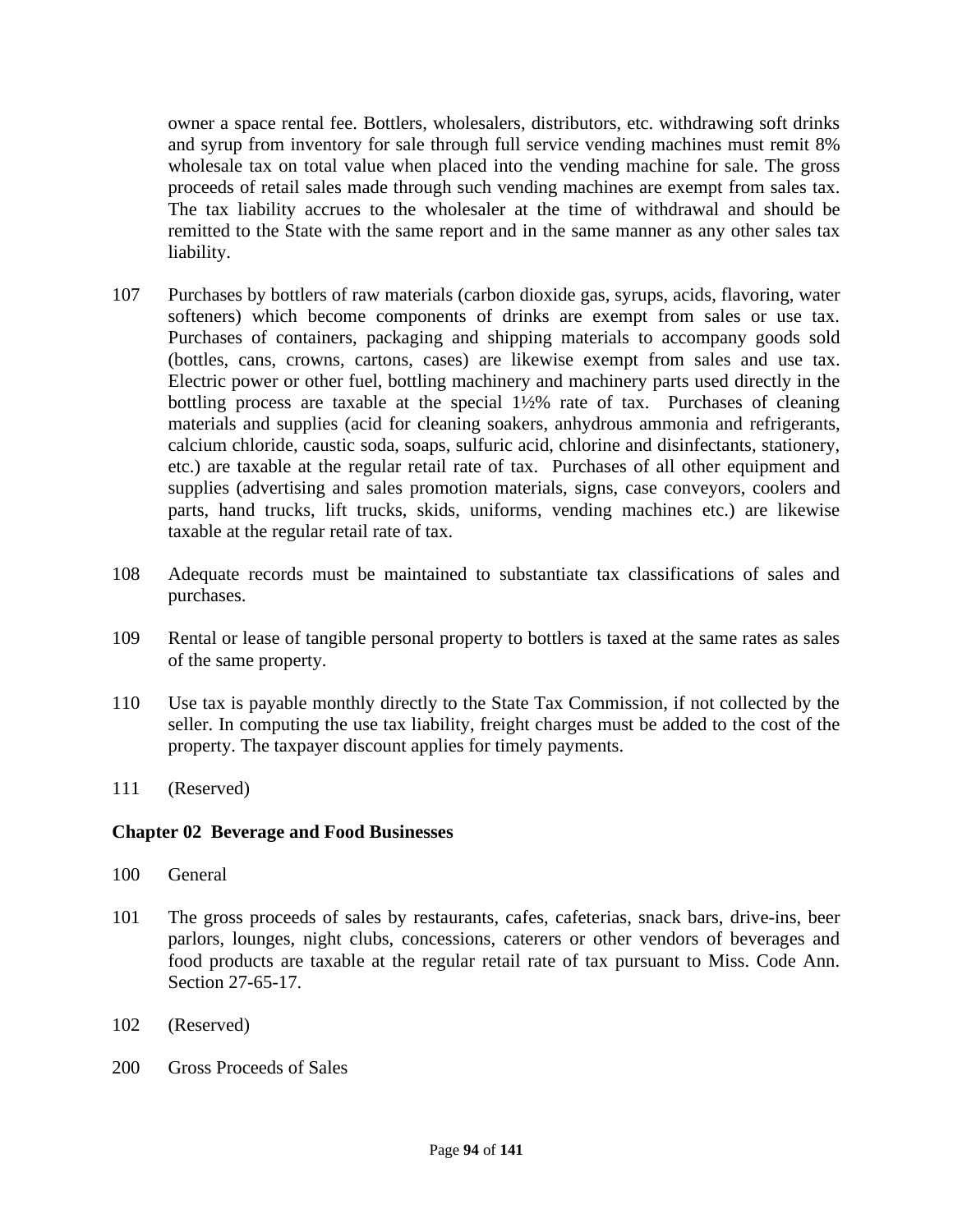owner a space rental fee. Bottlers, wholesalers, distributors, etc. withdrawing soft drinks and syrup from inventory for sale through full service vending machines must remit 8% wholesale tax on total value when placed into the vending machine for sale. The gross proceeds of retail sales made through such vending machines are exempt from sales tax. The tax liability accrues to the wholesaler at the time of withdrawal and should be remitted to the State with the same report and in the same manner as any other sales tax liability.

107 Purchases by bottlers of raw materials (carbon dioxide gas, syrups, acids, flavoring, water softeners) which become components of drinks are exempt from sales or use tax. Purchases of containers, packaging and shipping materials to accompany goods sold (bottles, cans, crowns, cartons, cases) are likewise exempt from sales and use tax. Electric power or other fuel, bottling machinery and machinery parts used directly in the bottling process are taxable at the special 1½% rate of tax. Purchases of cleaning materials and supplies (acid for cleaning soakers, anhydrous ammonia and refrigerants, calcium chloride, caustic soda, soaps, sulfuric acid, chlorine and disinfectants, stationery, etc.) are taxable at the regular retail rate of tax. Purchases of all other equipment and supplies (advertising and sales promotion materials, signs, case conveyors, coolers and parts, hand trucks, lift trucks, skids, uniforms, vending machines etc.) are likewise taxable at the regular retail rate of tax.

108 Adequate records must be maintained to substantiate tax classifications of sales and purchases.

109 Rental or lease of tangible personal property to bottlers is taxed at the same rates as sales of the same property.

110 Use tax is payable monthly directly to the State Tax Commission, if not collected by the seller. In computing the use tax liability, freight charges must be added to the cost of the property. The taxpayer discount applies for timely payments.

111 (Reserved)

## Chapter 02 Beverage and Food Businesses

100 General

101 The gross proceeds of sales by restaurants, cafes, cafeterias, snack bars, drive-ins, beer parlors, lounges, night clubs, concessions, caterers or other vendors of beverages and food products are taxable at the regular retail rate of tax pursuant to Miss. Code Ann. Section 27-65-17.

102 (Reserved)

200 Gross Proceeds of Sales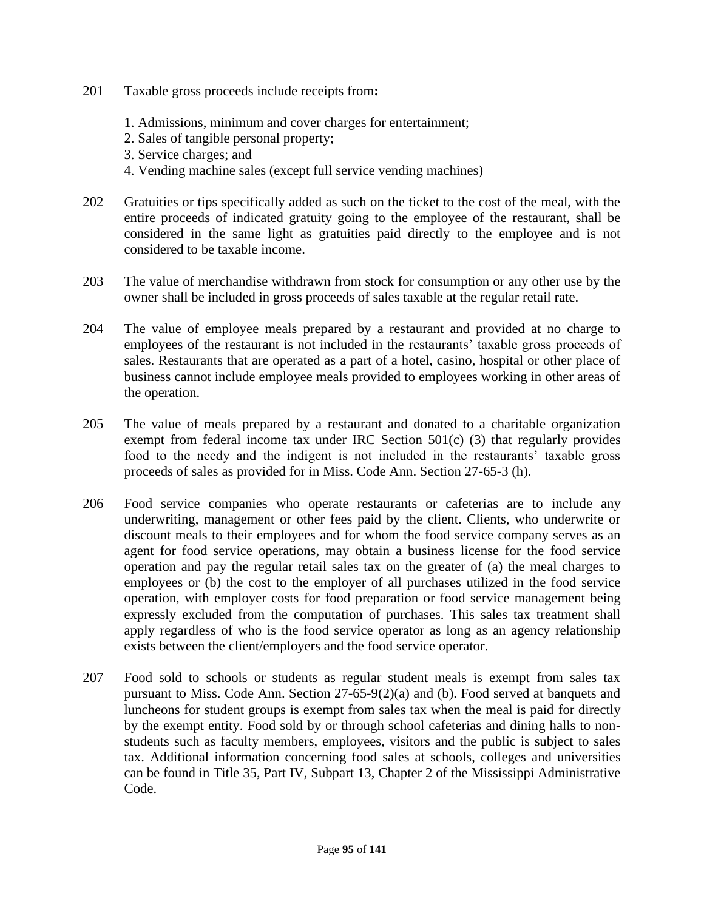201 Taxable gross proceeds include receipts from**:**

1. Admissions, minimum and cover charges for entertainment;
2. Sales of tangible personal property;
3. Service charges; and
4. Vending machine sales (except full service vending machines)

202 Gratuities or tips specifically added as such on the ticket to the cost of the meal, with the entire proceeds of indicated gratuity going to the employee of the restaurant, shall be considered in the same light as gratuities paid directly to the employee and is not considered to be taxable income.

203 The value of merchandise withdrawn from stock for consumption or any other use by the owner shall be included in gross proceeds of sales taxable at the regular retail rate.

204 The value of employee meals prepared by a restaurant and provided at no charge to employees of the restaurant is not included in the restaurants' taxable gross proceeds of sales. Restaurants that are operated as a part of a hotel, casino, hospital or other place of business cannot include employee meals provided to employees working in other areas of the operation.

205 The value of meals prepared by a restaurant and donated to a charitable organization exempt from federal income tax under IRC Section 501(c) (3) that regularly provides food to the needy and the indigent is not included in the restaurants' taxable gross proceeds of sales as provided for in Miss. Code Ann. Section 27-65-3 (h).

206 Food service companies who operate restaurants or cafeterias are to include any underwriting, management or other fees paid by the client. Clients, who underwrite or discount meals to their employees and for whom the food service company serves as an agent for food service operations, may obtain a business license for the food service operation and pay the regular retail sales tax on the greater of (a) the meal charges to employees or (b) the cost to the employer of all purchases utilized in the food service operation, with employer costs for food preparation or food service management being expressly excluded from the computation of purchases. This sales tax treatment shall apply regardless of who is the food service operator as long as an agency relationship exists between the client/employers and the food service operator.

207 Food sold to schools or students as regular student meals is exempt from sales tax pursuant to Miss. Code Ann. Section 27-65-9(2)(a) and (b). Food served at banquets and luncheons for student groups is exempt from sales tax when the meal is paid for directly by the exempt entity. Food sold by or through school cafeterias and dining halls to non-students such as faculty members, employees, visitors and the public is subject to sales tax. Additional information concerning food sales at schools, colleges and universities can be found in Title 35, Part IV, Subpart 13, Chapter 2 of the Mississippi Administrative Code.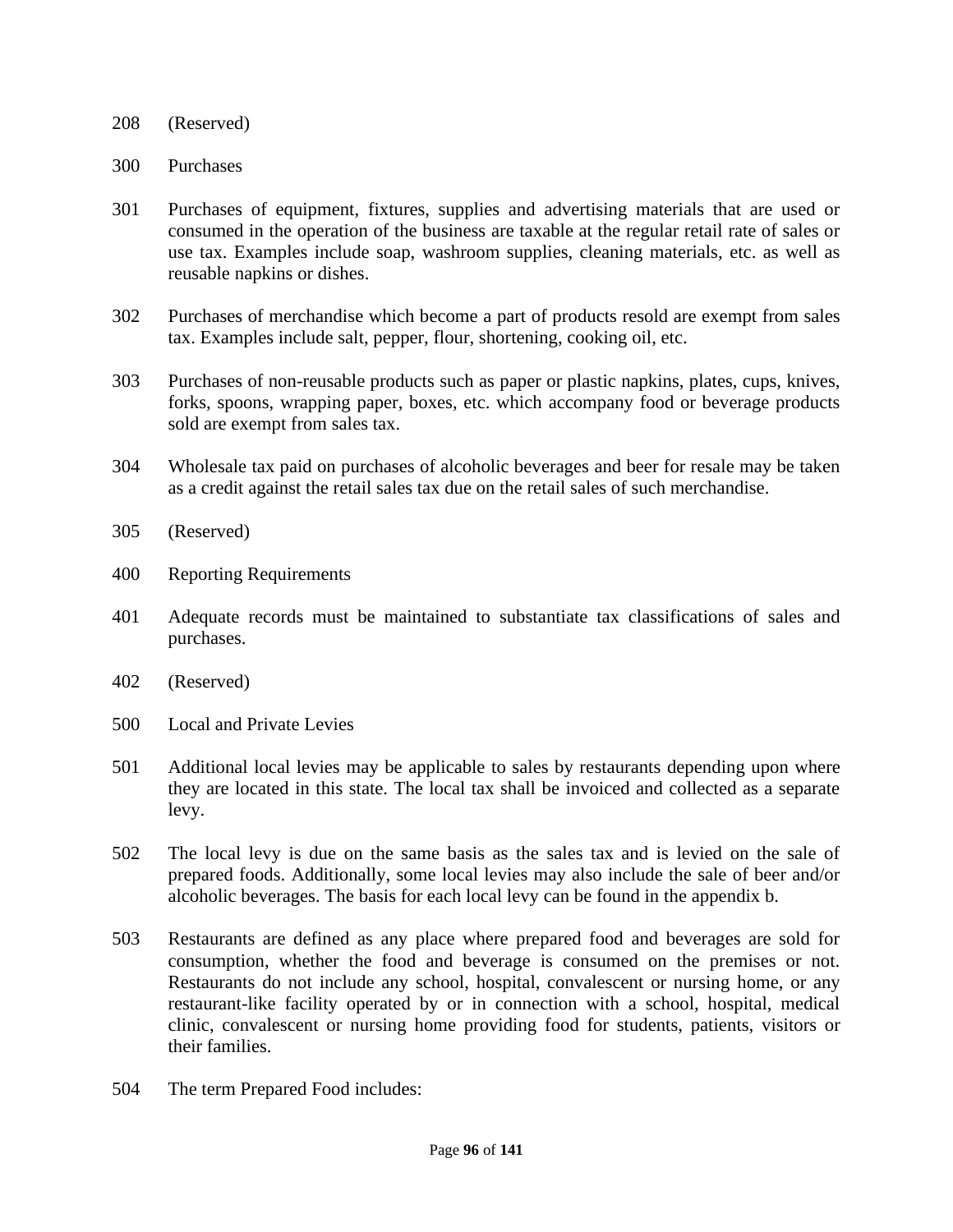208 (Reserved)

300 Purchases

301 Purchases of equipment, fixtures, supplies and advertising materials that are used or consumed in the operation of the business are taxable at the regular retail rate of sales or use tax. Examples include soap, washroom supplies, cleaning materials, etc. as well as reusable napkins or dishes.

302 Purchases of merchandise which become a part of products resold are exempt from sales tax. Examples include salt, pepper, flour, shortening, cooking oil, etc.

303 Purchases of non-reusable products such as paper or plastic napkins, plates, cups, knives, forks, spoons, wrapping paper, boxes, etc. which accompany food or beverage products sold are exempt from sales tax.

304 Wholesale tax paid on purchases of alcoholic beverages and beer for resale may be taken as a credit against the retail sales tax due on the retail sales of such merchandise.

305 (Reserved)

400 Reporting Requirements

401 Adequate records must be maintained to substantiate tax classifications of sales and purchases.

402 (Reserved)

500 Local and Private Levies

501 Additional local levies may be applicable to sales by restaurants depending upon where they are located in this state. The local tax shall be invoiced and collected as a separate levy.

502 The local levy is due on the same basis as the sales tax and is levied on the sale of prepared foods. Additionally, some local levies may also include the sale of beer and/or alcoholic beverages. The basis for each local levy can be found in the appendix b.

503 Restaurants are defined as any place where prepared food and beverages are sold for consumption, whether the food and beverage is consumed on the premises or not. Restaurants do not include any school, hospital, convalescent or nursing home, or any restaurant-like facility operated by or in connection with a school, hospital, medical clinic, convalescent or nursing home providing food for students, patients, visitors or their families.

504 The term Prepared Food includes: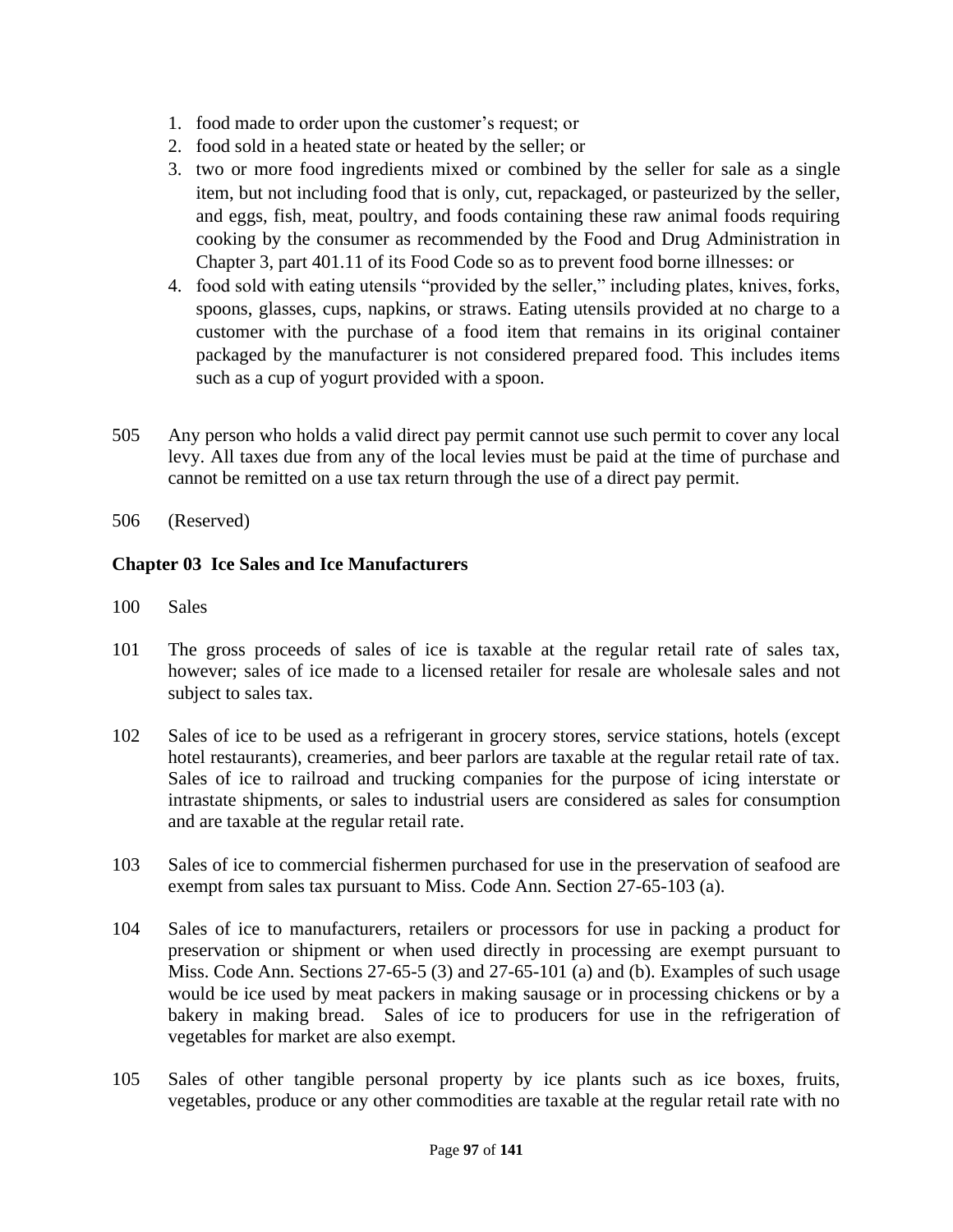1. food made to order upon the customer's request; or
2. food sold in a heated state or heated by the seller; or
3. two or more food ingredients mixed or combined by the seller for sale as a single item, but not including food that is only, cut, repackaged, or pasteurized by the seller, and eggs, fish, meat, poultry, and foods containing these raw animal foods requiring cooking by the consumer as recommended by the Food and Drug Administration in Chapter 3, part 401.11 of its Food Code so as to prevent food borne illnesses: or
4. food sold with eating utensils "provided by the seller," including plates, knives, forks, spoons, glasses, cups, napkins, or straws. Eating utensils provided at no charge to a customer with the purchase of a food item that remains in its original container packaged by the manufacturer is not considered prepared food. This includes items such as a cup of yogurt provided with a spoon.

505 Any person who holds a valid direct pay permit cannot use such permit to cover any local levy. All taxes due from any of the local levies must be paid at the time of purchase and cannot be remitted on a use tax return through the use of a direct pay permit.

506 (Reserved)

**Chapter 03 Ice Sales and Ice Manufacturers**

100 Sales

101 The gross proceeds of sales of ice is taxable at the regular retail rate of sales tax, however; sales of ice made to a licensed retailer for resale are wholesale sales and not subject to sales tax.

102 Sales of ice to be used as a refrigerant in grocery stores, service stations, hotels (except hotel restaurants), creameries, and beer parlors are taxable at the regular retail rate of tax. Sales of ice to railroad and trucking companies for the purpose of icing interstate or intrastate shipments, or sales to industrial users are considered as sales for consumption and are taxable at the regular retail rate.

103 Sales of ice to commercial fishermen purchased for use in the preservation of seafood are exempt from sales tax pursuant to Miss. Code Ann. Section 27-65-103 (a).

104 Sales of ice to manufacturers, retailers or processors for use in packing a product for preservation or shipment or when used directly in processing are exempt pursuant to Miss. Code Ann. Sections 27-65-5 (3) and 27-65-101 (a) and (b). Examples of such usage would be ice used by meat packers in making sausage or in processing chickens or by a bakery in making bread. Sales of ice to producers for use in the refrigeration of vegetables for market are also exempt.

105 Sales of other tangible personal property by ice plants such as ice boxes, fruits, vegetables, produce or any other commodities are taxable at the regular retail rate with no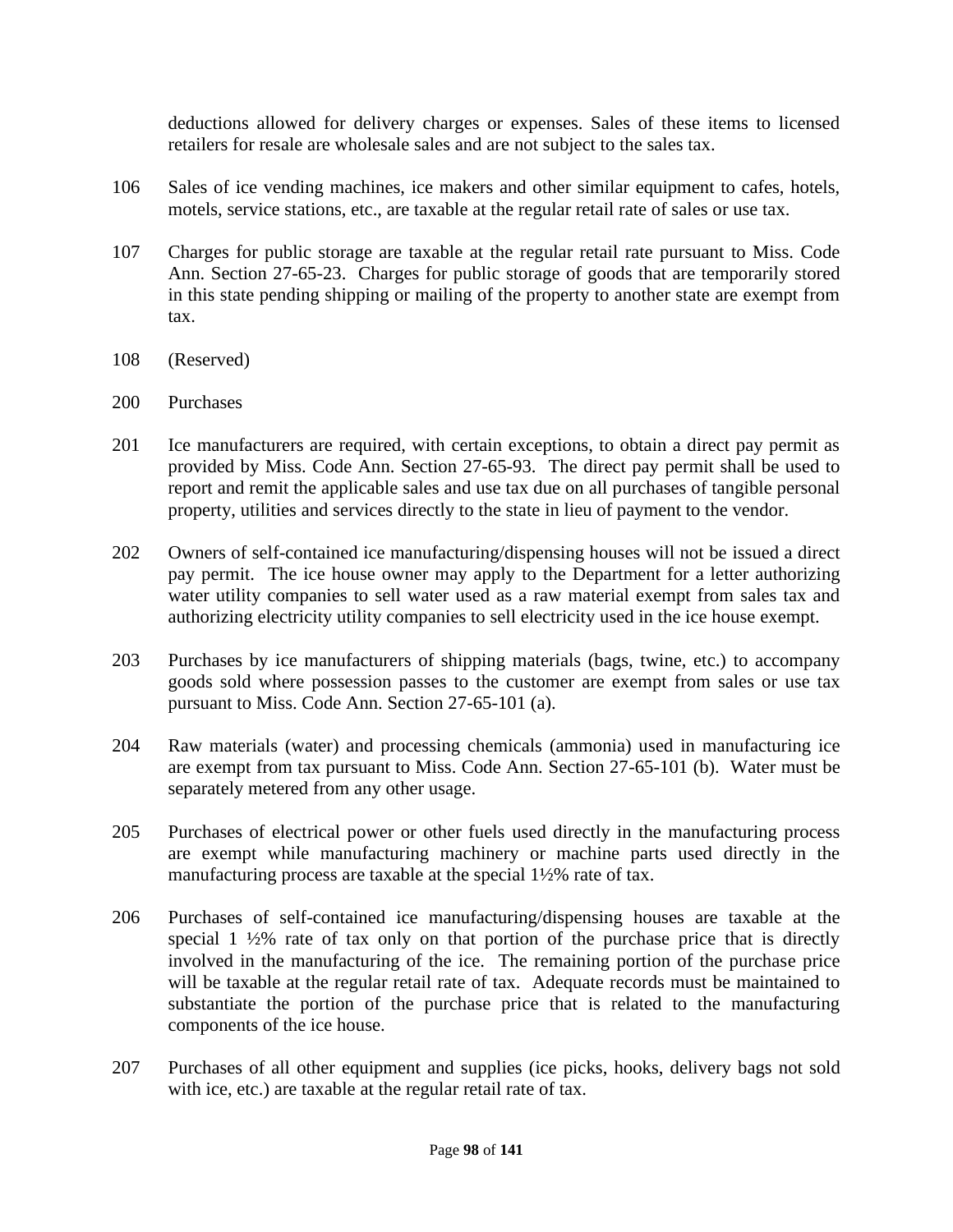deductions allowed for delivery charges or expenses. Sales of these items to licensed retailers for resale are wholesale sales and are not subject to the sales tax.

106 Sales of ice vending machines, ice makers and other similar equipment to cafes, hotels, motels, service stations, etc., are taxable at the regular retail rate of sales or use tax.

107 Charges for public storage are taxable at the regular retail rate pursuant to Miss. Code Ann. Section 27-65-23. Charges for public storage of goods that are temporarily stored in this state pending shipping or mailing of the property to another state are exempt from tax.

108 (Reserved)

200 Purchases

201 Ice manufacturers are required, with certain exceptions, to obtain a direct pay permit as provided by Miss. Code Ann. Section 27-65-93. The direct pay permit shall be used to report and remit the applicable sales and use tax due on all purchases of tangible personal property, utilities and services directly to the state in lieu of payment to the vendor.

202 Owners of self-contained ice manufacturing/dispensing houses will not be issued a direct pay permit. The ice house owner may apply to the Department for a letter authorizing water utility companies to sell water used as a raw material exempt from sales tax and authorizing electricity utility companies to sell electricity used in the ice house exempt.

203 Purchases by ice manufacturers of shipping materials (bags, twine, etc.) to accompany goods sold where possession passes to the customer are exempt from sales or use tax pursuant to Miss. Code Ann. Section 27-65-101 (a).

204 Raw materials (water) and processing chemicals (ammonia) used in manufacturing ice are exempt from tax pursuant to Miss. Code Ann. Section 27-65-101 (b). Water must be separately metered from any other usage.

205 Purchases of electrical power or other fuels used directly in the manufacturing process are exempt while manufacturing machinery or machine parts used directly in the manufacturing process are taxable at the special 1½% rate of tax.

206 Purchases of self-contained ice manufacturing/dispensing houses are taxable at the special 1 ½% rate of tax only on that portion of the purchase price that is directly involved in the manufacturing of the ice. The remaining portion of the purchase price will be taxable at the regular retail rate of tax. Adequate records must be maintained to substantiate the portion of the purchase price that is related to the manufacturing components of the ice house.

207 Purchases of all other equipment and supplies (ice picks, hooks, delivery bags not sold with ice, etc.) are taxable at the regular retail rate of tax.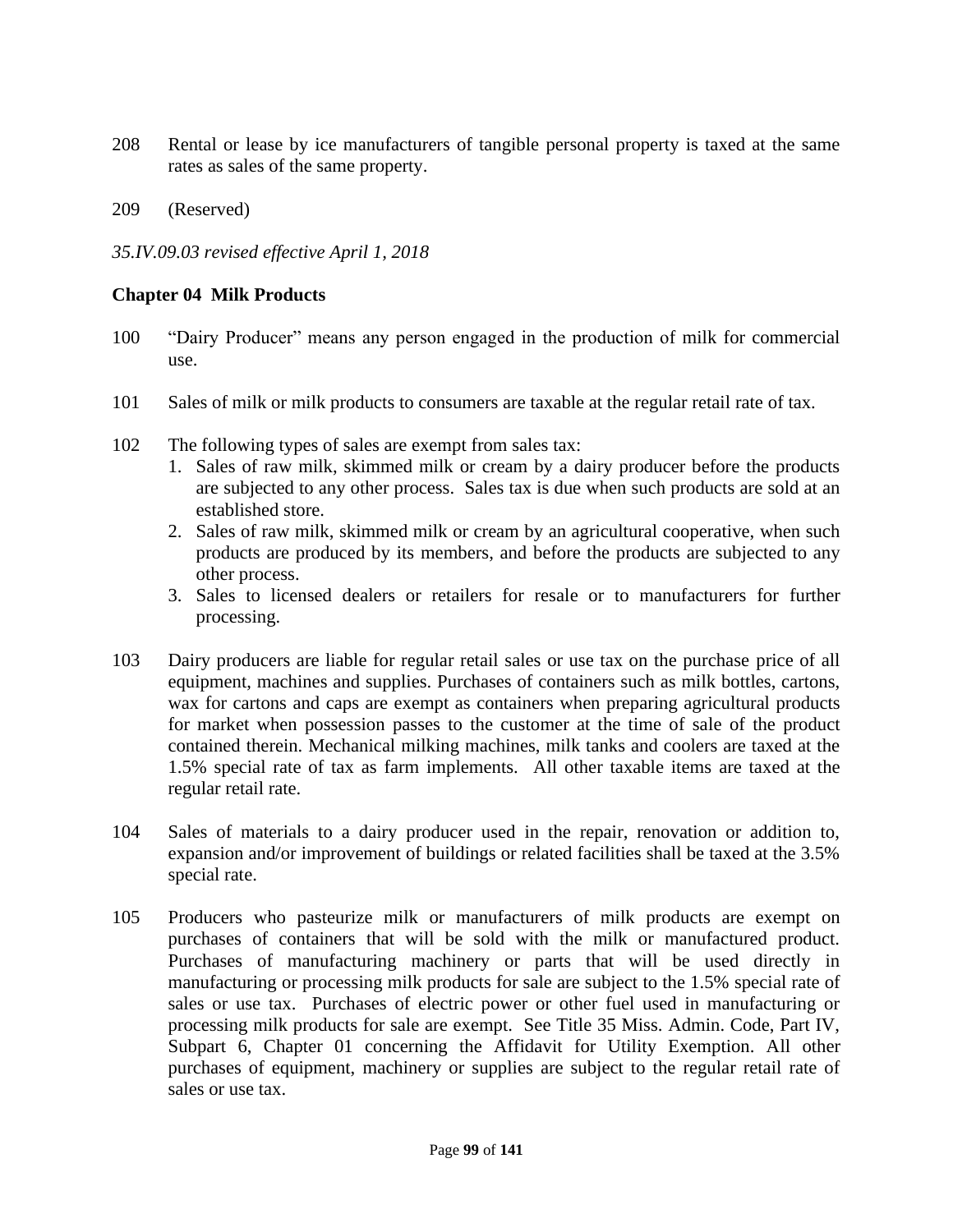208 Rental or lease by ice manufacturers of tangible personal property is taxed at the same rates as sales of the same property.

209 (Reserved)

*35.IV.09.03 revised effective April 1, 2018*

**Chapter 04 Milk Products**

100 "Dairy Producer" means any person engaged in the production of milk for commercial use.

101 Sales of milk or milk products to consumers are taxable at the regular retail rate of tax.

102 The following types of sales are exempt from sales tax:

1. Sales of raw milk, skimmed milk or cream by a dairy producer before the products are subjected to any other process. Sales tax is due when such products are sold at an established store.
2. Sales of raw milk, skimmed milk or cream by an agricultural cooperative, when such products are produced by its members, and before the products are subjected to any other process.
3. Sales to licensed dealers or retailers for resale or to manufacturers for further processing.

103 Dairy producers are liable for regular retail sales or use tax on the purchase price of all equipment, machines and supplies. Purchases of containers such as milk bottles, cartons, wax for cartons and caps are exempt as containers when preparing agricultural products for market when possession passes to the customer at the time of sale of the product contained therein. Mechanical milking machines, milk tanks and coolers are taxed at the 1.5% special rate of tax as farm implements. All other taxable items are taxed at the regular retail rate.

104 Sales of materials to a dairy producer used in the repair, renovation or addition to, expansion and/or improvement of buildings or related facilities shall be taxed at the 3.5% special rate.

105 Producers who pasteurize milk or manufacturers of milk products are exempt on purchases of containers that will be sold with the milk or manufactured product. Purchases of manufacturing machinery or parts that will be used directly in manufacturing or processing milk products for sale are subject to the 1.5% special rate of sales or use tax. Purchases of electric power or other fuel used in manufacturing or processing milk products for sale are exempt. See Title 35 Miss. Admin. Code, Part IV, Subpart 6, Chapter 01 concerning the Affidavit for Utility Exemption. All other purchases of equipment, machinery or supplies are subject to the regular retail rate of sales or use tax.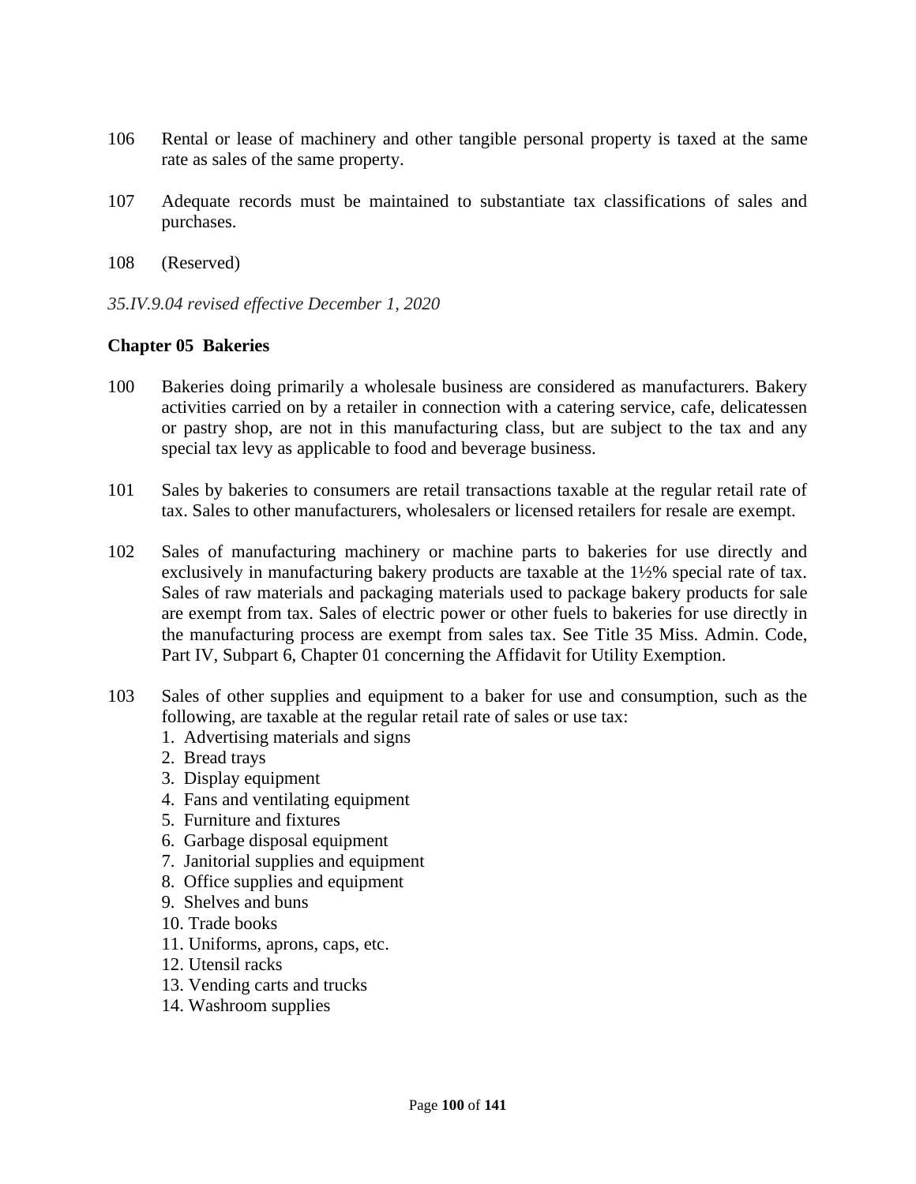106 Rental or lease of machinery and other tangible personal property is taxed at the same rate as sales of the same property.

107 Adequate records must be maintained to substantiate tax classifications of sales and purchases.

108 (Reserved)

*35.IV.9.04 revised effective December 1, 2020*

**Chapter 05 Bakeries**

100 Bakeries doing primarily a wholesale business are considered as manufacturers. Bakery activities carried on by a retailer in connection with a catering service, cafe, delicatessen or pastry shop, are not in this manufacturing class, but are subject to the tax and any special tax levy as applicable to food and beverage business.

101 Sales by bakeries to consumers are retail transactions taxable at the regular retail rate of tax. Sales to other manufacturers, wholesalers or licensed retailers for resale are exempt.

102 Sales of manufacturing machinery or machine parts to bakeries for use directly and exclusively in manufacturing bakery products are taxable at the 1½% special rate of tax. Sales of raw materials and packaging materials used to package bakery products for sale are exempt from tax. Sales of electric power or other fuels to bakeries for use directly in the manufacturing process are exempt from sales tax. See Title 35 Miss. Admin. Code, Part IV, Subpart 6, Chapter 01 concerning the Affidavit for Utility Exemption.

103 Sales of other supplies and equipment to a baker for use and consumption, such as the following, are taxable at the regular retail rate of sales or use tax:

1. Advertising materials and signs
2. Bread trays
3. Display equipment
4. Fans and ventilating equipment
5. Furniture and fixtures
6. Garbage disposal equipment
7. Janitorial supplies and equipment
8. Office supplies and equipment
9. Shelves and buns
10. Trade books
11. Uniforms, aprons, caps, etc.
12. Utensil racks
13. Vending carts and trucks
14. Washroom supplies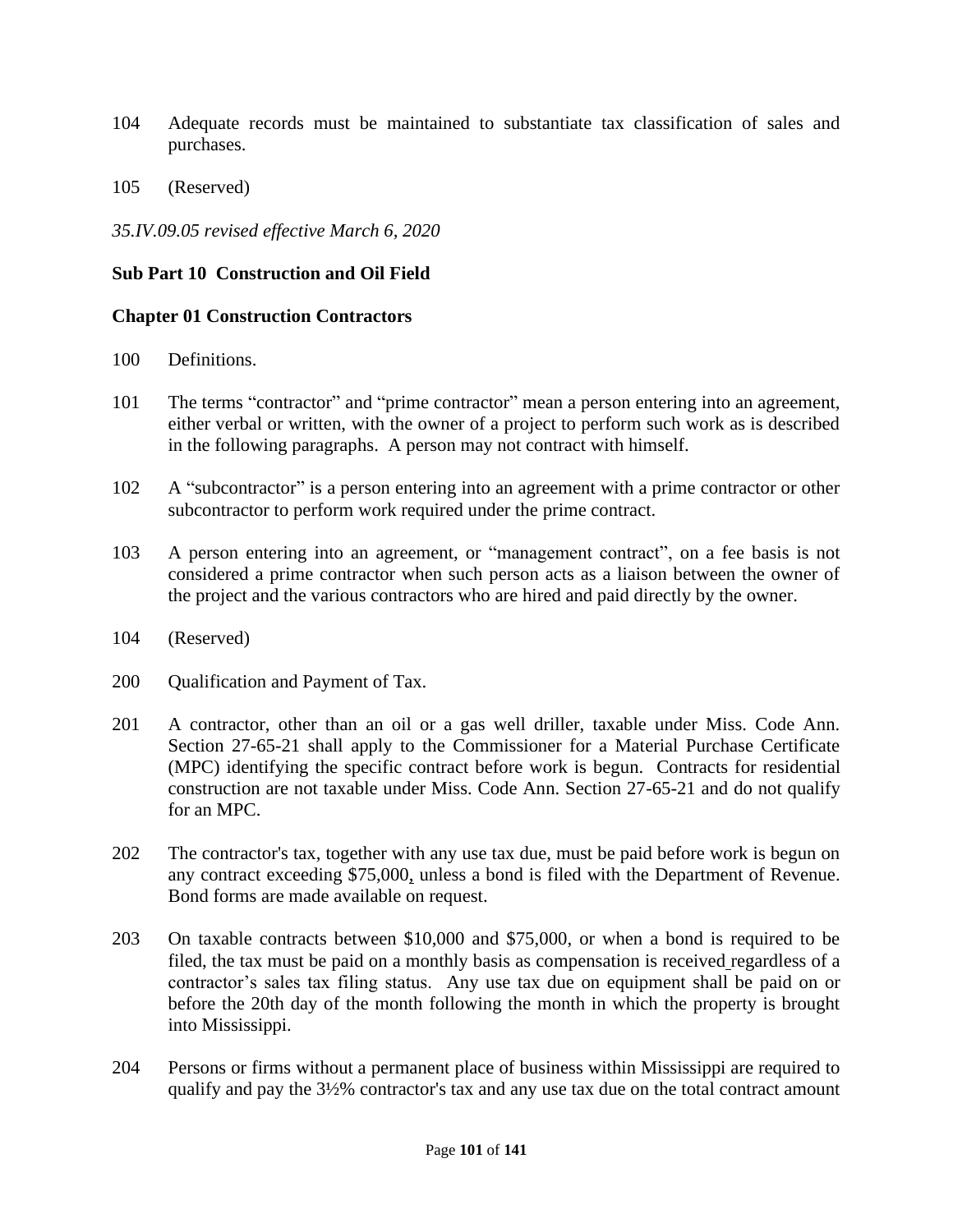104 Adequate records must be maintained to substantiate tax classification of sales and purchases.

105 (Reserved)

*35.IV.09.05 revised effective March 6, 2020*

**Sub Part 10 Construction and Oil Field**

**Chapter 01 Construction Contractors**

100 Definitions.

101 The terms "contractor" and "prime contractor" mean a person entering into an agreement, either verbal or written, with the owner of a project to perform such work as is described in the following paragraphs. A person may not contract with himself.

102 A "subcontractor" is a person entering into an agreement with a prime contractor or other subcontractor to perform work required under the prime contract.

103 A person entering into an agreement, or "management contract", on a fee basis is not considered a prime contractor when such person acts as a liaison between the owner of the project and the various contractors who are hired and paid directly by the owner.

104 (Reserved)

200 Qualification and Payment of Tax.

201 A contractor, other than an oil or a gas well driller, taxable under Miss. Code Ann. Section 27-65-21 shall apply to the Commissioner for a Material Purchase Certificate (MPC) identifying the specific contract before work is begun. Contracts for residential construction are not taxable under Miss. Code Ann. Section 27-65-21 and do not qualify for an MPC.

202 The contractor's tax, together with any use tax due, must be paid before work is begun on any contract exceeding $75,000, unless a bond is filed with the Department of Revenue. Bond forms are made available on request.

203 On taxable contracts between $10,000 and $75,000, or when a bond is required to be filed, the tax must be paid on a monthly basis as compensation is received regardless of a contractor's sales tax filing status. Any use tax due on equipment shall be paid on or before the 20th day of the month following the month in which the property is brought into Mississippi.

204 Persons or firms without a permanent place of business within Mississippi are required to qualify and pay the 3½% contractor's tax and any use tax due on the total contract amount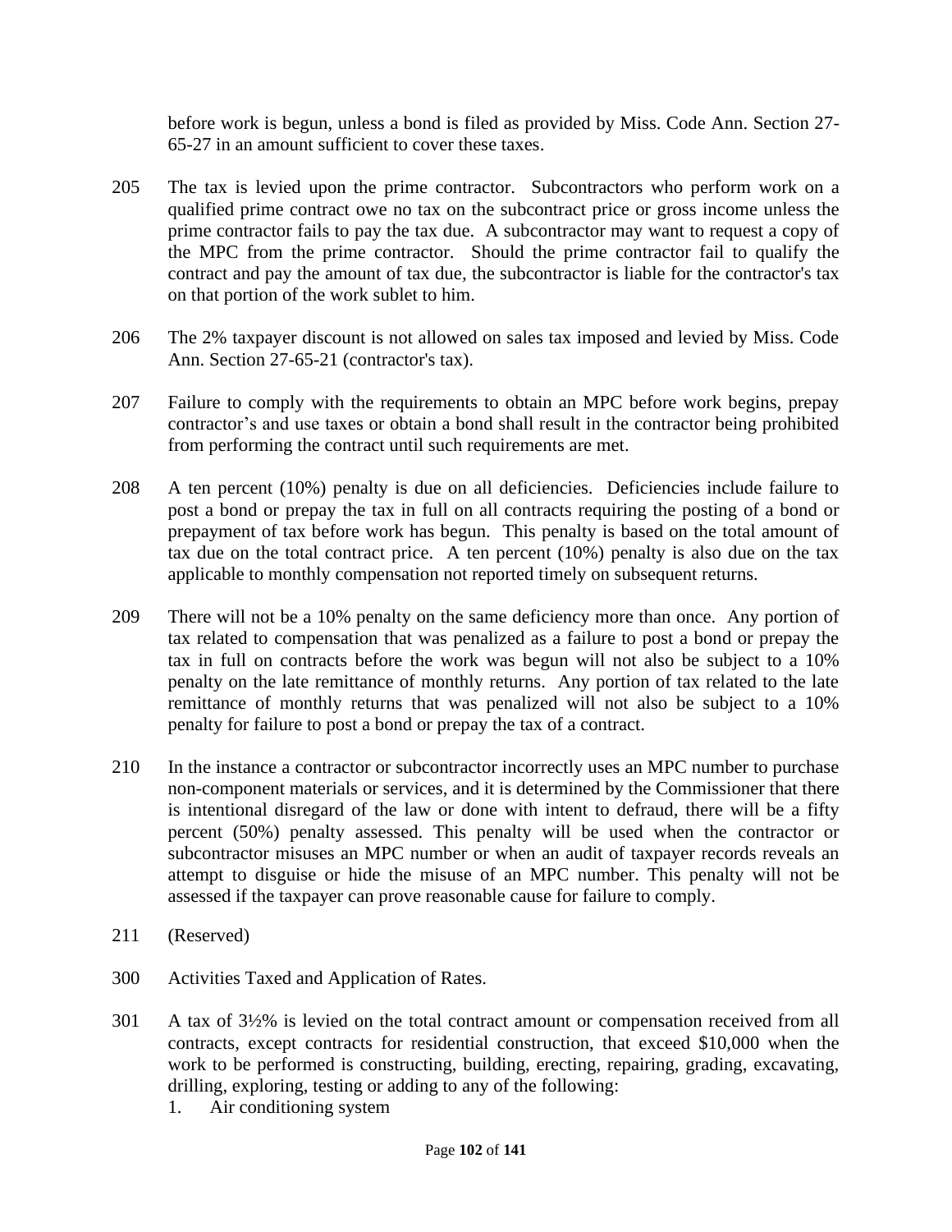before work is begun, unless a bond is filed as provided by Miss. Code Ann. Section 27-65-27 in an amount sufficient to cover these taxes.

205 The tax is levied upon the prime contractor. Subcontractors who perform work on a qualified prime contract owe no tax on the subcontract price or gross income unless the prime contractor fails to pay the tax due. A subcontractor may want to request a copy of the MPC from the prime contractor. Should the prime contractor fail to qualify the contract and pay the amount of tax due, the subcontractor is liable for the contractor's tax on that portion of the work sublet to him.

206 The 2% taxpayer discount is not allowed on sales tax imposed and levied by Miss. Code Ann. Section 27-65-21 (contractor's tax).

207 Failure to comply with the requirements to obtain an MPC before work begins, prepay contractor's and use taxes or obtain a bond shall result in the contractor being prohibited from performing the contract until such requirements are met.

208 A ten percent (10%) penalty is due on all deficiencies. Deficiencies include failure to post a bond or prepay the tax in full on all contracts requiring the posting of a bond or prepayment of tax before work has begun. This penalty is based on the total amount of tax due on the total contract price. A ten percent (10%) penalty is also due on the tax applicable to monthly compensation not reported timely on subsequent returns.

209 There will not be a 10% penalty on the same deficiency more than once. Any portion of tax related to compensation that was penalized as a failure to post a bond or prepay the tax in full on contracts before the work was begun will not also be subject to a 10% penalty on the late remittance of monthly returns. Any portion of tax related to the late remittance of monthly returns that was penalized will not also be subject to a 10% penalty for failure to post a bond or prepay the tax of a contract.

210 In the instance a contractor or subcontractor incorrectly uses an MPC number to purchase non-component materials or services, and it is determined by the Commissioner that there is intentional disregard of the law or done with intent to defraud, there will be a fifty percent (50%) penalty assessed. This penalty will be used when the contractor or subcontractor misuses an MPC number or when an audit of taxpayer records reveals an attempt to disguise or hide the misuse of an MPC number. This penalty will not be assessed if the taxpayer can prove reasonable cause for failure to comply.

211 (Reserved)

300 Activities Taxed and Application of Rates.

301 A tax of 3½% is levied on the total contract amount or compensation received from all contracts, except contracts for residential construction, that exceed $10,000 when the work to be performed is constructing, building, erecting, repairing, grading, excavating, drilling, exploring, testing or adding to any of the following:

1. Air conditioning system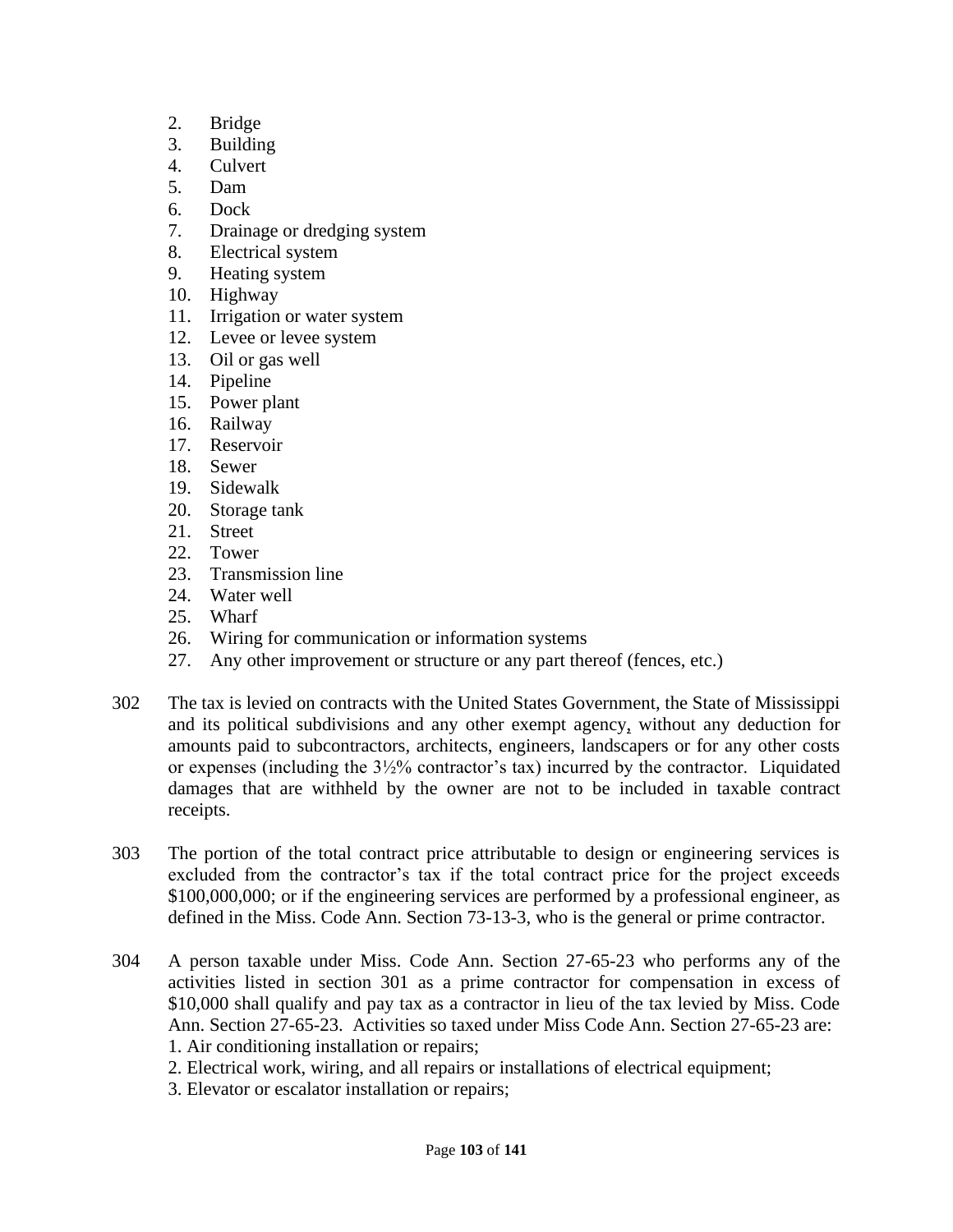2. Bridge
3. Building
4. Culvert
5. Dam
6. Dock
7. Drainage or dredging system
8. Electrical system
9. Heating system
10. Highway
11. Irrigation or water system
12. Levee or levee system
13. Oil or gas well
14. Pipeline
15. Power plant
16. Railway
17. Reservoir
18. Sewer
19. Sidewalk
20. Storage tank
21. Street
22. Tower
23. Transmission line
24. Water well
25. Wharf
26. Wiring for communication or information systems
27. Any other improvement or structure or any part thereof (fences, etc.)

302 The tax is levied on contracts with the United States Government, the State of Mississippi and its political subdivisions and any other exempt agency, without any deduction for amounts paid to subcontractors, architects, engineers, landscapers or for any other costs or expenses (including the 3½% contractor's tax) incurred by the contractor. Liquidated damages that are withheld by the owner are not to be included in taxable contract receipts.

303 The portion of the total contract price attributable to design or engineering services is excluded from the contractor's tax if the total contract price for the project exceeds $100,000,000; or if the engineering services are performed by a professional engineer, as defined in the Miss. Code Ann. Section 73-13-3, who is the general or prime contractor.

304 A person taxable under Miss. Code Ann. Section 27-65-23 who performs any of the activities listed in section 301 as a prime contractor for compensation in excess of $10,000 shall qualify and pay tax as a contractor in lieu of the tax levied by Miss. Code Ann. Section 27-65-23. Activities so taxed under Miss Code Ann. Section 27-65-23 are:

1. Air conditioning installation or repairs;
2. Electrical work, wiring, and all repairs or installations of electrical equipment;
3. Elevator or escalator installation or repairs;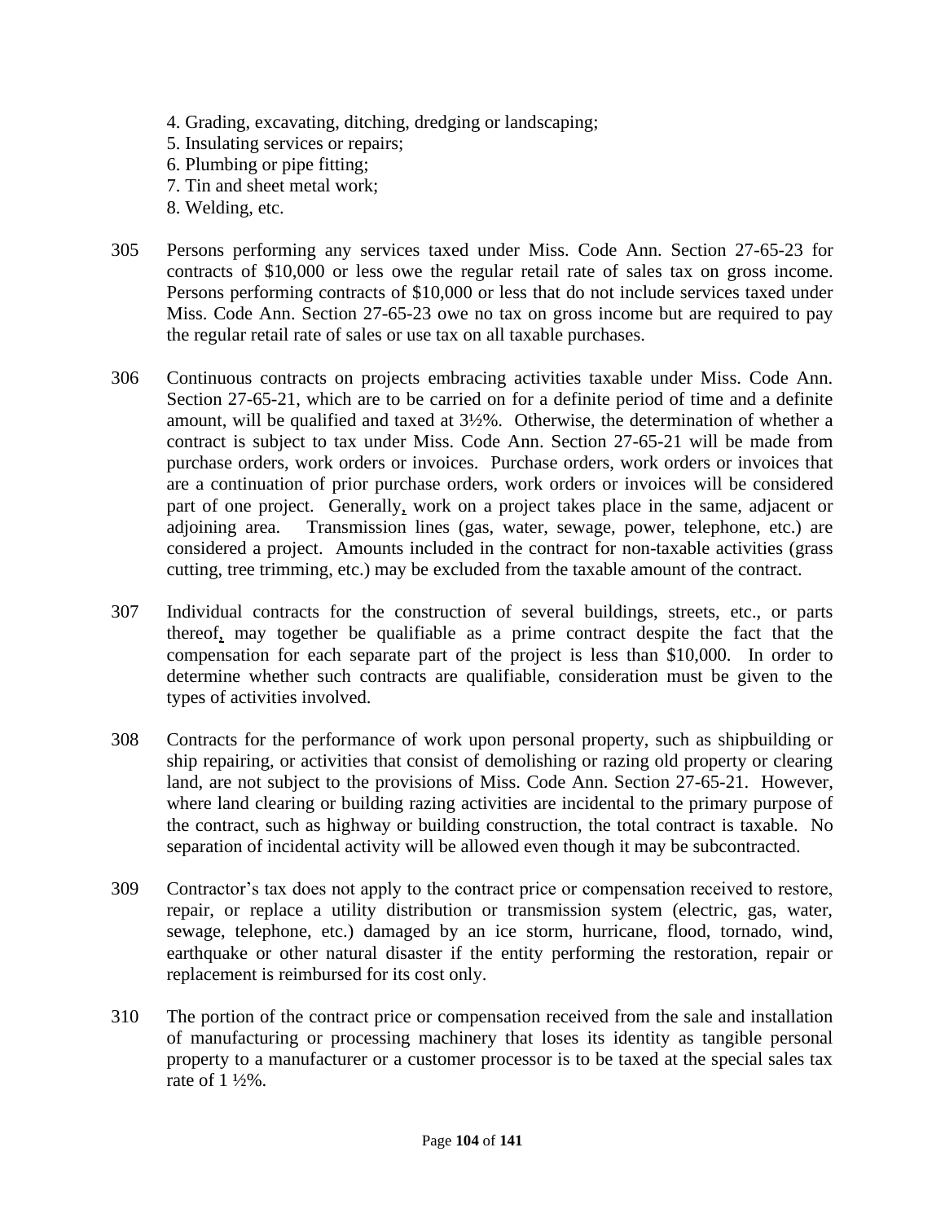4. Grading, excavating, ditching, dredging or landscaping;
5. Insulating services or repairs;
6. Plumbing or pipe fitting;
7. Tin and sheet metal work;
8. Welding, etc.

305 Persons performing any services taxed under Miss. Code Ann. Section 27-65-23 for contracts of $10,000 or less owe the regular retail rate of sales tax on gross income. Persons performing contracts of $10,000 or less that do not include services taxed under Miss. Code Ann. Section 27-65-23 owe no tax on gross income but are required to pay the regular retail rate of sales or use tax on all taxable purchases.

306 Continuous contracts on projects embracing activities taxable under Miss. Code Ann. Section 27-65-21, which are to be carried on for a definite period of time and a definite amount, will be qualified and taxed at 3½%. Otherwise, the determination of whether a contract is subject to tax under Miss. Code Ann. Section 27-65-21 will be made from purchase orders, work orders or invoices. Purchase orders, work orders or invoices that are a continuation of prior purchase orders, work orders or invoices will be considered part of one project. Generally, work on a project takes place in the same, adjacent or adjoining area. Transmission lines (gas, water, sewage, power, telephone, etc.) are considered a project. Amounts included in the contract for non-taxable activities (grass cutting, tree trimming, etc.) may be excluded from the taxable amount of the contract.

307 Individual contracts for the construction of several buildings, streets, etc., or parts thereof, may together be qualifiable as a prime contract despite the fact that the compensation for each separate part of the project is less than $10,000. In order to determine whether such contracts are qualifiable, consideration must be given to the types of activities involved.

308 Contracts for the performance of work upon personal property, such as shipbuilding or ship repairing, or activities that consist of demolishing or razing old property or clearing land, are not subject to the provisions of Miss. Code Ann. Section 27-65-21. However, where land clearing or building razing activities are incidental to the primary purpose of the contract, such as highway or building construction, the total contract is taxable. No separation of incidental activity will be allowed even though it may be subcontracted.

309 Contractor's tax does not apply to the contract price or compensation received to restore, repair, or replace a utility distribution or transmission system (electric, gas, water, sewage, telephone, etc.) damaged by an ice storm, hurricane, flood, tornado, wind, earthquake or other natural disaster if the entity performing the restoration, repair or replacement is reimbursed for its cost only.

310 The portion of the contract price or compensation received from the sale and installation of manufacturing or processing machinery that loses its identity as tangible personal property to a manufacturer or a customer processor is to be taxed at the special sales tax rate of 1 ½%.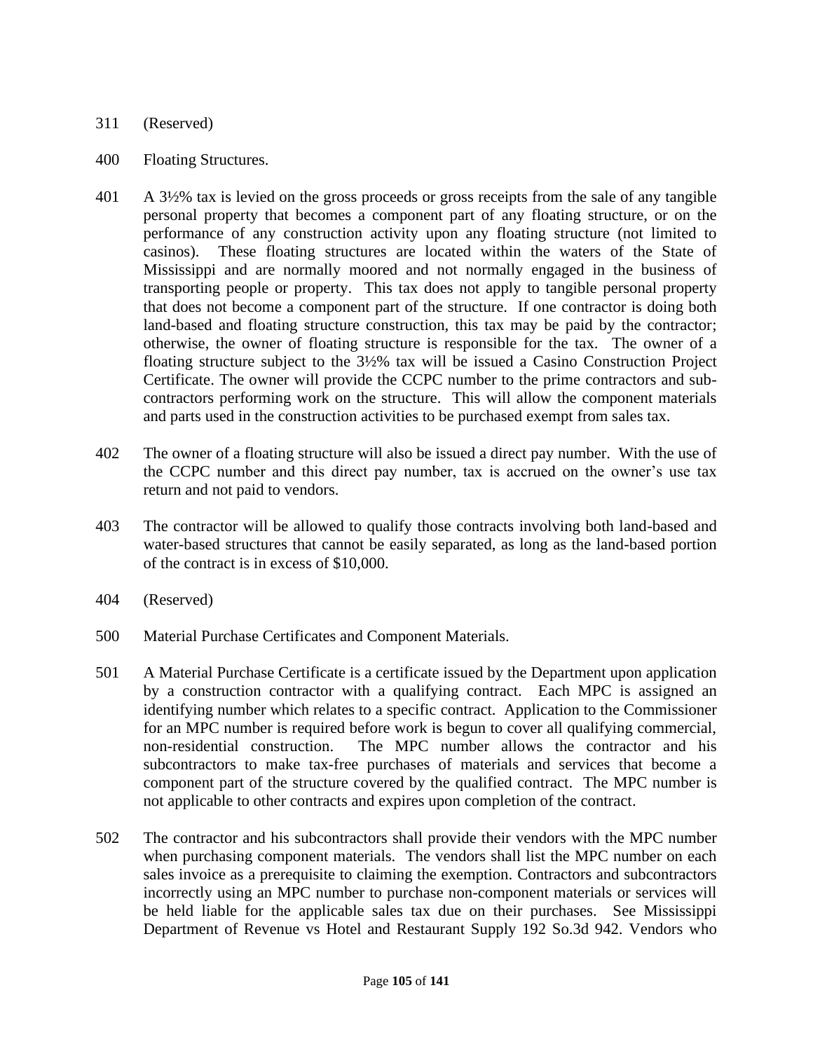311 (Reserved)

400 Floating Structures.

401 A 3½% tax is levied on the gross proceeds or gross receipts from the sale of any tangible personal property that becomes a component part of any floating structure, or on the performance of any construction activity upon any floating structure (not limited to casinos). These floating structures are located within the waters of the State of Mississippi and are normally moored and not normally engaged in the business of transporting people or property. This tax does not apply to tangible personal property that does not become a component part of the structure. If one contractor is doing both land-based and floating structure construction, this tax may be paid by the contractor; otherwise, the owner of floating structure is responsible for the tax. The owner of a floating structure subject to the 3½% tax will be issued a Casino Construction Project Certificate. The owner will provide the CCPC number to the prime contractors and sub-contractors performing work on the structure. This will allow the component materials and parts used in the construction activities to be purchased exempt from sales tax.

402 The owner of a floating structure will also be issued a direct pay number. With the use of the CCPC number and this direct pay number, tax is accrued on the owner's use tax return and not paid to vendors.

403 The contractor will be allowed to qualify those contracts involving both land-based and water-based structures that cannot be easily separated, as long as the land-based portion of the contract is in excess of $10,000.

404 (Reserved)

500 Material Purchase Certificates and Component Materials.

501 A Material Purchase Certificate is a certificate issued by the Department upon application by a construction contractor with a qualifying contract. Each MPC is assigned an identifying number which relates to a specific contract. Application to the Commissioner for an MPC number is required before work is begun to cover all qualifying commercial, non-residential construction. The MPC number allows the contractor and his subcontractors to make tax-free purchases of materials and services that become a component part of the structure covered by the qualified contract. The MPC number is not applicable to other contracts and expires upon completion of the contract.

502 The contractor and his subcontractors shall provide their vendors with the MPC number when purchasing component materials. The vendors shall list the MPC number on each sales invoice as a prerequisite to claiming the exemption. Contractors and subcontractors incorrectly using an MPC number to purchase non-component materials or services will be held liable for the applicable sales tax due on their purchases. See Mississippi Department of Revenue vs Hotel and Restaurant Supply 192 So.3d 942. Vendors who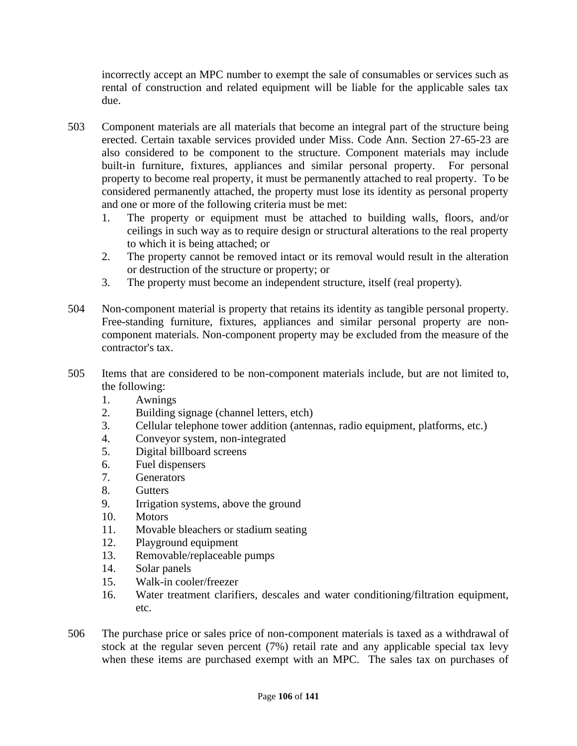incorrectly accept an MPC number to exempt the sale of consumables or services such as rental of construction and related equipment will be liable for the applicable sales tax due.

503 Component materials are all materials that become an integral part of the structure being erected. Certain taxable services provided under Miss. Code Ann. Section 27-65-23 are also considered to be component to the structure. Component materials may include built-in furniture, fixtures, appliances and similar personal property. For personal property to become real property, it must be permanently attached to real property. To be considered permanently attached, the property must lose its identity as personal property and one or more of the following criteria must be met:

1. The property or equipment must be attached to building walls, floors, and/or ceilings in such way as to require design or structural alterations to the real property to which it is being attached; or
2. The property cannot be removed intact or its removal would result in the alteration or destruction of the structure or property; or
3. The property must become an independent structure, itself (real property).

504 Non-component material is property that retains its identity as tangible personal property. Free-standing furniture, fixtures, appliances and similar personal property are non-component materials. Non-component property may be excluded from the measure of the contractor's tax.

505 Items that are considered to be non-component materials include, but are not limited to, the following:

1. Awnings
2. Building signage (channel letters, etch)
3. Cellular telephone tower addition (antennas, radio equipment, platforms, etc.)
4. Conveyor system, non-integrated
5. Digital billboard screens
6. Fuel dispensers
7. Generators
8. Gutters
9. Irrigation systems, above the ground
10. Motors
11. Movable bleachers or stadium seating
12. Playground equipment
13. Removable/replaceable pumps
14. Solar panels
15. Walk-in cooler/freezer
16. Water treatment clarifiers, descales and water conditioning/filtration equipment, etc.

506 The purchase price or sales price of non-component materials is taxed as a withdrawal of stock at the regular seven percent (7%) retail rate and any applicable special tax levy when these items are purchased exempt with an MPC. The sales tax on purchases of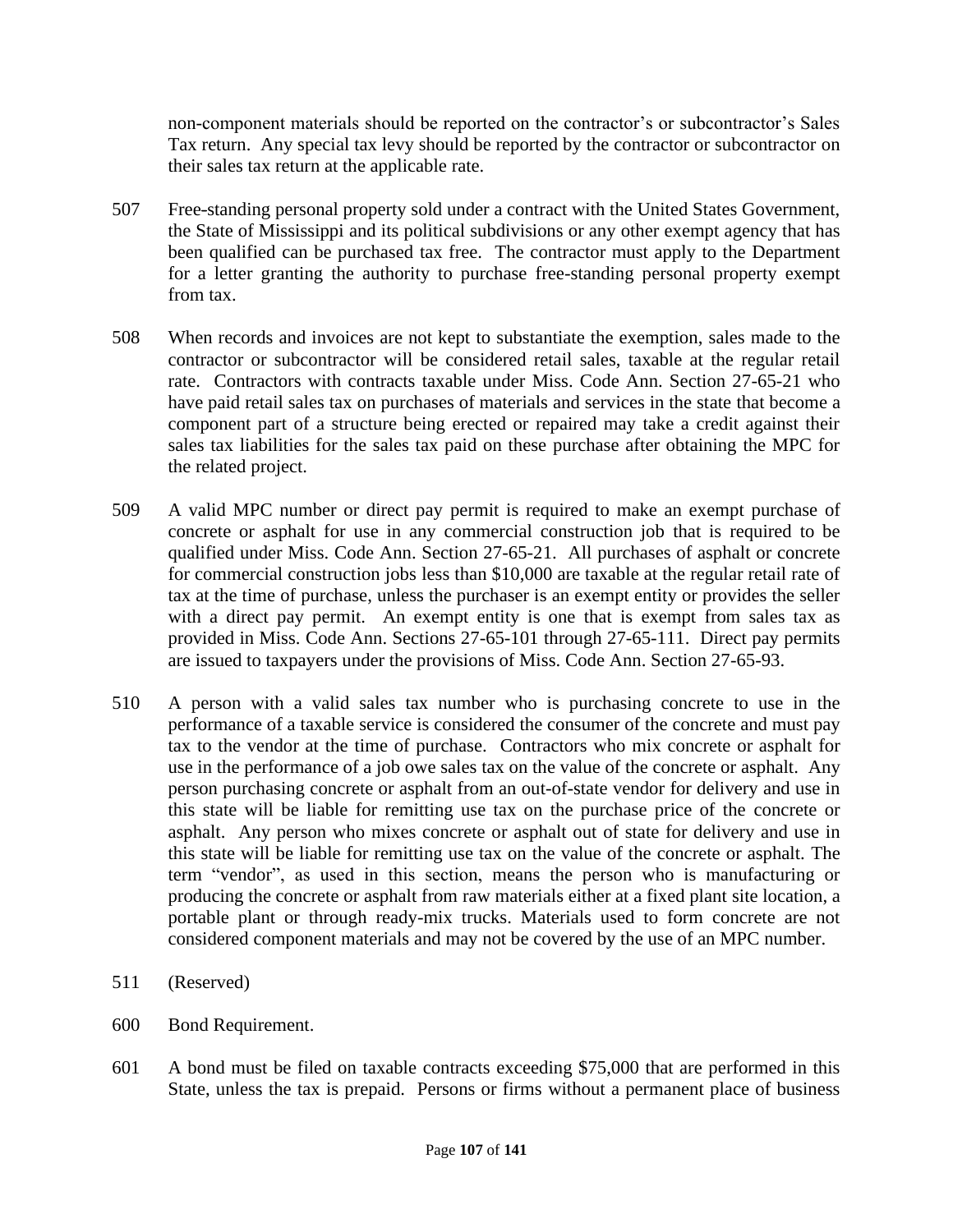non-component materials should be reported on the contractor's or subcontractor's Sales Tax return. Any special tax levy should be reported by the contractor or subcontractor on their sales tax return at the applicable rate.

507 Free-standing personal property sold under a contract with the United States Government, the State of Mississippi and its political subdivisions or any other exempt agency that has been qualified can be purchased tax free. The contractor must apply to the Department for a letter granting the authority to purchase free-standing personal property exempt from tax.

508 When records and invoices are not kept to substantiate the exemption, sales made to the contractor or subcontractor will be considered retail sales, taxable at the regular retail rate. Contractors with contracts taxable under Miss. Code Ann. Section 27-65-21 who have paid retail sales tax on purchases of materials and services in the state that become a component part of a structure being erected or repaired may take a credit against their sales tax liabilities for the sales tax paid on these purchase after obtaining the MPC for the related project.

509 A valid MPC number or direct pay permit is required to make an exempt purchase of concrete or asphalt for use in any commercial construction job that is required to be qualified under Miss. Code Ann. Section 27-65-21. All purchases of asphalt or concrete for commercial construction jobs less than $10,000 are taxable at the regular retail rate of tax at the time of purchase, unless the purchaser is an exempt entity or provides the seller with a direct pay permit. An exempt entity is one that is exempt from sales tax as provided in Miss. Code Ann. Sections 27-65-101 through 27-65-111. Direct pay permits are issued to taxpayers under the provisions of Miss. Code Ann. Section 27-65-93.

510 A person with a valid sales tax number who is purchasing concrete to use in the performance of a taxable service is considered the consumer of the concrete and must pay tax to the vendor at the time of purchase. Contractors who mix concrete or asphalt for use in the performance of a job owe sales tax on the value of the concrete or asphalt. Any person purchasing concrete or asphalt from an out-of-state vendor for delivery and use in this state will be liable for remitting use tax on the purchase price of the concrete or asphalt. Any person who mixes concrete or asphalt out of state for delivery and use in this state will be liable for remitting use tax on the value of the concrete or asphalt. The term "vendor", as used in this section, means the person who is manufacturing or producing the concrete or asphalt from raw materials either at a fixed plant site location, a portable plant or through ready-mix trucks. Materials used to form concrete are not considered component materials and may not be covered by the use of an MPC number.

511 (Reserved)

600 Bond Requirement.

601 A bond must be filed on taxable contracts exceeding $75,000 that are performed in this State, unless the tax is prepaid. Persons or firms without a permanent place of business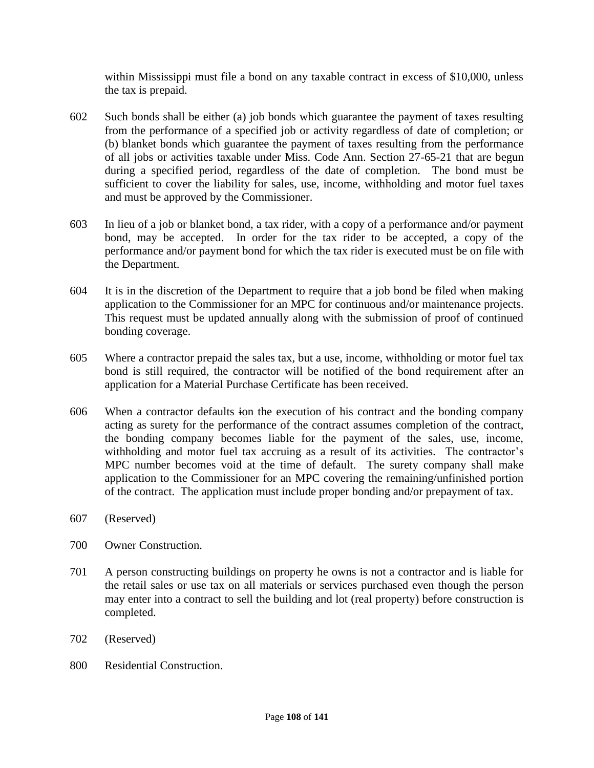within Mississippi must file a bond on any taxable contract in excess of $10,000, unless the tax is prepaid.

602 Such bonds shall be either (a) job bonds which guarantee the payment of taxes resulting from the performance of a specified job or activity regardless of date of completion; or (b) blanket bonds which guarantee the payment of taxes resulting from the performance of all jobs or activities taxable under Miss. Code Ann. Section 27-65-21 that are begun during a specified period, regardless of the date of completion. The bond must be sufficient to cover the liability for sales, use, income, withholding and motor fuel taxes and must be approved by the Commissioner.

603 In lieu of a job or blanket bond, a tax rider, with a copy of a performance and/or payment bond, may be accepted. In order for the tax rider to be accepted, a copy of the performance and/or payment bond for which the tax rider is executed must be on file with the Department.

604 It is in the discretion of the Department to require that a job bond be filed when making application to the Commissioner for an MPC for continuous and/or maintenance projects. This request must be updated annually along with the submission of proof of continued bonding coverage.

605 Where a contractor prepaid the sales tax, but a use, income, withholding or motor fuel tax bond is still required, the contractor will be notified of the bond requirement after an application for a Material Purchase Certificate has been received.

606 When a contractor defaults ~~i~~on the execution of his contract and the bonding company acting as surety for the performance of the contract assumes completion of the contract, the bonding company becomes liable for the payment of the sales, use, income, withholding and motor fuel tax accruing as a result of its activities. The contractor's MPC number becomes void at the time of default. The surety company shall make application to the Commissioner for an MPC covering the remaining/unfinished portion of the contract. The application must include proper bonding and/or prepayment of tax.

607 (Reserved)

700 Owner Construction.

701 A person constructing buildings on property he owns is not a contractor and is liable for the retail sales or use tax on all materials or services purchased even though the person may enter into a contract to sell the building and lot (real property) before construction is completed.

702 (Reserved)

800 Residential Construction.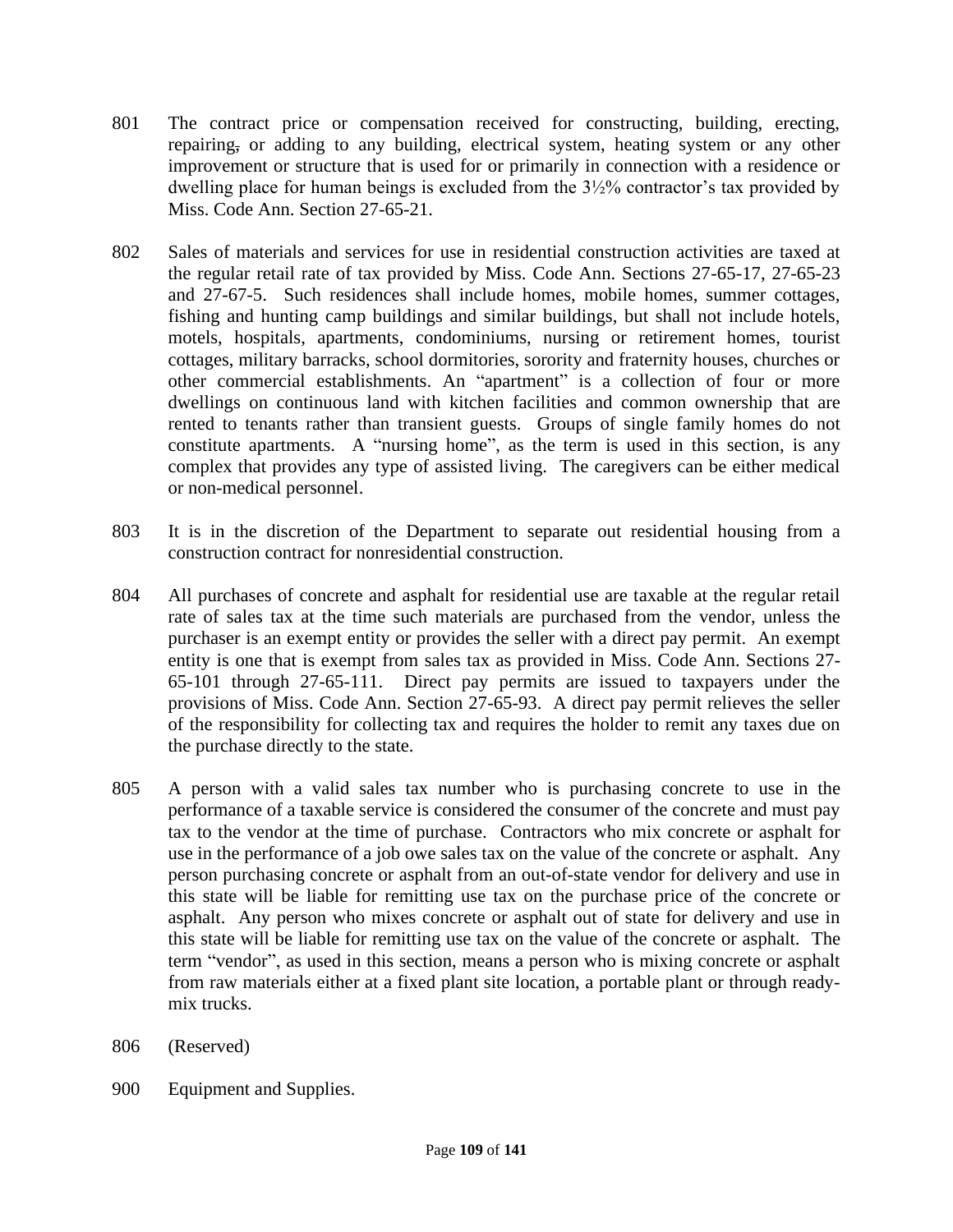801 The contract price or compensation received for constructing, building, erecting, repairing, or adding to any building, electrical system, heating system or any other improvement or structure that is used for or primarily in connection with a residence or dwelling place for human beings is excluded from the 3½% contractor's tax provided by Miss. Code Ann. Section 27-65-21.

802 Sales of materials and services for use in residential construction activities are taxed at the regular retail rate of tax provided by Miss. Code Ann. Sections 27-65-17, 27-65-23 and 27-67-5. Such residences shall include homes, mobile homes, summer cottages, fishing and hunting camp buildings and similar buildings, but shall not include hotels, motels, hospitals, apartments, condominiums, nursing or retirement homes, tourist cottages, military barracks, school dormitories, sorority and fraternity houses, churches or other commercial establishments. An "apartment" is a collection of four or more dwellings on continuous land with kitchen facilities and common ownership that are rented to tenants rather than transient guests. Groups of single family homes do not constitute apartments. A "nursing home", as the term is used in this section, is any complex that provides any type of assisted living. The caregivers can be either medical or non-medical personnel.

803 It is in the discretion of the Department to separate out residential housing from a construction contract for nonresidential construction.

804 All purchases of concrete and asphalt for residential use are taxable at the regular retail rate of sales tax at the time such materials are purchased from the vendor, unless the purchaser is an exempt entity or provides the seller with a direct pay permit. An exempt entity is one that is exempt from sales tax as provided in Miss. Code Ann. Sections 27-65-101 through 27-65-111. Direct pay permits are issued to taxpayers under the provisions of Miss. Code Ann. Section 27-65-93. A direct pay permit relieves the seller of the responsibility for collecting tax and requires the holder to remit any taxes due on the purchase directly to the state.

805 A person with a valid sales tax number who is purchasing concrete to use in the performance of a taxable service is considered the consumer of the concrete and must pay tax to the vendor at the time of purchase. Contractors who mix concrete or asphalt for use in the performance of a job owe sales tax on the value of the concrete or asphalt. Any person purchasing concrete or asphalt from an out-of-state vendor for delivery and use in this state will be liable for remitting use tax on the purchase price of the concrete or asphalt. Any person who mixes concrete or asphalt out of state for delivery and use in this state will be liable for remitting use tax on the value of the concrete or asphalt. The term "vendor", as used in this section, means a person who is mixing concrete or asphalt from raw materials either at a fixed plant site location, a portable plant or through ready-mix trucks.

806 (Reserved)

900 Equipment and Supplies.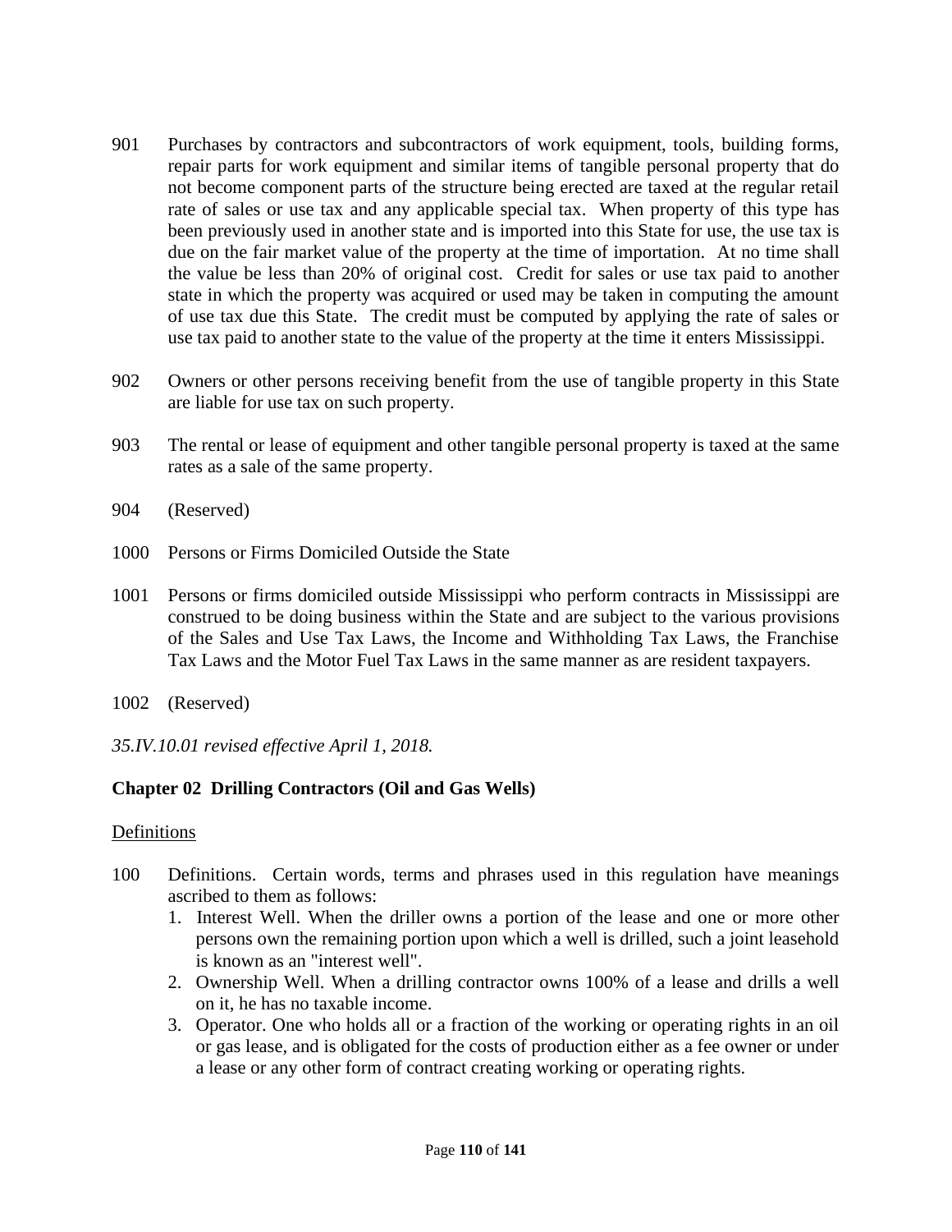901 Purchases by contractors and subcontractors of work equipment, tools, building forms, repair parts for work equipment and similar items of tangible personal property that do not become component parts of the structure being erected are taxed at the regular retail rate of sales or use tax and any applicable special tax. When property of this type has been previously used in another state and is imported into this State for use, the use tax is due on the fair market value of the property at the time of importation. At no time shall the value be less than 20% of original cost. Credit for sales or use tax paid to another state in which the property was acquired or used may be taken in computing the amount of use tax due this State. The credit must be computed by applying the rate of sales or use tax paid to another state to the value of the property at the time it enters Mississippi.

902 Owners or other persons receiving benefit from the use of tangible property in this State are liable for use tax on such property.

903 The rental or lease of equipment and other tangible personal property is taxed at the same rates as a sale of the same property.

904 (Reserved)

1000 Persons or Firms Domiciled Outside the State

1001 Persons or firms domiciled outside Mississippi who perform contracts in Mississippi are construed to be doing business within the State and are subject to the various provisions of the Sales and Use Tax Laws, the Income and Withholding Tax Laws, the Franchise Tax Laws and the Motor Fuel Tax Laws in the same manner as are resident taxpayers.

1002 (Reserved)

*35.IV.10.01 revised effective April 1, 2018.*

## Chapter 02 Drilling Contractors (Oil and Gas Wells)

Definitions

100 Definitions. Certain words, terms and phrases used in this regulation have meanings ascribed to them as follows:

1. Interest Well. When the driller owns a portion of the lease and one or more other persons own the remaining portion upon which a well is drilled, such a joint leasehold is known as an "interest well".
2. Ownership Well. When a drilling contractor owns 100% of a lease and drills a well on it, he has no taxable income.
3. Operator. One who holds all or a fraction of the working or operating rights in an oil or gas lease, and is obligated for the costs of production either as a fee owner or under a lease or any other form of contract creating working or operating rights.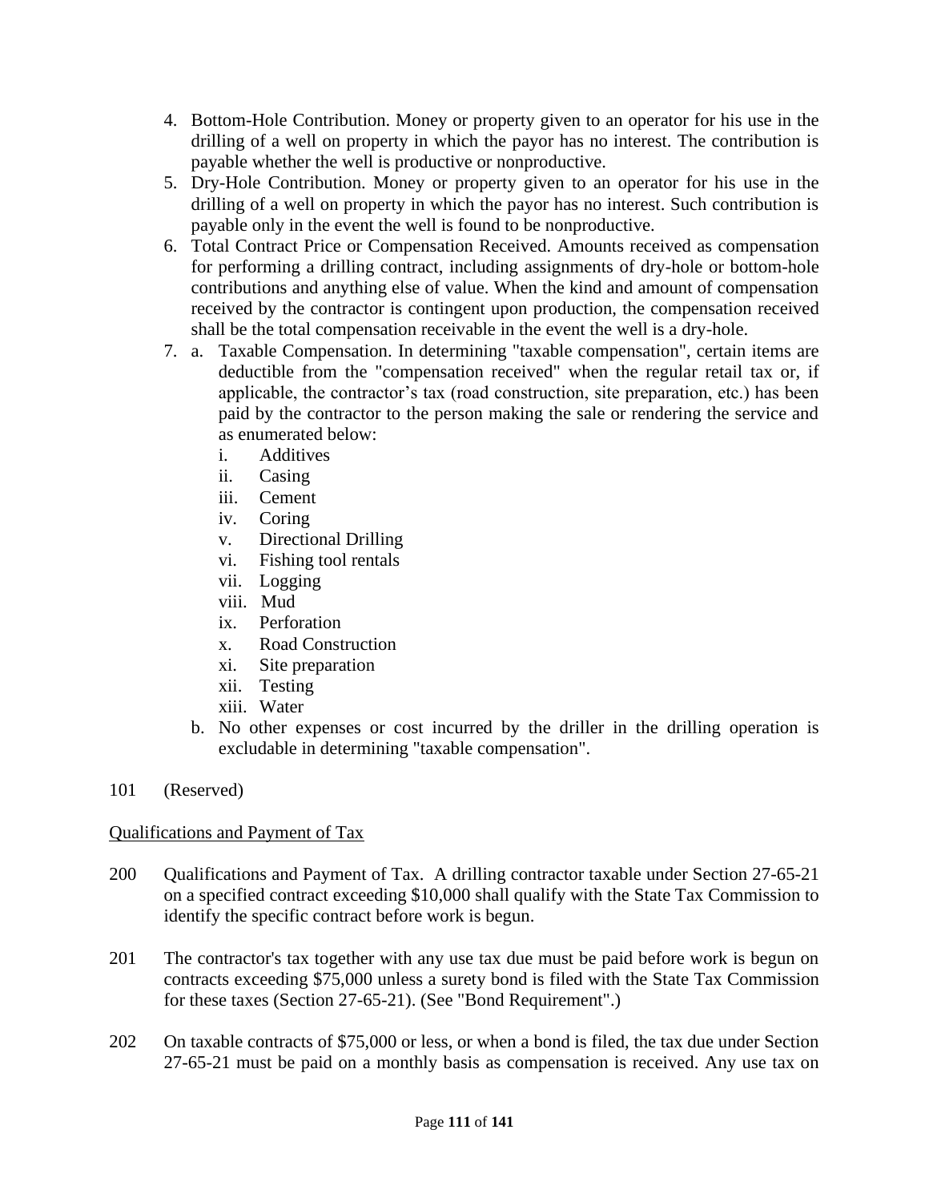4. Bottom-Hole Contribution. Money or property given to an operator for his use in the drilling of a well on property in which the payor has no interest. The contribution is payable whether the well is productive or nonproductive.
5. Dry-Hole Contribution. Money or property given to an operator for his use in the drilling of a well on property in which the payor has no interest. Such contribution is payable only in the event the well is found to be nonproductive.
6. Total Contract Price or Compensation Received. Amounts received as compensation for performing a drilling contract, including assignments of dry-hole or bottom-hole contributions and anything else of value. When the kind and amount of compensation received by the contractor is contingent upon production, the compensation received shall be the total compensation receivable in the event the well is a dry-hole.
7. a. Taxable Compensation. In determining "taxable compensation", certain items are deductible from the "compensation received" when the regular retail tax or, if applicable, the contractor's tax (road construction, site preparation, etc.) has been paid by the contractor to the person making the sale or rendering the service and as enumerated below:
      - i. Additives
      - ii. Casing
      - iii. Cement
      - iv. Coring
      - v. Directional Drilling
      - vi. Fishing tool rentals
      - vii. Logging
      - viii. Mud
      - ix. Perforation
      - x. Road Construction
      - xi. Site preparation
      - xii. Testing
      - xiii. Water

   b. No other expenses or cost incurred by the driller in the drilling operation is excludable in determining "taxable compensation".

101 (Reserved)

<u>Qualifications and Payment of Tax</u>

200 Qualifications and Payment of Tax. A drilling contractor taxable under Section 27-65-21 on a specified contract exceeding $10,000 shall qualify with the State Tax Commission to identify the specific contract before work is begun.

201 The contractor's tax together with any use tax due must be paid before work is begun on contracts exceeding $75,000 unless a surety bond is filed with the State Tax Commission for these taxes (Section 27-65-21). (See "Bond Requirement".)

202 On taxable contracts of $75,000 or less, or when a bond is filed, the tax due under Section 27-65-21 must be paid on a monthly basis as compensation is received. Any use tax on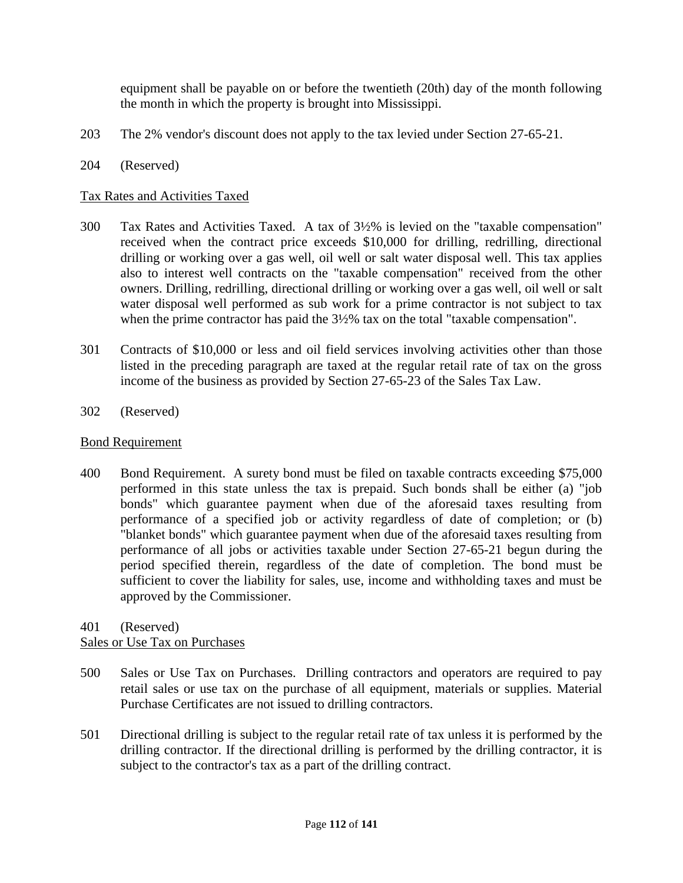equipment shall be payable on or before the twentieth (20th) day of the month following the month in which the property is brought into Mississippi.

203 The 2% vendor's discount does not apply to the tax levied under Section 27-65-21.

204 (Reserved)

Tax Rates and Activities Taxed

300 Tax Rates and Activities Taxed. A tax of 3½% is levied on the "taxable compensation" received when the contract price exceeds $10,000 for drilling, redrilling, directional drilling or working over a gas well, oil well or salt water disposal well. This tax applies also to interest well contracts on the "taxable compensation" received from the other owners. Drilling, redrilling, directional drilling or working over a gas well, oil well or salt water disposal well performed as sub work for a prime contractor is not subject to tax when the prime contractor has paid the 3½% tax on the total "taxable compensation".

301 Contracts of $10,000 or less and oil field services involving activities other than those listed in the preceding paragraph are taxed at the regular retail rate of tax on the gross income of the business as provided by Section 27-65-23 of the Sales Tax Law.

302 (Reserved)

Bond Requirement

400 Bond Requirement. A surety bond must be filed on taxable contracts exceeding $75,000 performed in this state unless the tax is prepaid. Such bonds shall be either (a) "job bonds" which guarantee payment when due of the aforesaid taxes resulting from performance of a specified job or activity regardless of date of completion; or (b) "blanket bonds" which guarantee payment when due of the aforesaid taxes resulting from performance of all jobs or activities taxable under Section 27-65-21 begun during the period specified therein, regardless of the date of completion. The bond must be sufficient to cover the liability for sales, use, income and withholding taxes and must be approved by the Commissioner.

401 (Reserved)

Sales or Use Tax on Purchases

500 Sales or Use Tax on Purchases. Drilling contractors and operators are required to pay retail sales or use tax on the purchase of all equipment, materials or supplies. Material Purchase Certificates are not issued to drilling contractors.

501 Directional drilling is subject to the regular retail rate of tax unless it is performed by the drilling contractor. If the directional drilling is performed by the drilling contractor, it is subject to the contractor's tax as a part of the drilling contract.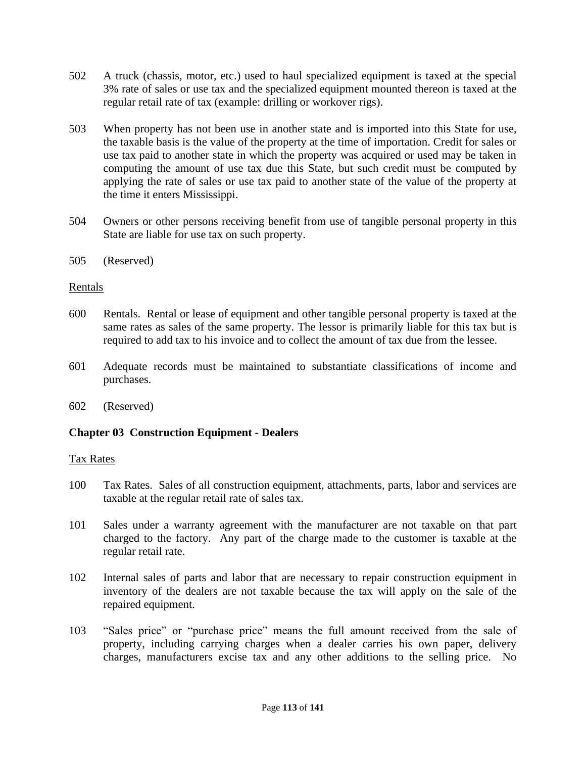502 A truck (chassis, motor, etc.) used to haul specialized equipment is taxed at the special 3% rate of sales or use tax and the specialized equipment mounted thereon is taxed at the regular retail rate of tax (example: drilling or workover rigs).

503 When property has not been use in another state and is imported into this State for use, the taxable basis is the value of the property at the time of importation. Credit for sales or use tax paid to another state in which the property was acquired or used may be taken in computing the amount of use tax due this State, but such credit must be computed by applying the rate of sales or use tax paid to another state of the value of the property at the time it enters Mississippi.

504 Owners or other persons receiving benefit from use of tangible personal property in this State are liable for use tax on such property.

505 (Reserved)

Rentals

600 Rentals. Rental or lease of equipment and other tangible personal property is taxed at the same rates as sales of the same property. The lessor is primarily liable for this tax but is required to add tax to his invoice and to collect the amount of tax due from the lessee.

601 Adequate records must be maintained to substantiate classifications of income and purchases.

602 (Reserved)

**Chapter 03 Construction Equipment - Dealers**

Tax Rates

100 Tax Rates. Sales of all construction equipment, attachments, parts, labor and services are taxable at the regular retail rate of sales tax.

101 Sales under a warranty agreement with the manufacturer are not taxable on that part charged to the factory. Any part of the charge made to the customer is taxable at the regular retail rate.

102 Internal sales of parts and labor that are necessary to repair construction equipment in inventory of the dealers are not taxable because the tax will apply on the sale of the repaired equipment.

103 "Sales price" or "purchase price" means the full amount received from the sale of property, including carrying charges when a dealer carries his own paper, delivery charges, manufacturers excise tax and any other additions to the selling price. No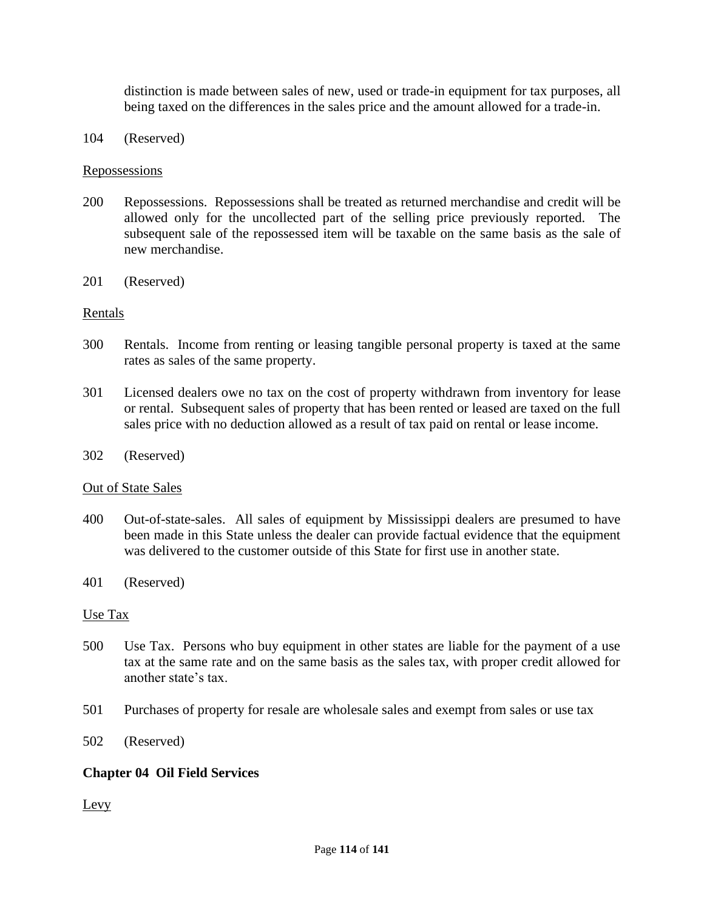distinction is made between sales of new, used or trade-in equipment for tax purposes, all being taxed on the differences in the sales price and the amount allowed for a trade-in.

104 (Reserved)

<u>Repossessions</u>

200 Repossessions. Repossessions shall be treated as returned merchandise and credit will be allowed only for the uncollected part of the selling price previously reported. The subsequent sale of the repossessed item will be taxable on the same basis as the sale of new merchandise.

201 (Reserved)

<u>Rentals</u>

300 Rentals. Income from renting or leasing tangible personal property is taxed at the same rates as sales of the same property.

301 Licensed dealers owe no tax on the cost of property withdrawn from inventory for lease or rental. Subsequent sales of property that has been rented or leased are taxed on the full sales price with no deduction allowed as a result of tax paid on rental or lease income.

302 (Reserved)

<u>Out of State Sales</u>

400 Out-of-state-sales. All sales of equipment by Mississippi dealers are presumed to have been made in this State unless the dealer can provide factual evidence that the equipment was delivered to the customer outside of this State for first use in another state.

401 (Reserved)

<u>Use Tax</u>

500 Use Tax. Persons who buy equipment in other states are liable for the payment of a use tax at the same rate and on the same basis as the sales tax, with proper credit allowed for another state's tax.

501 Purchases of property for resale are wholesale sales and exempt from sales or use tax

502 (Reserved)

## Chapter 04 Oil Field Services

<u>Levy</u>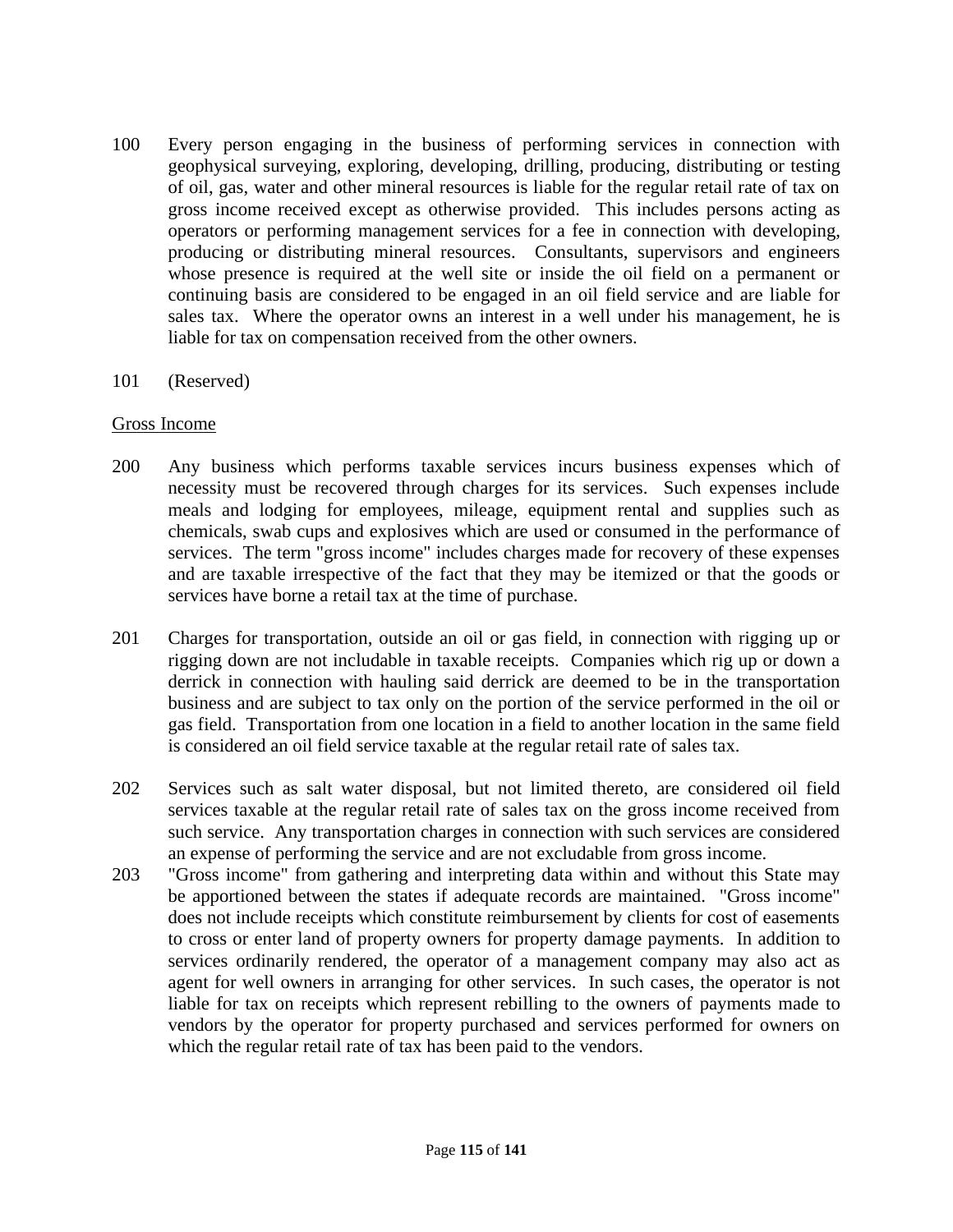100 Every person engaging in the business of performing services in connection with geophysical surveying, exploring, developing, drilling, producing, distributing or testing of oil, gas, water and other mineral resources is liable for the regular retail rate of tax on gross income received except as otherwise provided. This includes persons acting as operators or performing management services for a fee in connection with developing, producing or distributing mineral resources. Consultants, supervisors and engineers whose presence is required at the well site or inside the oil field on a permanent or continuing basis are considered to be engaged in an oil field service and are liable for sales tax. Where the operator owns an interest in a well under his management, he is liable for tax on compensation received from the other owners.

101 (Reserved)

Gross Income

200 Any business which performs taxable services incurs business expenses which of necessity must be recovered through charges for its services. Such expenses include meals and lodging for employees, mileage, equipment rental and supplies such as chemicals, swab cups and explosives which are used or consumed in the performance of services. The term "gross income" includes charges made for recovery of these expenses and are taxable irrespective of the fact that they may be itemized or that the goods or services have borne a retail tax at the time of purchase.

201 Charges for transportation, outside an oil or gas field, in connection with rigging up or rigging down are not includable in taxable receipts. Companies which rig up or down a derrick in connection with hauling said derrick are deemed to be in the transportation business and are subject to tax only on the portion of the service performed in the oil or gas field. Transportation from one location in a field to another location in the same field is considered an oil field service taxable at the regular retail rate of sales tax.

202 Services such as salt water disposal, but not limited thereto, are considered oil field services taxable at the regular retail rate of sales tax on the gross income received from such service. Any transportation charges in connection with such services are considered an expense of performing the service and are not excludable from gross income.

203 "Gross income" from gathering and interpreting data within and without this State may be apportioned between the states if adequate records are maintained. "Gross income" does not include receipts which constitute reimbursement by clients for cost of easements to cross or enter land of property owners for property damage payments. In addition to services ordinarily rendered, the operator of a management company may also act as agent for well owners in arranging for other services. In such cases, the operator is not liable for tax on receipts which represent rebilling to the owners of payments made to vendors by the operator for property purchased and services performed for owners on which the regular retail rate of tax has been paid to the vendors.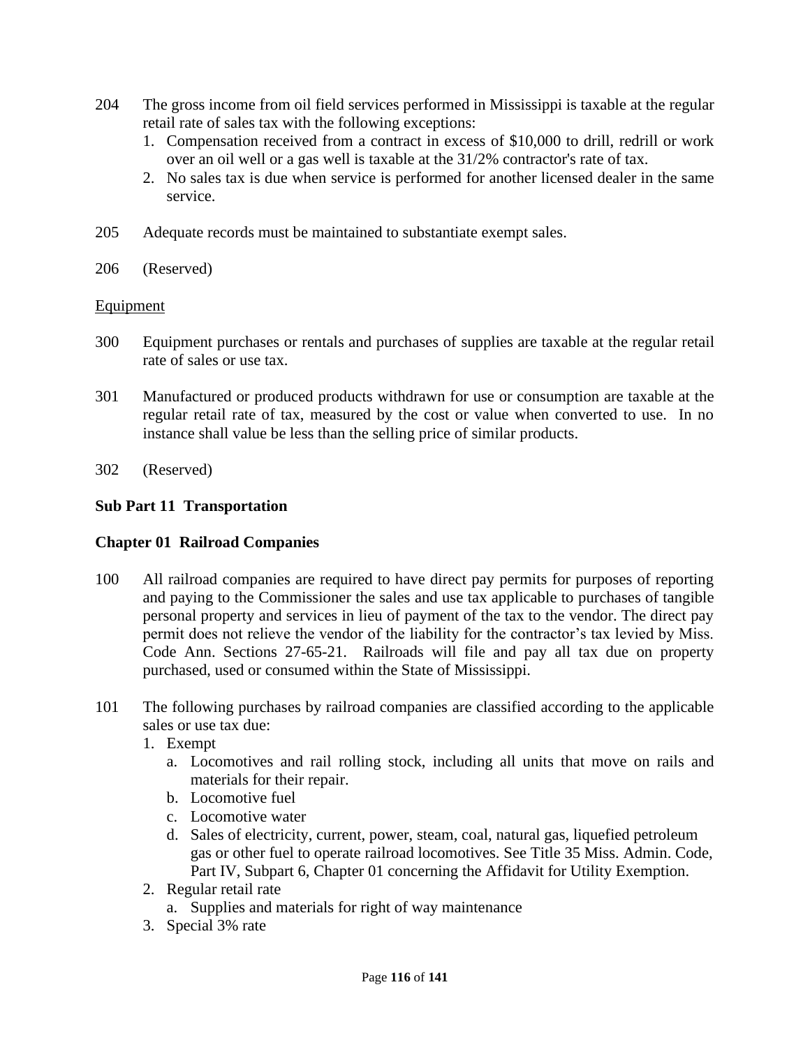204 The gross income from oil field services performed in Mississippi is taxable at the regular retail rate of sales tax with the following exceptions:

1. Compensation received from a contract in excess of $10,000 to drill, redrill or work over an oil well or a gas well is taxable at the 31/2% contractor's rate of tax.
2. No sales tax is due when service is performed for another licensed dealer in the same service.

205 Adequate records must be maintained to substantiate exempt sales.

206 (Reserved)

Equipment

300 Equipment purchases or rentals and purchases of supplies are taxable at the regular retail rate of sales or use tax.

301 Manufactured or produced products withdrawn for use or consumption are taxable at the regular retail rate of tax, measured by the cost or value when converted to use. In no instance shall value be less than the selling price of similar products.

302 (Reserved)

**Sub Part 11 Transportation**

**Chapter 01 Railroad Companies**

100 All railroad companies are required to have direct pay permits for purposes of reporting and paying to the Commissioner the sales and use tax applicable to purchases of tangible personal property and services in lieu of payment of the tax to the vendor. The direct pay permit does not relieve the vendor of the liability for the contractor's tax levied by Miss. Code Ann. Sections 27-65-21. Railroads will file and pay all tax due on property purchased, used or consumed within the State of Mississippi.

101 The following purchases by railroad companies are classified according to the applicable sales or use tax due:

1. Exempt
   a. Locomotives and rail rolling stock, including all units that move on rails and materials for their repair.
   b. Locomotive fuel
   c. Locomotive water
   d. Sales of electricity, current, power, steam, coal, natural gas, liquefied petroleum gas or other fuel to operate railroad locomotives. See Title 35 Miss. Admin. Code, Part IV, Subpart 6, Chapter 01 concerning the Affidavit for Utility Exemption.
2. Regular retail rate
   a. Supplies and materials for right of way maintenance
3. Special 3% rate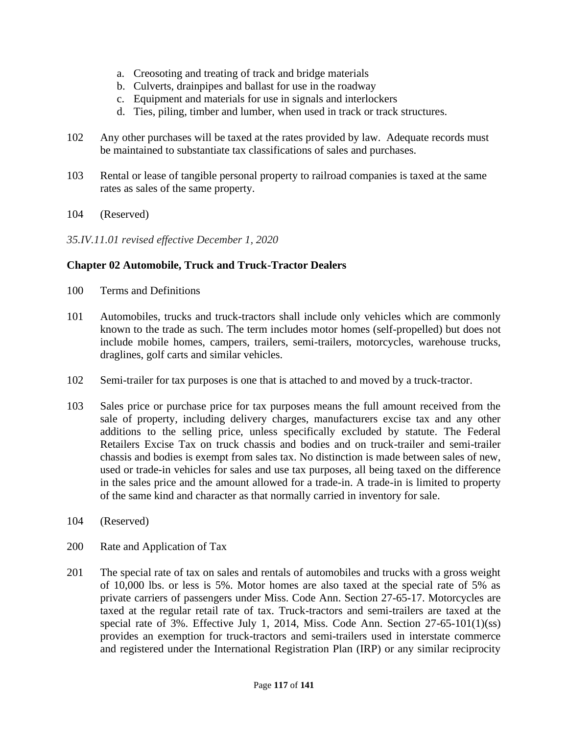a. Creosoting and treating of track and bridge materials
b. Culverts, drainpipes and ballast for use in the roadway
c. Equipment and materials for use in signals and interlockers
d. Ties, piling, timber and lumber, when used in track or track structures.

102 Any other purchases will be taxed at the rates provided by law. Adequate records must be maintained to substantiate tax classifications of sales and purchases.

103 Rental or lease of tangible personal property to railroad companies is taxed at the same rates as sales of the same property.

104 (Reserved)

*35.IV.11.01 revised effective December 1, 2020*

**Chapter 02 Automobile, Truck and Truck-Tractor Dealers**

100 Terms and Definitions

101 Automobiles, trucks and truck-tractors shall include only vehicles which are commonly known to the trade as such. The term includes motor homes (self-propelled) but does not include mobile homes, campers, trailers, semi-trailers, motorcycles, warehouse trucks, draglines, golf carts and similar vehicles.

102 Semi-trailer for tax purposes is one that is attached to and moved by a truck-tractor.

103 Sales price or purchase price for tax purposes means the full amount received from the sale of property, including delivery charges, manufacturers excise tax and any other additions to the selling price, unless specifically excluded by statute. The Federal Retailers Excise Tax on truck chassis and bodies and on truck-trailer and semi-trailer chassis and bodies is exempt from sales tax. No distinction is made between sales of new, used or trade-in vehicles for sales and use tax purposes, all being taxed on the difference in the sales price and the amount allowed for a trade-in. A trade-in is limited to property of the same kind and character as that normally carried in inventory for sale.

104 (Reserved)

200 Rate and Application of Tax

201 The special rate of tax on sales and rentals of automobiles and trucks with a gross weight of 10,000 lbs. or less is 5%. Motor homes are also taxed at the special rate of 5% as private carriers of passengers under Miss. Code Ann. Section 27-65-17. Motorcycles are taxed at the regular retail rate of tax. Truck-tractors and semi-trailers are taxed at the special rate of 3%. Effective July 1, 2014, Miss. Code Ann. Section 27-65-101(1)(ss) provides an exemption for truck-tractors and semi-trailers used in interstate commerce and registered under the International Registration Plan (IRP) or any similar reciprocity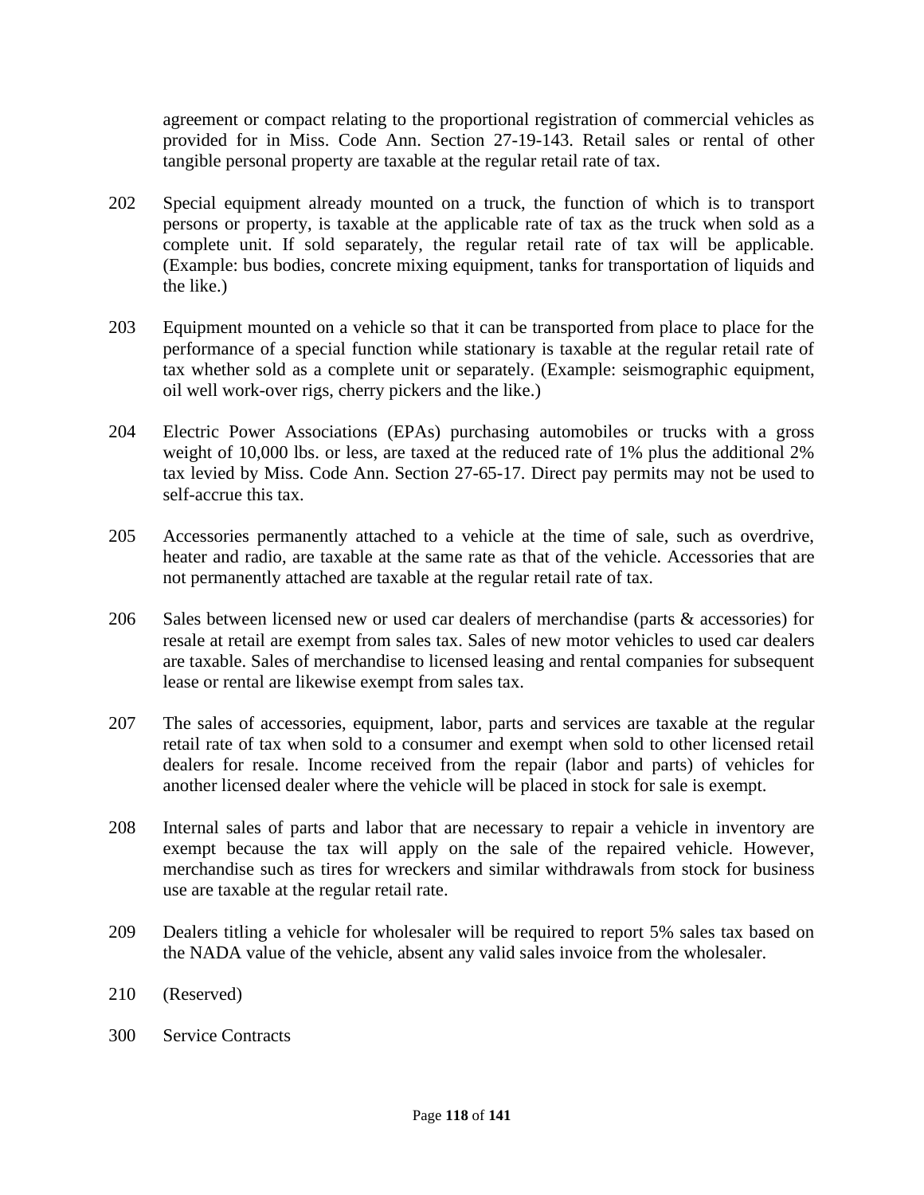agreement or compact relating to the proportional registration of commercial vehicles as provided for in Miss. Code Ann. Section 27-19-143. Retail sales or rental of other tangible personal property are taxable at the regular retail rate of tax.

202 Special equipment already mounted on a truck, the function of which is to transport persons or property, is taxable at the applicable rate of tax as the truck when sold as a complete unit. If sold separately, the regular retail rate of tax will be applicable. (Example: bus bodies, concrete mixing equipment, tanks for transportation of liquids and the like.)

203 Equipment mounted on a vehicle so that it can be transported from place to place for the performance of a special function while stationary is taxable at the regular retail rate of tax whether sold as a complete unit or separately. (Example: seismographic equipment, oil well work-over rigs, cherry pickers and the like.)

204 Electric Power Associations (EPAs) purchasing automobiles or trucks with a gross weight of 10,000 lbs. or less, are taxed at the reduced rate of 1% plus the additional 2% tax levied by Miss. Code Ann. Section 27-65-17. Direct pay permits may not be used to self-accrue this tax.

205 Accessories permanently attached to a vehicle at the time of sale, such as overdrive, heater and radio, are taxable at the same rate as that of the vehicle. Accessories that are not permanently attached are taxable at the regular retail rate of tax.

206 Sales between licensed new or used car dealers of merchandise (parts & accessories) for resale at retail are exempt from sales tax. Sales of new motor vehicles to used car dealers are taxable. Sales of merchandise to licensed leasing and rental companies for subsequent lease or rental are likewise exempt from sales tax.

207 The sales of accessories, equipment, labor, parts and services are taxable at the regular retail rate of tax when sold to a consumer and exempt when sold to other licensed retail dealers for resale. Income received from the repair (labor and parts) of vehicles for another licensed dealer where the vehicle will be placed in stock for sale is exempt.

208 Internal sales of parts and labor that are necessary to repair a vehicle in inventory are exempt because the tax will apply on the sale of the repaired vehicle. However, merchandise such as tires for wreckers and similar withdrawals from stock for business use are taxable at the regular retail rate.

209 Dealers titling a vehicle for wholesaler will be required to report 5% sales tax based on the NADA value of the vehicle, absent any valid sales invoice from the wholesaler.

210 (Reserved)

300 Service Contracts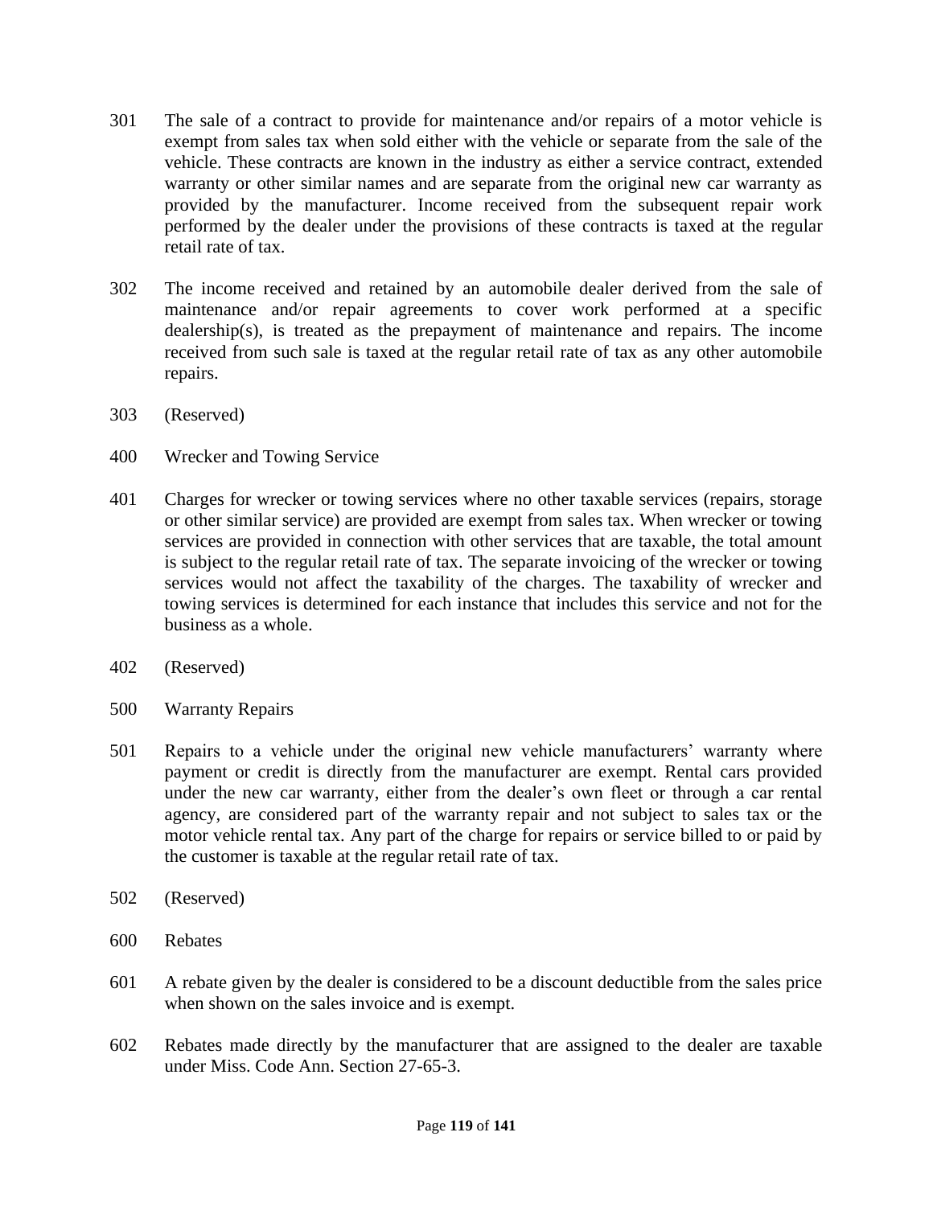301 The sale of a contract to provide for maintenance and/or repairs of a motor vehicle is exempt from sales tax when sold either with the vehicle or separate from the sale of the vehicle. These contracts are known in the industry as either a service contract, extended warranty or other similar names and are separate from the original new car warranty as provided by the manufacturer. Income received from the subsequent repair work performed by the dealer under the provisions of these contracts is taxed at the regular retail rate of tax.

302 The income received and retained by an automobile dealer derived from the sale of maintenance and/or repair agreements to cover work performed at a specific dealership(s), is treated as the prepayment of maintenance and repairs. The income received from such sale is taxed at the regular retail rate of tax as any other automobile repairs.

303 (Reserved)

400 Wrecker and Towing Service

401 Charges for wrecker or towing services where no other taxable services (repairs, storage or other similar service) are provided are exempt from sales tax. When wrecker or towing services are provided in connection with other services that are taxable, the total amount is subject to the regular retail rate of tax. The separate invoicing of the wrecker or towing services would not affect the taxability of the charges. The taxability of wrecker and towing services is determined for each instance that includes this service and not for the business as a whole.

402 (Reserved)

500 Warranty Repairs

501 Repairs to a vehicle under the original new vehicle manufacturers' warranty where payment or credit is directly from the manufacturer are exempt. Rental cars provided under the new car warranty, either from the dealer's own fleet or through a car rental agency, are considered part of the warranty repair and not subject to sales tax or the motor vehicle rental tax. Any part of the charge for repairs or service billed to or paid by the customer is taxable at the regular retail rate of tax.

502 (Reserved)

600 Rebates

601 A rebate given by the dealer is considered to be a discount deductible from the sales price when shown on the sales invoice and is exempt.

602 Rebates made directly by the manufacturer that are assigned to the dealer are taxable under Miss. Code Ann. Section 27-65-3.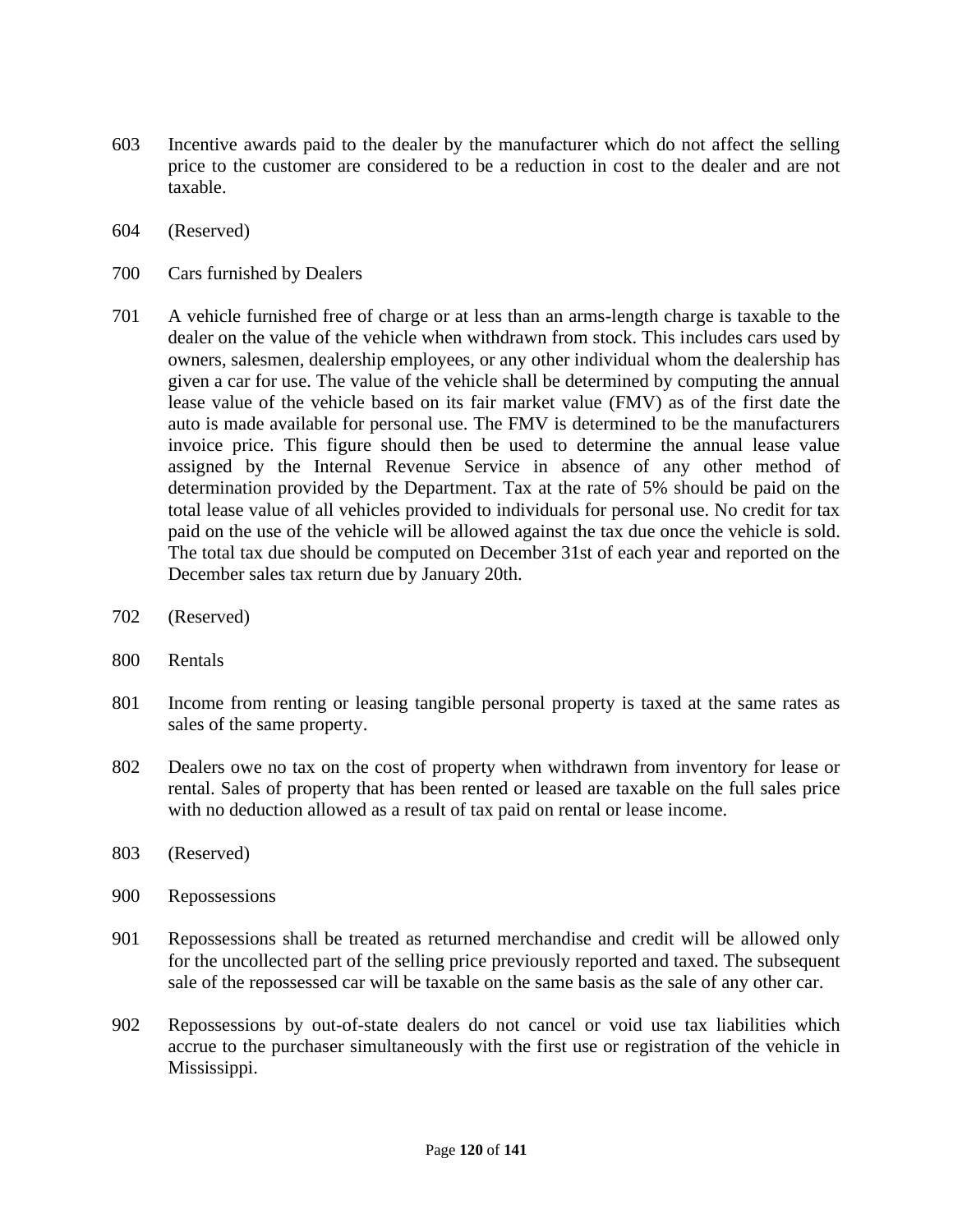603 Incentive awards paid to the dealer by the manufacturer which do not affect the selling price to the customer are considered to be a reduction in cost to the dealer and are not taxable.

604 (Reserved)

700 Cars furnished by Dealers

701 A vehicle furnished free of charge or at less than an arms-length charge is taxable to the dealer on the value of the vehicle when withdrawn from stock. This includes cars used by owners, salesmen, dealership employees, or any other individual whom the dealership has given a car for use. The value of the vehicle shall be determined by computing the annual lease value of the vehicle based on its fair market value (FMV) as of the first date the auto is made available for personal use. The FMV is determined to be the manufacturers invoice price. This figure should then be used to determine the annual lease value assigned by the Internal Revenue Service in absence of any other method of determination provided by the Department. Tax at the rate of 5% should be paid on the total lease value of all vehicles provided to individuals for personal use. No credit for tax paid on the use of the vehicle will be allowed against the tax due once the vehicle is sold. The total tax due should be computed on December 31st of each year and reported on the December sales tax return due by January 20th.

702 (Reserved)

800 Rentals

801 Income from renting or leasing tangible personal property is taxed at the same rates as sales of the same property.

802 Dealers owe no tax on the cost of property when withdrawn from inventory for lease or rental. Sales of property that has been rented or leased are taxable on the full sales price with no deduction allowed as a result of tax paid on rental or lease income.

803 (Reserved)

900 Repossessions

901 Repossessions shall be treated as returned merchandise and credit will be allowed only for the uncollected part of the selling price previously reported and taxed. The subsequent sale of the repossessed car will be taxable on the same basis as the sale of any other car.

902 Repossessions by out-of-state dealers do not cancel or void use tax liabilities which accrue to the purchaser simultaneously with the first use or registration of the vehicle in Mississippi.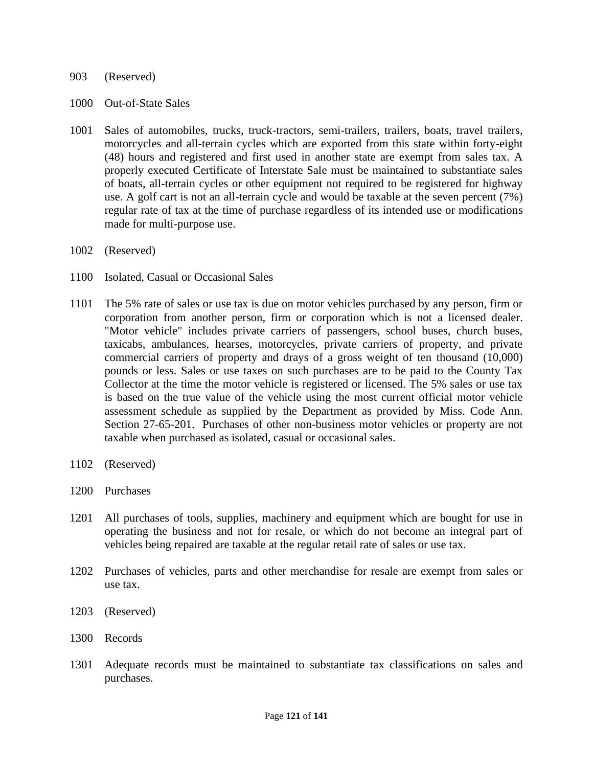903 (Reserved)

1000 Out-of-State Sales

1001 Sales of automobiles, trucks, truck-tractors, semi-trailers, trailers, boats, travel trailers, motorcycles and all-terrain cycles which are exported from this state within forty-eight (48) hours and registered and first used in another state are exempt from sales tax. A properly executed Certificate of Interstate Sale must be maintained to substantiate sales of boats, all-terrain cycles or other equipment not required to be registered for highway use. A golf cart is not an all-terrain cycle and would be taxable at the seven percent (7%) regular rate of tax at the time of purchase regardless of its intended use or modifications made for multi-purpose use.

1002 (Reserved)

1100 Isolated, Casual or Occasional Sales

1101 The 5% rate of sales or use tax is due on motor vehicles purchased by any person, firm or corporation from another person, firm or corporation which is not a licensed dealer. "Motor vehicle" includes private carriers of passengers, school buses, church buses, taxicabs, ambulances, hearses, motorcycles, private carriers of property, and private commercial carriers of property and drays of a gross weight of ten thousand (10,000) pounds or less. Sales or use taxes on such purchases are to be paid to the County Tax Collector at the time the motor vehicle is registered or licensed. The 5% sales or use tax is based on the true value of the vehicle using the most current official motor vehicle assessment schedule as supplied by the Department as provided by Miss. Code Ann. Section 27-65-201. Purchases of other non-business motor vehicles or property are not taxable when purchased as isolated, casual or occasional sales.

1102 (Reserved)

1200 Purchases

1201 All purchases of tools, supplies, machinery and equipment which are bought for use in operating the business and not for resale, or which do not become an integral part of vehicles being repaired are taxable at the regular retail rate of sales or use tax.

1202 Purchases of vehicles, parts and other merchandise for resale are exempt from sales or use tax.

1203 (Reserved)

1300 Records

1301 Adequate records must be maintained to substantiate tax classifications on sales and purchases.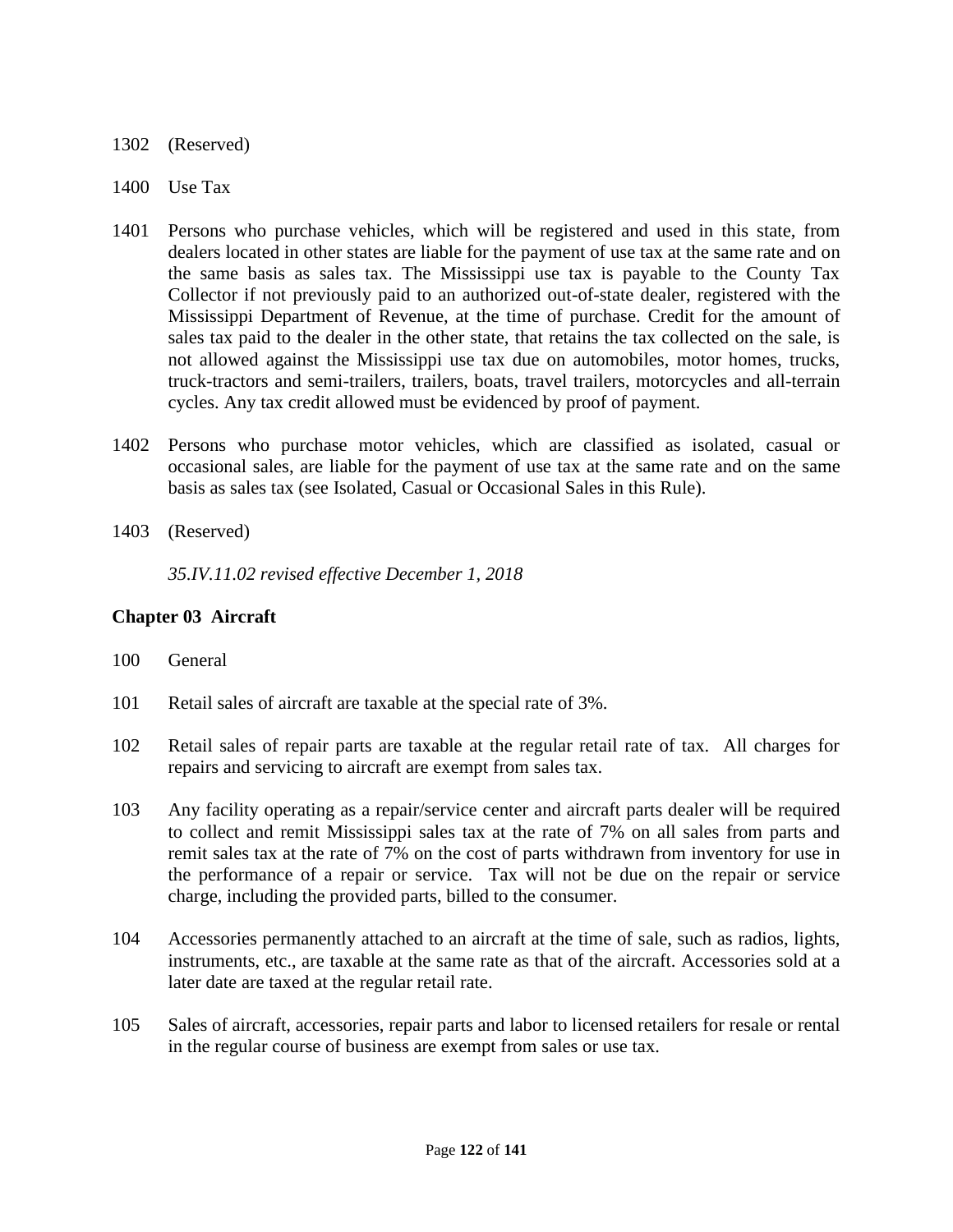1302 (Reserved)

1400 Use Tax

1401 Persons who purchase vehicles, which will be registered and used in this state, from dealers located in other states are liable for the payment of use tax at the same rate and on the same basis as sales tax. The Mississippi use tax is payable to the County Tax Collector if not previously paid to an authorized out-of-state dealer, registered with the Mississippi Department of Revenue, at the time of purchase. Credit for the amount of sales tax paid to the dealer in the other state, that retains the tax collected on the sale, is not allowed against the Mississippi use tax due on automobiles, motor homes, trucks, truck-tractors and semi-trailers, trailers, boats, travel trailers, motorcycles and all-terrain cycles. Any tax credit allowed must be evidenced by proof of payment.

1402 Persons who purchase motor vehicles, which are classified as isolated, casual or occasional sales, are liable for the payment of use tax at the same rate and on the same basis as sales tax (see Isolated, Casual or Occasional Sales in this Rule).

1403 (Reserved)

*35.IV.11.02 revised effective December 1, 2018*

## Chapter 03 Aircraft

100 General

101 Retail sales of aircraft are taxable at the special rate of 3%.

102 Retail sales of repair parts are taxable at the regular retail rate of tax. All charges for repairs and servicing to aircraft are exempt from sales tax.

103 Any facility operating as a repair/service center and aircraft parts dealer will be required to collect and remit Mississippi sales tax at the rate of 7% on all sales from parts and remit sales tax at the rate of 7% on the cost of parts withdrawn from inventory for use in the performance of a repair or service. Tax will not be due on the repair or service charge, including the provided parts, billed to the consumer.

104 Accessories permanently attached to an aircraft at the time of sale, such as radios, lights, instruments, etc., are taxable at the same rate as that of the aircraft. Accessories sold at a later date are taxed at the regular retail rate.

105 Sales of aircraft, accessories, repair parts and labor to licensed retailers for resale or rental in the regular course of business are exempt from sales or use tax.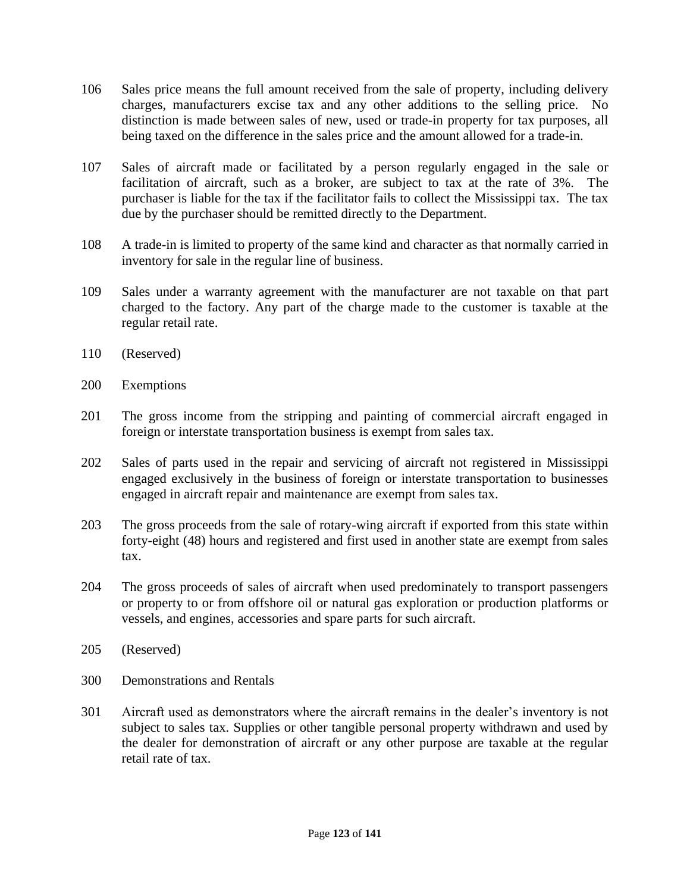106 Sales price means the full amount received from the sale of property, including delivery charges, manufacturers excise tax and any other additions to the selling price. No distinction is made between sales of new, used or trade-in property for tax purposes, all being taxed on the difference in the sales price and the amount allowed for a trade-in.

107 Sales of aircraft made or facilitated by a person regularly engaged in the sale or facilitation of aircraft, such as a broker, are subject to tax at the rate of 3%. The purchaser is liable for the tax if the facilitator fails to collect the Mississippi tax. The tax due by the purchaser should be remitted directly to the Department.

108 A trade-in is limited to property of the same kind and character as that normally carried in inventory for sale in the regular line of business.

109 Sales under a warranty agreement with the manufacturer are not taxable on that part charged to the factory. Any part of the charge made to the customer is taxable at the regular retail rate.

110 (Reserved)

200 Exemptions

201 The gross income from the stripping and painting of commercial aircraft engaged in foreign or interstate transportation business is exempt from sales tax.

202 Sales of parts used in the repair and servicing of aircraft not registered in Mississippi engaged exclusively in the business of foreign or interstate transportation to businesses engaged in aircraft repair and maintenance are exempt from sales tax.

203 The gross proceeds from the sale of rotary-wing aircraft if exported from this state within forty-eight (48) hours and registered and first used in another state are exempt from sales tax.

204 The gross proceeds of sales of aircraft when used predominately to transport passengers or property to or from offshore oil or natural gas exploration or production platforms or vessels, and engines, accessories and spare parts for such aircraft.

205 (Reserved)

300 Demonstrations and Rentals

301 Aircraft used as demonstrators where the aircraft remains in the dealer's inventory is not subject to sales tax. Supplies or other tangible personal property withdrawn and used by the dealer for demonstration of aircraft or any other purpose are taxable at the regular retail rate of tax.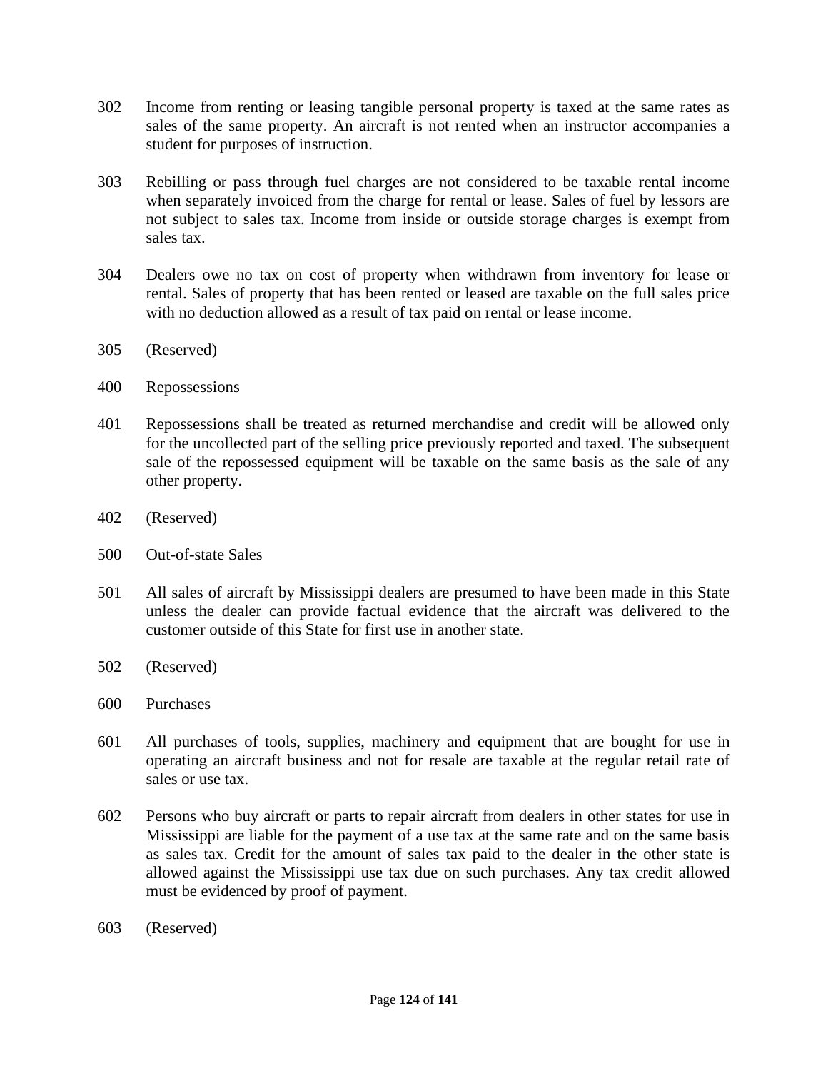302 Income from renting or leasing tangible personal property is taxed at the same rates as sales of the same property. An aircraft is not rented when an instructor accompanies a student for purposes of instruction.

303 Rebilling or pass through fuel charges are not considered to be taxable rental income when separately invoiced from the charge for rental or lease. Sales of fuel by lessors are not subject to sales tax. Income from inside or outside storage charges is exempt from sales tax.

304 Dealers owe no tax on cost of property when withdrawn from inventory for lease or rental. Sales of property that has been rented or leased are taxable on the full sales price with no deduction allowed as a result of tax paid on rental or lease income.

305 (Reserved)

400 Repossessions

401 Repossessions shall be treated as returned merchandise and credit will be allowed only for the uncollected part of the selling price previously reported and taxed. The subsequent sale of the repossessed equipment will be taxable on the same basis as the sale of any other property.

402 (Reserved)

500 Out-of-state Sales

501 All sales of aircraft by Mississippi dealers are presumed to have been made in this State unless the dealer can provide factual evidence that the aircraft was delivered to the customer outside of this State for first use in another state.

502 (Reserved)

600 Purchases

601 All purchases of tools, supplies, machinery and equipment that are bought for use in operating an aircraft business and not for resale are taxable at the regular retail rate of sales or use tax.

602 Persons who buy aircraft or parts to repair aircraft from dealers in other states for use in Mississippi are liable for the payment of a use tax at the same rate and on the same basis as sales tax. Credit for the amount of sales tax paid to the dealer in the other state is allowed against the Mississippi use tax due on such purchases. Any tax credit allowed must be evidenced by proof of payment.

603 (Reserved)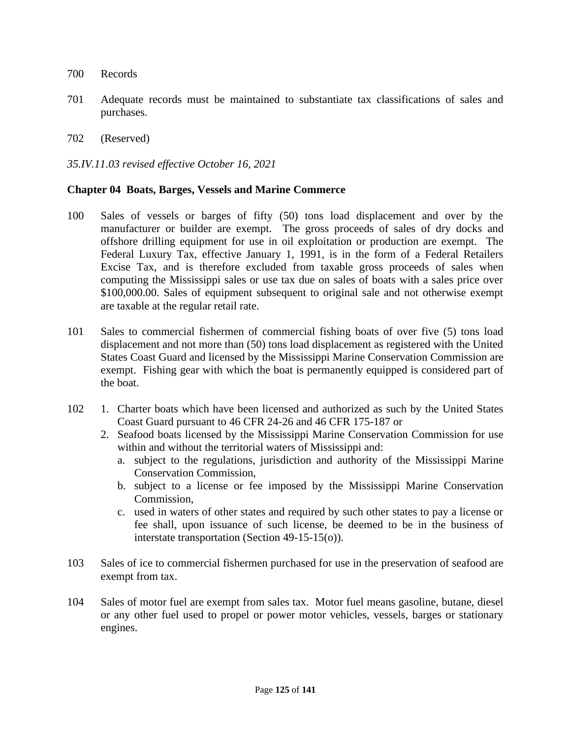700 Records

701 Adequate records must be maintained to substantiate tax classifications of sales and purchases.

702 (Reserved)

*35.IV.11.03 revised effective October 16, 2021*

## Chapter 04 Boats, Barges, Vessels and Marine Commerce

100 Sales of vessels or barges of fifty (50) tons load displacement and over by the manufacturer or builder are exempt. The gross proceeds of sales of dry docks and offshore drilling equipment for use in oil exploitation or production are exempt. The Federal Luxury Tax, effective January 1, 1991, is in the form of a Federal Retailers Excise Tax, and is therefore excluded from taxable gross proceeds of sales when computing the Mississippi sales or use tax due on sales of boats with a sales price over $100,000.00. Sales of equipment subsequent to original sale and not otherwise exempt are taxable at the regular retail rate.

101 Sales to commercial fishermen of commercial fishing boats of over five (5) tons load displacement and not more than (50) tons load displacement as registered with the United States Coast Guard and licensed by the Mississippi Marine Conservation Commission are exempt. Fishing gear with which the boat is permanently equipped is considered part of the boat.

102
1. Charter boats which have been licensed and authorized as such by the United States Coast Guard pursuant to 46 CFR 24-26 and 46 CFR 175-187 or
2. Seafood boats licensed by the Mississippi Marine Conservation Commission for use within and without the territorial waters of Mississippi and:
   a. subject to the regulations, jurisdiction and authority of the Mississippi Marine Conservation Commission,
   b. subject to a license or fee imposed by the Mississippi Marine Conservation Commission,
   c. used in waters of other states and required by such other states to pay a license or fee shall, upon issuance of such license, be deemed to be in the business of interstate transportation (Section 49-15-15(o)).

103 Sales of ice to commercial fishermen purchased for use in the preservation of seafood are exempt from tax.

104 Sales of motor fuel are exempt from sales tax. Motor fuel means gasoline, butane, diesel or any other fuel used to propel or power motor vehicles, vessels, barges or stationary engines.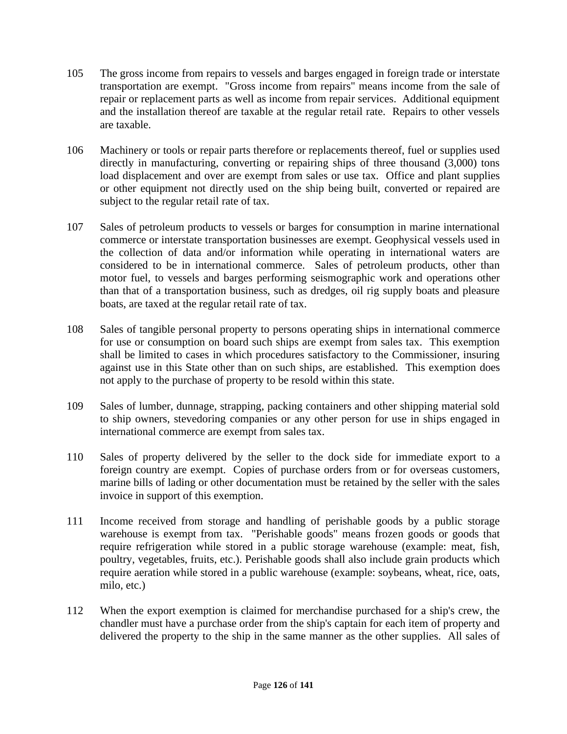105 The gross income from repairs to vessels and barges engaged in foreign trade or interstate transportation are exempt. "Gross income from repairs" means income from the sale of repair or replacement parts as well as income from repair services. Additional equipment and the installation thereof are taxable at the regular retail rate. Repairs to other vessels are taxable.

106 Machinery or tools or repair parts therefore or replacements thereof, fuel or supplies used directly in manufacturing, converting or repairing ships of three thousand (3,000) tons load displacement and over are exempt from sales or use tax. Office and plant supplies or other equipment not directly used on the ship being built, converted or repaired are subject to the regular retail rate of tax.

107 Sales of petroleum products to vessels or barges for consumption in marine international commerce or interstate transportation businesses are exempt. Geophysical vessels used in the collection of data and/or information while operating in international waters are considered to be in international commerce. Sales of petroleum products, other than motor fuel, to vessels and barges performing seismographic work and operations other than that of a transportation business, such as dredges, oil rig supply boats and pleasure boats, are taxed at the regular retail rate of tax.

108 Sales of tangible personal property to persons operating ships in international commerce for use or consumption on board such ships are exempt from sales tax. This exemption shall be limited to cases in which procedures satisfactory to the Commissioner, insuring against use in this State other than on such ships, are established. This exemption does not apply to the purchase of property to be resold within this state.

109 Sales of lumber, dunnage, strapping, packing containers and other shipping material sold to ship owners, stevedoring companies or any other person for use in ships engaged in international commerce are exempt from sales tax.

110 Sales of property delivered by the seller to the dock side for immediate export to a foreign country are exempt. Copies of purchase orders from or for overseas customers, marine bills of lading or other documentation must be retained by the seller with the sales invoice in support of this exemption.

111 Income received from storage and handling of perishable goods by a public storage warehouse is exempt from tax. "Perishable goods" means frozen goods or goods that require refrigeration while stored in a public storage warehouse (example: meat, fish, poultry, vegetables, fruits, etc.). Perishable goods shall also include grain products which require aeration while stored in a public warehouse (example: soybeans, wheat, rice, oats, milo, etc.)

112 When the export exemption is claimed for merchandise purchased for a ship's crew, the chandler must have a purchase order from the ship's captain for each item of property and delivered the property to the ship in the same manner as the other supplies. All sales of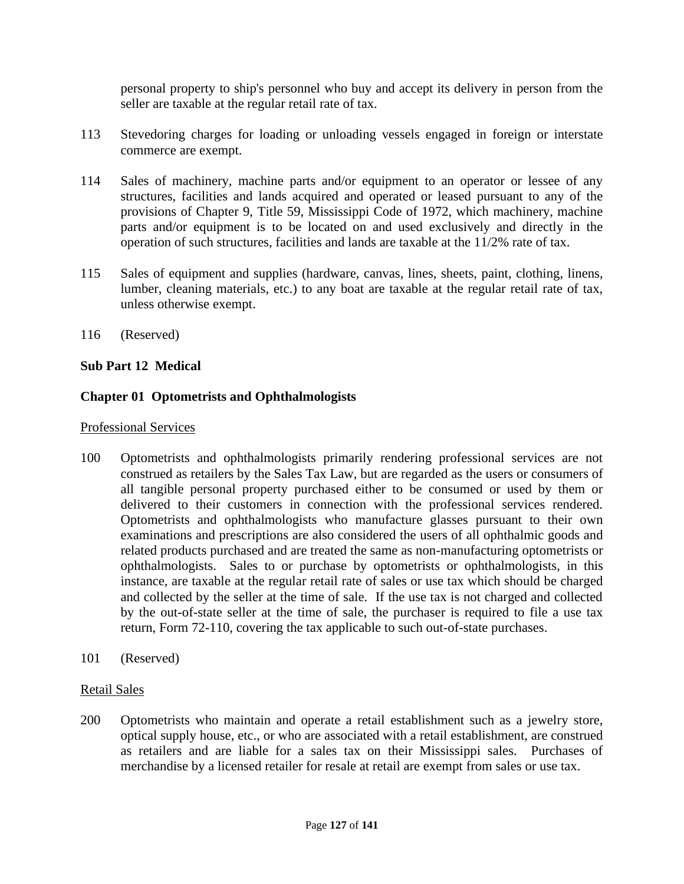personal property to ship's personnel who buy and accept its delivery in person from the seller are taxable at the regular retail rate of tax.

113 Stevedoring charges for loading or unloading vessels engaged in foreign or interstate commerce are exempt.

114 Sales of machinery, machine parts and/or equipment to an operator or lessee of any structures, facilities and lands acquired and operated or leased pursuant to any of the provisions of Chapter 9, Title 59, Mississippi Code of 1972, which machinery, machine parts and/or equipment is to be located on and used exclusively and directly in the operation of such structures, facilities and lands are taxable at the 11/2% rate of tax.

115 Sales of equipment and supplies (hardware, canvas, lines, sheets, paint, clothing, linens, lumber, cleaning materials, etc.) to any boat are taxable at the regular retail rate of tax, unless otherwise exempt.

116 (Reserved)

**Sub Part 12 Medical**

**Chapter 01 Optometrists and Ophthalmologists**

Professional Services

100 Optometrists and ophthalmologists primarily rendering professional services are not construed as retailers by the Sales Tax Law, but are regarded as the users or consumers of all tangible personal property purchased either to be consumed or used by them or delivered to their customers in connection with the professional services rendered. Optometrists and ophthalmologists who manufacture glasses pursuant to their own examinations and prescriptions are also considered the users of all ophthalmic goods and related products purchased and are treated the same as non-manufacturing optometrists or ophthalmologists. Sales to or purchase by optometrists or ophthalmologists, in this instance, are taxable at the regular retail rate of sales or use tax which should be charged and collected by the seller at the time of sale. If the use tax is not charged and collected by the out-of-state seller at the time of sale, the purchaser is required to file a use tax return, Form 72-110, covering the tax applicable to such out-of-state purchases.

101 (Reserved)

Retail Sales

200 Optometrists who maintain and operate a retail establishment such as a jewelry store, optical supply house, etc., or who are associated with a retail establishment, are construed as retailers and are liable for a sales tax on their Mississippi sales. Purchases of merchandise by a licensed retailer for resale at retail are exempt from sales or use tax.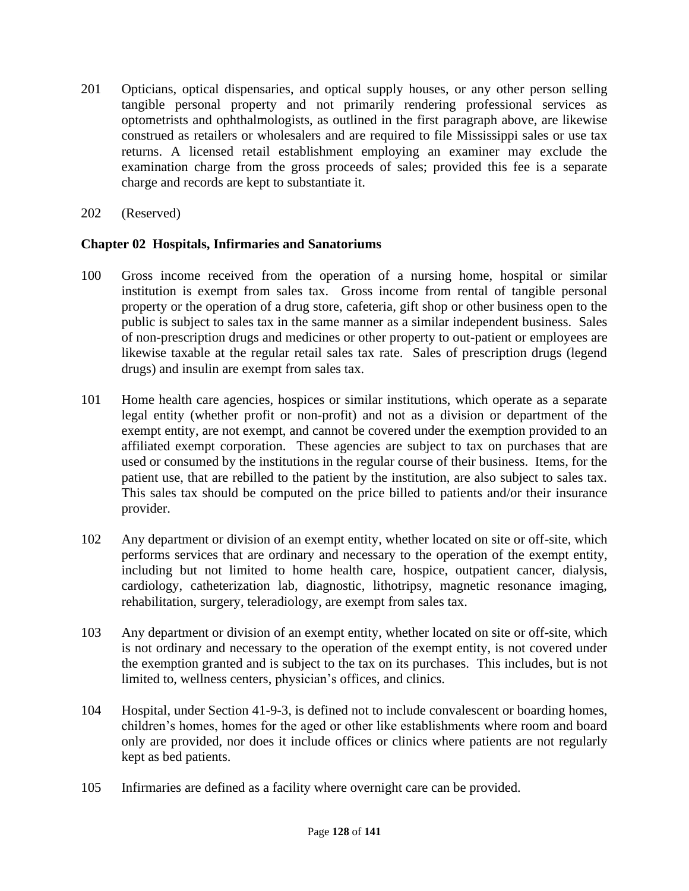201 Opticians, optical dispensaries, and optical supply houses, or any other person selling tangible personal property and not primarily rendering professional services as optometrists and ophthalmologists, as outlined in the first paragraph above, are likewise construed as retailers or wholesalers and are required to file Mississippi sales or use tax returns. A licensed retail establishment employing an examiner may exclude the examination charge from the gross proceeds of sales; provided this fee is a separate charge and records are kept to substantiate it.

202 (Reserved)

**Chapter 02 Hospitals, Infirmaries and Sanatoriums**

100 Gross income received from the operation of a nursing home, hospital or similar institution is exempt from sales tax. Gross income from rental of tangible personal property or the operation of a drug store, cafeteria, gift shop or other business open to the public is subject to sales tax in the same manner as a similar independent business. Sales of non-prescription drugs and medicines or other property to out-patient or employees are likewise taxable at the regular retail sales tax rate. Sales of prescription drugs (legend drugs) and insulin are exempt from sales tax.

101 Home health care agencies, hospices or similar institutions, which operate as a separate legal entity (whether profit or non-profit) and not as a division or department of the exempt entity, are not exempt, and cannot be covered under the exemption provided to an affiliated exempt corporation. These agencies are subject to tax on purchases that are used or consumed by the institutions in the regular course of their business. Items, for the patient use, that are rebilled to the patient by the institution, are also subject to sales tax. This sales tax should be computed on the price billed to patients and/or their insurance provider.

102 Any department or division of an exempt entity, whether located on site or off-site, which performs services that are ordinary and necessary to the operation of the exempt entity, including but not limited to home health care, hospice, outpatient cancer, dialysis, cardiology, catheterization lab, diagnostic, lithotripsy, magnetic resonance imaging, rehabilitation, surgery, teleradiology, are exempt from sales tax.

103 Any department or division of an exempt entity, whether located on site or off-site, which is not ordinary and necessary to the operation of the exempt entity, is not covered under the exemption granted and is subject to the tax on its purchases. This includes, but is not limited to, wellness centers, physician's offices, and clinics.

104 Hospital, under Section 41-9-3, is defined not to include convalescent or boarding homes, children's homes, homes for the aged or other like establishments where room and board only are provided, nor does it include offices or clinics where patients are not regularly kept as bed patients.

105 Infirmaries are defined as a facility where overnight care can be provided.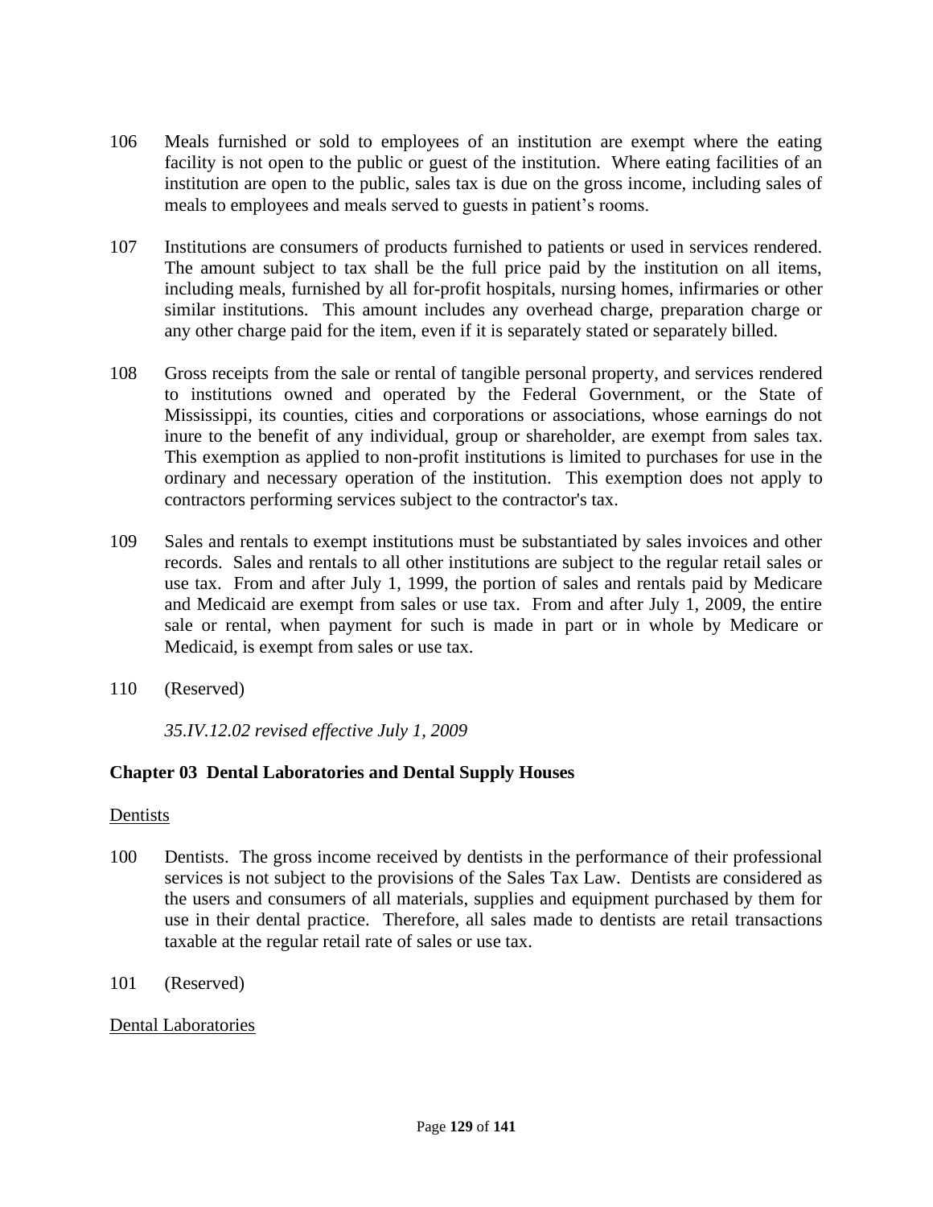106 Meals furnished or sold to employees of an institution are exempt where the eating facility is not open to the public or guest of the institution. Where eating facilities of an institution are open to the public, sales tax is due on the gross income, including sales of meals to employees and meals served to guests in patient's rooms.

107 Institutions are consumers of products furnished to patients or used in services rendered. The amount subject to tax shall be the full price paid by the institution on all items, including meals, furnished by all for-profit hospitals, nursing homes, infirmaries or other similar institutions. This amount includes any overhead charge, preparation charge or any other charge paid for the item, even if it is separately stated or separately billed.

108 Gross receipts from the sale or rental of tangible personal property, and services rendered to institutions owned and operated by the Federal Government, or the State of Mississippi, its counties, cities and corporations or associations, whose earnings do not inure to the benefit of any individual, group or shareholder, are exempt from sales tax. This exemption as applied to non-profit institutions is limited to purchases for use in the ordinary and necessary operation of the institution. This exemption does not apply to contractors performing services subject to the contractor's tax.

109 Sales and rentals to exempt institutions must be substantiated by sales invoices and other records. Sales and rentals to all other institutions are subject to the regular retail sales or use tax. From and after July 1, 1999, the portion of sales and rentals paid by Medicare and Medicaid are exempt from sales or use tax. From and after July 1, 2009, the entire sale or rental, when payment for such is made in part or in whole by Medicare or Medicaid, is exempt from sales or use tax.

110 (Reserved)

*35.IV.12.02 revised effective July 1, 2009*

### Chapter 03 Dental Laboratories and Dental Supply Houses

Dentists

100 Dentists. The gross income received by dentists in the performance of their professional services is not subject to the provisions of the Sales Tax Law. Dentists are considered as the users and consumers of all materials, supplies and equipment purchased by them for use in their dental practice. Therefore, all sales made to dentists are retail transactions taxable at the regular retail rate of sales or use tax.

101 (Reserved)

Dental Laboratories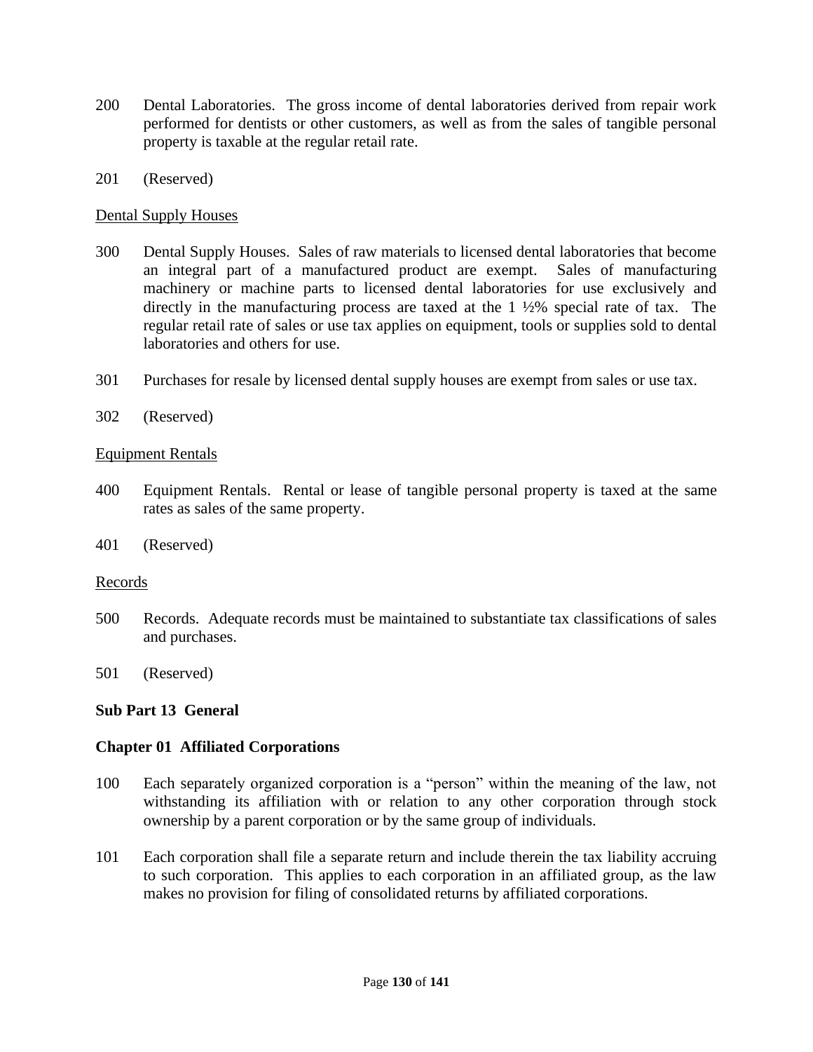200 Dental Laboratories. The gross income of dental laboratories derived from repair work performed for dentists or other customers, as well as from the sales of tangible personal property is taxable at the regular retail rate.

201 (Reserved)

<u>Dental Supply Houses</u>

300 Dental Supply Houses. Sales of raw materials to licensed dental laboratories that become an integral part of a manufactured product are exempt. Sales of manufacturing machinery or machine parts to licensed dental laboratories for use exclusively and directly in the manufacturing process are taxed at the 1 ½% special rate of tax. The regular retail rate of sales or use tax applies on equipment, tools or supplies sold to dental laboratories and others for use.

301 Purchases for resale by licensed dental supply houses are exempt from sales or use tax.

302 (Reserved)

<u>Equipment Rentals</u>

400 Equipment Rentals. Rental or lease of tangible personal property is taxed at the same rates as sales of the same property.

401 (Reserved)

<u>Records</u>

500 Records. Adequate records must be maintained to substantiate tax classifications of sales and purchases.

501 (Reserved)

**Sub Part 13 General**

**Chapter 01 Affiliated Corporations**

100 Each separately organized corporation is a "person" within the meaning of the law, not withstanding its affiliation with or relation to any other corporation through stock ownership by a parent corporation or by the same group of individuals.

101 Each corporation shall file a separate return and include therein the tax liability accruing to such corporation. This applies to each corporation in an affiliated group, as the law makes no provision for filing of consolidated returns by affiliated corporations.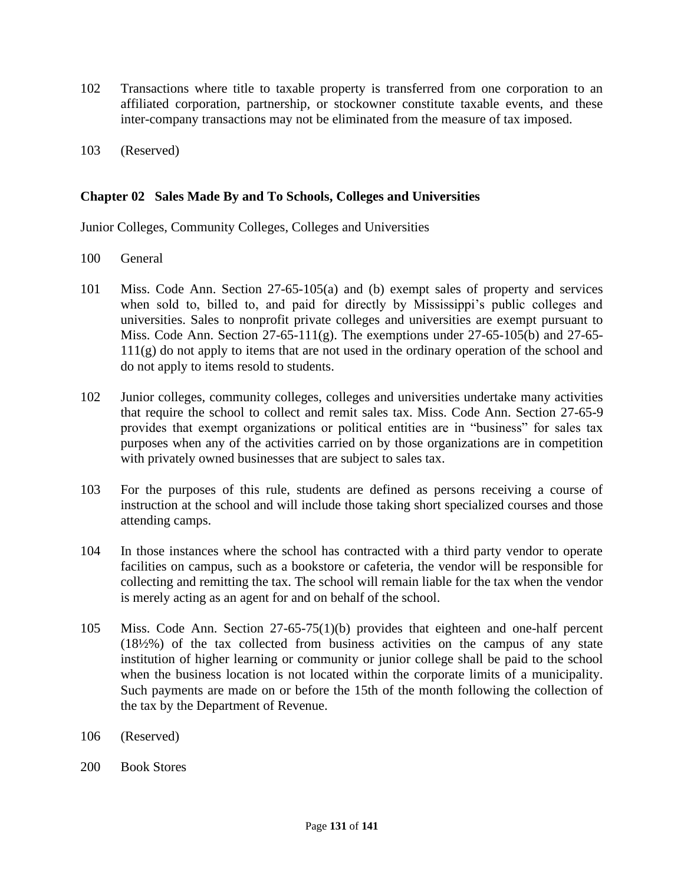102 Transactions where title to taxable property is transferred from one corporation to an affiliated corporation, partnership, or stockowner constitute taxable events, and these inter-company transactions may not be eliminated from the measure of tax imposed.

103 (Reserved)

## Chapter 02 Sales Made By and To Schools, Colleges and Universities

Junior Colleges, Community Colleges, Colleges and Universities

100 General

101 Miss. Code Ann. Section 27-65-105(a) and (b) exempt sales of property and services when sold to, billed to, and paid for directly by Mississippi's public colleges and universities. Sales to nonprofit private colleges and universities are exempt pursuant to Miss. Code Ann. Section 27-65-111(g). The exemptions under 27-65-105(b) and 27-65-111(g) do not apply to items that are not used in the ordinary operation of the school and do not apply to items resold to students.

102 Junior colleges, community colleges, colleges and universities undertake many activities that require the school to collect and remit sales tax. Miss. Code Ann. Section 27-65-9 provides that exempt organizations or political entities are in "business" for sales tax purposes when any of the activities carried on by those organizations are in competition with privately owned businesses that are subject to sales tax.

103 For the purposes of this rule, students are defined as persons receiving a course of instruction at the school and will include those taking short specialized courses and those attending camps.

104 In those instances where the school has contracted with a third party vendor to operate facilities on campus, such as a bookstore or cafeteria, the vendor will be responsible for collecting and remitting the tax. The school will remain liable for the tax when the vendor is merely acting as an agent for and on behalf of the school.

105 Miss. Code Ann. Section 27-65-75(1)(b) provides that eighteen and one-half percent (18½%) of the tax collected from business activities on the campus of any state institution of higher learning or community or junior college shall be paid to the school when the business location is not located within the corporate limits of a municipality. Such payments are made on or before the 15th of the month following the collection of the tax by the Department of Revenue.

106 (Reserved)

200 Book Stores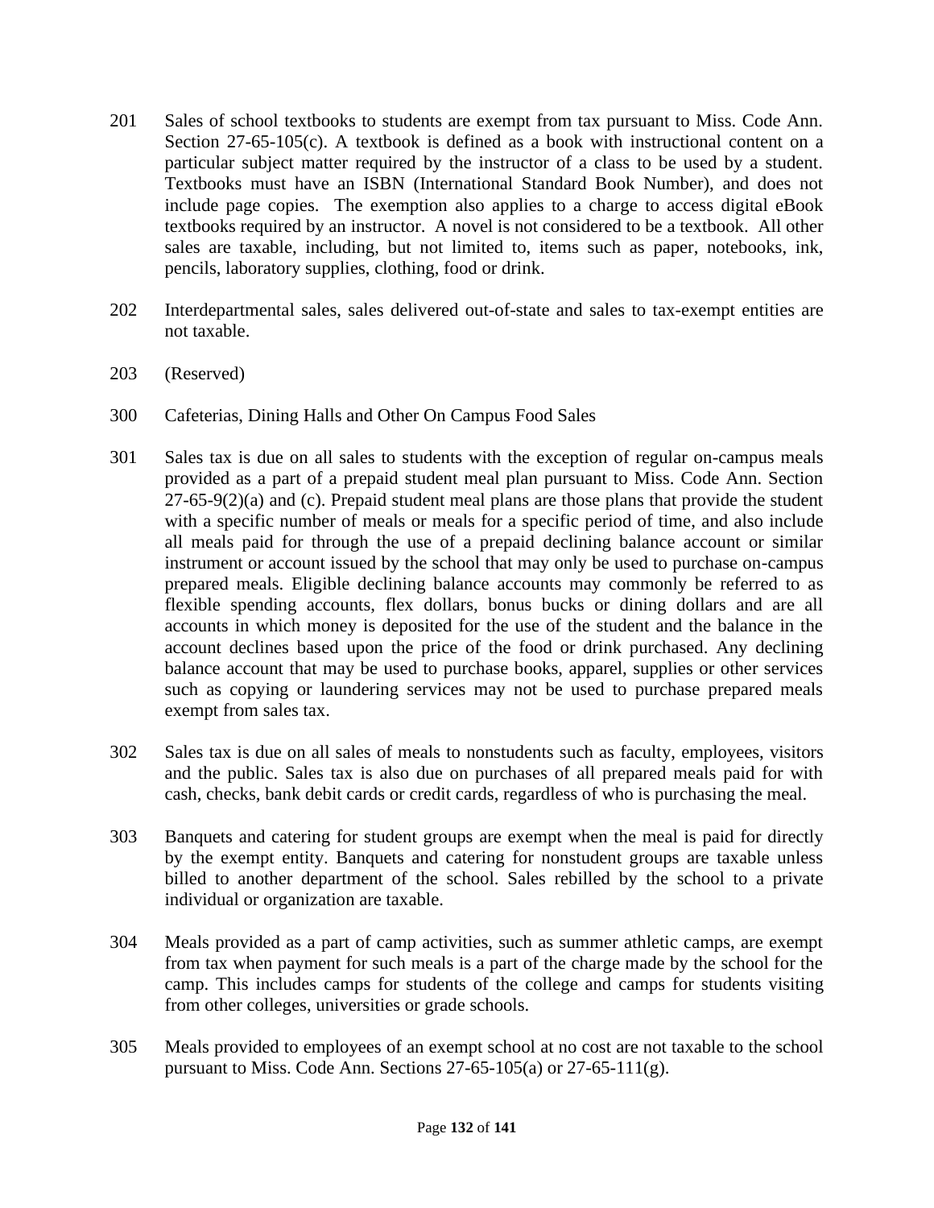201 Sales of school textbooks to students are exempt from tax pursuant to Miss. Code Ann. Section 27-65-105(c). A textbook is defined as a book with instructional content on a particular subject matter required by the instructor of a class to be used by a student. Textbooks must have an ISBN (International Standard Book Number), and does not include page copies. The exemption also applies to a charge to access digital eBook textbooks required by an instructor. A novel is not considered to be a textbook. All other sales are taxable, including, but not limited to, items such as paper, notebooks, ink, pencils, laboratory supplies, clothing, food or drink.

202 Interdepartmental sales, sales delivered out-of-state and sales to tax-exempt entities are not taxable.

203 (Reserved)

300 Cafeterias, Dining Halls and Other On Campus Food Sales

301 Sales tax is due on all sales to students with the exception of regular on-campus meals provided as a part of a prepaid student meal plan pursuant to Miss. Code Ann. Section 27-65-9(2)(a) and (c). Prepaid student meal plans are those plans that provide the student with a specific number of meals or meals for a specific period of time, and also include all meals paid for through the use of a prepaid declining balance account or similar instrument or account issued by the school that may only be used to purchase on-campus prepared meals. Eligible declining balance accounts may commonly be referred to as flexible spending accounts, flex dollars, bonus bucks or dining dollars and are all accounts in which money is deposited for the use of the student and the balance in the account declines based upon the price of the food or drink purchased. Any declining balance account that may be used to purchase books, apparel, supplies or other services such as copying or laundering services may not be used to purchase prepared meals exempt from sales tax.

302 Sales tax is due on all sales of meals to nonstudents such as faculty, employees, visitors and the public. Sales tax is also due on purchases of all prepared meals paid for with cash, checks, bank debit cards or credit cards, regardless of who is purchasing the meal.

303 Banquets and catering for student groups are exempt when the meal is paid for directly by the exempt entity. Banquets and catering for nonstudent groups are taxable unless billed to another department of the school. Sales rebilled by the school to a private individual or organization are taxable.

304 Meals provided as a part of camp activities, such as summer athletic camps, are exempt from tax when payment for such meals is a part of the charge made by the school for the camp. This includes camps for students of the college and camps for students visiting from other colleges, universities or grade schools.

305 Meals provided to employees of an exempt school at no cost are not taxable to the school pursuant to Miss. Code Ann. Sections 27-65-105(a) or 27-65-111(g).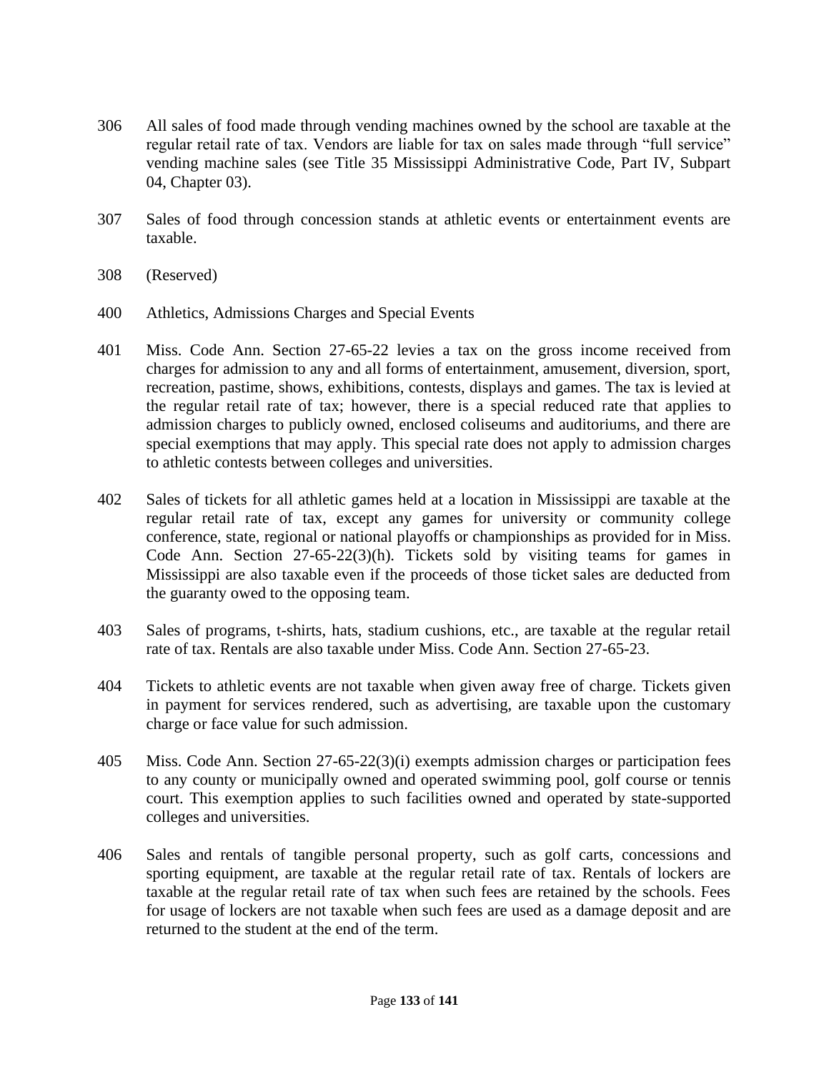306 All sales of food made through vending machines owned by the school are taxable at the regular retail rate of tax. Vendors are liable for tax on sales made through "full service" vending machine sales (see Title 35 Mississippi Administrative Code, Part IV, Subpart 04, Chapter 03).

307 Sales of food through concession stands at athletic events or entertainment events are taxable.

308 (Reserved)

400 Athletics, Admissions Charges and Special Events

401 Miss. Code Ann. Section 27-65-22 levies a tax on the gross income received from charges for admission to any and all forms of entertainment, amusement, diversion, sport, recreation, pastime, shows, exhibitions, contests, displays and games. The tax is levied at the regular retail rate of tax; however, there is a special reduced rate that applies to admission charges to publicly owned, enclosed coliseums and auditoriums, and there are special exemptions that may apply. This special rate does not apply to admission charges to athletic contests between colleges and universities.

402 Sales of tickets for all athletic games held at a location in Mississippi are taxable at the regular retail rate of tax, except any games for university or community college conference, state, regional or national playoffs or championships as provided for in Miss. Code Ann. Section 27-65-22(3)(h). Tickets sold by visiting teams for games in Mississippi are also taxable even if the proceeds of those ticket sales are deducted from the guaranty owed to the opposing team.

403 Sales of programs, t-shirts, hats, stadium cushions, etc., are taxable at the regular retail rate of tax. Rentals are also taxable under Miss. Code Ann. Section 27-65-23.

404 Tickets to athletic events are not taxable when given away free of charge. Tickets given in payment for services rendered, such as advertising, are taxable upon the customary charge or face value for such admission.

405 Miss. Code Ann. Section 27-65-22(3)(i) exempts admission charges or participation fees to any county or municipally owned and operated swimming pool, golf course or tennis court. This exemption applies to such facilities owned and operated by state-supported colleges and universities.

406 Sales and rentals of tangible personal property, such as golf carts, concessions and sporting equipment, are taxable at the regular retail rate of tax. Rentals of lockers are taxable at the regular retail rate of tax when such fees are retained by the schools. Fees for usage of lockers are not taxable when such fees are used as a damage deposit and are returned to the student at the end of the term.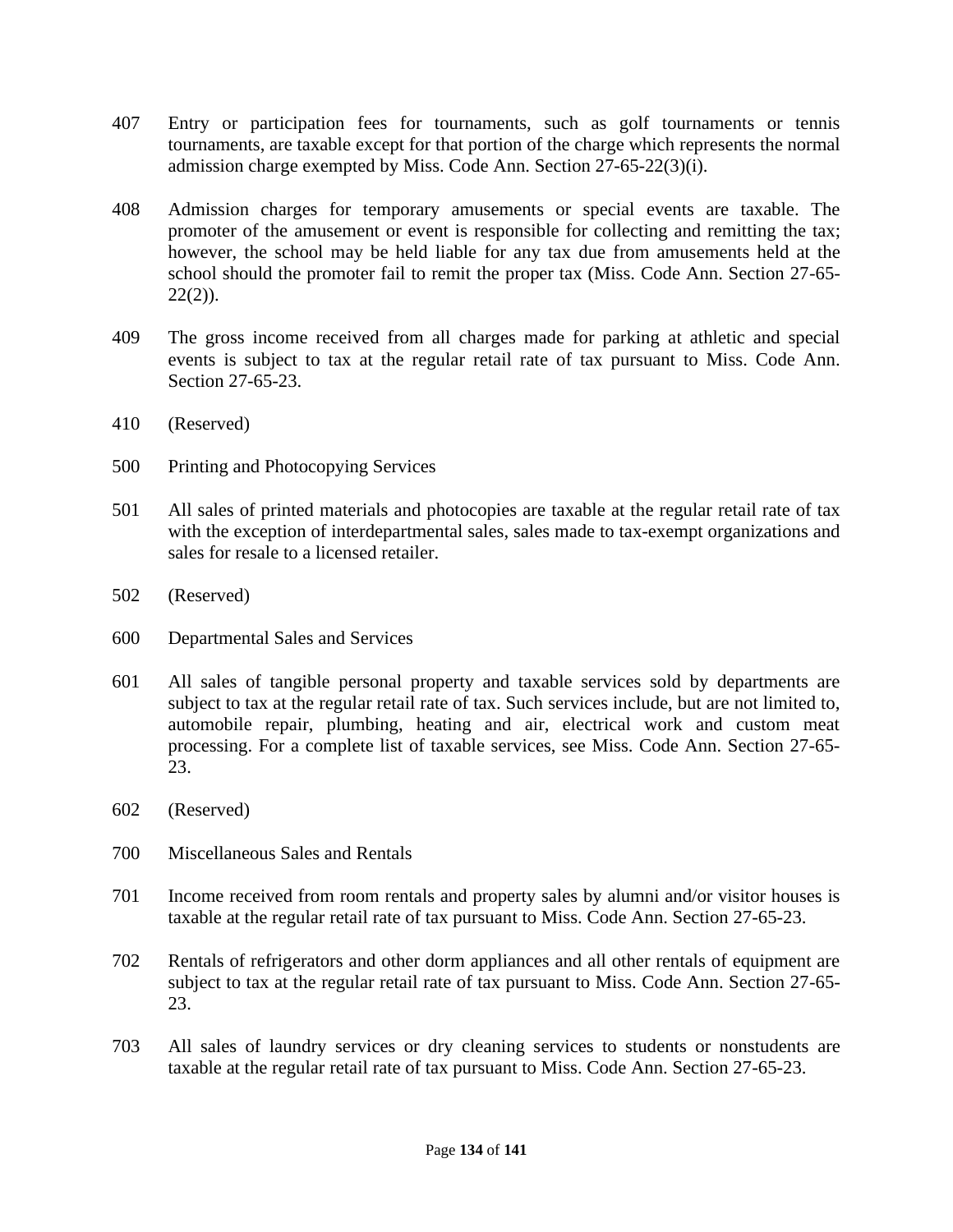407 Entry or participation fees for tournaments, such as golf tournaments or tennis tournaments, are taxable except for that portion of the charge which represents the normal admission charge exempted by Miss. Code Ann. Section 27-65-22(3)(i).

408 Admission charges for temporary amusements or special events are taxable. The promoter of the amusement or event is responsible for collecting and remitting the tax; however, the school may be held liable for any tax due from amusements held at the school should the promoter fail to remit the proper tax (Miss. Code Ann. Section 27-65-22(2)).

409 The gross income received from all charges made for parking at athletic and special events is subject to tax at the regular retail rate of tax pursuant to Miss. Code Ann. Section 27-65-23.

410 (Reserved)

500 Printing and Photocopying Services

501 All sales of printed materials and photocopies are taxable at the regular retail rate of tax with the exception of interdepartmental sales, sales made to tax-exempt organizations and sales for resale to a licensed retailer.

502 (Reserved)

600 Departmental Sales and Services

601 All sales of tangible personal property and taxable services sold by departments are subject to tax at the regular retail rate of tax. Such services include, but are not limited to, automobile repair, plumbing, heating and air, electrical work and custom meat processing. For a complete list of taxable services, see Miss. Code Ann. Section 27-65-23.

602 (Reserved)

700 Miscellaneous Sales and Rentals

701 Income received from room rentals and property sales by alumni and/or visitor houses is taxable at the regular retail rate of tax pursuant to Miss. Code Ann. Section 27-65-23.

702 Rentals of refrigerators and other dorm appliances and all other rentals of equipment are subject to tax at the regular retail rate of tax pursuant to Miss. Code Ann. Section 27-65-23.

703 All sales of laundry services or dry cleaning services to students or nonstudents are taxable at the regular retail rate of tax pursuant to Miss. Code Ann. Section 27-65-23.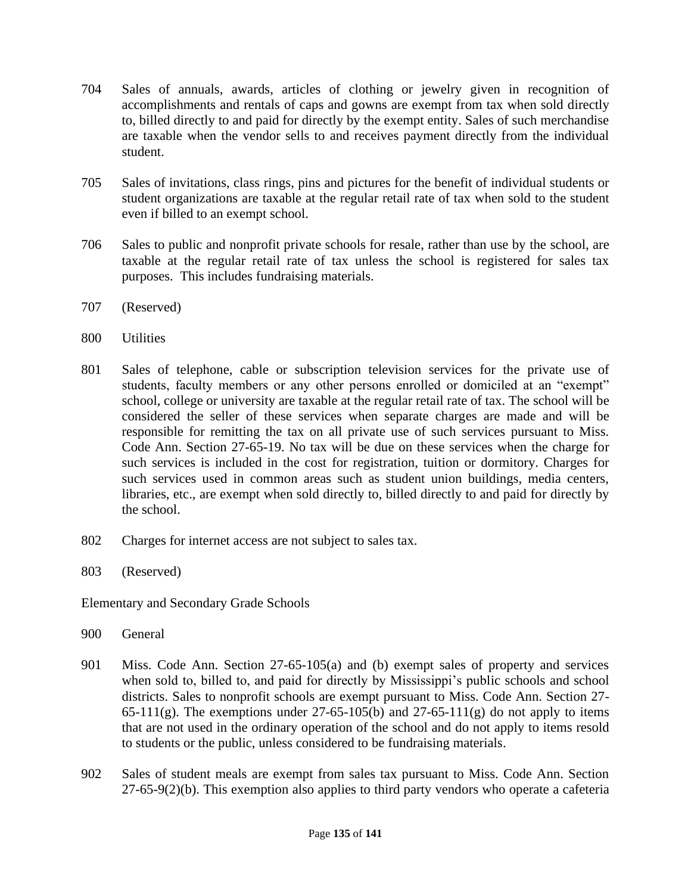704 Sales of annuals, awards, articles of clothing or jewelry given in recognition of accomplishments and rentals of caps and gowns are exempt from tax when sold directly to, billed directly to and paid for directly by the exempt entity. Sales of such merchandise are taxable when the vendor sells to and receives payment directly from the individual student.

705 Sales of invitations, class rings, pins and pictures for the benefit of individual students or student organizations are taxable at the regular retail rate of tax when sold to the student even if billed to an exempt school.

706 Sales to public and nonprofit private schools for resale, rather than use by the school, are taxable at the regular retail rate of tax unless the school is registered for sales tax purposes. This includes fundraising materials.

707 (Reserved)

800 Utilities

801 Sales of telephone, cable or subscription television services for the private use of students, faculty members or any other persons enrolled or domiciled at an "exempt" school, college or university are taxable at the regular retail rate of tax. The school will be considered the seller of these services when separate charges are made and will be responsible for remitting the tax on all private use of such services pursuant to Miss. Code Ann. Section 27-65-19. No tax will be due on these services when the charge for such services is included in the cost for registration, tuition or dormitory. Charges for such services used in common areas such as student union buildings, media centers, libraries, etc., are exempt when sold directly to, billed directly to and paid for directly by the school.

802 Charges for internet access are not subject to sales tax.

803 (Reserved)

Elementary and Secondary Grade Schools

900 General

901 Miss. Code Ann. Section 27-65-105(a) and (b) exempt sales of property and services when sold to, billed to, and paid for directly by Mississippi's public schools and school districts. Sales to nonprofit schools are exempt pursuant to Miss. Code Ann. Section 27-65-111(g). The exemptions under 27-65-105(b) and 27-65-111(g) do not apply to items that are not used in the ordinary operation of the school and do not apply to items resold to students or the public, unless considered to be fundraising materials.

902 Sales of student meals are exempt from sales tax pursuant to Miss. Code Ann. Section 27-65-9(2)(b). This exemption also applies to third party vendors who operate a cafeteria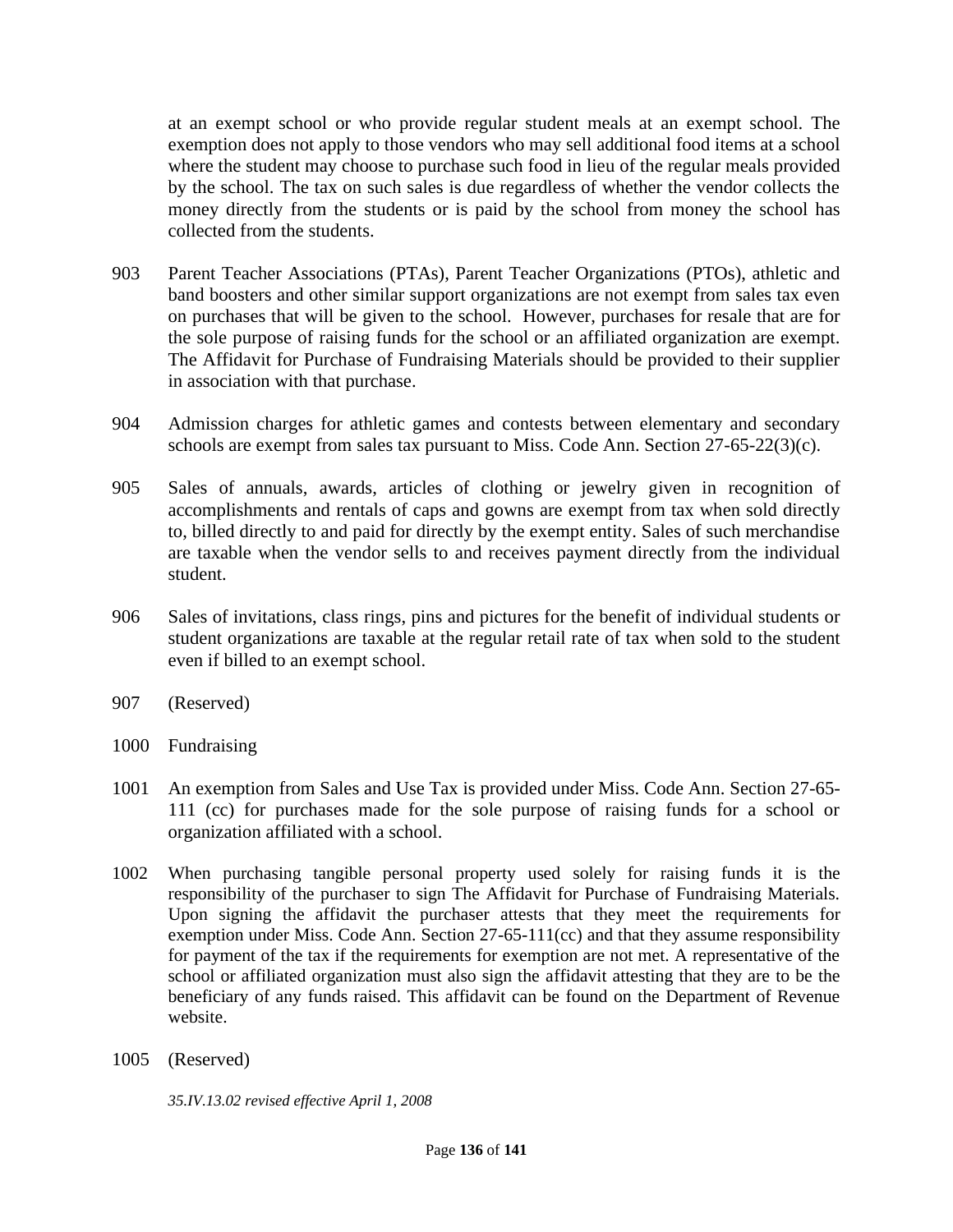at an exempt school or who provide regular student meals at an exempt school. The exemption does not apply to those vendors who may sell additional food items at a school where the student may choose to purchase such food in lieu of the regular meals provided by the school. The tax on such sales is due regardless of whether the vendor collects the money directly from the students or is paid by the school from money the school has collected from the students.

903 Parent Teacher Associations (PTAs), Parent Teacher Organizations (PTOs), athletic and band boosters and other similar support organizations are not exempt from sales tax even on purchases that will be given to the school. However, purchases for resale that are for the sole purpose of raising funds for the school or an affiliated organization are exempt. The Affidavit for Purchase of Fundraising Materials should be provided to their supplier in association with that purchase.

904 Admission charges for athletic games and contests between elementary and secondary schools are exempt from sales tax pursuant to Miss. Code Ann. Section 27-65-22(3)(c).

905 Sales of annuals, awards, articles of clothing or jewelry given in recognition of accomplishments and rentals of caps and gowns are exempt from tax when sold directly to, billed directly to and paid for directly by the exempt entity. Sales of such merchandise are taxable when the vendor sells to and receives payment directly from the individual student.

906 Sales of invitations, class rings, pins and pictures for the benefit of individual students or student organizations are taxable at the regular retail rate of tax when sold to the student even if billed to an exempt school.

907 (Reserved)

1000 Fundraising

1001 An exemption from Sales and Use Tax is provided under Miss. Code Ann. Section 27-65-111 (cc) for purchases made for the sole purpose of raising funds for a school or organization affiliated with a school.

1002 When purchasing tangible personal property used solely for raising funds it is the responsibility of the purchaser to sign The Affidavit for Purchase of Fundraising Materials. Upon signing the affidavit the purchaser attests that they meet the requirements for exemption under Miss. Code Ann. Section 27-65-111(cc) and that they assume responsibility for payment of the tax if the requirements for exemption are not met. A representative of the school or affiliated organization must also sign the affidavit attesting that they are to be the beneficiary of any funds raised. This affidavit can be found on the Department of Revenue website.

1005 (Reserved)

*35.IV.13.02 revised effective April 1, 2008*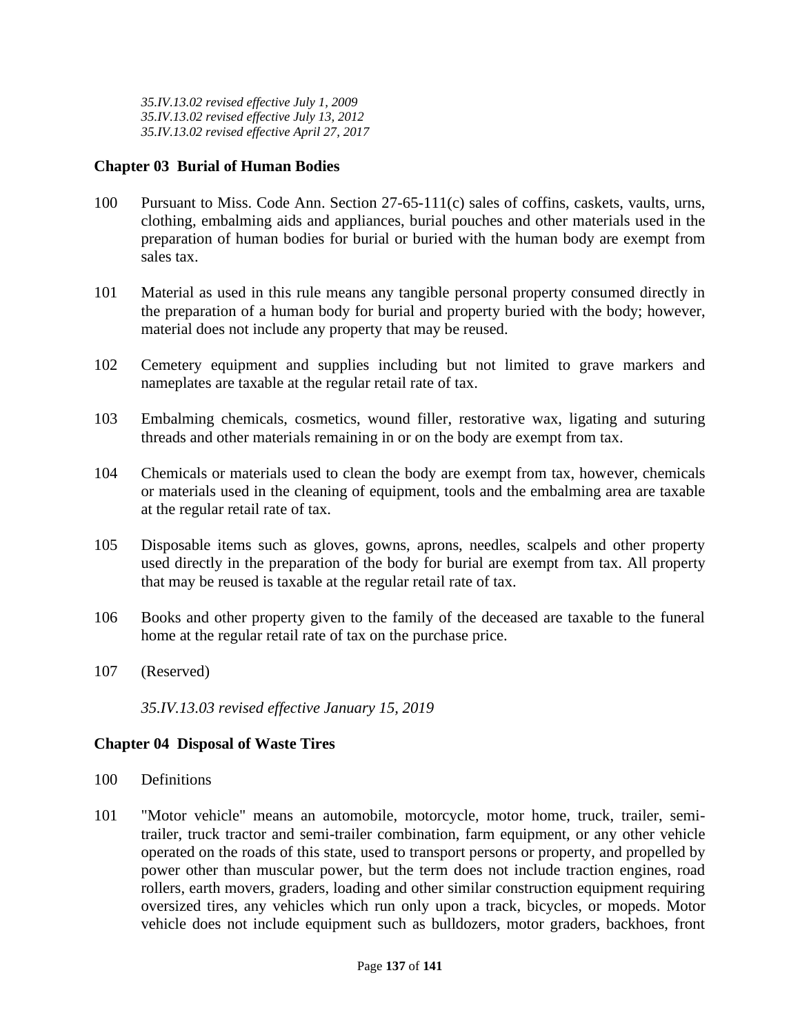*35.IV.13.02 revised effective July 1, 2009*
*35.IV.13.02 revised effective July 13, 2012*
*35.IV.13.02 revised effective April 27, 2017*

**Chapter 03 Burial of Human Bodies**

100 Pursuant to Miss. Code Ann. Section 27-65-111(c) sales of coffins, caskets, vaults, urns, clothing, embalming aids and appliances, burial pouches and other materials used in the preparation of human bodies for burial or buried with the human body are exempt from sales tax.

101 Material as used in this rule means any tangible personal property consumed directly in the preparation of a human body for burial and property buried with the body; however, material does not include any property that may be reused.

102 Cemetery equipment and supplies including but not limited to grave markers and nameplates are taxable at the regular retail rate of tax.

103 Embalming chemicals, cosmetics, wound filler, restorative wax, ligating and suturing threads and other materials remaining in or on the body are exempt from tax.

104 Chemicals or materials used to clean the body are exempt from tax, however, chemicals or materials used in the cleaning of equipment, tools and the embalming area are taxable at the regular retail rate of tax.

105 Disposable items such as gloves, gowns, aprons, needles, scalpels and other property used directly in the preparation of the body for burial are exempt from tax. All property that may be reused is taxable at the regular retail rate of tax.

106 Books and other property given to the family of the deceased are taxable to the funeral home at the regular retail rate of tax on the purchase price.

107 (Reserved)

*35.IV.13.03 revised effective January 15, 2019*

**Chapter 04 Disposal of Waste Tires**

100 Definitions

101 "Motor vehicle" means an automobile, motorcycle, motor home, truck, trailer, semi-trailer, truck tractor and semi-trailer combination, farm equipment, or any other vehicle operated on the roads of this state, used to transport persons or property, and propelled by power other than muscular power, but the term does not include traction engines, road rollers, earth movers, graders, loading and other similar construction equipment requiring oversized tires, any vehicles which run only upon a track, bicycles, or mopeds. Motor vehicle does not include equipment such as bulldozers, motor graders, backhoes, front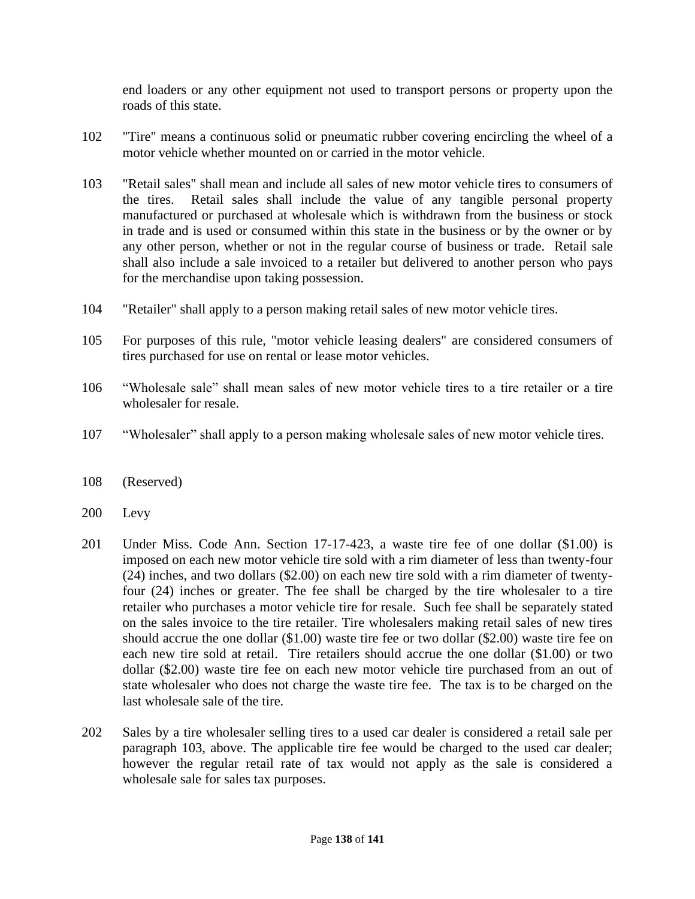end loaders or any other equipment not used to transport persons or property upon the roads of this state.

102 "Tire" means a continuous solid or pneumatic rubber covering encircling the wheel of a motor vehicle whether mounted on or carried in the motor vehicle.

103 "Retail sales" shall mean and include all sales of new motor vehicle tires to consumers of the tires. Retail sales shall include the value of any tangible personal property manufactured or purchased at wholesale which is withdrawn from the business or stock in trade and is used or consumed within this state in the business or by the owner or by any other person, whether or not in the regular course of business or trade. Retail sale shall also include a sale invoiced to a retailer but delivered to another person who pays for the merchandise upon taking possession.

104 "Retailer" shall apply to a person making retail sales of new motor vehicle tires.

105 For purposes of this rule, "motor vehicle leasing dealers" are considered consumers of tires purchased for use on rental or lease motor vehicles.

106 “Wholesale sale” shall mean sales of new motor vehicle tires to a tire retailer or a tire wholesaler for resale.

107 “Wholesaler” shall apply to a person making wholesale sales of new motor vehicle tires.

108 (Reserved)

200 Levy

201 Under Miss. Code Ann. Section 17-17-423, a waste tire fee of one dollar ($1.00) is imposed on each new motor vehicle tire sold with a rim diameter of less than twenty-four (24) inches, and two dollars ($2.00) on each new tire sold with a rim diameter of twenty-four (24) inches or greater. The fee shall be charged by the tire wholesaler to a tire retailer who purchases a motor vehicle tire for resale. Such fee shall be separately stated on the sales invoice to the tire retailer. Tire wholesalers making retail sales of new tires should accrue the one dollar ($1.00) waste tire fee or two dollar ($2.00) waste tire fee on each new tire sold at retail. Tire retailers should accrue the one dollar ($1.00) or two dollar ($2.00) waste tire fee on each new motor vehicle tire purchased from an out of state wholesaler who does not charge the waste tire fee. The tax is to be charged on the last wholesale sale of the tire.

202 Sales by a tire wholesaler selling tires to a used car dealer is considered a retail sale per paragraph 103, above. The applicable tire fee would be charged to the used car dealer; however the regular retail rate of tax would not apply as the sale is considered a wholesale sale for sales tax purposes.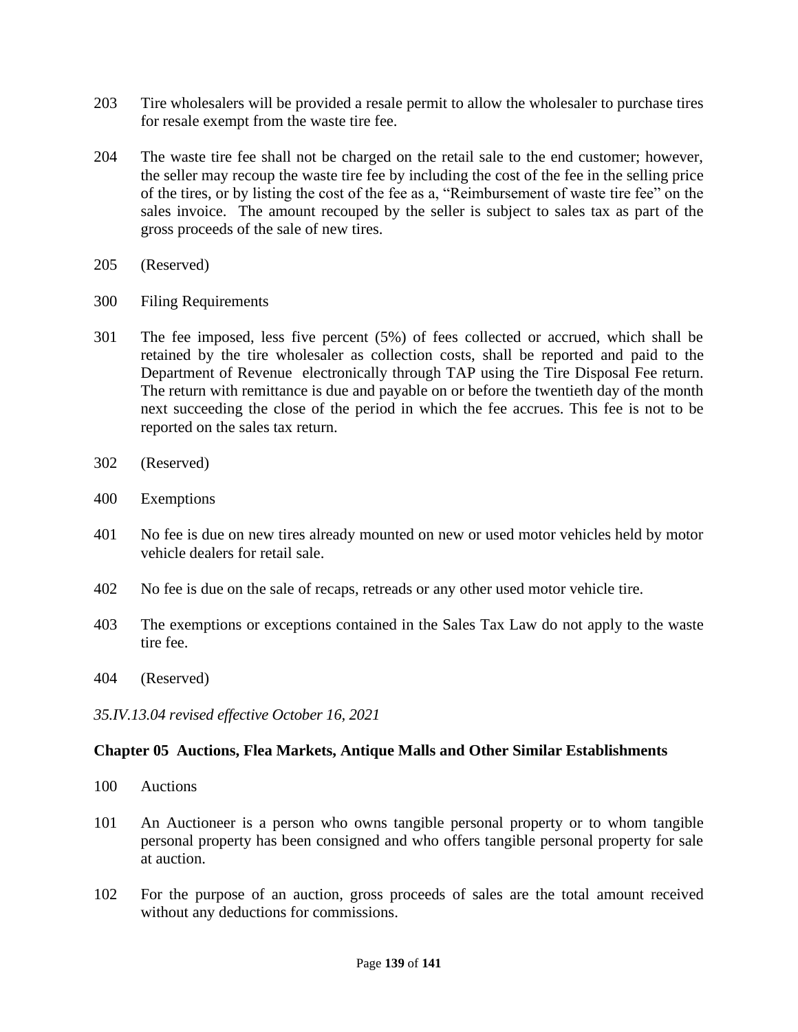203 Tire wholesalers will be provided a resale permit to allow the wholesaler to purchase tires for resale exempt from the waste tire fee.

204 The waste tire fee shall not be charged on the retail sale to the end customer; however, the seller may recoup the waste tire fee by including the cost of the fee in the selling price of the tires, or by listing the cost of the fee as a, "Reimbursement of waste tire fee" on the sales invoice. The amount recouped by the seller is subject to sales tax as part of the gross proceeds of the sale of new tires.

205 (Reserved)

300 Filing Requirements

301 The fee imposed, less five percent (5%) of fees collected or accrued, which shall be retained by the tire wholesaler as collection costs, shall be reported and paid to the Department of Revenue electronically through TAP using the Tire Disposal Fee return. The return with remittance is due and payable on or before the twentieth day of the month next succeeding the close of the period in which the fee accrues. This fee is not to be reported on the sales tax return.

302 (Reserved)

400 Exemptions

401 No fee is due on new tires already mounted on new or used motor vehicles held by motor vehicle dealers for retail sale.

402 No fee is due on the sale of recaps, retreads or any other used motor vehicle tire.

403 The exemptions or exceptions contained in the Sales Tax Law do not apply to the waste tire fee.

404 (Reserved)

*35.IV.13.04 revised effective October 16, 2021*

## Chapter 05 Auctions, Flea Markets, Antique Malls and Other Similar Establishments

100 Auctions

101 An Auctioneer is a person who owns tangible personal property or to whom tangible personal property has been consigned and who offers tangible personal property for sale at auction.

102 For the purpose of an auction, gross proceeds of sales are the total amount received without any deductions for commissions.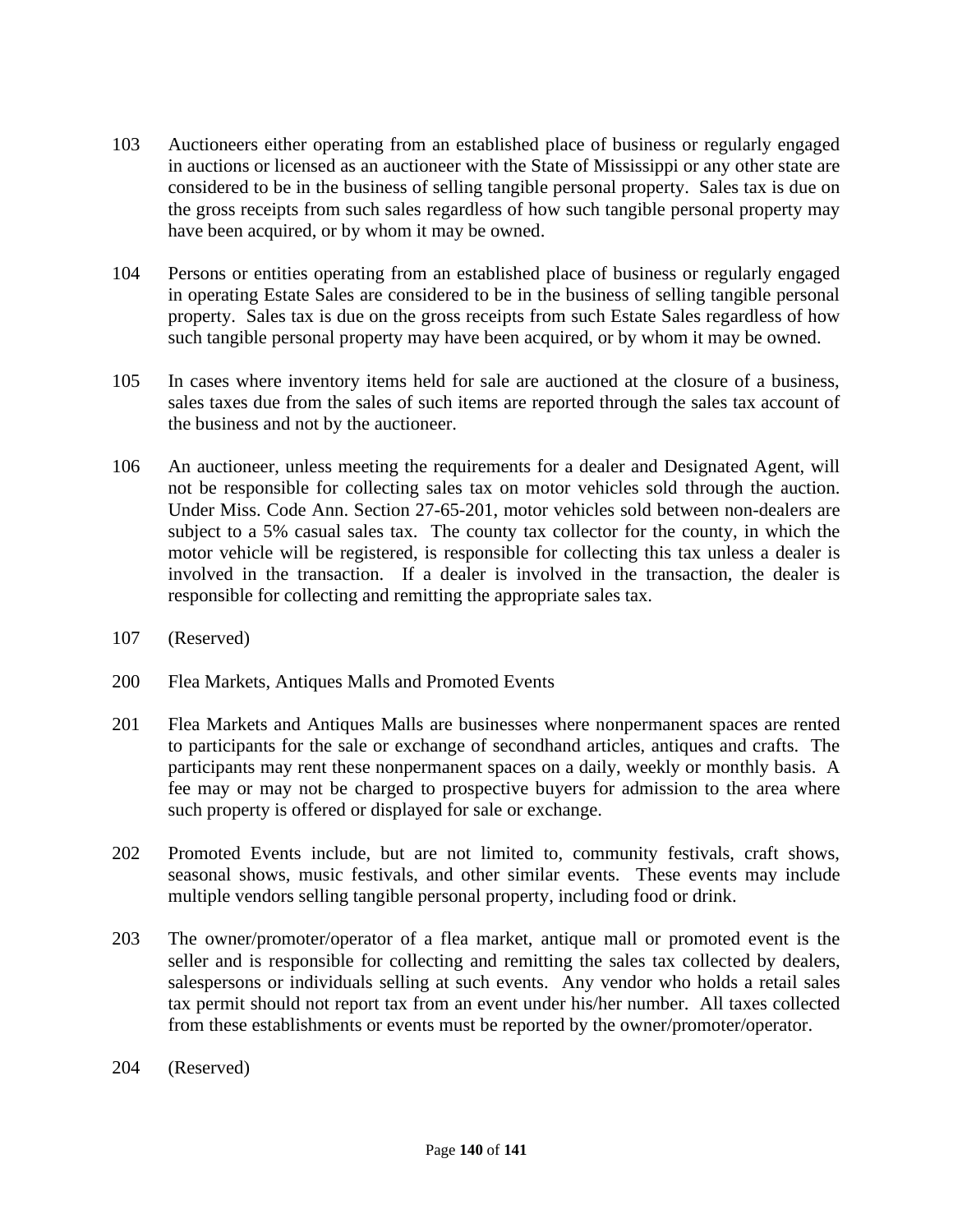103 Auctioneers either operating from an established place of business or regularly engaged in auctions or licensed as an auctioneer with the State of Mississippi or any other state are considered to be in the business of selling tangible personal property. Sales tax is due on the gross receipts from such sales regardless of how such tangible personal property may have been acquired, or by whom it may be owned.

104 Persons or entities operating from an established place of business or regularly engaged in operating Estate Sales are considered to be in the business of selling tangible personal property. Sales tax is due on the gross receipts from such Estate Sales regardless of how such tangible personal property may have been acquired, or by whom it may be owned.

105 In cases where inventory items held for sale are auctioned at the closure of a business, sales taxes due from the sales of such items are reported through the sales tax account of the business and not by the auctioneer.

106 An auctioneer, unless meeting the requirements for a dealer and Designated Agent, will not be responsible for collecting sales tax on motor vehicles sold through the auction. Under Miss. Code Ann. Section 27-65-201, motor vehicles sold between non-dealers are subject to a 5% casual sales tax. The county tax collector for the county, in which the motor vehicle will be registered, is responsible for collecting this tax unless a dealer is involved in the transaction. If a dealer is involved in the transaction, the dealer is responsible for collecting and remitting the appropriate sales tax.

107 (Reserved)

200 Flea Markets, Antiques Malls and Promoted Events

201 Flea Markets and Antiques Malls are businesses where nonpermanent spaces are rented to participants for the sale or exchange of secondhand articles, antiques and crafts. The participants may rent these nonpermanent spaces on a daily, weekly or monthly basis. A fee may or may not be charged to prospective buyers for admission to the area where such property is offered or displayed for sale or exchange.

202 Promoted Events include, but are not limited to, community festivals, craft shows, seasonal shows, music festivals, and other similar events. These events may include multiple vendors selling tangible personal property, including food or drink.

203 The owner/promoter/operator of a flea market, antique mall or promoted event is the seller and is responsible for collecting and remitting the sales tax collected by dealers, salespersons or individuals selling at such events. Any vendor who holds a retail sales tax permit should not report tax from an event under his/her number. All taxes collected from these establishments or events must be reported by the owner/promoter/operator.

204 (Reserved)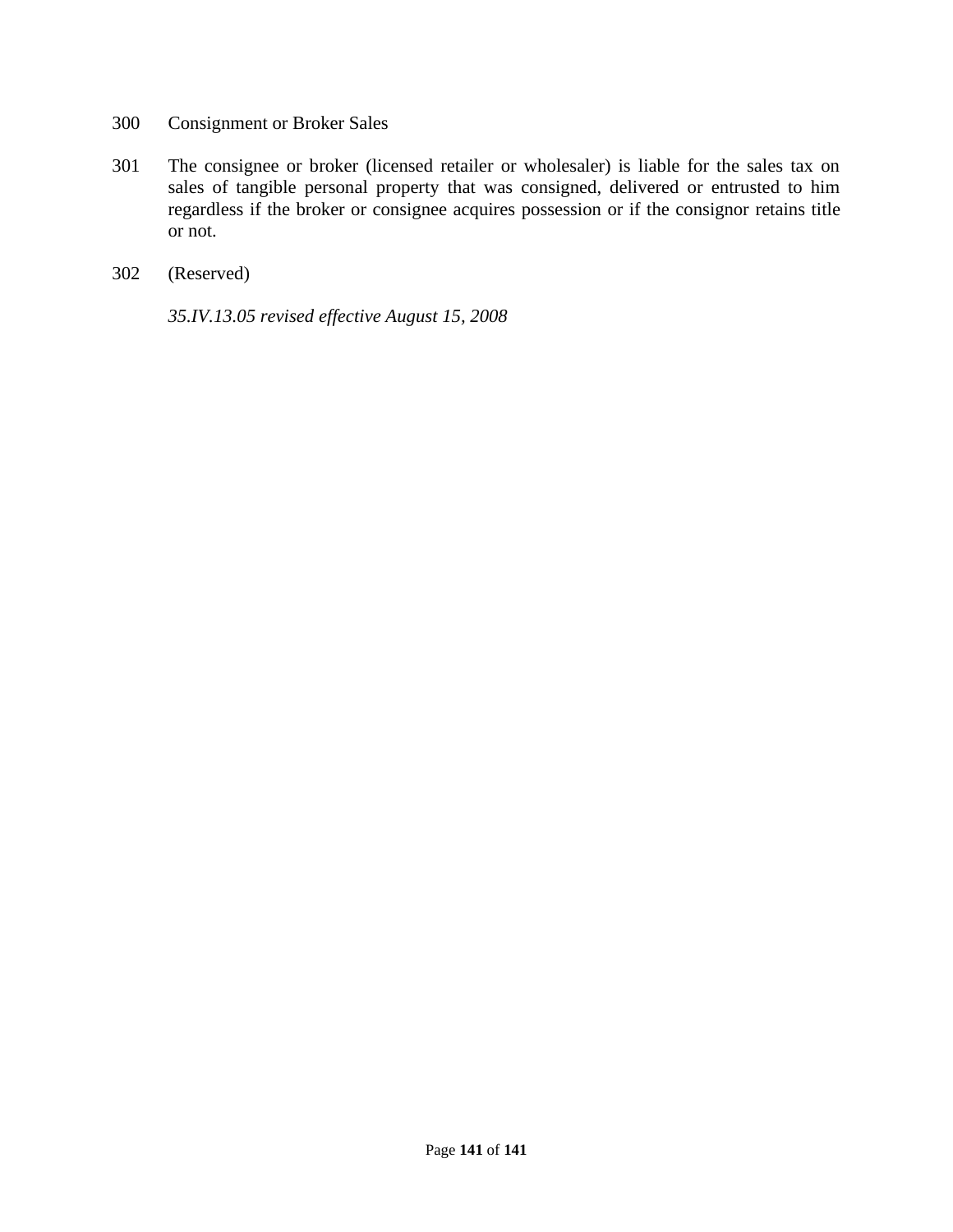300 Consignment or Broker Sales

301 The consignee or broker (licensed retailer or wholesaler) is liable for the sales tax on sales of tangible personal property that was consigned, delivered or entrusted to him regardless if the broker or consignee acquires possession or if the consignor retains title or not.

302 (Reserved)

*35.IV.13.05 revised effective August 15, 2008*